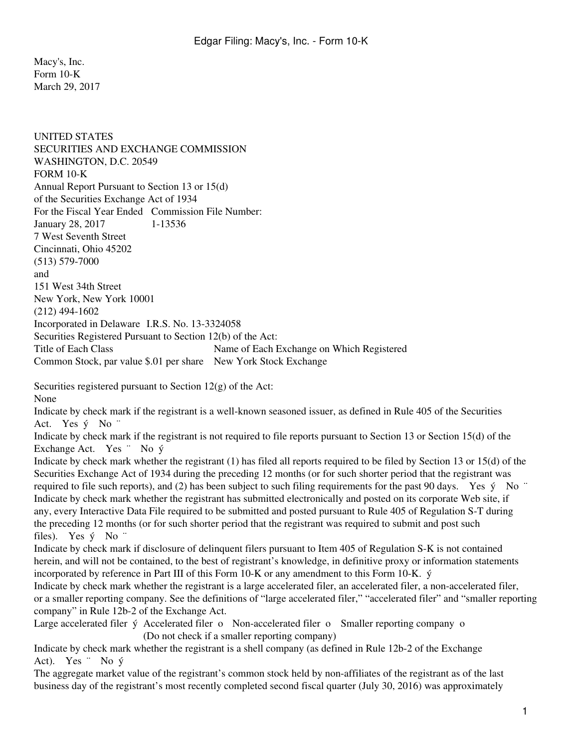Macy's, Inc.
Form 10-K
March 29, 2017

UNITED STATES
SECURITIES AND EXCHANGE COMMISSION
WASHINGTON, D.C. 20549
FORM 10-K
Annual Report Pursuant to Section 13 or 15(d)
of the Securities Exchange Act of 1934

For the Fiscal Year Ended January 28, 2017 | Commission File Number: 1-13536

7 West Seventh Street
Cincinnati, Ohio 45202
(513) 579-7000
and
151 West 34th Street
New York, New York 10001
(212) 494-1602

Incorporated in Delaware I.R.S. No. 13-3324058

Securities Registered Pursuant to Section 12(b) of the Act:

| Title of Each Class | Name of Each Exchange on Which Registered |
| --- | --- |
| Common Stock, par value $.01 per share | New York Stock Exchange |

Securities registered pursuant to Section 12(g) of the Act:
None

Indicate by check mark if the registrant is a well-known seasoned issuer, as defined in Rule 405 of the Securities Act. Yes ý No ¨

Indicate by check mark if the registrant is not required to file reports pursuant to Section 13 or Section 15(d) of the Exchange Act. Yes ¨ No ý

Indicate by check mark whether the registrant (1) has filed all reports required to be filed by Section 13 or 15(d) of the Securities Exchange Act of 1934 during the preceding 12 months (or for such shorter period that the registrant was required to file such reports), and (2) has been subject to such filing requirements for the past 90 days. Yes ý No ¨

Indicate by check mark whether the registrant has submitted electronically and posted on its corporate Web site, if any, every Interactive Data File required to be submitted and posted pursuant to Rule 405 of Regulation S-T during the preceding 12 months (or for such shorter period that the registrant was required to submit and post such files). Yes ý No ¨

Indicate by check mark if disclosure of delinquent filers pursuant to Item 405 of Regulation S-K is not contained herein, and will not be contained, to the best of registrant's knowledge, in definitive proxy or information statements incorporated by reference in Part III of this Form 10-K or any amendment to this Form 10-K. ý

Indicate by check mark whether the registrant is a large accelerated filer, an accelerated filer, a non-accelerated filer, or a smaller reporting company. See the definitions of "large accelerated filer," "accelerated filer" and "smaller reporting company" in Rule 12b-2 of the Exchange Act.

Large accelerated filer ý Accelerated filer o Non-accelerated filer o (Do not check if a smaller reporting company) Smaller reporting company o

Indicate by check mark whether the registrant is a shell company (as defined in Rule 12b-2 of the Exchange Act). Yes ¨ No ý

The aggregate market value of the registrant's common stock held by non-affiliates of the registrant as of the last business day of the registrant's most recently completed second fiscal quarter (July 30, 2016) was approximately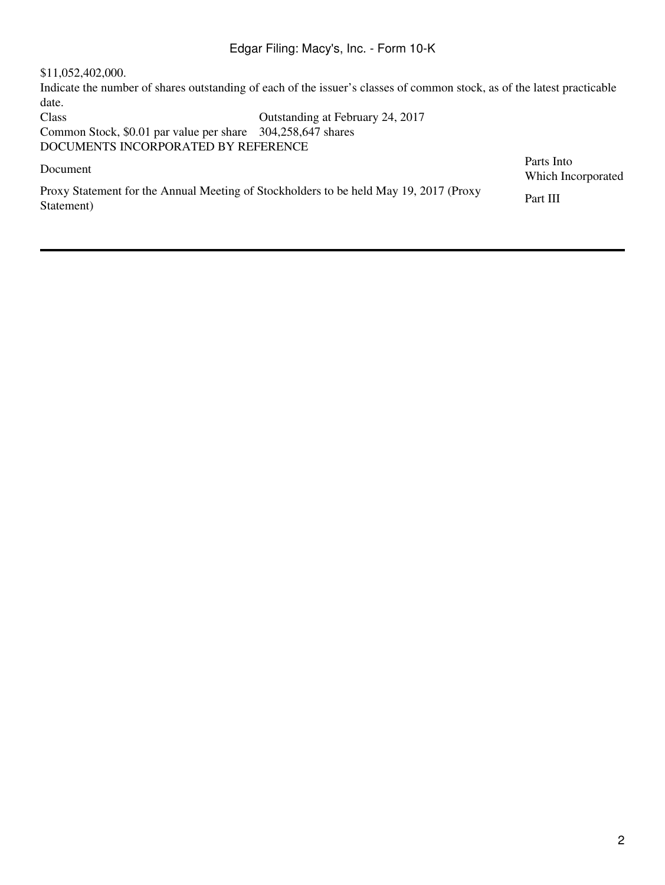$11,052,402,000.

Indicate the number of shares outstanding of each of the issuer's classes of common stock, as of the latest practicable date.

| Class | Outstanding at February 24, 2017 |
| --- | --- |
| Common Stock, $0.01 par value per share | 304,258,647 shares |

DOCUMENTS INCORPORATED BY REFERENCE

| Document | Parts Into Which Incorporated |
| --- | --- |
| Proxy Statement for the Annual Meeting of Stockholders to be held May 19, 2017 (Proxy Statement) | Part III |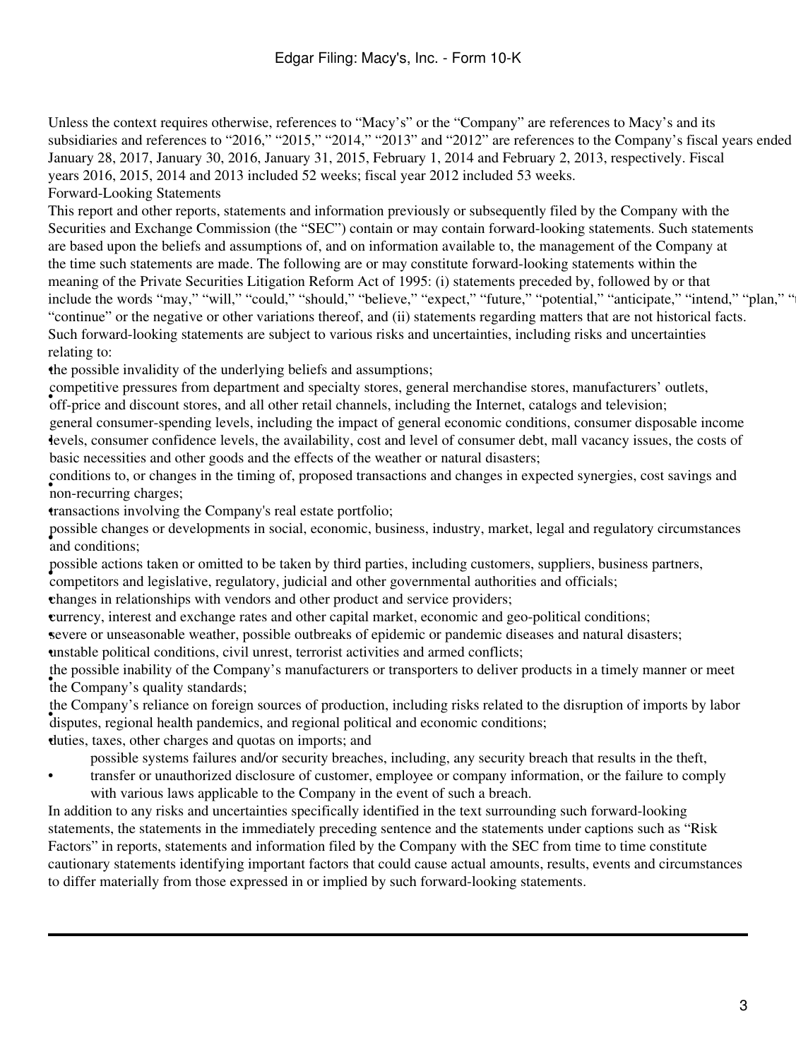Unless the context requires otherwise, references to "Macy's" or the "Company" are references to Macy's and its subsidiaries and references to "2016," "2015," "2014," "2013" and "2012" are references to the Company's fiscal years ended January 28, 2017, January 30, 2016, January 31, 2015, February 1, 2014 and February 2, 2013, respectively. Fiscal years 2016, 2015, 2014 and 2013 included 52 weeks; fiscal year 2012 included 53 weeks.

## Forward-Looking Statements

This report and other reports, statements and information previously or subsequently filed by the Company with the Securities and Exchange Commission (the "SEC") contain or may contain forward-looking statements. Such statements are based upon the beliefs and assumptions of, and on information available to, the management of the Company at the time such statements are made. The following are or may constitute forward-looking statements within the meaning of the Private Securities Litigation Reform Act of 1995: (i) statements preceded by, followed by or that include the words "may," "will," "could," "should," "believe," "expect," "future," "potential," "anticipate," "intend," "plan," "continue" or the negative or other variations thereof, and (ii) statements regarding matters that are not historical facts. Such forward-looking statements are subject to various risks and uncertainties, including risks and uncertainties relating to:

- the possible invalidity of the underlying beliefs and assumptions;
- competitive pressures from department and specialty stores, general merchandise stores, manufacturers' outlets, off-price and discount stores, and all other retail channels, including the Internet, catalogs and television;
- general consumer-spending levels, including the impact of general economic conditions, consumer disposable income levels, consumer confidence levels, the availability, cost and level of consumer debt, mall vacancy issues, the costs of basic necessities and other goods and the effects of the weather or natural disasters;
- conditions to, or changes in the timing of, proposed transactions and changes in expected synergies, cost savings and non-recurring charges;
- transactions involving the Company's real estate portfolio;
- possible changes or developments in social, economic, business, industry, market, legal and regulatory circumstances and conditions;
- possible actions taken or omitted to be taken by third parties, including customers, suppliers, business partners, competitors and legislative, regulatory, judicial and other governmental authorities and officials;
- changes in relationships with vendors and other product and service providers;
- currency, interest and exchange rates and other capital market, economic and geo-political conditions;
- severe or unseasonable weather, possible outbreaks of epidemic or pandemic diseases and natural disasters;
- unstable political conditions, civil unrest, terrorist activities and armed conflicts;
- the possible inability of the Company's manufacturers or transporters to deliver products in a timely manner or meet the Company's quality standards;
- the Company's reliance on foreign sources of production, including risks related to the disruption of imports by labor disputes, regional health pandemics, and regional political and economic conditions;
- duties, taxes, other charges and quotas on imports; and
- possible systems failures and/or security breaches, including, any security breach that results in the theft, transfer or unauthorized disclosure of customer, employee or company information, or the failure to comply with various laws applicable to the Company in the event of such a breach.

In addition to any risks and uncertainties specifically identified in the text surrounding such forward-looking statements, the statements in the immediately preceding sentence and the statements under captions such as "Risk Factors" in reports, statements and information filed by the Company with the SEC from time to time constitute cautionary statements identifying important factors that could cause actual amounts, results, events and circumstances to differ materially from those expressed in or implied by such forward-looking statements.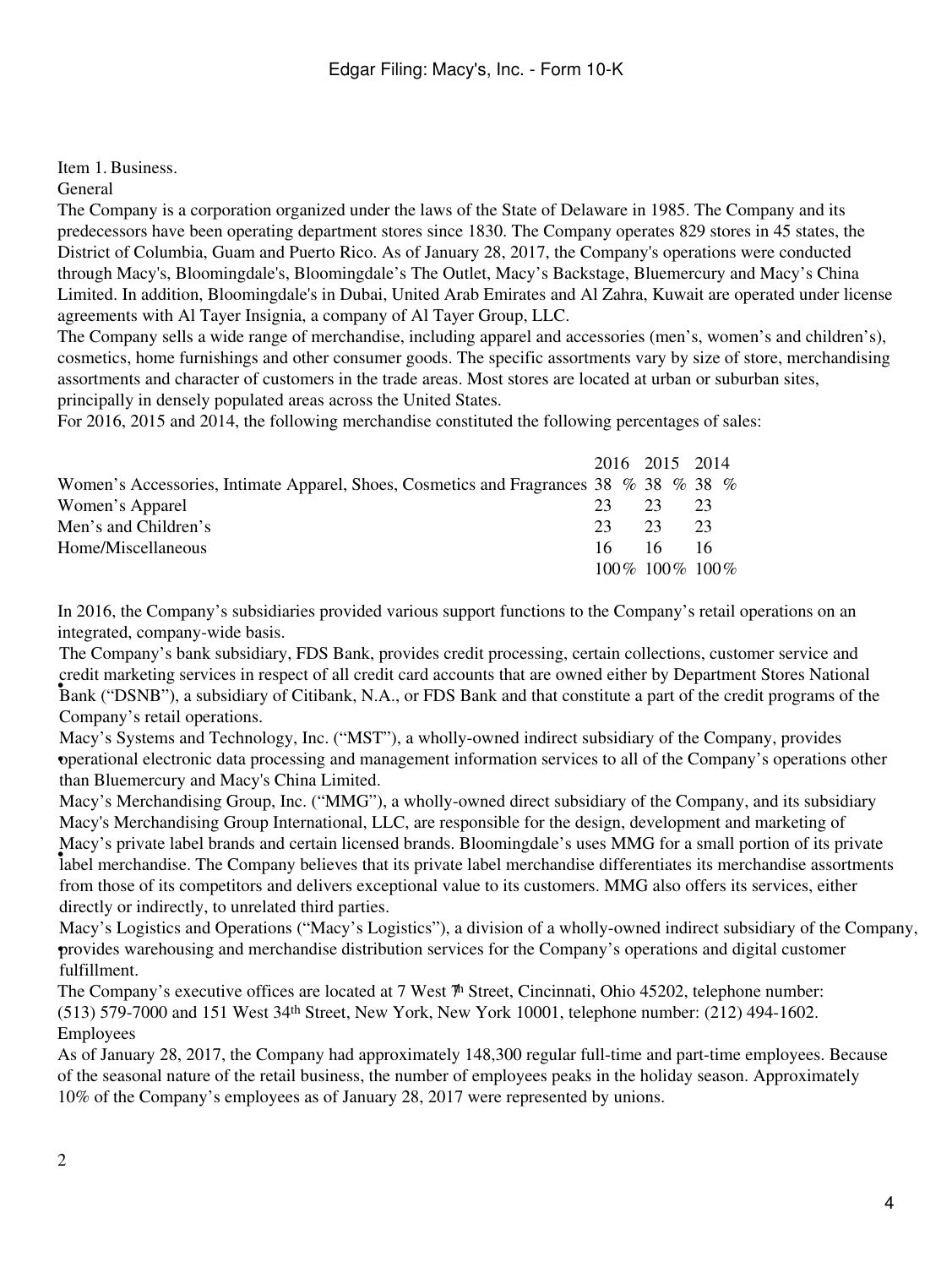## Item 1. Business.

### General

The Company is a corporation organized under the laws of the State of Delaware in 1985. The Company and its predecessors have been operating department stores since 1830. The Company operates 829 stores in 45 states, the District of Columbia, Guam and Puerto Rico. As of January 28, 2017, the Company's operations were conducted through Macy's, Bloomingdale's, Bloomingdale's The Outlet, Macy's Backstage, Bluemercury and Macy's China Limited. In addition, Bloomingdale's in Dubai, United Arab Emirates and Al Zahra, Kuwait are operated under license agreements with Al Tayer Insignia, a company of Al Tayer Group, LLC.

The Company sells a wide range of merchandise, including apparel and accessories (men's, women's and children's), cosmetics, home furnishings and other consumer goods. The specific assortments vary by size of store, merchandising assortments and character of customers in the trade areas. Most stores are located at urban or suburban sites, principally in densely populated areas across the United States.

For 2016, 2015 and 2014, the following merchandise constituted the following percentages of sales:

| | 2016 | 2015 | 2014 |
|---|---|---|---|
| Women's Accessories, Intimate Apparel, Shoes, Cosmetics and Fragrances | 38 % | 38 % | 38 % |
| Women's Apparel | 23 | 23 | 23 |
| Men's and Children's | 23 | 23 | 23 |
| Home/Miscellaneous | 16 | 16 | 16 |
| | 100% | 100% | 100% |

In 2016, the Company's subsidiaries provided various support functions to the Company's retail operations on an integrated, company-wide basis.

- The Company's bank subsidiary, FDS Bank, provides credit processing, certain collections, customer service and credit marketing services in respect of all credit card accounts that are owned either by Department Stores National Bank ("DSNB"), a subsidiary of Citibank, N.A., or FDS Bank and that constitute a part of the credit programs of the Company's retail operations.
- Macy's Systems and Technology, Inc. ("MST"), a wholly-owned indirect subsidiary of the Company, provides operational electronic data processing and management information services to all of the Company's operations other than Bluemercury and Macy's China Limited.
- Macy's Merchandising Group, Inc. ("MMG"), a wholly-owned direct subsidiary of the Company, and its subsidiary Macy's Merchandising Group International, LLC, are responsible for the design, development and marketing of Macy's private label brands and certain licensed brands. Bloomingdale's uses MMG for a small portion of its private label merchandise. The Company believes that its private label merchandise differentiates its merchandise assortments from those of its competitors and delivers exceptional value to its customers. MMG also offers its services, either directly or indirectly, to unrelated third parties.
- Macy's Logistics and Operations ("Macy's Logistics"), a division of a wholly-owned indirect subsidiary of the Company, provides warehousing and merchandise distribution services for the Company's operations and digital customer fulfillment.

The Company's executive offices are located at 7 West 7th Street, Cincinnati, Ohio 45202, telephone number: (513) 579-7000 and 151 West 34th Street, New York, New York 10001, telephone number: (212) 494-1602.

### Employees

As of January 28, 2017, the Company had approximately 148,300 regular full-time and part-time employees. Because of the seasonal nature of the retail business, the number of employees peaks in the holiday season. Approximately 10% of the Company's employees as of January 28, 2017 were represented by unions.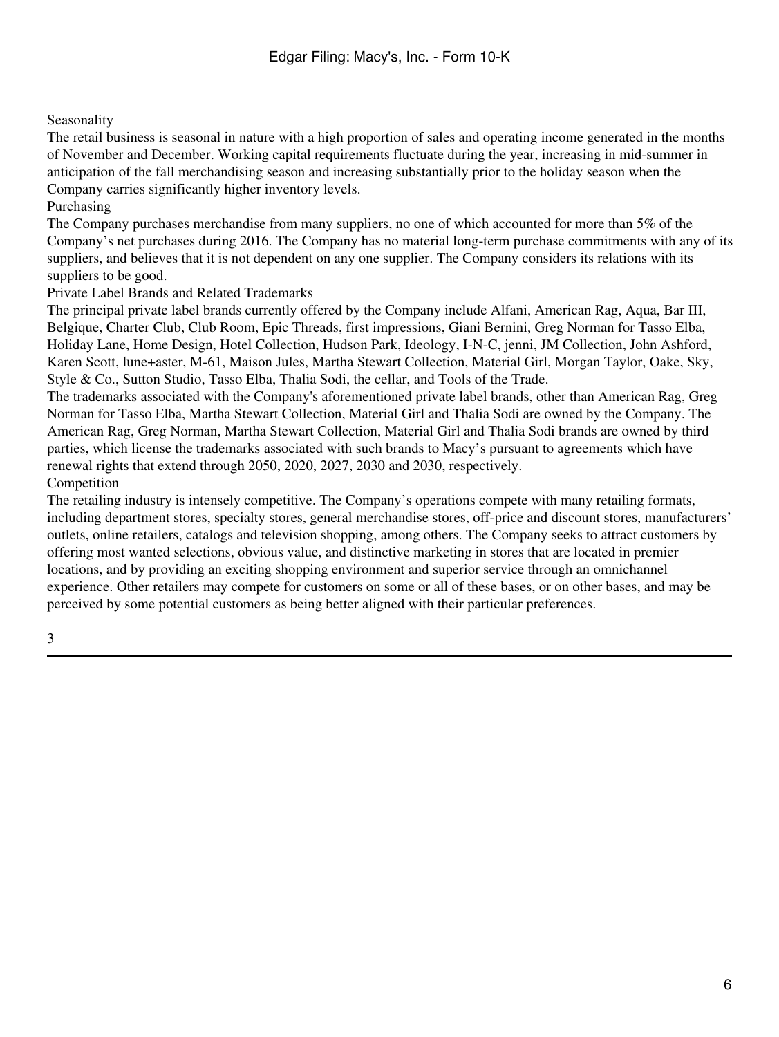## Seasonality

The retail business is seasonal in nature with a high proportion of sales and operating income generated in the months of November and December. Working capital requirements fluctuate during the year, increasing in mid-summer in anticipation of the fall merchandising season and increasing substantially prior to the holiday season when the Company carries significantly higher inventory levels.

## Purchasing

The Company purchases merchandise from many suppliers, no one of which accounted for more than 5% of the Company's net purchases during 2016. The Company has no material long-term purchase commitments with any of its suppliers, and believes that it is not dependent on any one supplier. The Company considers its relations with its suppliers to be good.

## Private Label Brands and Related Trademarks

The principal private label brands currently offered by the Company include Alfani, American Rag, Aqua, Bar III, Belgique, Charter Club, Club Room, Epic Threads, first impressions, Giani Bernini, Greg Norman for Tasso Elba, Holiday Lane, Home Design, Hotel Collection, Hudson Park, Ideology, I-N-C, jenni, JM Collection, John Ashford, Karen Scott, lune+aster, M-61, Maison Jules, Martha Stewart Collection, Material Girl, Morgan Taylor, Oake, Sky, Style & Co., Sutton Studio, Tasso Elba, Thalia Sodi, the cellar, and Tools of the Trade.

The trademarks associated with the Company's aforementioned private label brands, other than American Rag, Greg Norman for Tasso Elba, Martha Stewart Collection, Material Girl and Thalia Sodi are owned by the Company. The American Rag, Greg Norman, Martha Stewart Collection, Material Girl and Thalia Sodi brands are owned by third parties, which license the trademarks associated with such brands to Macy's pursuant to agreements which have renewal rights that extend through 2050, 2020, 2027, 2030 and 2030, respectively.

## Competition

The retailing industry is intensely competitive. The Company's operations compete with many retailing formats, including department stores, specialty stores, general merchandise stores, off-price and discount stores, manufacturers' outlets, online retailers, catalogs and television shopping, among others. The Company seeks to attract customers by offering most wanted selections, obvious value, and distinctive marketing in stores that are located in premier locations, and by providing an exciting shopping environment and superior service through an omnichannel experience. Other retailers may compete for customers on some or all of these bases, or on other bases, and may be perceived by some potential customers as being better aligned with their particular preferences.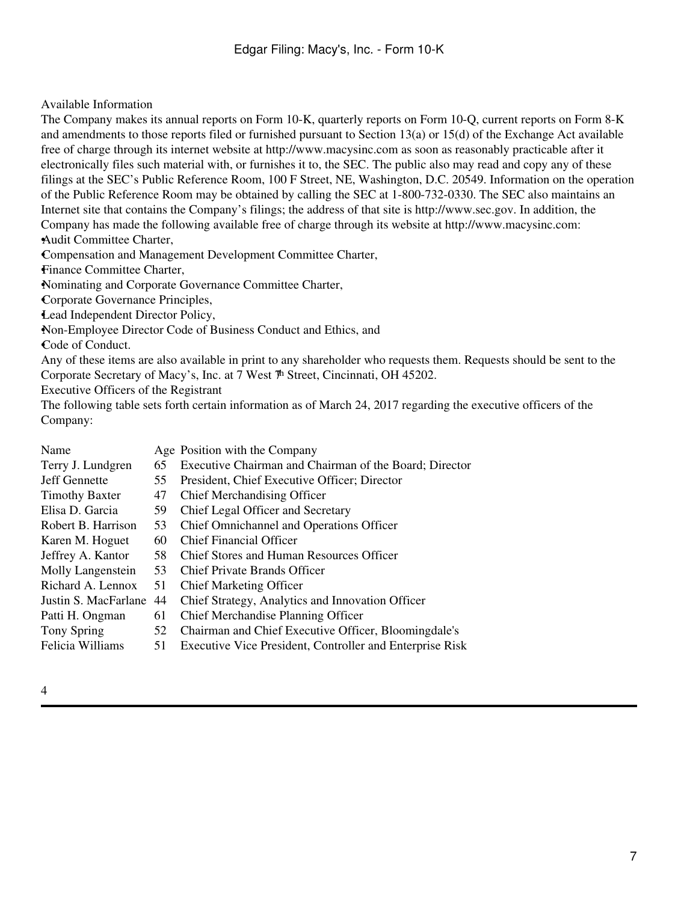Available Information

The Company makes its annual reports on Form 10-K, quarterly reports on Form 10-Q, current reports on Form 8-K and amendments to those reports filed or furnished pursuant to Section 13(a) or 15(d) of the Exchange Act available free of charge through its internet website at http://www.macysinc.com as soon as reasonably practicable after it electronically files such material with, or furnishes it to, the SEC. The public also may read and copy any of these filings at the SEC's Public Reference Room, 100 F Street, NE, Washington, D.C. 20549. Information on the operation of the Public Reference Room may be obtained by calling the SEC at 1-800-732-0330. The SEC also maintains an Internet site that contains the Company's filings; the address of that site is http://www.sec.gov. In addition, the Company has made the following available free of charge through its website at http://www.macysinc.com:

- Audit Committee Charter,
- Compensation and Management Development Committee Charter,
- Finance Committee Charter,
- Nominating and Corporate Governance Committee Charter,
- Corporate Governance Principles,
- Lead Independent Director Policy,
- Non-Employee Director Code of Business Conduct and Ethics, and
- Code of Conduct.

Any of these items are also available in print to any shareholder who requests them. Requests should be sent to the Corporate Secretary of Macy's, Inc. at 7 West 7th Street, Cincinnati, OH 45202.

Executive Officers of the Registrant

The following table sets forth certain information as of March 24, 2017 regarding the executive officers of the Company:

| Name | Age | Position with the Company |
|---|---|---|
| Terry J. Lundgren | 65 | Executive Chairman and Chairman of the Board; Director |
| Jeff Gennette | 55 | President, Chief Executive Officer; Director |
| Timothy Baxter | 47 | Chief Merchandising Officer |
| Elisa D. Garcia | 59 | Chief Legal Officer and Secretary |
| Robert B. Harrison | 53 | Chief Omnichannel and Operations Officer |
| Karen M. Hoguet | 60 | Chief Financial Officer |
| Jeffrey A. Kantor | 58 | Chief Stores and Human Resources Officer |
| Molly Langenstein | 53 | Chief Private Brands Officer |
| Richard A. Lennox | 51 | Chief Marketing Officer |
| Justin S. MacFarlane | 44 | Chief Strategy, Analytics and Innovation Officer |
| Patti H. Ongman | 61 | Chief Merchandise Planning Officer |
| Tony Spring | 52 | Chairman and Chief Executive Officer, Bloomingdale's |
| Felicia Williams | 51 | Executive Vice President, Controller and Enterprise Risk |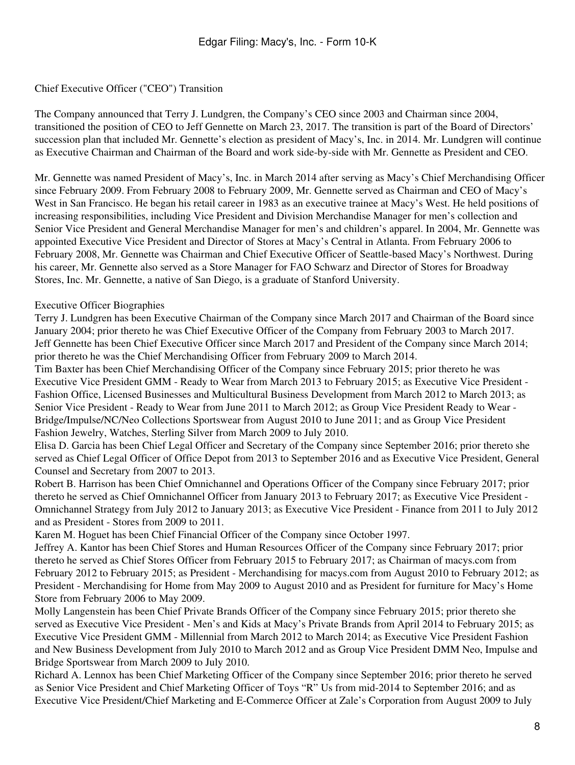Chief Executive Officer ("CEO") Transition

The Company announced that Terry J. Lundgren, the Company's CEO since 2003 and Chairman since 2004, transitioned the position of CEO to Jeff Gennette on March 23, 2017. The transition is part of the Board of Directors' succession plan that included Mr. Gennette's election as president of Macy's, Inc. in 2014. Mr. Lundgren will continue as Executive Chairman and Chairman of the Board and work side-by-side with Mr. Gennette as President and CEO.

Mr. Gennette was named President of Macy's, Inc. in March 2014 after serving as Macy's Chief Merchandising Officer since February 2009. From February 2008 to February 2009, Mr. Gennette served as Chairman and CEO of Macy's West in San Francisco. He began his retail career in 1983 as an executive trainee at Macy's West. He held positions of increasing responsibilities, including Vice President and Division Merchandise Manager for men's collection and Senior Vice President and General Merchandise Manager for men's and children's apparel. In 2004, Mr. Gennette was appointed Executive Vice President and Director of Stores at Macy's Central in Atlanta. From February 2006 to February 2008, Mr. Gennette was Chairman and Chief Executive Officer of Seattle-based Macy's Northwest. During his career, Mr. Gennette also served as a Store Manager for FAO Schwarz and Director of Stores for Broadway Stores, Inc. Mr. Gennette, a native of San Diego, is a graduate of Stanford University.

Executive Officer Biographies

Terry J. Lundgren has been Executive Chairman of the Company since March 2017 and Chairman of the Board since January 2004; prior thereto he was Chief Executive Officer of the Company from February 2003 to March 2017.

Jeff Gennette has been Chief Executive Officer since March 2017 and President of the Company since March 2014; prior thereto he was the Chief Merchandising Officer from February 2009 to March 2014.

Tim Baxter has been Chief Merchandising Officer of the Company since February 2015; prior thereto he was Executive Vice President GMM - Ready to Wear from March 2013 to February 2015; as Executive Vice President - Fashion Office, Licensed Businesses and Multicultural Business Development from March 2012 to March 2013; as Senior Vice President - Ready to Wear from June 2011 to March 2012; as Group Vice President Ready to Wear - Bridge/Impulse/NC/Neo Collections Sportswear from August 2010 to June 2011; and as Group Vice President Fashion Jewelry, Watches, Sterling Silver from March 2009 to July 2010.

Elisa D. Garcia has been Chief Legal Officer and Secretary of the Company since September 2016; prior thereto she served as Chief Legal Officer of Office Depot from 2013 to September 2016 and as Executive Vice President, General Counsel and Secretary from 2007 to 2013.

Robert B. Harrison has been Chief Omnichannel and Operations Officer of the Company since February 2017; prior thereto he served as Chief Omnichannel Officer from January 2013 to February 2017; as Executive Vice President - Omnichannel Strategy from July 2012 to January 2013; as Executive Vice President - Finance from 2011 to July 2012 and as President - Stores from 2009 to 2011.

Karen M. Hoguet has been Chief Financial Officer of the Company since October 1997.

Jeffrey A. Kantor has been Chief Stores and Human Resources Officer of the Company since February 2017; prior thereto he served as Chief Stores Officer from February 2015 to February 2017; as Chairman of macys.com from February 2012 to February 2015; as President - Merchandising for macys.com from August 2010 to February 2012; as President - Merchandising for Home from May 2009 to August 2010 and as President for furniture for Macy's Home Store from February 2006 to May 2009.

Molly Langenstein has been Chief Private Brands Officer of the Company since February 2015; prior thereto she served as Executive Vice President - Men's and Kids at Macy's Private Brands from April 2014 to February 2015; as Executive Vice President GMM - Millennial from March 2012 to March 2014; as Executive Vice President Fashion and New Business Development from July 2010 to March 2012 and as Group Vice President DMM Neo, Impulse and Bridge Sportswear from March 2009 to July 2010.

Richard A. Lennox has been Chief Marketing Officer of the Company since September 2016; prior thereto he served as Senior Vice President and Chief Marketing Officer of Toys "R" Us from mid-2014 to September 2016; and as Executive Vice President/Chief Marketing and E-Commerce Officer at Zale's Corporation from August 2009 to July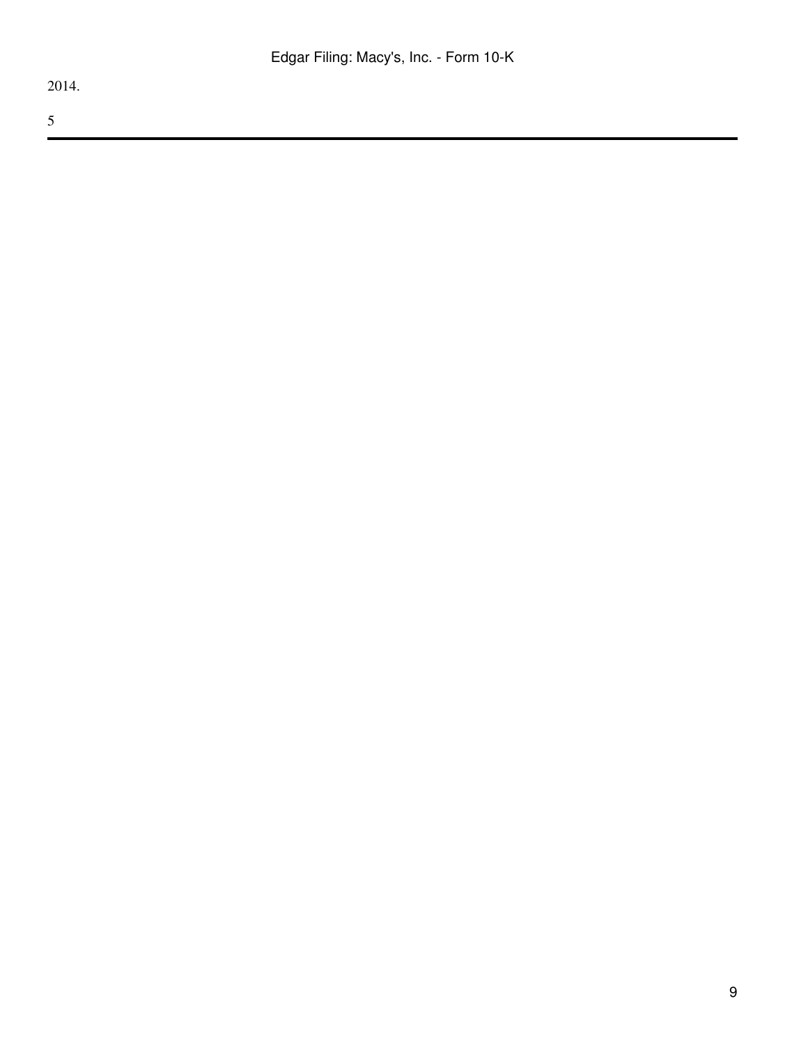2014.

5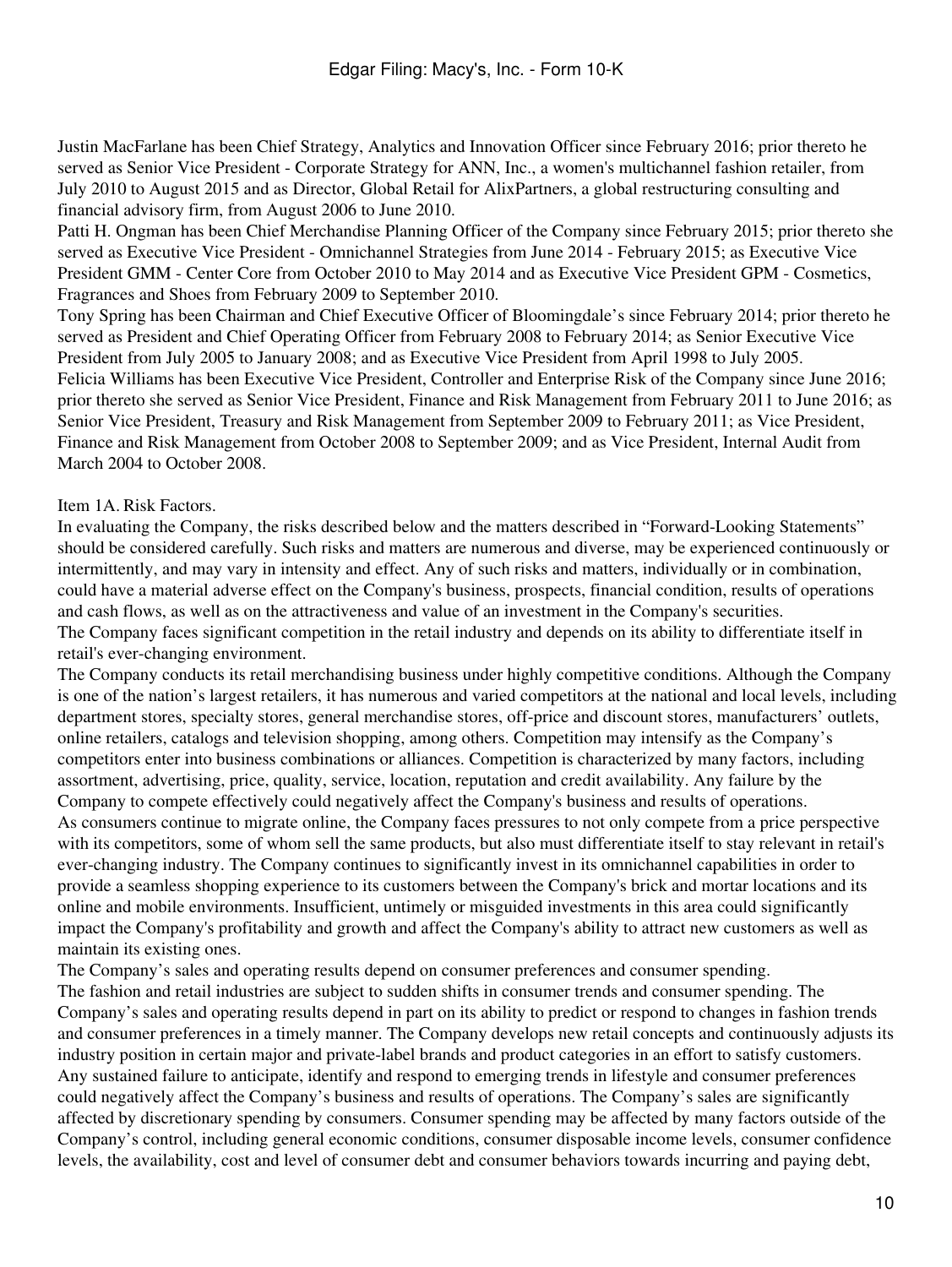Justin MacFarlane has been Chief Strategy, Analytics and Innovation Officer since February 2016; prior thereto he served as Senior Vice President - Corporate Strategy for ANN, Inc., a women's multichannel fashion retailer, from July 2010 to August 2015 and as Director, Global Retail for AlixPartners, a global restructuring consulting and financial advisory firm, from August 2006 to June 2010.

Patti H. Ongman has been Chief Merchandise Planning Officer of the Company since February 2015; prior thereto she served as Executive Vice President - Omnichannel Strategies from June 2014 - February 2015; as Executive Vice President GMM - Center Core from October 2010 to May 2014 and as Executive Vice President GPM - Cosmetics, Fragrances and Shoes from February 2009 to September 2010.

Tony Spring has been Chairman and Chief Executive Officer of Bloomingdale’s since February 2014; prior thereto he served as President and Chief Operating Officer from February 2008 to February 2014; as Senior Executive Vice President from July 2005 to January 2008; and as Executive Vice President from April 1998 to July 2005.

Felicia Williams has been Executive Vice President, Controller and Enterprise Risk of the Company since June 2016; prior thereto she served as Senior Vice President, Finance and Risk Management from February 2011 to June 2016; as Senior Vice President, Treasury and Risk Management from September 2009 to February 2011; as Vice President, Finance and Risk Management from October 2008 to September 2009; and as Vice President, Internal Audit from March 2004 to October 2008.

## Item 1A. Risk Factors.

In evaluating the Company, the risks described below and the matters described in “Forward-Looking Statements” should be considered carefully. Such risks and matters are numerous and diverse, may be experienced continuously or intermittently, and may vary in intensity and effect. Any of such risks and matters, individually or in combination, could have a material adverse effect on the Company's business, prospects, financial condition, results of operations and cash flows, as well as on the attractiveness and value of an investment in the Company's securities.

### The Company faces significant competition in the retail industry and depends on its ability to differentiate itself in retail's ever-changing environment.

The Company conducts its retail merchandising business under highly competitive conditions. Although the Company is one of the nation’s largest retailers, it has numerous and varied competitors at the national and local levels, including department stores, specialty stores, general merchandise stores, off-price and discount stores, manufacturers’ outlets, online retailers, catalogs and television shopping, among others. Competition may intensify as the Company’s competitors enter into business combinations or alliances. Competition is characterized by many factors, including assortment, advertising, price, quality, service, location, reputation and credit availability. Any failure by the Company to compete effectively could negatively affect the Company's business and results of operations.

As consumers continue to migrate online, the Company faces pressures to not only compete from a price perspective with its competitors, some of whom sell the same products, but also must differentiate itself to stay relevant in retail's ever-changing industry. The Company continues to significantly invest in its omnichannel capabilities in order to provide a seamless shopping experience to its customers between the Company's brick and mortar locations and its online and mobile environments. Insufficient, untimely or misguided investments in this area could significantly impact the Company's profitability and growth and affect the Company's ability to attract new customers as well as maintain its existing ones.

### The Company’s sales and operating results depend on consumer preferences and consumer spending.

The fashion and retail industries are subject to sudden shifts in consumer trends and consumer spending. The Company’s sales and operating results depend in part on its ability to predict or respond to changes in fashion trends and consumer preferences in a timely manner. The Company develops new retail concepts and continuously adjusts its industry position in certain major and private-label brands and product categories in an effort to satisfy customers. Any sustained failure to anticipate, identify and respond to emerging trends in lifestyle and consumer preferences could negatively affect the Company’s business and results of operations. The Company’s sales are significantly affected by discretionary spending by consumers. Consumer spending may be affected by many factors outside of the Company’s control, including general economic conditions, consumer disposable income levels, consumer confidence levels, the availability, cost and level of consumer debt and consumer behaviors towards incurring and paying debt,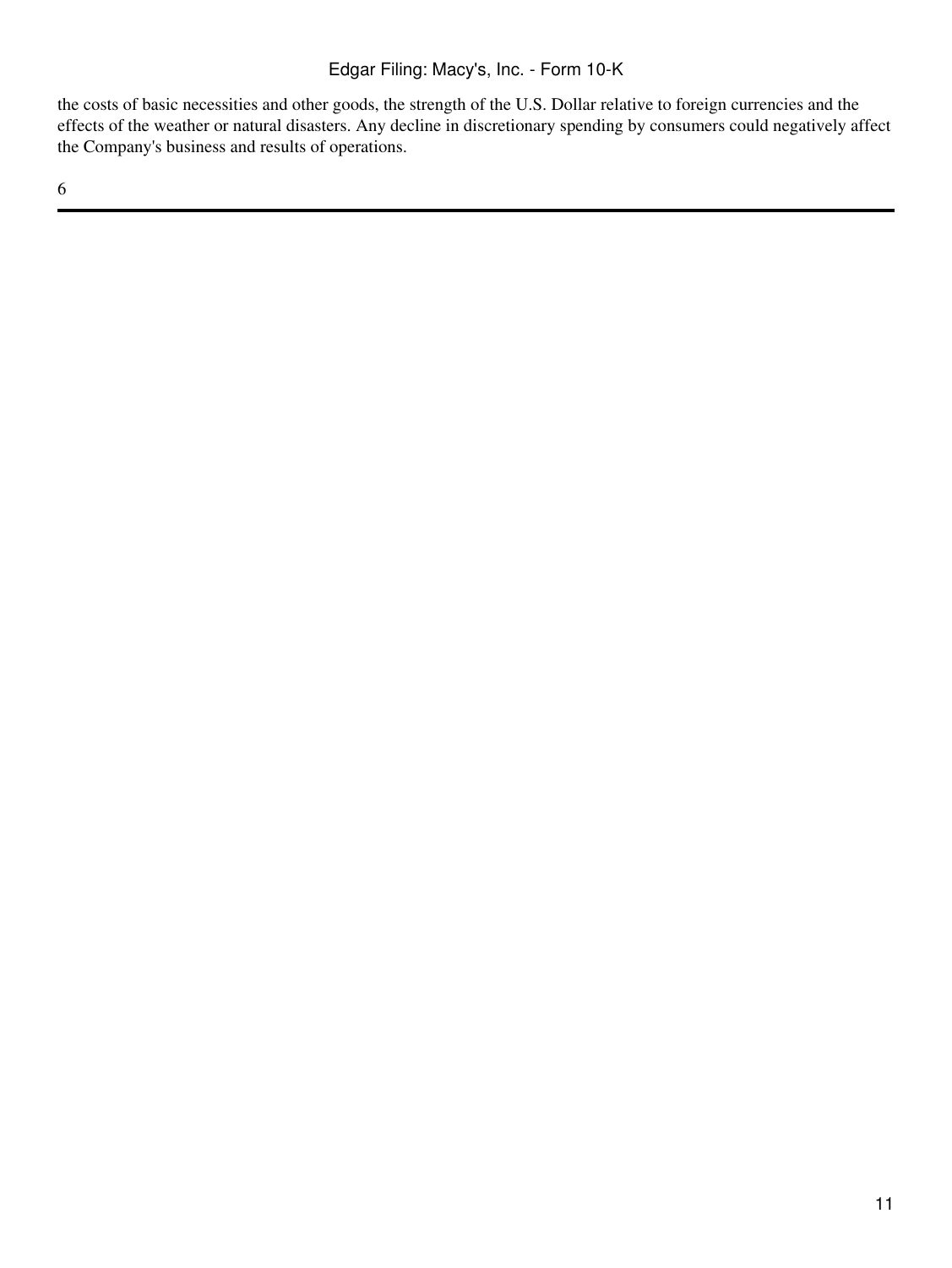the costs of basic necessities and other goods, the strength of the U.S. Dollar relative to foreign currencies and the effects of the weather or natural disasters. Any decline in discretionary spending by consumers could negatively affect the Company's business and results of operations.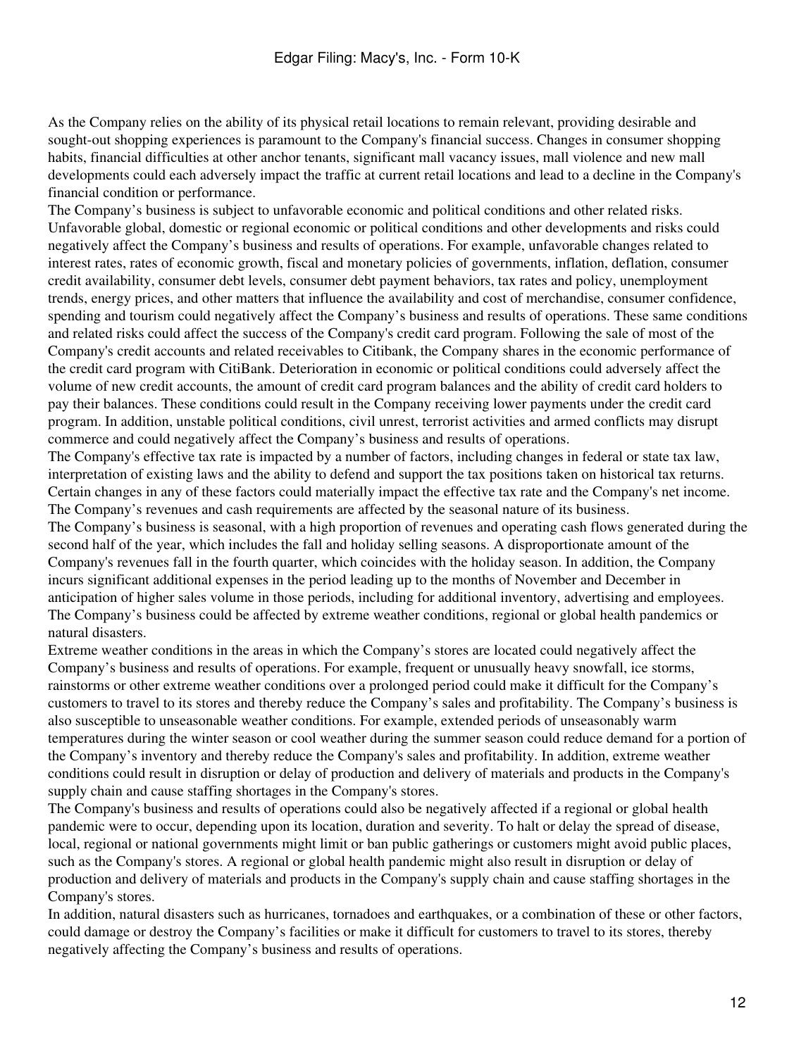As the Company relies on the ability of its physical retail locations to remain relevant, providing desirable and sought-out shopping experiences is paramount to the Company's financial success. Changes in consumer shopping habits, financial difficulties at other anchor tenants, significant mall vacancy issues, mall violence and new mall developments could each adversely impact the traffic at current retail locations and lead to a decline in the Company's financial condition or performance.

**The Company’s business is subject to unfavorable economic and political conditions and other related risks.**

Unfavorable global, domestic or regional economic or political conditions and other developments and risks could negatively affect the Company’s business and results of operations. For example, unfavorable changes related to interest rates, rates of economic growth, fiscal and monetary policies of governments, inflation, deflation, consumer credit availability, consumer debt levels, consumer debt payment behaviors, tax rates and policy, unemployment trends, energy prices, and other matters that influence the availability and cost of merchandise, consumer confidence, spending and tourism could negatively affect the Company’s business and results of operations. These same conditions and related risks could affect the success of the Company's credit card program. Following the sale of most of the Company's credit accounts and related receivables to Citibank, the Company shares in the economic performance of the credit card program with CitiBank. Deterioration in economic or political conditions could adversely affect the volume of new credit accounts, the amount of credit card program balances and the ability of credit card holders to pay their balances. These conditions could result in the Company receiving lower payments under the credit card program. In addition, unstable political conditions, civil unrest, terrorist activities and armed conflicts may disrupt commerce and could negatively affect the Company’s business and results of operations.

The Company's effective tax rate is impacted by a number of factors, including changes in federal or state tax law, interpretation of existing laws and the ability to defend and support the tax positions taken on historical tax returns. Certain changes in any of these factors could materially impact the effective tax rate and the Company's net income.

**The Company’s revenues and cash requirements are affected by the seasonal nature of its business.**

The Company’s business is seasonal, with a high proportion of revenues and operating cash flows generated during the second half of the year, which includes the fall and holiday selling seasons. A disproportionate amount of the Company's revenues fall in the fourth quarter, which coincides with the holiday season. In addition, the Company incurs significant additional expenses in the period leading up to the months of November and December in anticipation of higher sales volume in those periods, including for additional inventory, advertising and employees.

**The Company’s business could be affected by extreme weather conditions, regional or global health pandemics or natural disasters.**

Extreme weather conditions in the areas in which the Company’s stores are located could negatively affect the Company’s business and results of operations. For example, frequent or unusually heavy snowfall, ice storms, rainstorms or other extreme weather conditions over a prolonged period could make it difficult for the Company’s customers to travel to its stores and thereby reduce the Company’s sales and profitability. The Company’s business is also susceptible to unseasonable weather conditions. For example, extended periods of unseasonably warm temperatures during the winter season or cool weather during the summer season could reduce demand for a portion of the Company’s inventory and thereby reduce the Company's sales and profitability. In addition, extreme weather conditions could result in disruption or delay of production and delivery of materials and products in the Company's supply chain and cause staffing shortages in the Company's stores.

The Company's business and results of operations could also be negatively affected if a regional or global health pandemic were to occur, depending upon its location, duration and severity. To halt or delay the spread of disease, local, regional or national governments might limit or ban public gatherings or customers might avoid public places, such as the Company's stores. A regional or global health pandemic might also result in disruption or delay of production and delivery of materials and products in the Company's supply chain and cause staffing shortages in the Company's stores.

In addition, natural disasters such as hurricanes, tornadoes and earthquakes, or a combination of these or other factors, could damage or destroy the Company’s facilities or make it difficult for customers to travel to its stores, thereby negatively affecting the Company’s business and results of operations.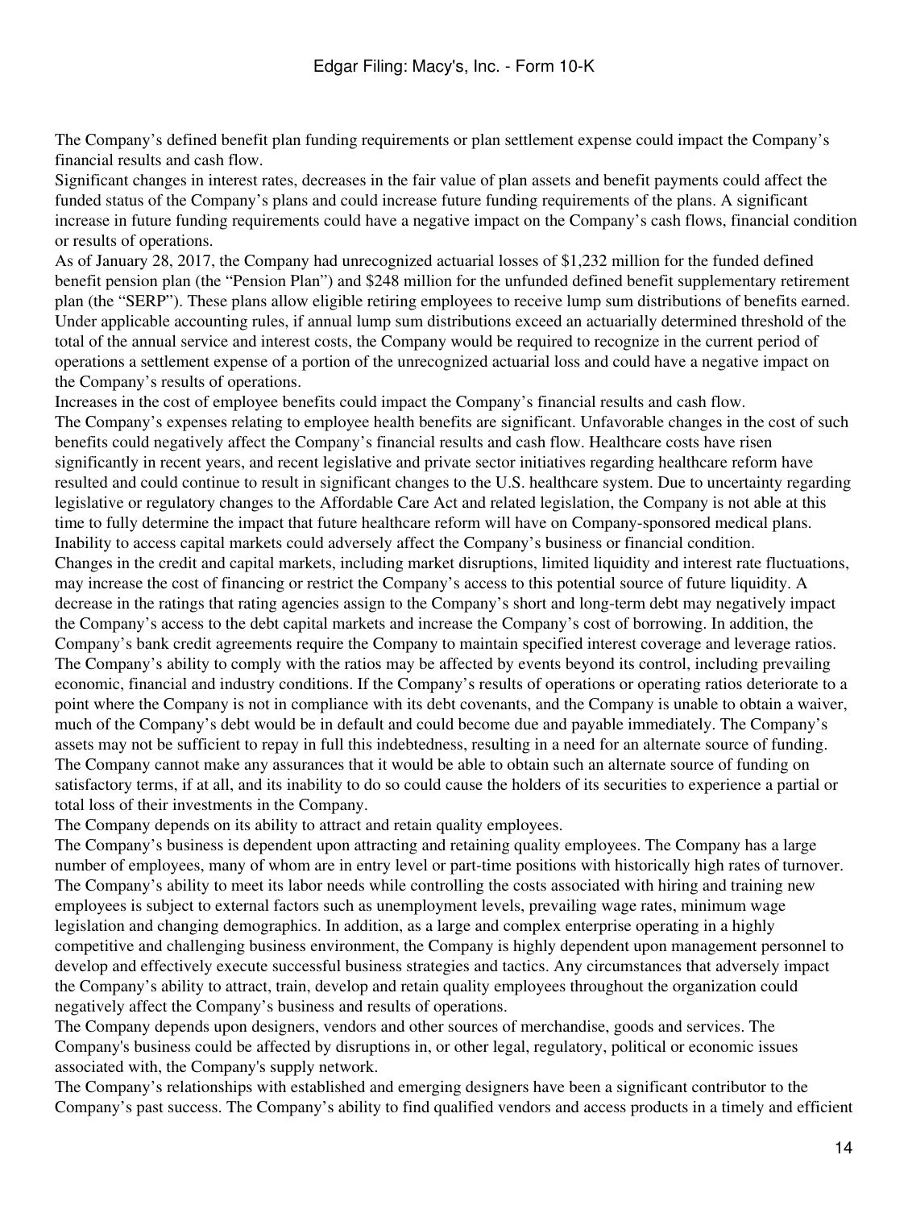The Company's defined benefit plan funding requirements or plan settlement expense could impact the Company's financial results and cash flow.

Significant changes in interest rates, decreases in the fair value of plan assets and benefit payments could affect the funded status of the Company's plans and could increase future funding requirements of the plans. A significant increase in future funding requirements could have a negative impact on the Company's cash flows, financial condition or results of operations.

As of January 28, 2017, the Company had unrecognized actuarial losses of $1,232 million for the funded defined benefit pension plan (the "Pension Plan") and $248 million for the unfunded defined benefit supplementary retirement plan (the "SERP"). These plans allow eligible retiring employees to receive lump sum distributions of benefits earned. Under applicable accounting rules, if annual lump sum distributions exceed an actuarially determined threshold of the total of the annual service and interest costs, the Company would be required to recognize in the current period of operations a settlement expense of a portion of the unrecognized actuarial loss and could have a negative impact on the Company's results of operations.

Increases in the cost of employee benefits could impact the Company's financial results and cash flow.

The Company's expenses relating to employee health benefits are significant. Unfavorable changes in the cost of such benefits could negatively affect the Company's financial results and cash flow. Healthcare costs have risen significantly in recent years, and recent legislative and private sector initiatives regarding healthcare reform have resulted and could continue to result in significant changes to the U.S. healthcare system. Due to uncertainty regarding legislative or regulatory changes to the Affordable Care Act and related legislation, the Company is not able at this time to fully determine the impact that future healthcare reform will have on Company-sponsored medical plans.

Inability to access capital markets could adversely affect the Company's business or financial condition.

Changes in the credit and capital markets, including market disruptions, limited liquidity and interest rate fluctuations, may increase the cost of financing or restrict the Company's access to this potential source of future liquidity. A decrease in the ratings that rating agencies assign to the Company's short and long-term debt may negatively impact the Company's access to the debt capital markets and increase the Company's cost of borrowing. In addition, the Company's bank credit agreements require the Company to maintain specified interest coverage and leverage ratios. The Company's ability to comply with the ratios may be affected by events beyond its control, including prevailing economic, financial and industry conditions. If the Company's results of operations or operating ratios deteriorate to a point where the Company is not in compliance with its debt covenants, and the Company is unable to obtain a waiver, much of the Company's debt would be in default and could become due and payable immediately. The Company's assets may not be sufficient to repay in full this indebtedness, resulting in a need for an alternate source of funding. The Company cannot make any assurances that it would be able to obtain such an alternate source of funding on satisfactory terms, if at all, and its inability to do so could cause the holders of its securities to experience a partial or total loss of their investments in the Company.

The Company depends on its ability to attract and retain quality employees.

The Company's business is dependent upon attracting and retaining quality employees. The Company has a large number of employees, many of whom are in entry level or part-time positions with historically high rates of turnover. The Company's ability to meet its labor needs while controlling the costs associated with hiring and training new employees is subject to external factors such as unemployment levels, prevailing wage rates, minimum wage legislation and changing demographics. In addition, as a large and complex enterprise operating in a highly competitive and challenging business environment, the Company is highly dependent upon management personnel to develop and effectively execute successful business strategies and tactics. Any circumstances that adversely impact the Company's ability to attract, train, develop and retain quality employees throughout the organization could negatively affect the Company's business and results of operations.

The Company depends upon designers, vendors and other sources of merchandise, goods and services. The Company's business could be affected by disruptions in, or other legal, regulatory, political or economic issues associated with, the Company's supply network.

The Company's relationships with established and emerging designers have been a significant contributor to the Company's past success. The Company's ability to find qualified vendors and access products in a timely and efficient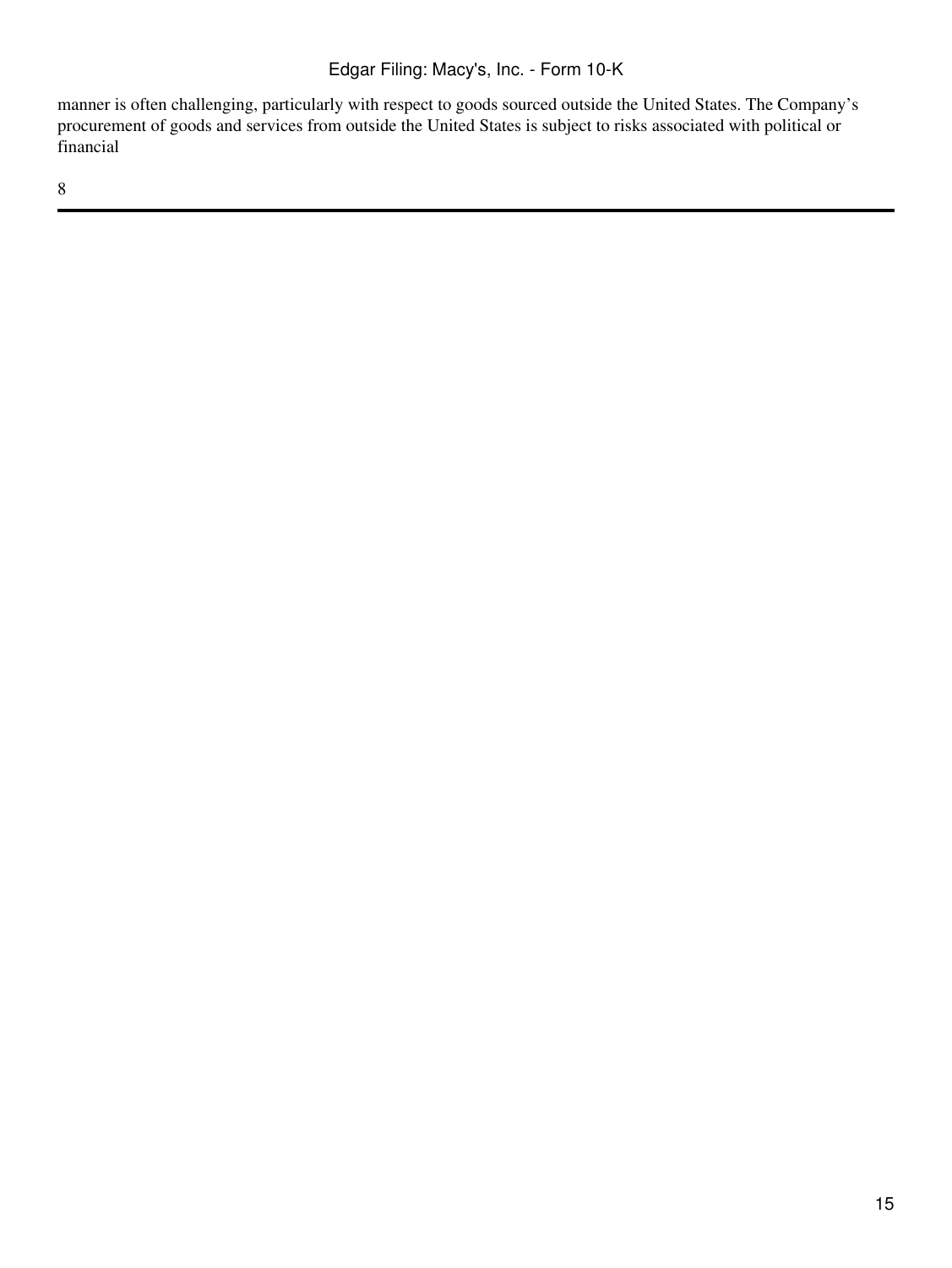manner is often challenging, particularly with respect to goods sourced outside the United States. The Company's procurement of goods and services from outside the United States is subject to risks associated with political or financial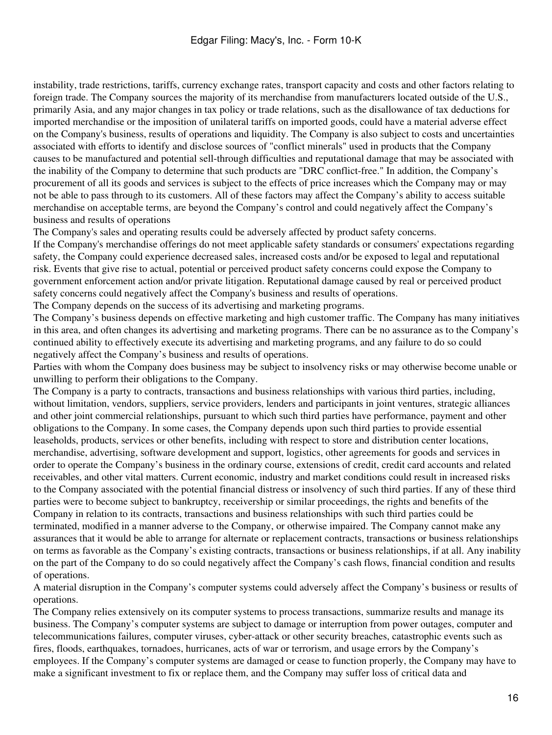instability, trade restrictions, tariffs, currency exchange rates, transport capacity and costs and other factors relating to foreign trade. The Company sources the majority of its merchandise from manufacturers located outside of the U.S., primarily Asia, and any major changes in tax policy or trade relations, such as the disallowance of tax deductions for imported merchandise or the imposition of unilateral tariffs on imported goods, could have a material adverse effect on the Company's business, results of operations and liquidity. The Company is also subject to costs and uncertainties associated with efforts to identify and disclose sources of "conflict minerals" used in products that the Company causes to be manufactured and potential sell-through difficulties and reputational damage that may be associated with the inability of the Company to determine that such products are "DRC conflict-free." In addition, the Company's procurement of all its goods and services is subject to the effects of price increases which the Company may or may not be able to pass through to its customers. All of these factors may affect the Company's ability to access suitable merchandise on acceptable terms, are beyond the Company's control and could negatively affect the Company's business and results of operations

**The Company's sales and operating results could be adversely affected by product safety concerns.**

If the Company's merchandise offerings do not meet applicable safety standards or consumers' expectations regarding safety, the Company could experience decreased sales, increased costs and/or be exposed to legal and reputational risk. Events that give rise to actual, potential or perceived product safety concerns could expose the Company to government enforcement action and/or private litigation. Reputational damage caused by real or perceived product safety concerns could negatively affect the Company's business and results of operations.

**The Company depends on the success of its advertising and marketing programs.**

The Company's business depends on effective marketing and high customer traffic. The Company has many initiatives in this area, and often changes its advertising and marketing programs. There can be no assurance as to the Company's continued ability to effectively execute its advertising and marketing programs, and any failure to do so could negatively affect the Company's business and results of operations.

**Parties with whom the Company does business may be subject to insolvency risks or may otherwise become unable or unwilling to perform their obligations to the Company.**

The Company is a party to contracts, transactions and business relationships with various third parties, including, without limitation, vendors, suppliers, service providers, lenders and participants in joint ventures, strategic alliances and other joint commercial relationships, pursuant to which such third parties have performance, payment and other obligations to the Company. In some cases, the Company depends upon such third parties to provide essential leaseholds, products, services or other benefits, including with respect to store and distribution center locations, merchandise, advertising, software development and support, logistics, other agreements for goods and services in order to operate the Company's business in the ordinary course, extensions of credit, credit card accounts and related receivables, and other vital matters. Current economic, industry and market conditions could result in increased risks to the Company associated with the potential financial distress or insolvency of such third parties. If any of these third parties were to become subject to bankruptcy, receivership or similar proceedings, the rights and benefits of the Company in relation to its contracts, transactions and business relationships with such third parties could be terminated, modified in a manner adverse to the Company, or otherwise impaired. The Company cannot make any assurances that it would be able to arrange for alternate or replacement contracts, transactions or business relationships on terms as favorable as the Company's existing contracts, transactions or business relationships, if at all. Any inability on the part of the Company to do so could negatively affect the Company's cash flows, financial condition and results of operations.

**A material disruption in the Company's computer systems could adversely affect the Company's business or results of operations.**

The Company relies extensively on its computer systems to process transactions, summarize results and manage its business. The Company's computer systems are subject to damage or interruption from power outages, computer and telecommunications failures, computer viruses, cyber-attack or other security breaches, catastrophic events such as fires, floods, earthquakes, tornadoes, hurricanes, acts of war or terrorism, and usage errors by the Company's employees. If the Company's computer systems are damaged or cease to function properly, the Company may have to make a significant investment to fix or replace them, and the Company may suffer loss of critical data and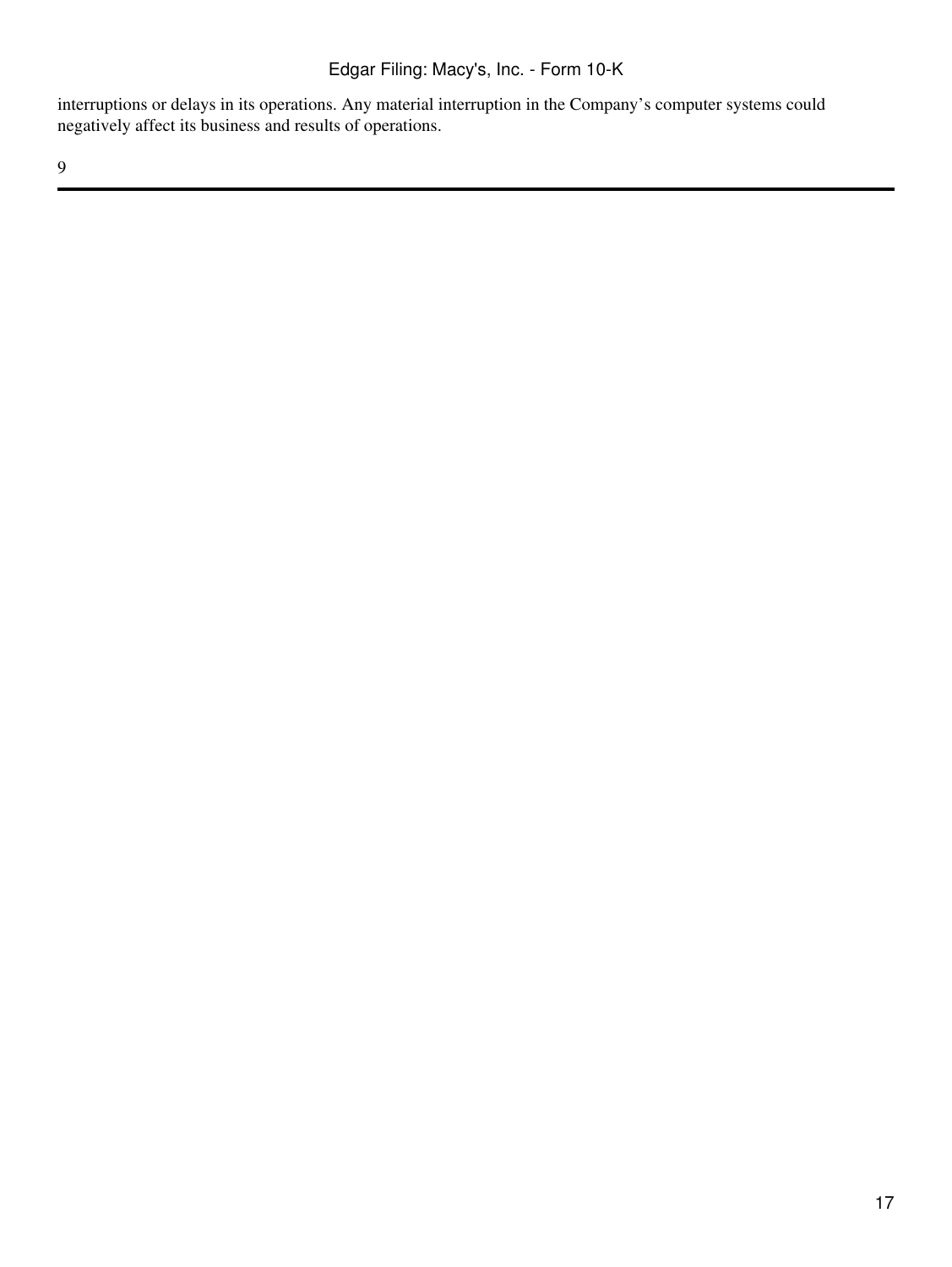interruptions or delays in its operations. Any material interruption in the Company's computer systems could negatively affect its business and results of operations.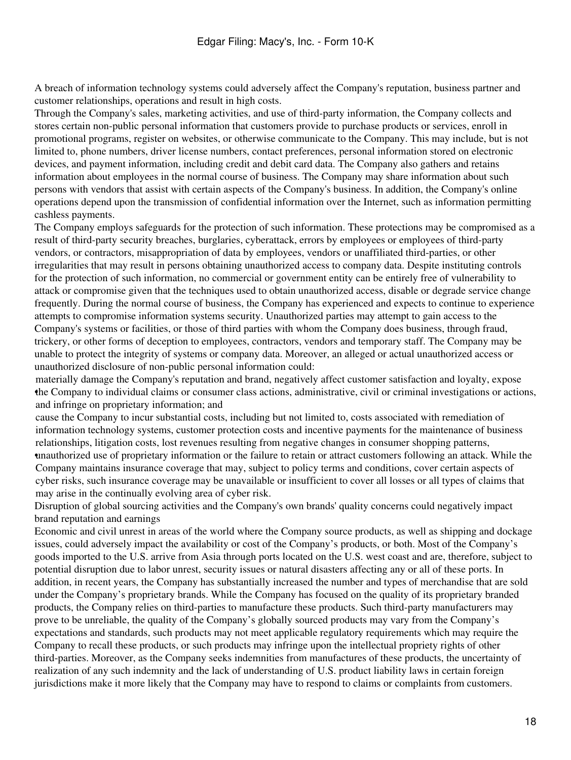A breach of information technology systems could adversely affect the Company's reputation, business partner and customer relationships, operations and result in high costs.

Through the Company's sales, marketing activities, and use of third-party information, the Company collects and stores certain non-public personal information that customers provide to purchase products or services, enroll in promotional programs, register on websites, or otherwise communicate to the Company. This may include, but is not limited to, phone numbers, driver license numbers, contact preferences, personal information stored on electronic devices, and payment information, including credit and debit card data. The Company also gathers and retains information about employees in the normal course of business. The Company may share information about such persons with vendors that assist with certain aspects of the Company's business. In addition, the Company's online operations depend upon the transmission of confidential information over the Internet, such as information permitting cashless payments.

The Company employs safeguards for the protection of such information. These protections may be compromised as a result of third-party security breaches, burglaries, cyberattack, errors by employees or employees of third-party vendors, or contractors, misappropriation of data by employees, vendors or unaffiliated third-parties, or other irregularities that may result in persons obtaining unauthorized access to company data. Despite instituting controls for the protection of such information, no commercial or government entity can be entirely free of vulnerability to attack or compromise given that the techniques used to obtain unauthorized access, disable or degrade service change frequently. During the normal course of business, the Company has experienced and expects to continue to experience attempts to compromise information systems security. Unauthorized parties may attempt to gain access to the Company's systems or facilities, or those of third parties with whom the Company does business, through fraud, trickery, or other forms of deception to employees, contractors, vendors and temporary staff. The Company may be unable to protect the integrity of systems or company data. Moreover, an alleged or actual unauthorized access or unauthorized disclosure of non-public personal information could:

- materially damage the Company's reputation and brand, negatively affect customer satisfaction and loyalty, expose the Company to individual claims or consumer class actions, administrative, civil or criminal investigations or actions, and infringe on proprietary information; and
- cause the Company to incur substantial costs, including but not limited to, costs associated with remediation of information technology systems, customer protection costs and incentive payments for the maintenance of business relationships, litigation costs, lost revenues resulting from negative changes in consumer shopping patterns, unauthorized use of proprietary information or the failure to retain or attract customers following an attack. While the Company maintains insurance coverage that may, subject to policy terms and conditions, cover certain aspects of cyber risks, such insurance coverage may be unavailable or insufficient to cover all losses or all types of claims that may arise in the continually evolving area of cyber risk.

Disruption of global sourcing activities and the Company's own brands' quality concerns could negatively impact brand reputation and earnings

Economic and civil unrest in areas of the world where the Company source products, as well as shipping and dockage issues, could adversely impact the availability or cost of the Company's products, or both. Most of the Company's goods imported to the U.S. arrive from Asia through ports located on the U.S. west coast and are, therefore, subject to potential disruption due to labor unrest, security issues or natural disasters affecting any or all of these ports. In addition, in recent years, the Company has substantially increased the number and types of merchandise that are sold under the Company's proprietary brands. While the Company has focused on the quality of its proprietary branded products, the Company relies on third-parties to manufacture these products. Such third-party manufacturers may prove to be unreliable, the quality of the Company's globally sourced products may vary from the Company's expectations and standards, such products may not meet applicable regulatory requirements which may require the Company to recall these products, or such products may infringe upon the intellectual propriety rights of other third-parties. Moreover, as the Company seeks indemnities from manufactures of these products, the uncertainty of realization of any such indemnity and the lack of understanding of U.S. product liability laws in certain foreign jurisdictions make it more likely that the Company may have to respond to claims or complaints from customers.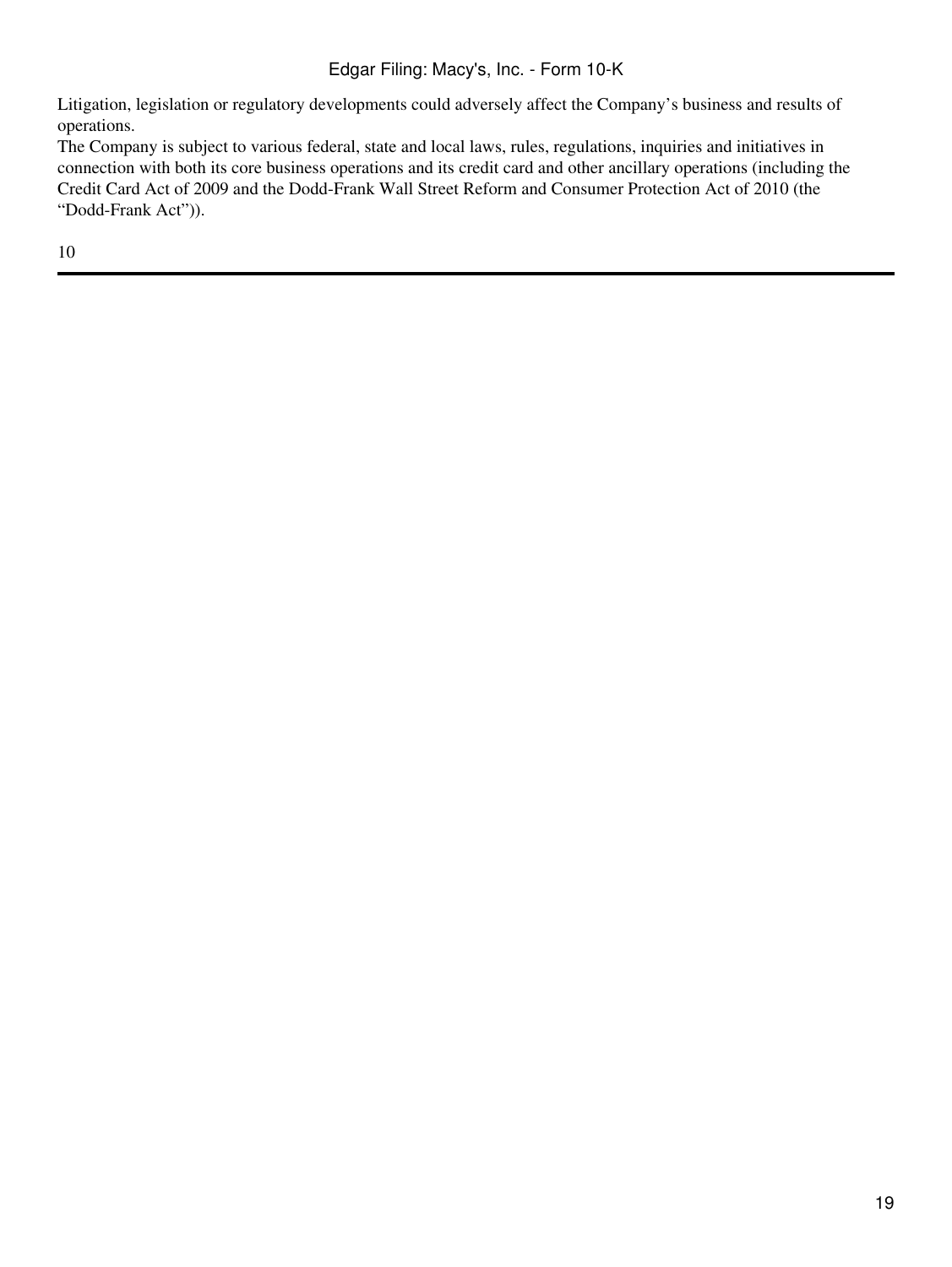Litigation, legislation or regulatory developments could adversely affect the Company's business and results of operations.

The Company is subject to various federal, state and local laws, rules, regulations, inquiries and initiatives in connection with both its core business operations and its credit card and other ancillary operations (including the Credit Card Act of 2009 and the Dodd-Frank Wall Street Reform and Consumer Protection Act of 2010 (the "Dodd-Frank Act")).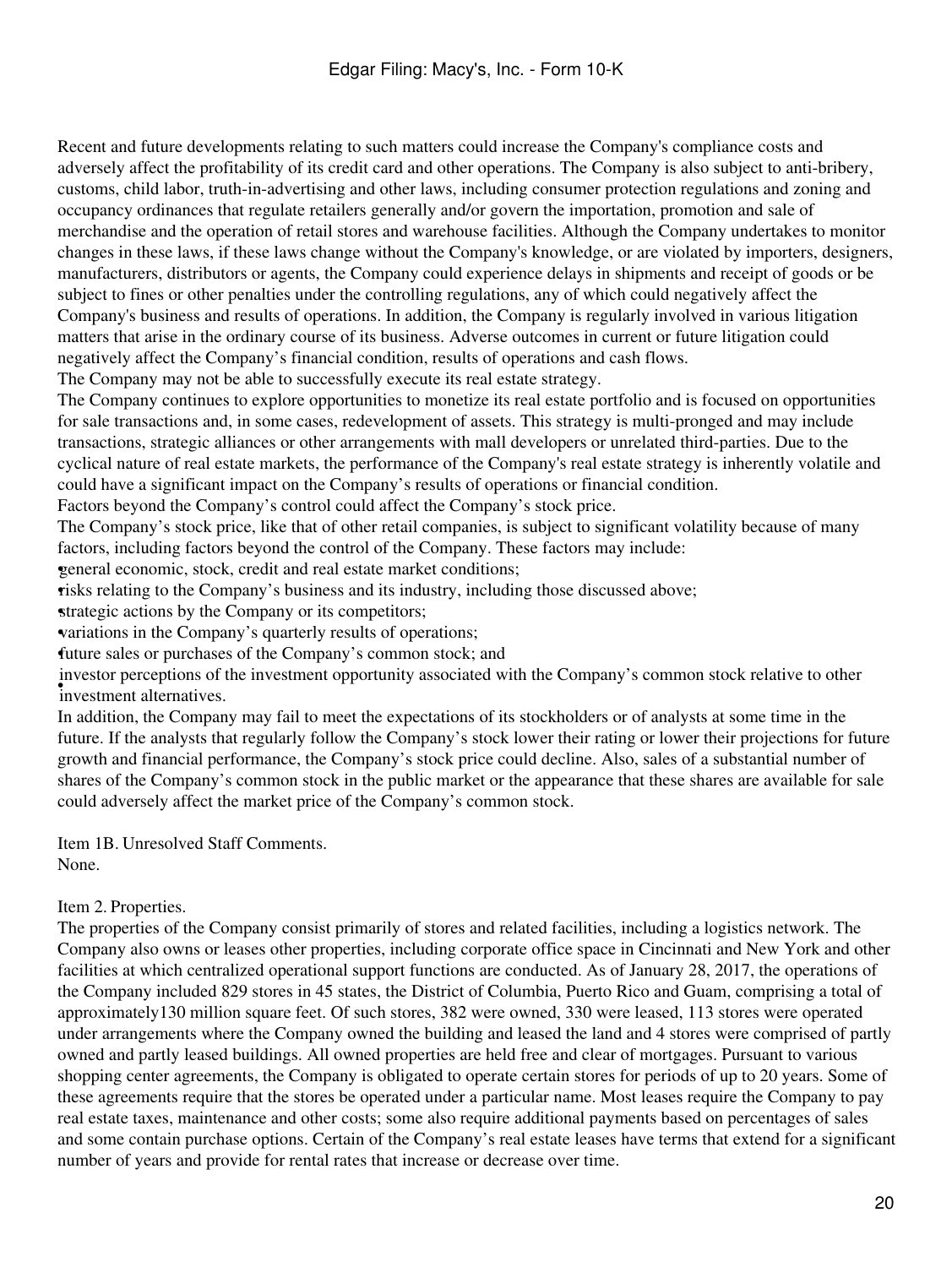Recent and future developments relating to such matters could increase the Company's compliance costs and adversely affect the profitability of its credit card and other operations. The Company is also subject to anti-bribery, customs, child labor, truth-in-advertising and other laws, including consumer protection regulations and zoning and occupancy ordinances that regulate retailers generally and/or govern the importation, promotion and sale of merchandise and the operation of retail stores and warehouse facilities. Although the Company undertakes to monitor changes in these laws, if these laws change without the Company's knowledge, or are violated by importers, designers, manufacturers, distributors or agents, the Company could experience delays in shipments and receipt of goods or be subject to fines or other penalties under the controlling regulations, any of which could negatively affect the Company's business and results of operations. In addition, the Company is regularly involved in various litigation matters that arise in the ordinary course of its business. Adverse outcomes in current or future litigation could negatively affect the Company's financial condition, results of operations and cash flows.

The Company may not be able to successfully execute its real estate strategy.

The Company continues to explore opportunities to monetize its real estate portfolio and is focused on opportunities for sale transactions and, in some cases, redevelopment of assets. This strategy is multi-pronged and may include transactions, strategic alliances or other arrangements with mall developers or unrelated third-parties. Due to the cyclical nature of real estate markets, the performance of the Company's real estate strategy is inherently volatile and could have a significant impact on the Company's results of operations or financial condition.

Factors beyond the Company's control could affect the Company's stock price.

The Company's stock price, like that of other retail companies, is subject to significant volatility because of many factors, including factors beyond the control of the Company. These factors may include:

- general economic, stock, credit and real estate market conditions;
- risks relating to the Company's business and its industry, including those discussed above;
- strategic actions by the Company or its competitors;
- variations in the Company's quarterly results of operations;
- future sales or purchases of the Company's common stock; and
- investor perceptions of the investment opportunity associated with the Company's common stock relative to other investment alternatives.

In addition, the Company may fail to meet the expectations of its stockholders or of analysts at some time in the future. If the analysts that regularly follow the Company's stock lower their rating or lower their projections for future growth and financial performance, the Company's stock price could decline. Also, sales of a substantial number of shares of the Company's common stock in the public market or the appearance that these shares are available for sale could adversely affect the market price of the Company's common stock.

## Item 1B. Unresolved Staff Comments.

None.

## Item 2. Properties.

The properties of the Company consist primarily of stores and related facilities, including a logistics network. The Company also owns or leases other properties, including corporate office space in Cincinnati and New York and other facilities at which centralized operational support functions are conducted. As of January 28, 2017, the operations of the Company included 829 stores in 45 states, the District of Columbia, Puerto Rico and Guam, comprising a total of approximately130 million square feet. Of such stores, 382 were owned, 330 were leased, 113 stores were operated under arrangements where the Company owned the building and leased the land and 4 stores were comprised of partly owned and partly leased buildings. All owned properties are held free and clear of mortgages. Pursuant to various shopping center agreements, the Company is obligated to operate certain stores for periods of up to 20 years. Some of these agreements require that the stores be operated under a particular name. Most leases require the Company to pay real estate taxes, maintenance and other costs; some also require additional payments based on percentages of sales and some contain purchase options. Certain of the Company's real estate leases have terms that extend for a significant number of years and provide for rental rates that increase or decrease over time.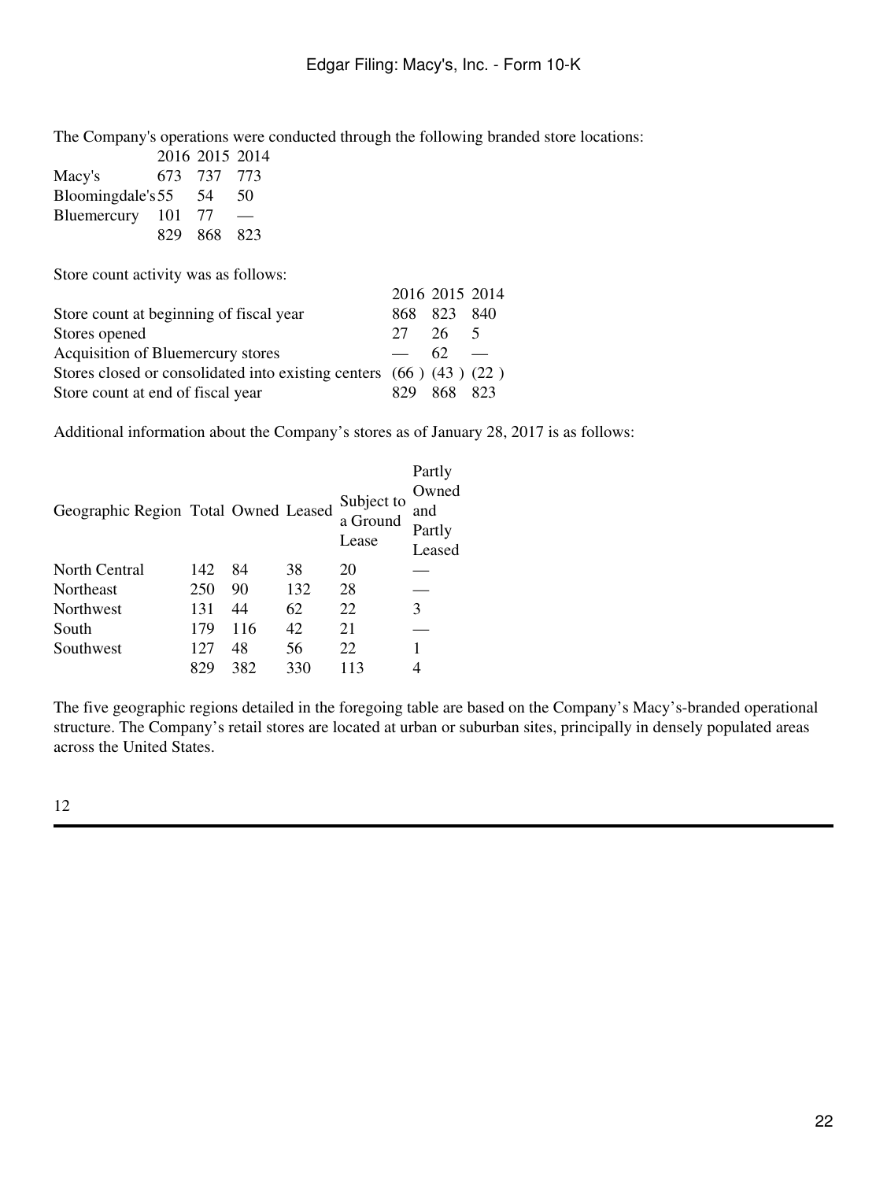The Company's operations were conducted through the following branded store locations:

| | 2016 | 2015 | 2014 |
|---|---|---|---|
| Macy's | 673 | 737 | 773 |
| Bloomingdale's | 55 | 54 | 50 |
| Bluemercury | 101 | 77 | — |
| | 829 | 868 | 823 |

Store count activity was as follows:

| | 2016 | 2015 | 2014 |
|---|---|---|---|
| Store count at beginning of fiscal year | 868 | 823 | 840 |
| Stores opened | 27 | 26 | 5 |
| Acquisition of Bluemercury stores | — | 62 | — |
| Stores closed or consolidated into existing centers | (66) | (43) | (22) |
| Store count at end of fiscal year | 829 | 868 | 823 |

Additional information about the Company's stores as of January 28, 2017 is as follows:

| Geographic Region | Total | Owned | Leased | Subject to a Ground Lease | Partly Owned and Partly Leased |
|---|---|---|---|---|---|
| North Central | 142 | 84 | 38 | 20 | — |
| Northeast | 250 | 90 | 132 | 28 | — |
| Northwest | 131 | 44 | 62 | 22 | 3 |
| South | 179 | 116 | 42 | 21 | — |
| Southwest | 127 | 48 | 56 | 22 | 1 |
| | 829 | 382 | 330 | 113 | 4 |

The five geographic regions detailed in the foregoing table are based on the Company's Macy's-branded operational structure. The Company's retail stores are located at urban or suburban sites, principally in densely populated areas across the United States.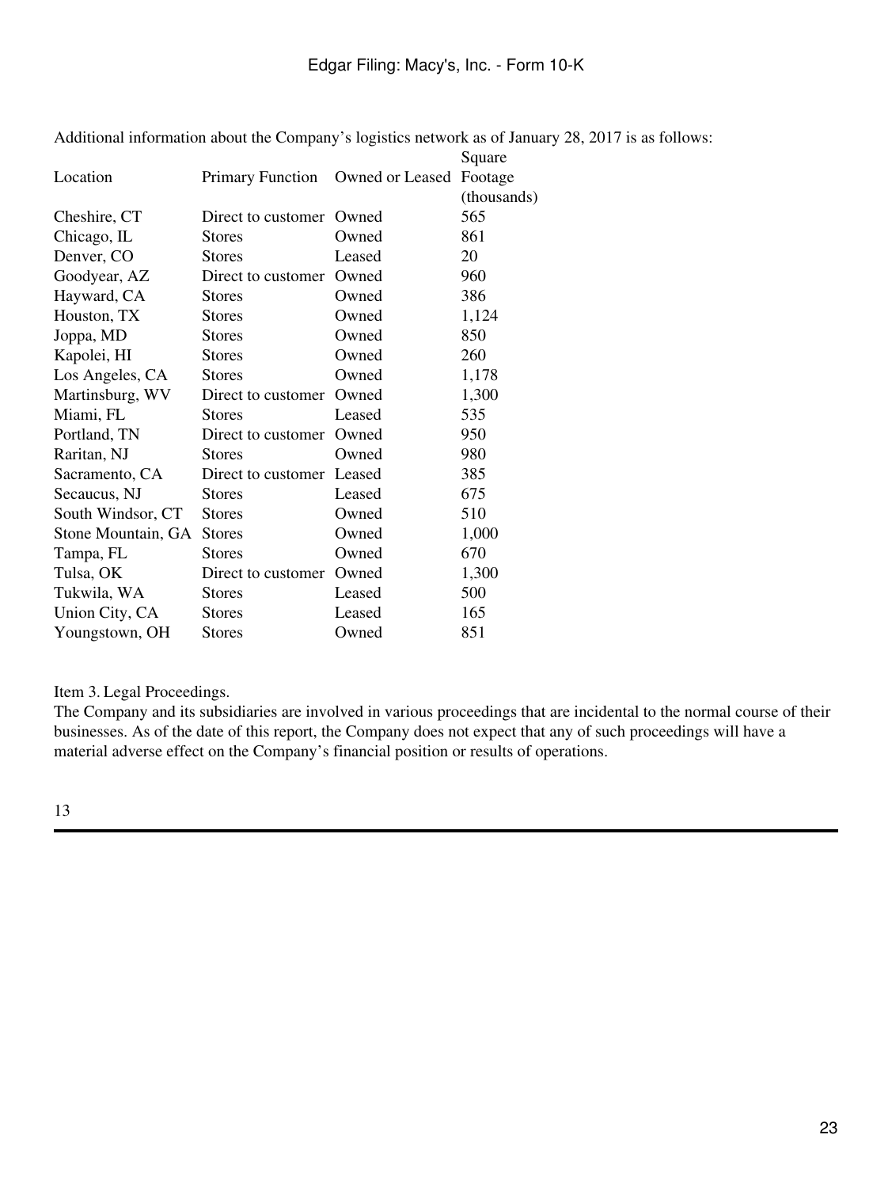Additional information about the Company's logistics network as of January 28, 2017 is as follows:

| Location | Primary Function | Owned or Leased | Square Footage (thousands) |
|---|---|---|---|
| Cheshire, CT | Direct to customer | Owned | 565 |
| Chicago, IL | Stores | Owned | 861 |
| Denver, CO | Stores | Leased | 20 |
| Goodyear, AZ | Direct to customer | Owned | 960 |
| Hayward, CA | Stores | Owned | 386 |
| Houston, TX | Stores | Owned | 1,124 |
| Joppa, MD | Stores | Owned | 850 |
| Kapolei, HI | Stores | Owned | 260 |
| Los Angeles, CA | Stores | Owned | 1,178 |
| Martinsburg, WV | Direct to customer | Owned | 1,300 |
| Miami, FL | Stores | Leased | 535 |
| Portland, TN | Direct to customer | Owned | 950 |
| Raritan, NJ | Stores | Owned | 980 |
| Sacramento, CA | Direct to customer | Leased | 385 |
| Secaucus, NJ | Stores | Leased | 675 |
| South Windsor, CT | Stores | Owned | 510 |
| Stone Mountain, GA | Stores | Owned | 1,000 |
| Tampa, FL | Stores | Owned | 670 |
| Tulsa, OK | Direct to customer | Owned | 1,300 |
| Tukwila, WA | Stores | Leased | 500 |
| Union City, CA | Stores | Leased | 165 |
| Youngstown, OH | Stores | Owned | 851 |

Item 3. Legal Proceedings.

The Company and its subsidiaries are involved in various proceedings that are incidental to the normal course of their businesses. As of the date of this report, the Company does not expect that any of such proceedings will have a material adverse effect on the Company's financial position or results of operations.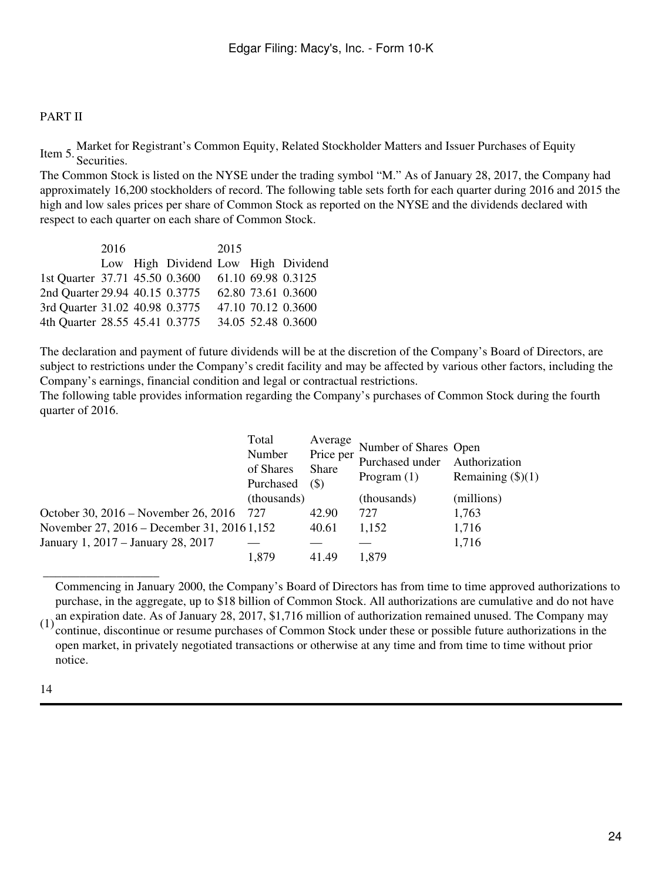PART II

Item 5. Market for Registrant's Common Equity, Related Stockholder Matters and Issuer Purchases of Equity Securities.

The Common Stock is listed on the NYSE under the trading symbol "M." As of January 28, 2017, the Company had approximately 16,200 stockholders of record. The following table sets forth for each quarter during 2016 and 2015 the high and low sales prices per share of Common Stock as reported on the NYSE and the dividends declared with respect to each quarter on each share of Common Stock.

| | 2016 | | | 2015 | | |
|---|---|---|---|---|---|---|
| | Low | High | Dividend | Low | High | Dividend |
| 1st Quarter | 37.71 | 45.50 | 0.3600 | 61.10 | 69.98 | 0.3125 |
| 2nd Quarter | 29.94 | 40.15 | 0.3775 | 62.80 | 73.61 | 0.3600 |
| 3rd Quarter | 31.02 | 40.98 | 0.3775 | 47.10 | 70.12 | 0.3600 |
| 4th Quarter | 28.55 | 45.41 | 0.3775 | 34.05 | 52.48 | 0.3600 |

The declaration and payment of future dividends will be at the discretion of the Company's Board of Directors, are subject to restrictions under the Company's credit facility and may be affected by various other factors, including the Company's earnings, financial condition and legal or contractual restrictions.

The following table provides information regarding the Company's purchases of Common Stock during the fourth quarter of 2016.

| | Total Number of Shares Purchased | Average Price per Share ($) | Number of Shares Purchased under Program (1) | Open Authorization Remaining ($)(1) |
|---|---|---|---|---|
| | (thousands) | | (thousands) | (millions) |
| October 30, 2016 – November 26, 2016 | 727 | 42.90 | 727 | 1,763 |
| November 27, 2016 – December 31, 2016 | 1,152 | 40.61 | 1,152 | 1,716 |
| January 1, 2017 – January 28, 2017 | — | — | — | 1,716 |
| | 1,879 | 41.49 | 1,879 | |

(1) Commencing in January 2000, the Company's Board of Directors has from time to time approved authorizations to purchase, in the aggregate, up to $18 billion of Common Stock. All authorizations are cumulative and do not have an expiration date. As of January 28, 2017, $1,716 million of authorization remained unused. The Company may continue, discontinue or resume purchases of Common Stock under these or possible future authorizations in the open market, in privately negotiated transactions or otherwise at any time and from time to time without prior notice.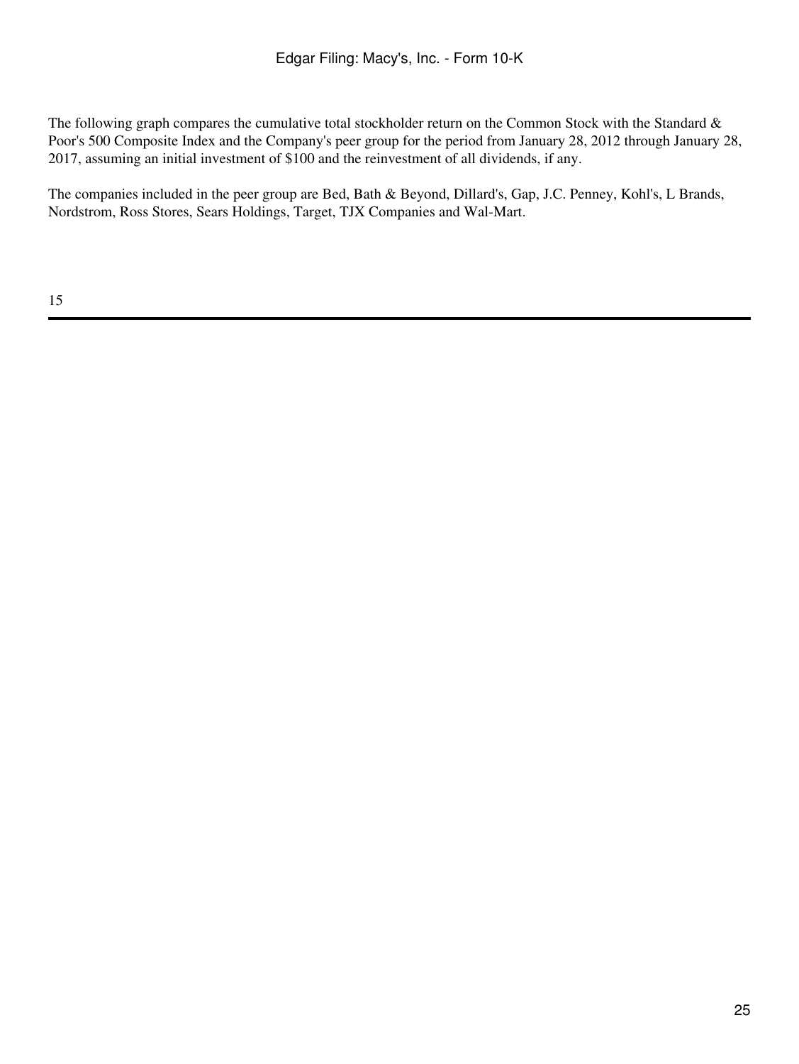The following graph compares the cumulative total stockholder return on the Common Stock with the Standard & Poor's 500 Composite Index and the Company's peer group for the period from January 28, 2012 through January 28, 2017, assuming an initial investment of $100 and the reinvestment of all dividends, if any.

The companies included in the peer group are Bed, Bath & Beyond, Dillard's, Gap, J.C. Penney, Kohl's, L Brands, Nordstrom, Ross Stores, Sears Holdings, Target, TJX Companies and Wal-Mart.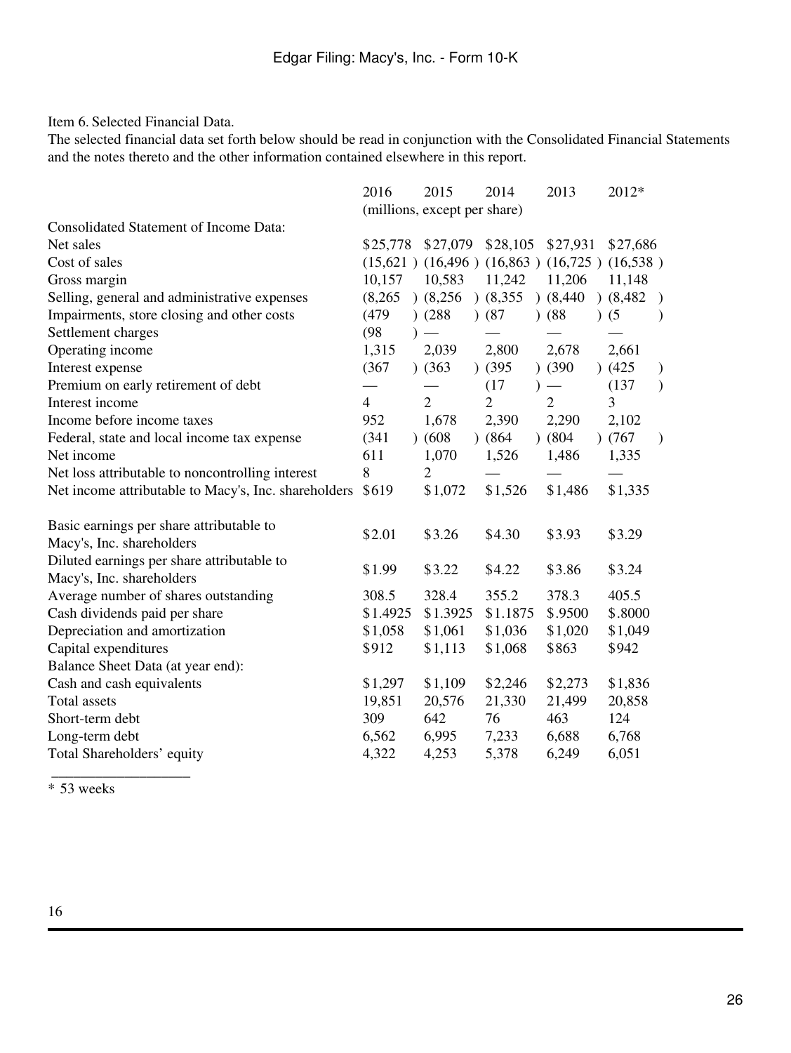Item 6. Selected Financial Data.

The selected financial data set forth below should be read in conjunction with the Consolidated Financial Statements and the notes thereto and the other information contained elsewhere in this report.

| | 2016 | 2015 | 2014 | 2013 | 2012* |
|---|---|---|---|---|---|
| | (millions, except per share) | | | | |
| Consolidated Statement of Income Data: | | | | | |
| Net sales | $25,778 | $27,079 | $28,105 | $27,931 | $27,686 |
| Cost of sales | (15,621 ) | (16,496 ) | (16,863 ) | (16,725 ) | (16,538 ) |
| Gross margin | 10,157 | 10,583 | 11,242 | 11,206 | 11,148 |
| Selling, general and administrative expenses | (8,265 ) | (8,256 ) | (8,355 ) | (8,440 ) | (8,482 ) |
| Impairments, store closing and other costs | (479 ) | (288 ) | (87 ) | (88 ) | (5 ) |
| Settlement charges | (98 ) | — | — | — | — |
| Operating income | 1,315 | 2,039 | 2,800 | 2,678 | 2,661 |
| Interest expense | (367 ) | (363 ) | (395 ) | (390 ) | (425 ) |
| Premium on early retirement of debt | — | — | (17 ) | — | (137 ) |
| Interest income | 4 | 2 | 2 | 2 | 3 |
| Income before income taxes | 952 | 1,678 | 2,390 | 2,290 | 2,102 |
| Federal, state and local income tax expense | (341 ) | (608 ) | (864 ) | (804 ) | (767 ) |
| Net income | 611 | 1,070 | 1,526 | 1,486 | 1,335 |
| Net loss attributable to noncontrolling interest | 8 | 2 | — | — | — |
| Net income attributable to Macy's, Inc. shareholders | $619 | $1,072 | $1,526 | $1,486 | $1,335 |
| Basic earnings per share attributable to Macy's, Inc. shareholders | $2.01 | $3.26 | $4.30 | $3.93 | $3.29 |
| Diluted earnings per share attributable to Macy's, Inc. shareholders | $1.99 | $3.22 | $4.22 | $3.86 | $3.24 |
| Average number of shares outstanding | 308.5 | 328.4 | 355.2 | 378.3 | 405.5 |
| Cash dividends paid per share | $1.4925 | $1.3925 | $1.1875 | $.9500 | $.8000 |
| Depreciation and amortization | $1,058 | $1,061 | $1,036 | $1,020 | $1,049 |
| Capital expenditures | $912 | $1,113 | $1,068 | $863 | $942 |
| Balance Sheet Data (at year end): | | | | | |
| Cash and cash equivalents | $1,297 | $1,109 | $2,246 | $2,273 | $1,836 |
| Total assets | 19,851 | 20,576 | 21,330 | 21,499 | 20,858 |
| Short-term debt | 309 | 642 | 76 | 463 | 124 |
| Long-term debt | 6,562 | 6,995 | 7,233 | 6,688 | 6,768 |
| Total Shareholders' equity | 4,322 | 4,253 | 5,378 | 6,249 | 6,051 |

\* 53 weeks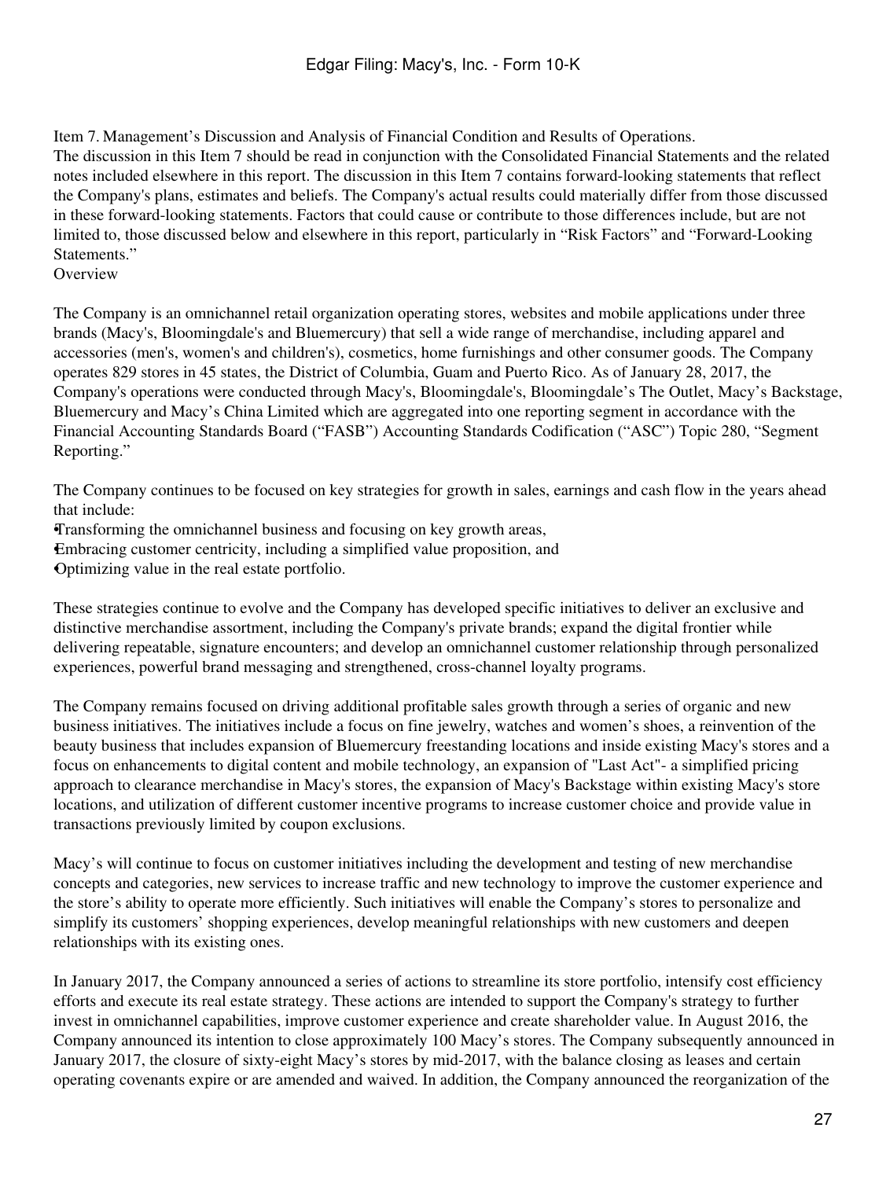Item 7. Management's Discussion and Analysis of Financial Condition and Results of Operations.

The discussion in this Item 7 should be read in conjunction with the Consolidated Financial Statements and the related notes included elsewhere in this report. The discussion in this Item 7 contains forward-looking statements that reflect the Company's plans, estimates and beliefs. The Company's actual results could materially differ from those discussed in these forward-looking statements. Factors that could cause or contribute to those differences include, but are not limited to, those discussed below and elsewhere in this report, particularly in "Risk Factors" and "Forward-Looking Statements."

Overview

The Company is an omnichannel retail organization operating stores, websites and mobile applications under three brands (Macy's, Bloomingdale's and Bluemercury) that sell a wide range of merchandise, including apparel and accessories (men's, women's and children's), cosmetics, home furnishings and other consumer goods. The Company operates 829 stores in 45 states, the District of Columbia, Guam and Puerto Rico. As of January 28, 2017, the Company's operations were conducted through Macy's, Bloomingdale's, Bloomingdale's The Outlet, Macy's Backstage, Bluemercury and Macy's China Limited which are aggregated into one reporting segment in accordance with the Financial Accounting Standards Board ("FASB") Accounting Standards Codification ("ASC") Topic 280, "Segment Reporting."

The Company continues to be focused on key strategies for growth in sales, earnings and cash flow in the years ahead that include:

- Transforming the omnichannel business and focusing on key growth areas,
- Embracing customer centricity, including a simplified value proposition, and
- Optimizing value in the real estate portfolio.

These strategies continue to evolve and the Company has developed specific initiatives to deliver an exclusive and distinctive merchandise assortment, including the Company's private brands; expand the digital frontier while delivering repeatable, signature encounters; and develop an omnichannel customer relationship through personalized experiences, powerful brand messaging and strengthened, cross-channel loyalty programs.

The Company remains focused on driving additional profitable sales growth through a series of organic and new business initiatives. The initiatives include a focus on fine jewelry, watches and women's shoes, a reinvention of the beauty business that includes expansion of Bluemercury freestanding locations and inside existing Macy's stores and a focus on enhancements to digital content and mobile technology, an expansion of "Last Act"- a simplified pricing approach to clearance merchandise in Macy's stores, the expansion of Macy's Backstage within existing Macy's store locations, and utilization of different customer incentive programs to increase customer choice and provide value in transactions previously limited by coupon exclusions.

Macy's will continue to focus on customer initiatives including the development and testing of new merchandise concepts and categories, new services to increase traffic and new technology to improve the customer experience and the store's ability to operate more efficiently. Such initiatives will enable the Company's stores to personalize and simplify its customers' shopping experiences, develop meaningful relationships with new customers and deepen relationships with its existing ones.

In January 2017, the Company announced a series of actions to streamline its store portfolio, intensify cost efficiency efforts and execute its real estate strategy. These actions are intended to support the Company's strategy to further invest in omnichannel capabilities, improve customer experience and create shareholder value. In August 2016, the Company announced its intention to close approximately 100 Macy's stores. The Company subsequently announced in January 2017, the closure of sixty-eight Macy's stores by mid-2017, with the balance closing as leases and certain operating covenants expire or are amended and waived. In addition, the Company announced the reorganization of the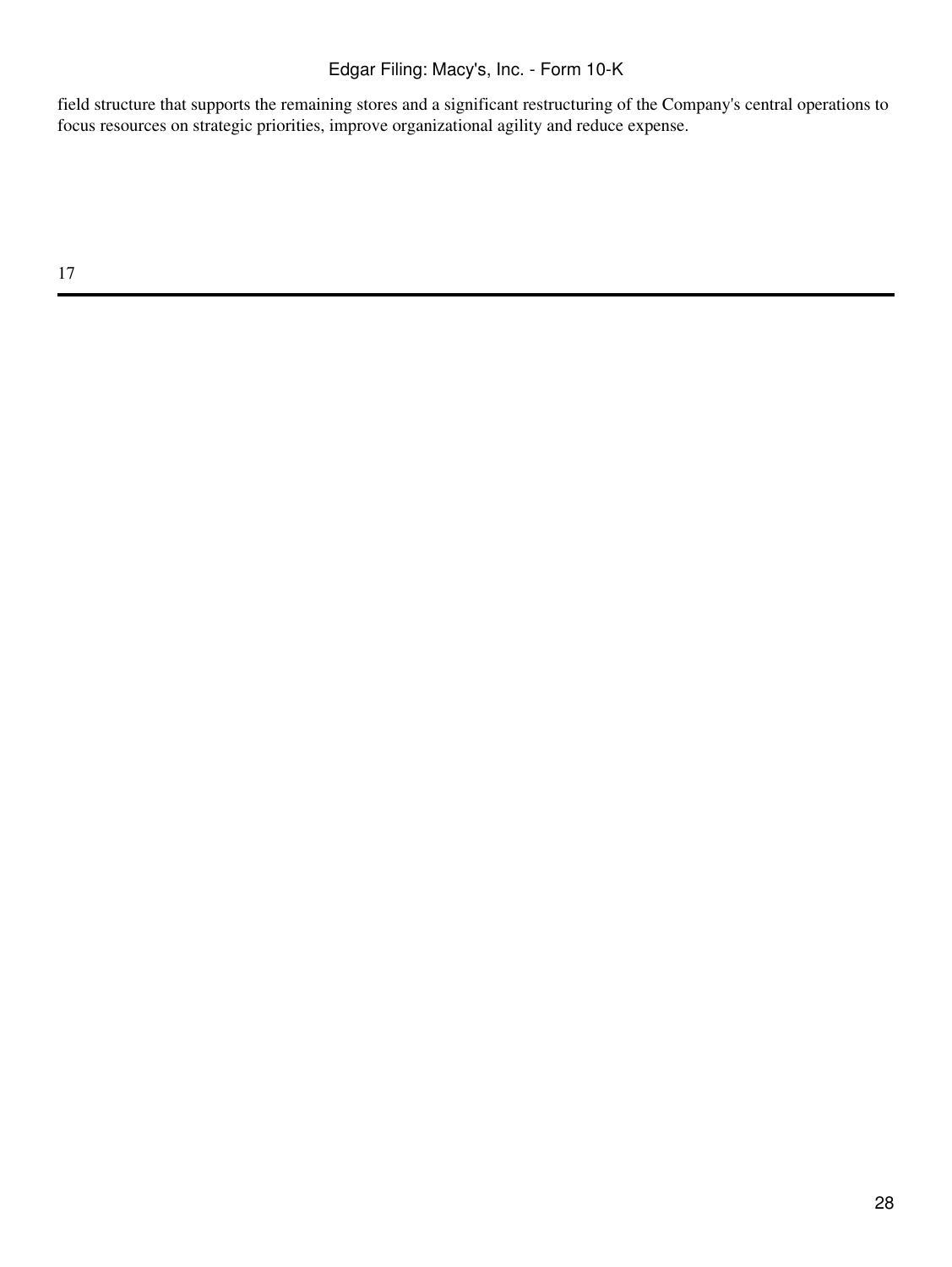field structure that supports the remaining stores and a significant restructuring of the Company's central operations to focus resources on strategic priorities, improve organizational agility and reduce expense.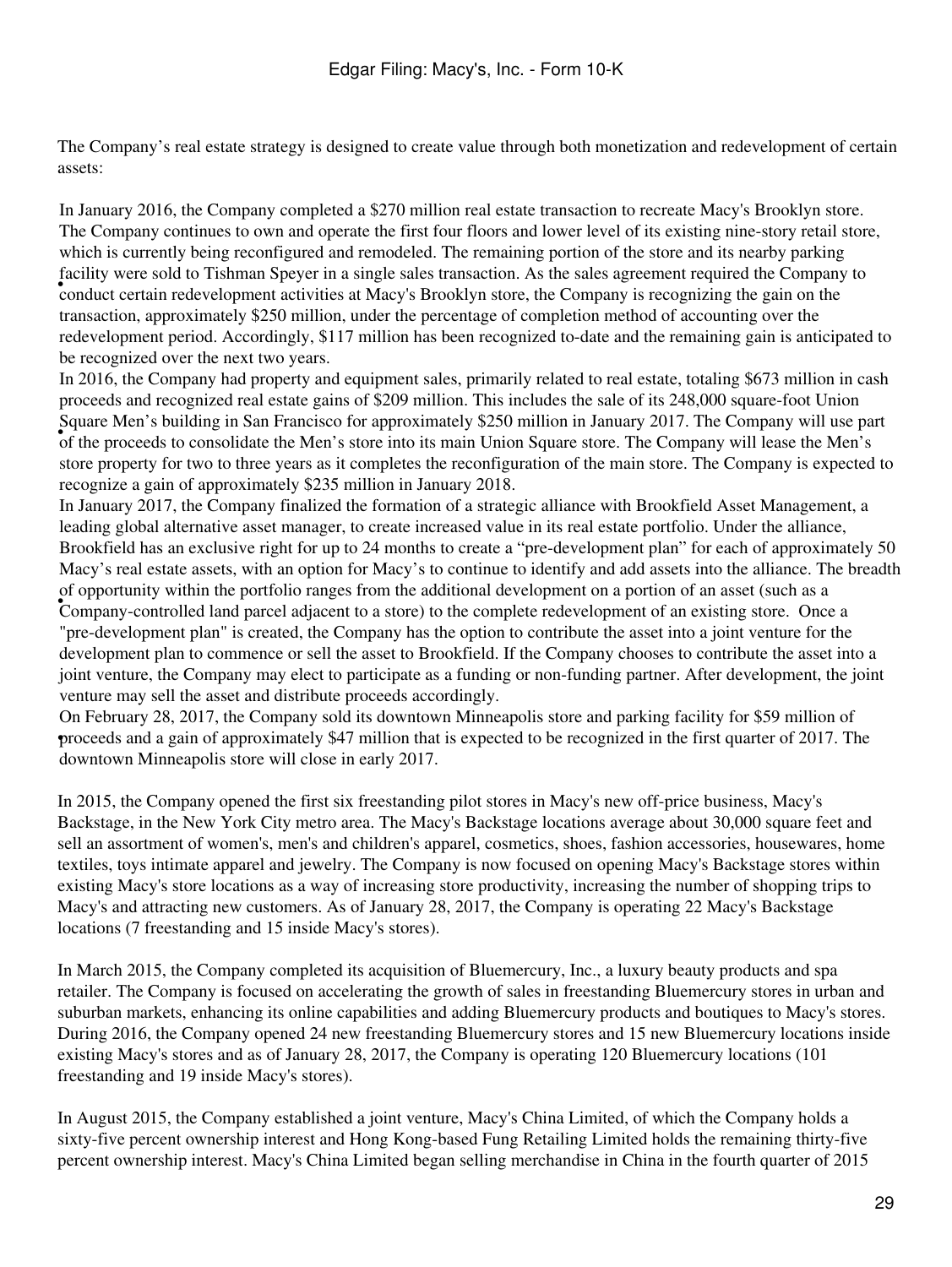The Company's real estate strategy is designed to create value through both monetization and redevelopment of certain assets:

- In January 2016, the Company completed a $270 million real estate transaction to recreate Macy's Brooklyn store. The Company continues to own and operate the first four floors and lower level of its existing nine-story retail store, which is currently being reconfigured and remodeled. The remaining portion of the store and its nearby parking facility were sold to Tishman Speyer in a single sales transaction. As the sales agreement required the Company to conduct certain redevelopment activities at Macy's Brooklyn store, the Company is recognizing the gain on the transaction, approximately $250 million, under the percentage of completion method of accounting over the redevelopment period. Accordingly, $117 million has been recognized to-date and the remaining gain is anticipated to be recognized over the next two years.
- In 2016, the Company had property and equipment sales, primarily related to real estate, totaling $673 million in cash proceeds and recognized real estate gains of $209 million. This includes the sale of its 248,000 square-foot Union Square Men's building in San Francisco for approximately $250 million in January 2017. The Company will use part of the proceeds to consolidate the Men's store into its main Union Square store. The Company will lease the Men's store property for two to three years as it completes the reconfiguration of the main store. The Company is expected to recognize a gain of approximately $235 million in January 2018.
- In January 2017, the Company finalized the formation of a strategic alliance with Brookfield Asset Management, a leading global alternative asset manager, to create increased value in its real estate portfolio. Under the alliance, Brookfield has an exclusive right for up to 24 months to create a "pre-development plan" for each of approximately 50 Macy's real estate assets, with an option for Macy's to continue to identify and add assets into the alliance. The breadth of opportunity within the portfolio ranges from the additional development on a portion of an asset (such as a Company-controlled land parcel adjacent to a store) to the complete redevelopment of an existing store. Once a "pre-development plan" is created, the Company has the option to contribute the asset into a joint venture for the development plan to commence or sell the asset to Brookfield. If the Company chooses to contribute the asset into a joint venture, the Company may elect to participate as a funding or non-funding partner. After development, the joint venture may sell the asset and distribute proceeds accordingly.
- On February 28, 2017, the Company sold its downtown Minneapolis store and parking facility for $59 million of proceeds and a gain of approximately $47 million that is expected to be recognized in the first quarter of 2017. The downtown Minneapolis store will close in early 2017.

In 2015, the Company opened the first six freestanding pilot stores in Macy's new off-price business, Macy's Backstage, in the New York City metro area. The Macy's Backstage locations average about 30,000 square feet and sell an assortment of women's, men's and children's apparel, cosmetics, shoes, fashion accessories, housewares, home textiles, toys intimate apparel and jewelry. The Company is now focused on opening Macy's Backstage stores within existing Macy's store locations as a way of increasing store productivity, increasing the number of shopping trips to Macy's and attracting new customers. As of January 28, 2017, the Company is operating 22 Macy's Backstage locations (7 freestanding and 15 inside Macy's stores).

In March 2015, the Company completed its acquisition of Bluemercury, Inc., a luxury beauty products and spa retailer. The Company is focused on accelerating the growth of sales in freestanding Bluemercury stores in urban and suburban markets, enhancing its online capabilities and adding Bluemercury products and boutiques to Macy's stores. During 2016, the Company opened 24 new freestanding Bluemercury stores and 15 new Bluemercury locations inside existing Macy's stores and as of January 28, 2017, the Company is operating 120 Bluemercury locations (101 freestanding and 19 inside Macy's stores).

In August 2015, the Company established a joint venture, Macy's China Limited, of which the Company holds a sixty-five percent ownership interest and Hong Kong-based Fung Retailing Limited holds the remaining thirty-five percent ownership interest. Macy's China Limited began selling merchandise in China in the fourth quarter of 2015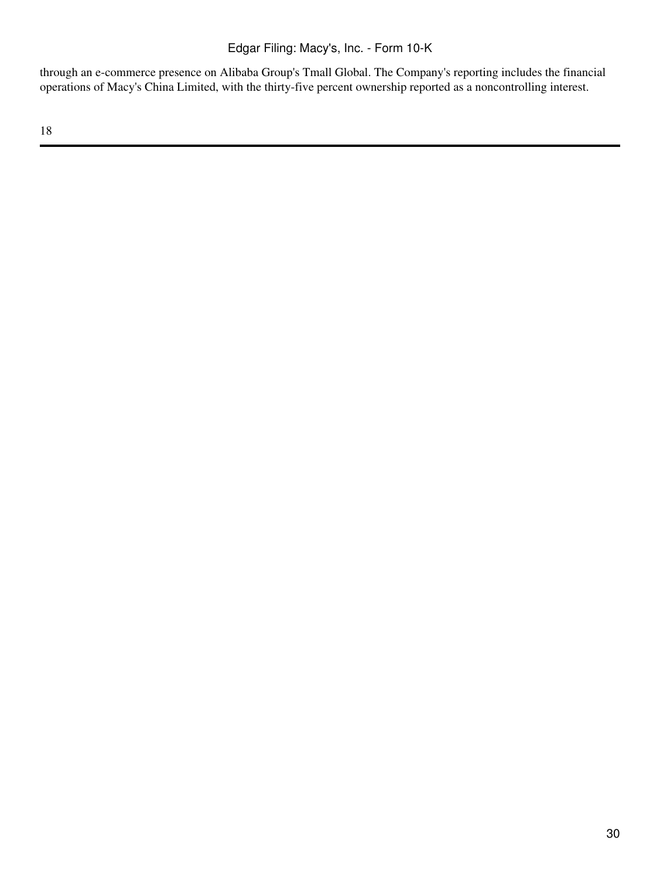through an e-commerce presence on Alibaba Group's Tmall Global. The Company's reporting includes the financial operations of Macy's China Limited, with the thirty-five percent ownership reported as a noncontrolling interest.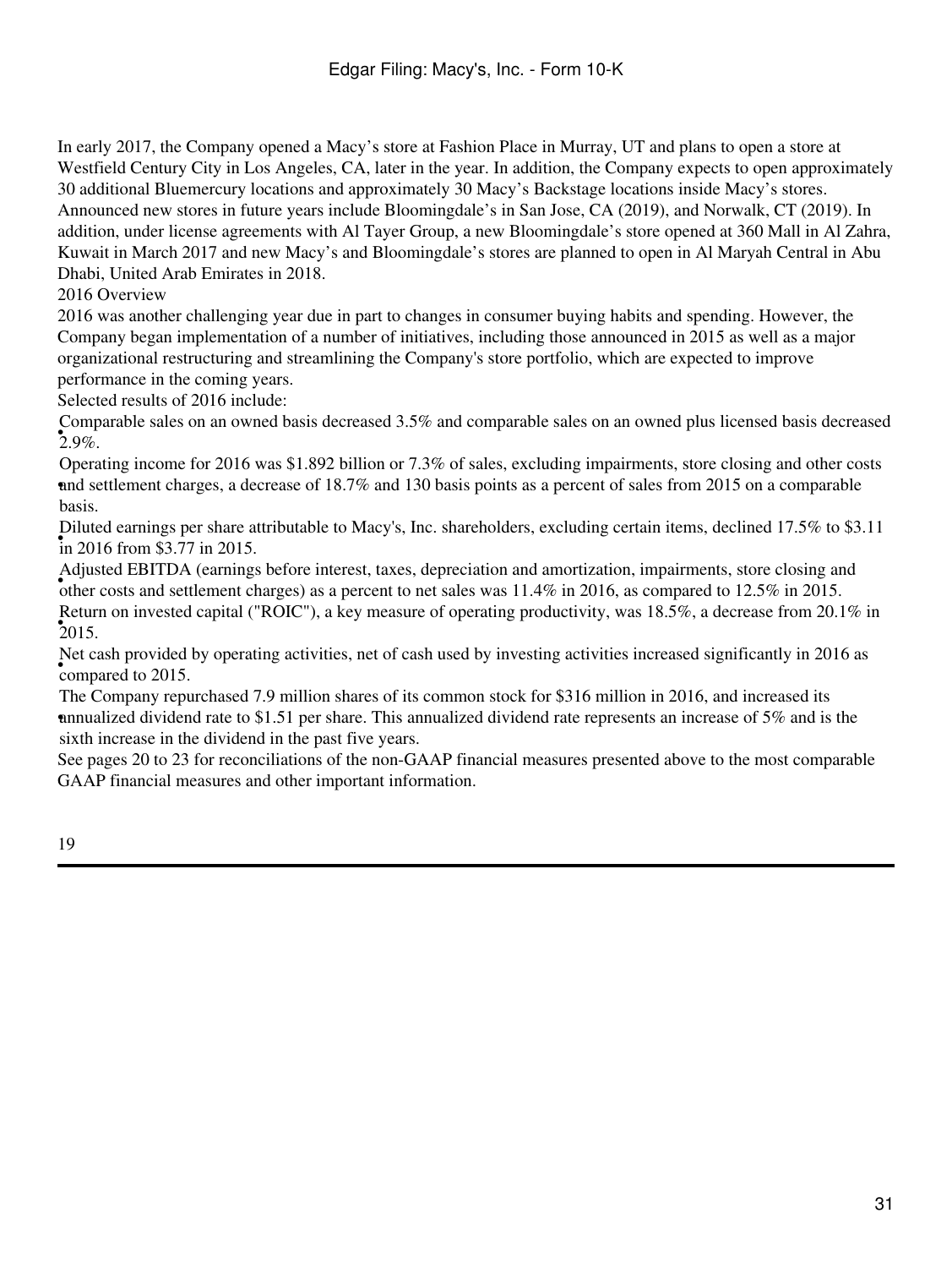In early 2017, the Company opened a Macy's store at Fashion Place in Murray, UT and plans to open a store at Westfield Century City in Los Angeles, CA, later in the year. In addition, the Company expects to open approximately 30 additional Bluemercury locations and approximately 30 Macy's Backstage locations inside Macy's stores. Announced new stores in future years include Bloomingdale's in San Jose, CA (2019), and Norwalk, CT (2019). In addition, under license agreements with Al Tayer Group, a new Bloomingdale's store opened at 360 Mall in Al Zahra, Kuwait in March 2017 and new Macy's and Bloomingdale's stores are planned to open in Al Maryah Central in Abu Dhabi, United Arab Emirates in 2018.

## 2016 Overview

2016 was another challenging year due in part to changes in consumer buying habits and spending. However, the Company began implementation of a number of initiatives, including those announced in 2015 as well as a major organizational restructuring and streamlining the Company's store portfolio, which are expected to improve performance in the coming years.

Selected results of 2016 include:

- Comparable sales on an owned basis decreased 3.5% and comparable sales on an owned plus licensed basis decreased 2.9%.
- Operating income for 2016 was $1.892 billion or 7.3% of sales, excluding impairments, store closing and other costs and settlement charges, a decrease of 18.7% and 130 basis points as a percent of sales from 2015 on a comparable basis.
- Diluted earnings per share attributable to Macy's, Inc. shareholders, excluding certain items, declined 17.5% to $3.11 in 2016 from $3.77 in 2015.
- Adjusted EBITDA (earnings before interest, taxes, depreciation and amortization, impairments, store closing and other costs and settlement charges) as a percent to net sales was 11.4% in 2016, as compared to 12.5% in 2015.
- Return on invested capital ("ROIC"), a key measure of operating productivity, was 18.5%, a decrease from 20.1% in 2015.
- Net cash provided by operating activities, net of cash used by investing activities increased significantly in 2016 as compared to 2015.
- The Company repurchased 7.9 million shares of its common stock for $316 million in 2016, and increased its annualized dividend rate to $1.51 per share. This annualized dividend rate represents an increase of 5% and is the sixth increase in the dividend in the past five years.

See pages 20 to 23 for reconciliations of the non-GAAP financial measures presented above to the most comparable GAAP financial measures and other important information.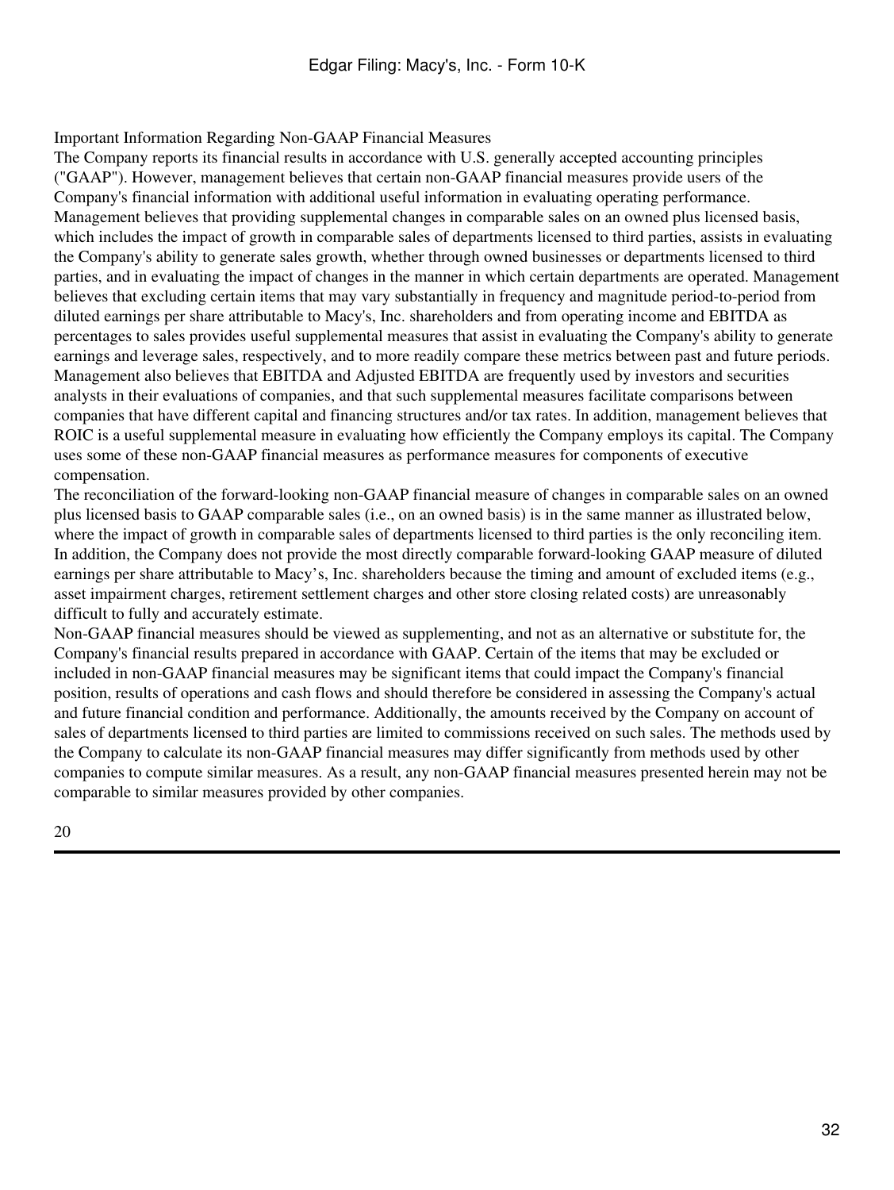## Important Information Regarding Non-GAAP Financial Measures

The Company reports its financial results in accordance with U.S. generally accepted accounting principles ("GAAP"). However, management believes that certain non-GAAP financial measures provide users of the Company's financial information with additional useful information in evaluating operating performance. Management believes that providing supplemental changes in comparable sales on an owned plus licensed basis, which includes the impact of growth in comparable sales of departments licensed to third parties, assists in evaluating the Company's ability to generate sales growth, whether through owned businesses or departments licensed to third parties, and in evaluating the impact of changes in the manner in which certain departments are operated. Management believes that excluding certain items that may vary substantially in frequency and magnitude period-to-period from diluted earnings per share attributable to Macy's, Inc. shareholders and from operating income and EBITDA as percentages to sales provides useful supplemental measures that assist in evaluating the Company's ability to generate earnings and leverage sales, respectively, and to more readily compare these metrics between past and future periods. Management also believes that EBITDA and Adjusted EBITDA are frequently used by investors and securities analysts in their evaluations of companies, and that such supplemental measures facilitate comparisons between companies that have different capital and financing structures and/or tax rates. In addition, management believes that ROIC is a useful supplemental measure in evaluating how efficiently the Company employs its capital. The Company uses some of these non-GAAP financial measures as performance measures for components of executive compensation.

The reconciliation of the forward-looking non-GAAP financial measure of changes in comparable sales on an owned plus licensed basis to GAAP comparable sales (i.e., on an owned basis) is in the same manner as illustrated below, where the impact of growth in comparable sales of departments licensed to third parties is the only reconciling item. In addition, the Company does not provide the most directly comparable forward-looking GAAP measure of diluted earnings per share attributable to Macy's, Inc. shareholders because the timing and amount of excluded items (e.g., asset impairment charges, retirement settlement charges and other store closing related costs) are unreasonably difficult to fully and accurately estimate.

Non-GAAP financial measures should be viewed as supplementing, and not as an alternative or substitute for, the Company's financial results prepared in accordance with GAAP. Certain of the items that may be excluded or included in non-GAAP financial measures may be significant items that could impact the Company's financial position, results of operations and cash flows and should therefore be considered in assessing the Company's actual and future financial condition and performance. Additionally, the amounts received by the Company on account of sales of departments licensed to third parties are limited to commissions received on such sales. The methods used by the Company to calculate its non-GAAP financial measures may differ significantly from methods used by other companies to compute similar measures. As a result, any non-GAAP financial measures presented herein may not be comparable to similar measures provided by other companies.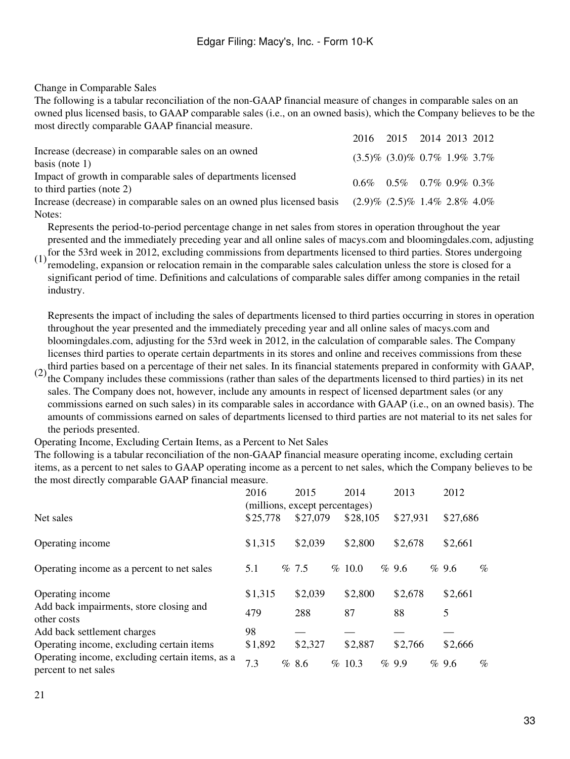Change in Comparable Sales

The following is a tabular reconciliation of the non-GAAP financial measure of changes in comparable sales on an owned plus licensed basis, to GAAP comparable sales (i.e., on an owned basis), which the Company believes to be the most directly comparable GAAP financial measure.

| | 2016 | 2015 | 2014 | 2013 | 2012 |
|---|---|---|---|---|---|
| Increase (decrease) in comparable sales on an owned basis (note 1) | (3.5)% | (3.0)% | 0.7% | 1.9% | 3.7% |
| Impact of growth in comparable sales of departments licensed to third parties (note 2) | 0.6% | 0.5% | 0.7% | 0.9% | 0.3% |
| Increase (decrease) in comparable sales on an owned plus licensed basis | (2.9)% | (2.5)% | 1.4% | 2.8% | 4.0% |

Notes:

(1) Represents the period-to-period percentage change in net sales from stores in operation throughout the year presented and the immediately preceding year and all online sales of macys.com and bloomingdales.com, adjusting for the 53rd week in 2012, excluding commissions from departments licensed to third parties. Stores undergoing remodeling, expansion or relocation remain in the comparable sales calculation unless the store is closed for a significant period of time. Definitions and calculations of comparable sales differ among companies in the retail industry.

(2) Represents the impact of including the sales of departments licensed to third parties occurring in stores in operation throughout the year presented and the immediately preceding year and all online sales of macys.com and bloomingdales.com, adjusting for the 53rd week in 2012, in the calculation of comparable sales. The Company licenses third parties to operate certain departments in its stores and online and receives commissions from these third parties based on a percentage of their net sales. In its financial statements prepared in conformity with GAAP, the Company includes these commissions (rather than sales of the departments licensed to third parties) in its net sales. The Company does not, however, include any amounts in respect of licensed department sales (or any commissions earned on such sales) in its comparable sales in accordance with GAAP (i.e., on an owned basis). The amounts of commissions earned on sales of departments licensed to third parties are not material to its net sales for the periods presented.

Operating Income, Excluding Certain Items, as a Percent to Net Sales

The following is a tabular reconciliation of the non-GAAP financial measure operating income, excluding certain items, as a percent to net sales to GAAP operating income as a percent to net sales, which the Company believes to be the most directly comparable GAAP financial measure.

| | 2016 | 2015 | 2014 | 2013 | 2012 |
|---|---|---|---|---|---|
| | (millions, except percentages) | | | | |
| Net sales | $25,778 | $27,079 | $28,105 | $27,931 | $27,686 |
| Operating income | $1,315 | $2,039 | $2,800 | $2,678 | $2,661 |
| Operating income as a percent to net sales | 5.1 % | 7.5 % | 10.0 % | 9.6 % | 9.6 % |
| Operating income | $1,315 | $2,039 | $2,800 | $2,678 | $2,661 |
| Add back impairments, store closing and other costs | 479 | 288 | 87 | 88 | 5 |
| Add back settlement charges | 98 | — | — | — | — |
| Operating income, excluding certain items | $1,892 | $2,327 | $2,887 | $2,766 | $2,666 |
| Operating income, excluding certain items, as a percent to net sales | 7.3 % | 8.6 % | 10.3 % | 9.9 % | 9.6 % |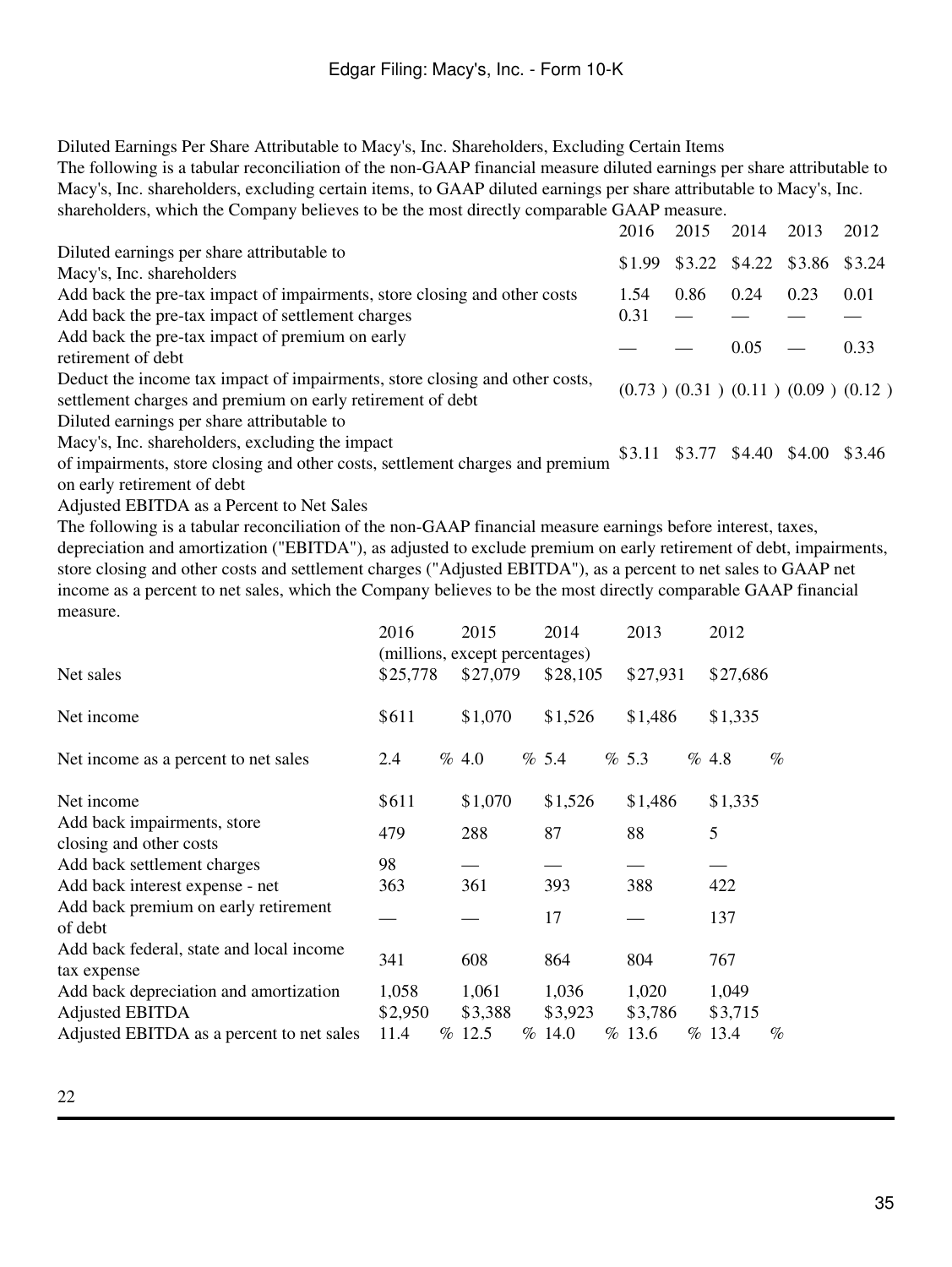Diluted Earnings Per Share Attributable to Macy's, Inc. Shareholders, Excluding Certain Items

The following is a tabular reconciliation of the non-GAAP financial measure diluted earnings per share attributable to Macy's, Inc. shareholders, excluding certain items, to GAAP diluted earnings per share attributable to Macy's, Inc. shareholders, which the Company believes to be the most directly comparable GAAP measure.

| | 2016 | 2015 | 2014 | 2013 | 2012 |
|---|---|---|---|---|---|
| Diluted earnings per share attributable to Macy's, Inc. shareholders | $1.99 | $3.22 | $4.22 | $3.86 | $3.24 |
| Add back the pre-tax impact of impairments, store closing and other costs | 1.54 | 0.86 | 0.24 | 0.23 | 0.01 |
| Add back the pre-tax impact of settlement charges | 0.31 | — | — | — | — |
| Add back the pre-tax impact of premium on early retirement of debt | — | — | 0.05 | — | 0.33 |
| Deduct the income tax impact of impairments, store closing and other costs, settlement charges and premium on early retirement of debt | (0.73 ) | (0.31 ) | (0.11 ) | (0.09 ) | (0.12 ) |
| Diluted earnings per share attributable to Macy's, Inc. shareholders, excluding the impact of impairments, store closing and other costs, settlement charges and premium on early retirement of debt | $3.11 | $3.77 | $4.40 | $4.00 | $3.46 |

Adjusted EBITDA as a Percent to Net Sales

The following is a tabular reconciliation of the non-GAAP financial measure earnings before interest, taxes, depreciation and amortization ("EBITDA"), as adjusted to exclude premium on early retirement of debt, impairments, store closing and other costs and settlement charges ("Adjusted EBITDA"), as a percent to net sales to GAAP net income as a percent to net sales, which the Company believes to be the most directly comparable GAAP financial measure.

| | 2016 | 2015 | 2014 | 2013 | 2012 |
|---|---|---|---|---|---|
| | (millions, except percentages) | | | | |
| Net sales | $25,778 | $27,079 | $28,105 | $27,931 | $27,686 |
| Net income | $611 | $1,070 | $1,526 | $1,486 | $1,335 |
| Net income as a percent to net sales | 2.4 % | 4.0 % | 5.4 % | 5.3 % | 4.8 % |
| Net income | $611 | $1,070 | $1,526 | $1,486 | $1,335 |
| Add back impairments, store closing and other costs | 479 | 288 | 87 | 88 | 5 |
| Add back settlement charges | 98 | — | — | — | — |
| Add back interest expense - net | 363 | 361 | 393 | 388 | 422 |
| Add back premium on early retirement of debt | — | — | 17 | — | 137 |
| Add back federal, state and local income tax expense | 341 | 608 | 864 | 804 | 767 |
| Add back depreciation and amortization | 1,058 | 1,061 | 1,036 | 1,020 | 1,049 |
| Adjusted EBITDA | $2,950 | $3,388 | $3,923 | $3,786 | $3,715 |
| Adjusted EBITDA as a percent to net sales | 11.4 % | 12.5 % | 14.0 % | 13.6 % | 13.4 % |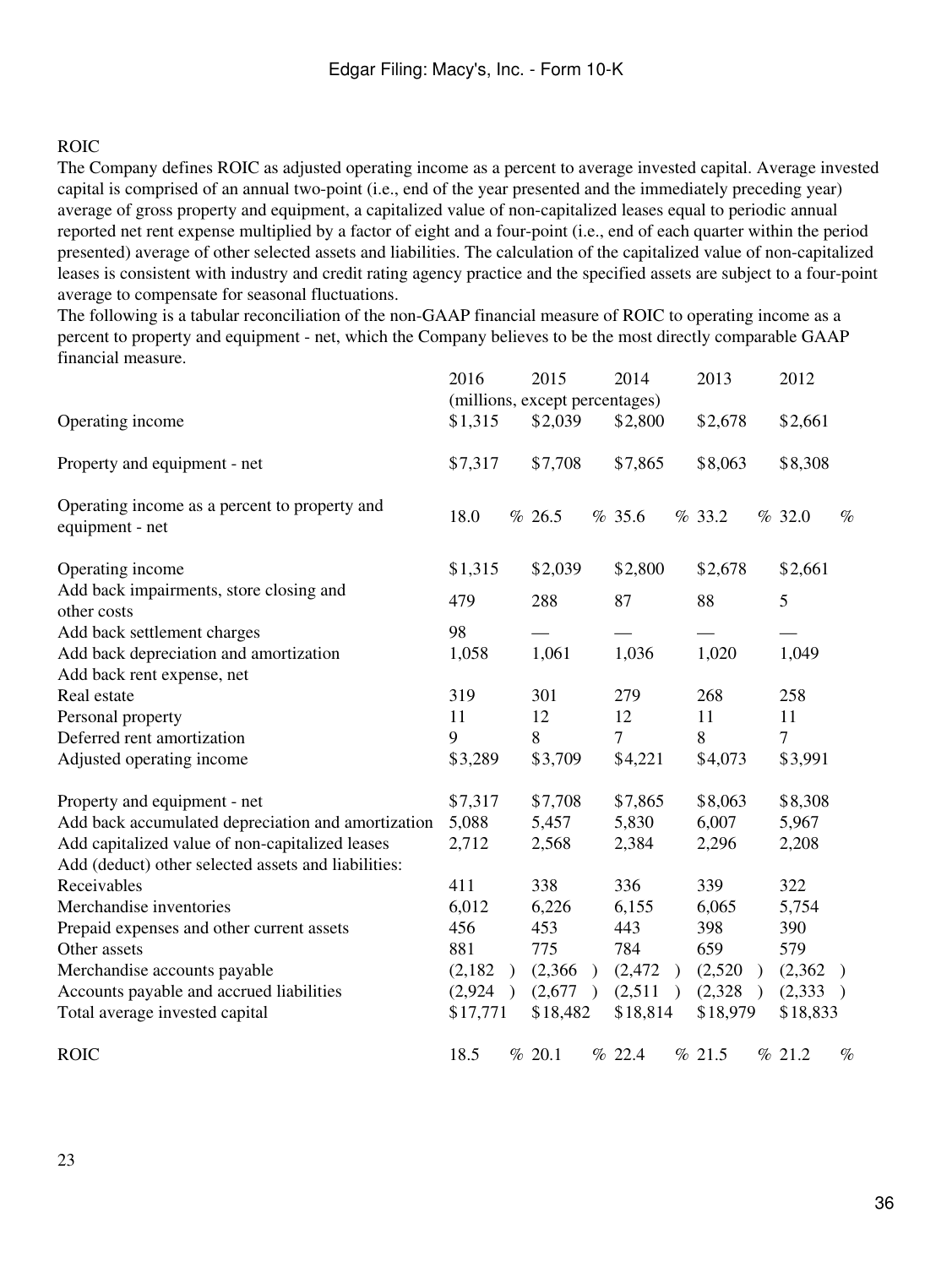## ROIC

The Company defines ROIC as adjusted operating income as a percent to average invested capital. Average invested capital is comprised of an annual two-point (i.e., end of the year presented and the immediately preceding year) average of gross property and equipment, a capitalized value of non-capitalized leases equal to periodic annual reported net rent expense multiplied by a factor of eight and a four-point (i.e., end of each quarter within the period presented) average of other selected assets and liabilities. The calculation of the capitalized value of non-capitalized leases is consistent with industry and credit rating agency practice and the specified assets are subject to a four-point average to compensate for seasonal fluctuations.

The following is a tabular reconciliation of the non-GAAP financial measure of ROIC to operating income as a percent to property and equipment - net, which the Company believes to be the most directly comparable GAAP financial measure.

| | 2016 | 2015 | 2014 | 2013 | 2012 |
|---|---|---|---|---|---|
| | (millions, except percentages) | | | | |
| Operating income | $1,315 | $2,039 | $2,800 | $2,678 | $2,661 |
| Property and equipment - net | $7,317 | $7,708 | $7,865 | $8,063 | $8,308 |
| Operating income as a percent to property and equipment - net | 18.0 % | 26.5 % | 35.6 % | 33.2 % | 32.0 % |
| Operating income | $1,315 | $2,039 | $2,800 | $2,678 | $2,661 |
| Add back impairments, store closing and other costs | 479 | 288 | 87 | 88 | 5 |
| Add back settlement charges | 98 | — | — | — | — |
| Add back depreciation and amortization | 1,058 | 1,061 | 1,036 | 1,020 | 1,049 |
| Add back rent expense, net | | | | | |
| Real estate | 319 | 301 | 279 | 268 | 258 |
| Personal property | 11 | 12 | 12 | 11 | 11 |
| Deferred rent amortization | 9 | 8 | 7 | 8 | 7 |
| Adjusted operating income | $3,289 | $3,709 | $4,221 | $4,073 | $3,991 |
| Property and equipment - net | $7,317 | $7,708 | $7,865 | $8,063 | $8,308 |
| Add back accumulated depreciation and amortization | 5,088 | 5,457 | 5,830 | 6,007 | 5,967 |
| Add capitalized value of non-capitalized leases | 2,712 | 2,568 | 2,384 | 2,296 | 2,208 |
| Add (deduct) other selected assets and liabilities: | | | | | |
| Receivables | 411 | 338 | 336 | 339 | 322 |
| Merchandise inventories | 6,012 | 6,226 | 6,155 | 6,065 | 5,754 |
| Prepaid expenses and other current assets | 456 | 453 | 443 | 398 | 390 |
| Other assets | 881 | 775 | 784 | 659 | 579 |
| Merchandise accounts payable | (2,182) | (2,366) | (2,472) | (2,520) | (2,362) |
| Accounts payable and accrued liabilities | (2,924) | (2,677) | (2,511) | (2,328) | (2,333) |
| Total average invested capital | $17,771 | $18,482 | $18,814 | $18,979 | $18,833 |
| ROIC | 18.5 % | 20.1 % | 22.4 % | 21.5 % | 21.2 % |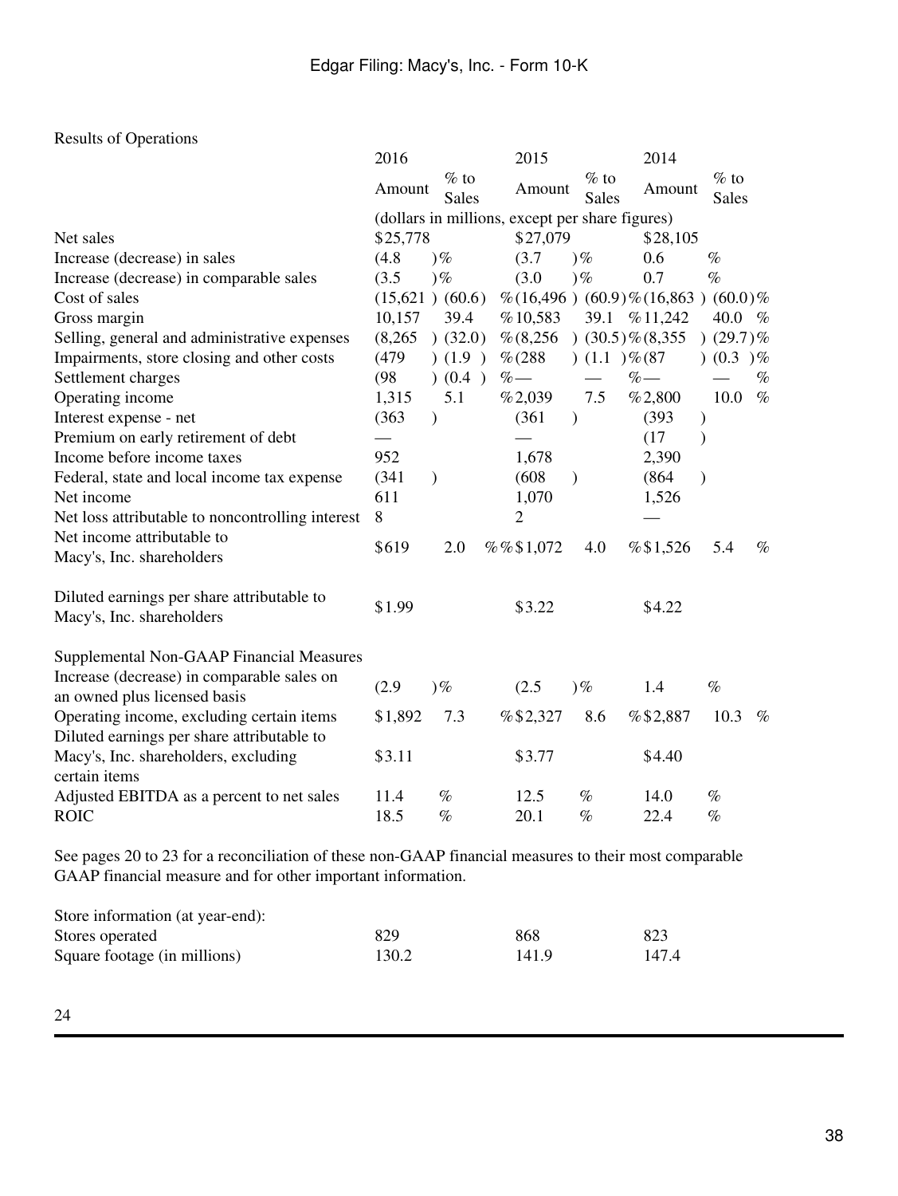Results of Operations

| | 2016 | | 2015 | | 2014 | |
|---|---|---|---|---|---|---|
| | Amount | % to Sales | Amount | % to Sales | Amount | % to Sales |
| | (dollars in millions, except per share figures) | | | | | |
| Net sales | $25,778 | | $27,079 | | $28,105 | |
| Increase (decrease) in sales | (4.8 )% | | (3.7 )% | | 0.6 % | |
| Increase (decrease) in comparable sales | (3.5 )% | | (3.0 )% | | 0.7 % | |
| Cost of sales | (15,621 ) | (60.6)% | (16,496 ) | (60.9)% | (16,863 ) | (60.0)% |
| Gross margin | 10,157 | 39.4 % | 10,583 | 39.1 % | 11,242 | 40.0 % |
| Selling, general and administrative expenses | (8,265 ) | (32.0)% | (8,256 ) | (30.5)% | (8,355 ) | (29.7)% |
| Impairments, store closing and other costs | (479 ) | (1.9 )% | (288 ) | (1.1 )% | (87 ) | (0.3 )% |
| Settlement charges | (98 ) | (0.4 )% | — | — % | — | — % |
| Operating income | 1,315 | 5.1 % | 2,039 | 7.5 % | 2,800 | 10.0 % |
| Interest expense - net | (363 ) | | (361 ) | | (393 ) | |
| Premium on early retirement of debt | — | | — | | (17 ) | |
| Income before income taxes | 952 | | 1,678 | | 2,390 | |
| Federal, state and local income tax expense | (341 ) | | (608 ) | | (864 ) | |
| Net income | 611 | | 1,070 | | 1,526 | |
| Net loss attributable to noncontrolling interest | 8 | | 2 | | — | |
| Net income attributable to Macy's, Inc. shareholders | $619 | 2.0 % | $1,072 | 4.0 % | $1,526 | 5.4 % |
| | | | | | | |
| Diluted earnings per share attributable to Macy's, Inc. shareholders | $1.99 | | $3.22 | | $4.22 | |
| | | | | | | |
| Supplemental Non-GAAP Financial Measures | | | | | | |
| Increase (decrease) in comparable sales on an owned plus licensed basis | (2.9 )% | | (2.5 )% | | 1.4 % | |
| Operating income, excluding certain items | $1,892 | 7.3 % | $2,327 | 8.6 % | $2,887 | 10.3 % |
| Diluted earnings per share attributable to Macy's, Inc. shareholders, excluding certain items | $3.11 | | $3.77 | | $4.40 | |
| Adjusted EBITDA as a percent to net sales | 11.4 % | | 12.5 % | | 14.0 % | |
| ROIC | 18.5 % | | 20.1 % | | 22.4 % | |

See pages 20 to 23 for a reconciliation of these non-GAAP financial measures to their most comparable GAAP financial measure and for other important information.

| Store information (at year-end): | 2016 | 2015 | 2014 |
|---|---|---|---|
| Stores operated | 829 | 868 | 823 |
| Square footage (in millions) | 130.2 | 141.9 | 147.4 |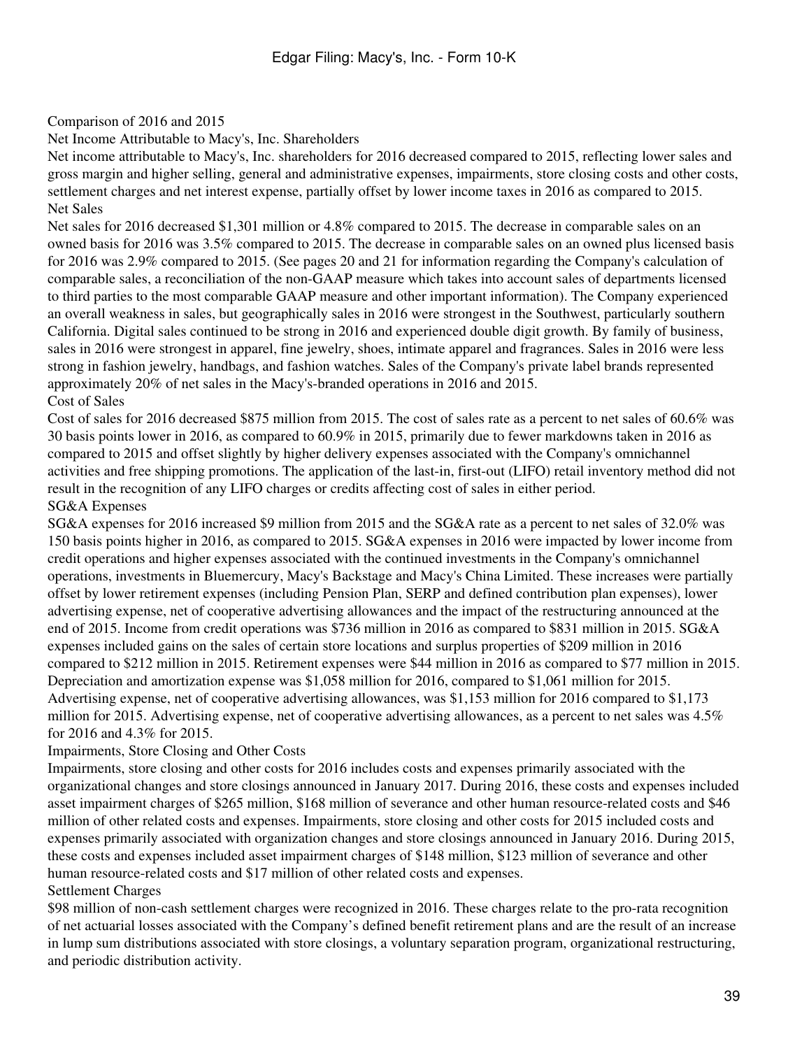## Comparison of 2016 and 2015

### Net Income Attributable to Macy's, Inc. Shareholders

Net income attributable to Macy's, Inc. shareholders for 2016 decreased compared to 2015, reflecting lower sales and gross margin and higher selling, general and administrative expenses, impairments, store closing costs and other costs, settlement charges and net interest expense, partially offset by lower income taxes in 2016 as compared to 2015.

### Net Sales

Net sales for 2016 decreased $1,301 million or 4.8% compared to 2015. The decrease in comparable sales on an owned basis for 2016 was 3.5% compared to 2015. The decrease in comparable sales on an owned plus licensed basis for 2016 was 2.9% compared to 2015. (See pages 20 and 21 for information regarding the Company's calculation of comparable sales, a reconciliation of the non-GAAP measure which takes into account sales of departments licensed to third parties to the most comparable GAAP measure and other important information). The Company experienced an overall weakness in sales, but geographically sales in 2016 were strongest in the Southwest, particularly southern California. Digital sales continued to be strong in 2016 and experienced double digit growth. By family of business, sales in 2016 were strongest in apparel, fine jewelry, shoes, intimate apparel and fragrances. Sales in 2016 were less strong in fashion jewelry, handbags, and fashion watches. Sales of the Company's private label brands represented approximately 20% of net sales in the Macy's-branded operations in 2016 and 2015.

### Cost of Sales

Cost of sales for 2016 decreased $875 million from 2015. The cost of sales rate as a percent to net sales of 60.6% was 30 basis points lower in 2016, as compared to 60.9% in 2015, primarily due to fewer markdowns taken in 2016 as compared to 2015 and offset slightly by higher delivery expenses associated with the Company's omnichannel activities and free shipping promotions. The application of the last-in, first-out (LIFO) retail inventory method did not result in the recognition of any LIFO charges or credits affecting cost of sales in either period.

### SG&A Expenses

SG&A expenses for 2016 increased $9 million from 2015 and the SG&A rate as a percent to net sales of 32.0% was 150 basis points higher in 2016, as compared to 2015. SG&A expenses in 2016 were impacted by lower income from credit operations and higher expenses associated with the continued investments in the Company's omnichannel operations, investments in Bluemercury, Macy's Backstage and Macy's China Limited. These increases were partially offset by lower retirement expenses (including Pension Plan, SERP and defined contribution plan expenses), lower advertising expense, net of cooperative advertising allowances and the impact of the restructuring announced at the end of 2015. Income from credit operations was $736 million in 2016 as compared to $831 million in 2015. SG&A expenses included gains on the sales of certain store locations and surplus properties of $209 million in 2016 compared to $212 million in 2015. Retirement expenses were $44 million in 2016 as compared to $77 million in 2015. Depreciation and amortization expense was $1,058 million for 2016, compared to $1,061 million for 2015. Advertising expense, net of cooperative advertising allowances, was $1,153 million for 2016 compared to $1,173 million for 2015. Advertising expense, net of cooperative advertising allowances, as a percent to net sales was 4.5% for 2016 and 4.3% for 2015.

### Impairments, Store Closing and Other Costs

Impairments, store closing and other costs for 2016 includes costs and expenses primarily associated with the organizational changes and store closings announced in January 2017. During 2016, these costs and expenses included asset impairment charges of $265 million, $168 million of severance and other human resource-related costs and $46 million of other related costs and expenses. Impairments, store closing and other costs for 2015 included costs and expenses primarily associated with organization changes and store closings announced in January 2016. During 2015, these costs and expenses included asset impairment charges of $148 million, $123 million of severance and other human resource-related costs and $17 million of other related costs and expenses.

### Settlement Charges

$98 million of non-cash settlement charges were recognized in 2016. These charges relate to the pro-rata recognition of net actuarial losses associated with the Company’s defined benefit retirement plans and are the result of an increase in lump sum distributions associated with store closings, a voluntary separation program, organizational restructuring, and periodic distribution activity.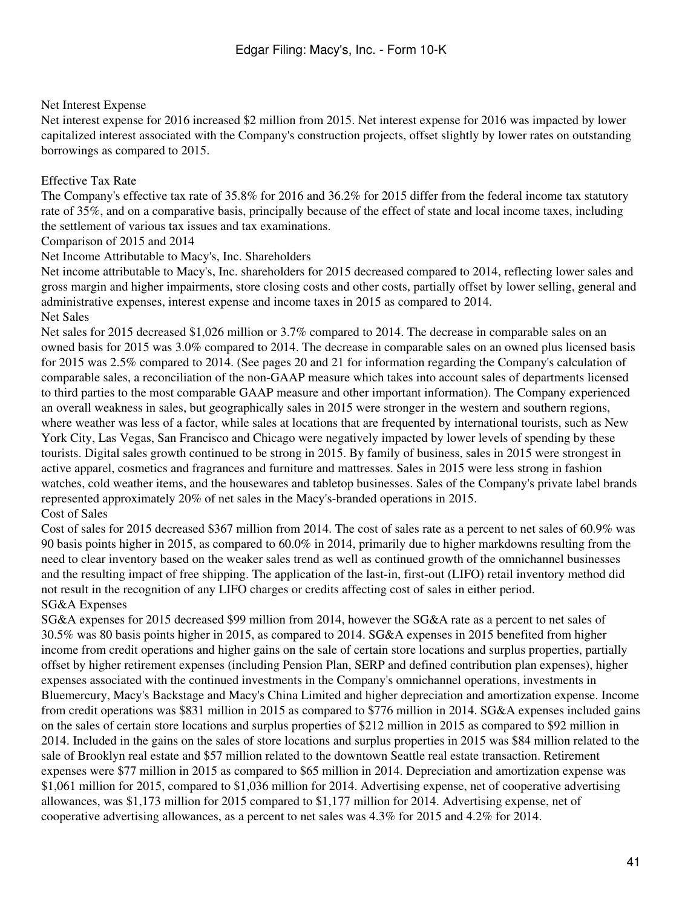### Net Interest Expense

Net interest expense for 2016 increased $2 million from 2015. Net interest expense for 2016 was impacted by lower capitalized interest associated with the Company's construction projects, offset slightly by lower rates on outstanding borrowings as compared to 2015.

### Effective Tax Rate

The Company's effective tax rate of 35.8% for 2016 and 36.2% for 2015 differ from the federal income tax statutory rate of 35%, and on a comparative basis, principally because of the effect of state and local income taxes, including the settlement of various tax issues and tax examinations.

## Comparison of 2015 and 2014

### Net Income Attributable to Macy's, Inc. Shareholders

Net income attributable to Macy's, Inc. shareholders for 2015 decreased compared to 2014, reflecting lower sales and gross margin and higher impairments, store closing costs and other costs, partially offset by lower selling, general and administrative expenses, interest expense and income taxes in 2015 as compared to 2014.

### Net Sales

Net sales for 2015 decreased $1,026 million or 3.7% compared to 2014. The decrease in comparable sales on an owned basis for 2015 was 3.0% compared to 2014. The decrease in comparable sales on an owned plus licensed basis for 2015 was 2.5% compared to 2014. (See pages 20 and 21 for information regarding the Company's calculation of comparable sales, a reconciliation of the non-GAAP measure which takes into account sales of departments licensed to third parties to the most comparable GAAP measure and other important information). The Company experienced an overall weakness in sales, but geographically sales in 2015 were stronger in the western and southern regions, where weather was less of a factor, while sales at locations that are frequented by international tourists, such as New York City, Las Vegas, San Francisco and Chicago were negatively impacted by lower levels of spending by these tourists. Digital sales growth continued to be strong in 2015. By family of business, sales in 2015 were strongest in active apparel, cosmetics and fragrances and furniture and mattresses. Sales in 2015 were less strong in fashion watches, cold weather items, and the housewares and tabletop businesses. Sales of the Company's private label brands represented approximately 20% of net sales in the Macy's-branded operations in 2015.

### Cost of Sales

Cost of sales for 2015 decreased $367 million from 2014. The cost of sales rate as a percent to net sales of 60.9% was 90 basis points higher in 2015, as compared to 60.0% in 2014, primarily due to higher markdowns resulting from the need to clear inventory based on the weaker sales trend as well as continued growth of the omnichannel businesses and the resulting impact of free shipping. The application of the last-in, first-out (LIFO) retail inventory method did not result in the recognition of any LIFO charges or credits affecting cost of sales in either period.

### SG&A Expenses

SG&A expenses for 2015 decreased $99 million from 2014, however the SG&A rate as a percent to net sales of 30.5% was 80 basis points higher in 2015, as compared to 2014. SG&A expenses in 2015 benefited from higher income from credit operations and higher gains on the sale of certain store locations and surplus properties, partially offset by higher retirement expenses (including Pension Plan, SERP and defined contribution plan expenses), higher expenses associated with the continued investments in the Company's omnichannel operations, investments in Bluemercury, Macy's Backstage and Macy's China Limited and higher depreciation and amortization expense. Income from credit operations was $831 million in 2015 as compared to $776 million in 2014. SG&A expenses included gains on the sales of certain store locations and surplus properties of $212 million in 2015 as compared to $92 million in 2014. Included in the gains on the sales of store locations and surplus properties in 2015 was $84 million related to the sale of Brooklyn real estate and $57 million related to the downtown Seattle real estate transaction. Retirement expenses were $77 million in 2015 as compared to $65 million in 2014. Depreciation and amortization expense was $1,061 million for 2015, compared to $1,036 million for 2014. Advertising expense, net of cooperative advertising allowances, was $1,173 million for 2015 compared to $1,177 million for 2014. Advertising expense, net of cooperative advertising allowances, as a percent to net sales was 4.3% for 2015 and 4.2% for 2014.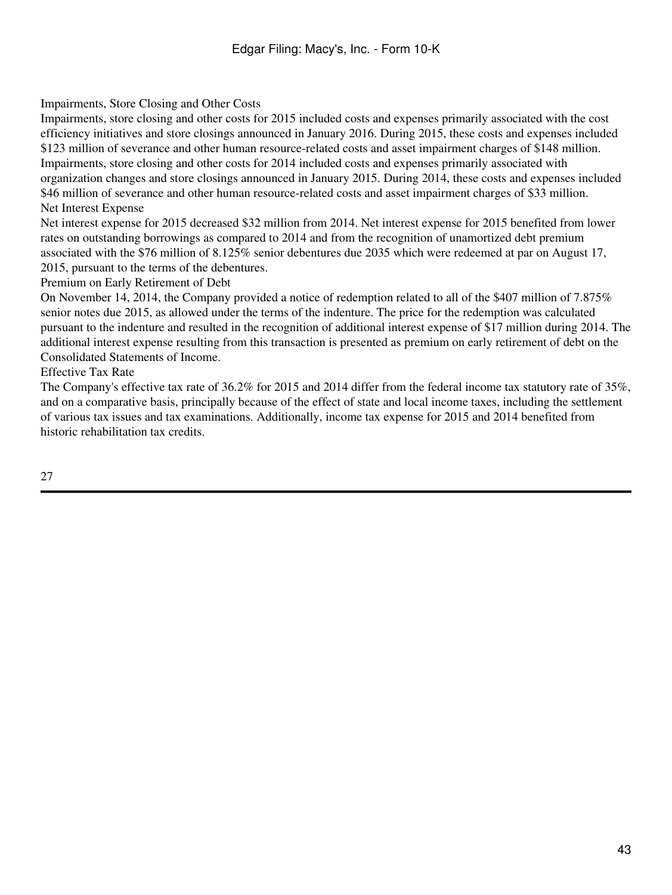### Impairments, Store Closing and Other Costs

Impairments, store closing and other costs for 2015 included costs and expenses primarily associated with the cost efficiency initiatives and store closings announced in January 2016. During 2015, these costs and expenses included $123 million of severance and other human resource-related costs and asset impairment charges of $148 million. Impairments, store closing and other costs for 2014 included costs and expenses primarily associated with organization changes and store closings announced in January 2015. During 2014, these costs and expenses included $46 million of severance and other human resource-related costs and asset impairment charges of $33 million.

### Net Interest Expense

Net interest expense for 2015 decreased $32 million from 2014. Net interest expense for 2015 benefited from lower rates on outstanding borrowings as compared to 2014 and from the recognition of unamortized debt premium associated with the $76 million of 8.125% senior debentures due 2035 which were redeemed at par on August 17, 2015, pursuant to the terms of the debentures.

### Premium on Early Retirement of Debt

On November 14, 2014, the Company provided a notice of redemption related to all of the $407 million of 7.875% senior notes due 2015, as allowed under the terms of the indenture. The price for the redemption was calculated pursuant to the indenture and resulted in the recognition of additional interest expense of $17 million during 2014. The additional interest expense resulting from this transaction is presented as premium on early retirement of debt on the Consolidated Statements of Income.

### Effective Tax Rate

The Company's effective tax rate of 36.2% for 2015 and 2014 differ from the federal income tax statutory rate of 35%, and on a comparative basis, principally because of the effect of state and local income taxes, including the settlement of various tax issues and tax examinations. Additionally, income tax expense for 2015 and 2014 benefited from historic rehabilitation tax credits.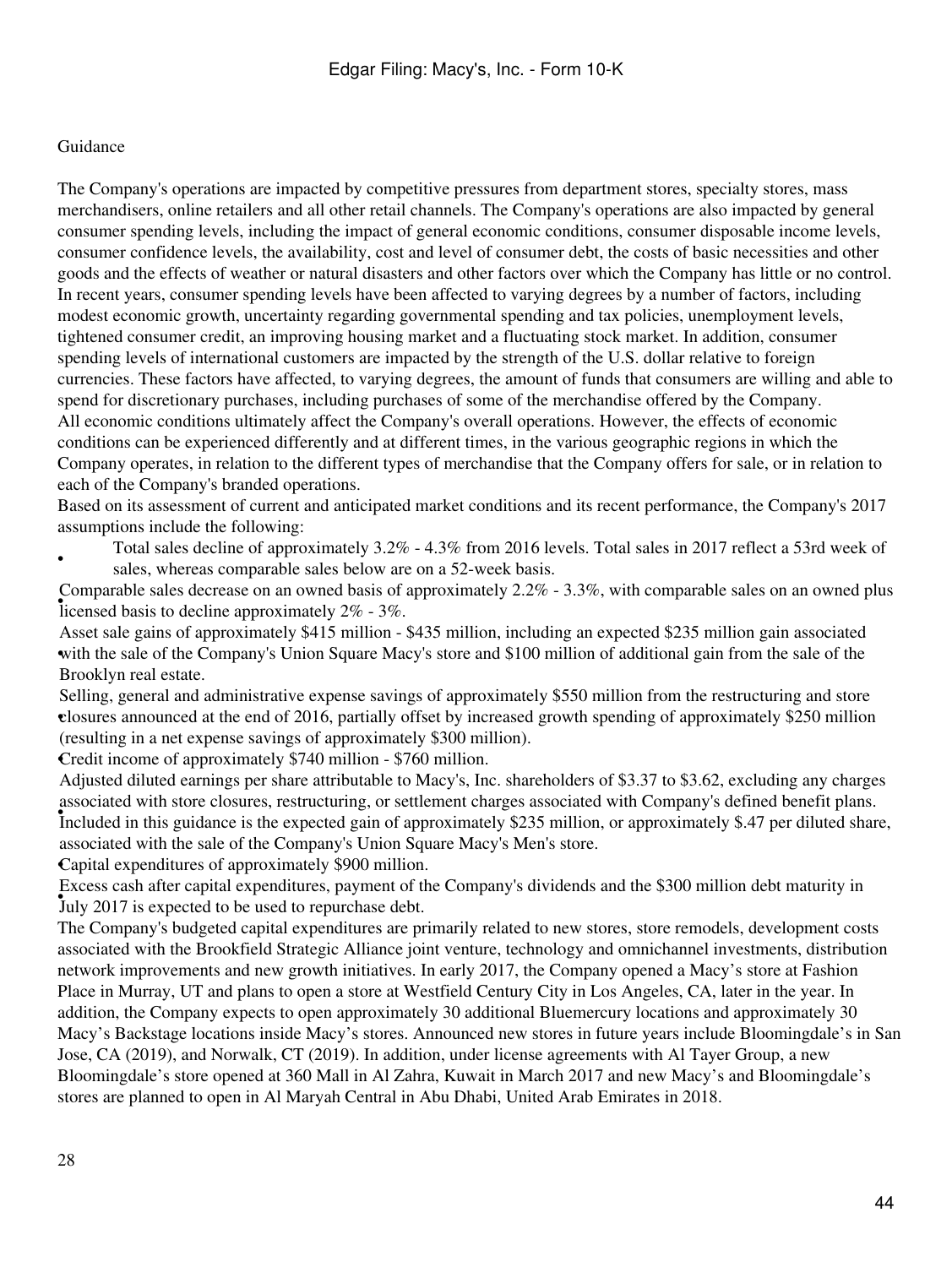## Guidance

The Company's operations are impacted by competitive pressures from department stores, specialty stores, mass merchandisers, online retailers and all other retail channels. The Company's operations are also impacted by general consumer spending levels, including the impact of general economic conditions, consumer disposable income levels, consumer confidence levels, the availability, cost and level of consumer debt, the costs of basic necessities and other goods and the effects of weather or natural disasters and other factors over which the Company has little or no control. In recent years, consumer spending levels have been affected to varying degrees by a number of factors, including modest economic growth, uncertainty regarding governmental spending and tax policies, unemployment levels, tightened consumer credit, an improving housing market and a fluctuating stock market. In addition, consumer spending levels of international customers are impacted by the strength of the U.S. dollar relative to foreign currencies. These factors have affected, to varying degrees, the amount of funds that consumers are willing and able to spend for discretionary purchases, including purchases of some of the merchandise offered by the Company.

All economic conditions ultimately affect the Company's overall operations. However, the effects of economic conditions can be experienced differently and at different times, in the various geographic regions in which the Company operates, in relation to the different types of merchandise that the Company offers for sale, or in relation to each of the Company's branded operations.

Based on its assessment of current and anticipated market conditions and its recent performance, the Company's 2017 assumptions include the following:

- Total sales decline of approximately 3.2% - 4.3% from 2016 levels. Total sales in 2017 reflect a 53rd week of sales, whereas comparable sales below are on a 52-week basis.
- Comparable sales decrease on an owned basis of approximately 2.2% - 3.3%, with comparable sales on an owned plus licensed basis to decline approximately 2% - 3%.
- Asset sale gains of approximately $415 million - $435 million, including an expected $235 million gain associated with the sale of the Company's Union Square Macy's store and $100 million of additional gain from the sale of the Brooklyn real estate.
- Selling, general and administrative expense savings of approximately $550 million from the restructuring and store closures announced at the end of 2016, partially offset by increased growth spending of approximately $250 million (resulting in a net expense savings of approximately $300 million).
- Credit income of approximately $740 million - $760 million.
- Adjusted diluted earnings per share attributable to Macy's, Inc. shareholders of $3.37 to $3.62, excluding any charges associated with store closures, restructuring, or settlement charges associated with Company's defined benefit plans. Included in this guidance is the expected gain of approximately $235 million, or approximately $.47 per diluted share, associated with the sale of the Company's Union Square Macy's Men's store.
- Capital expenditures of approximately $900 million.
- Excess cash after capital expenditures, payment of the Company's dividends and the $300 million debt maturity in July 2017 is expected to be used to repurchase debt.

The Company's budgeted capital expenditures are primarily related to new stores, store remodels, development costs associated with the Brookfield Strategic Alliance joint venture, technology and omnichannel investments, distribution network improvements and new growth initiatives. In early 2017, the Company opened a Macy's store at Fashion Place in Murray, UT and plans to open a store at Westfield Century City in Los Angeles, CA, later in the year. In addition, the Company expects to open approximately 30 additional Bluemercury locations and approximately 30 Macy's Backstage locations inside Macy's stores. Announced new stores in future years include Bloomingdale's in San Jose, CA (2019), and Norwalk, CT (2019). In addition, under license agreements with Al Tayer Group, a new Bloomingdale's store opened at 360 Mall in Al Zahra, Kuwait in March 2017 and new Macy's and Bloomingdale's stores are planned to open in Al Maryah Central in Abu Dhabi, United Arab Emirates in 2018.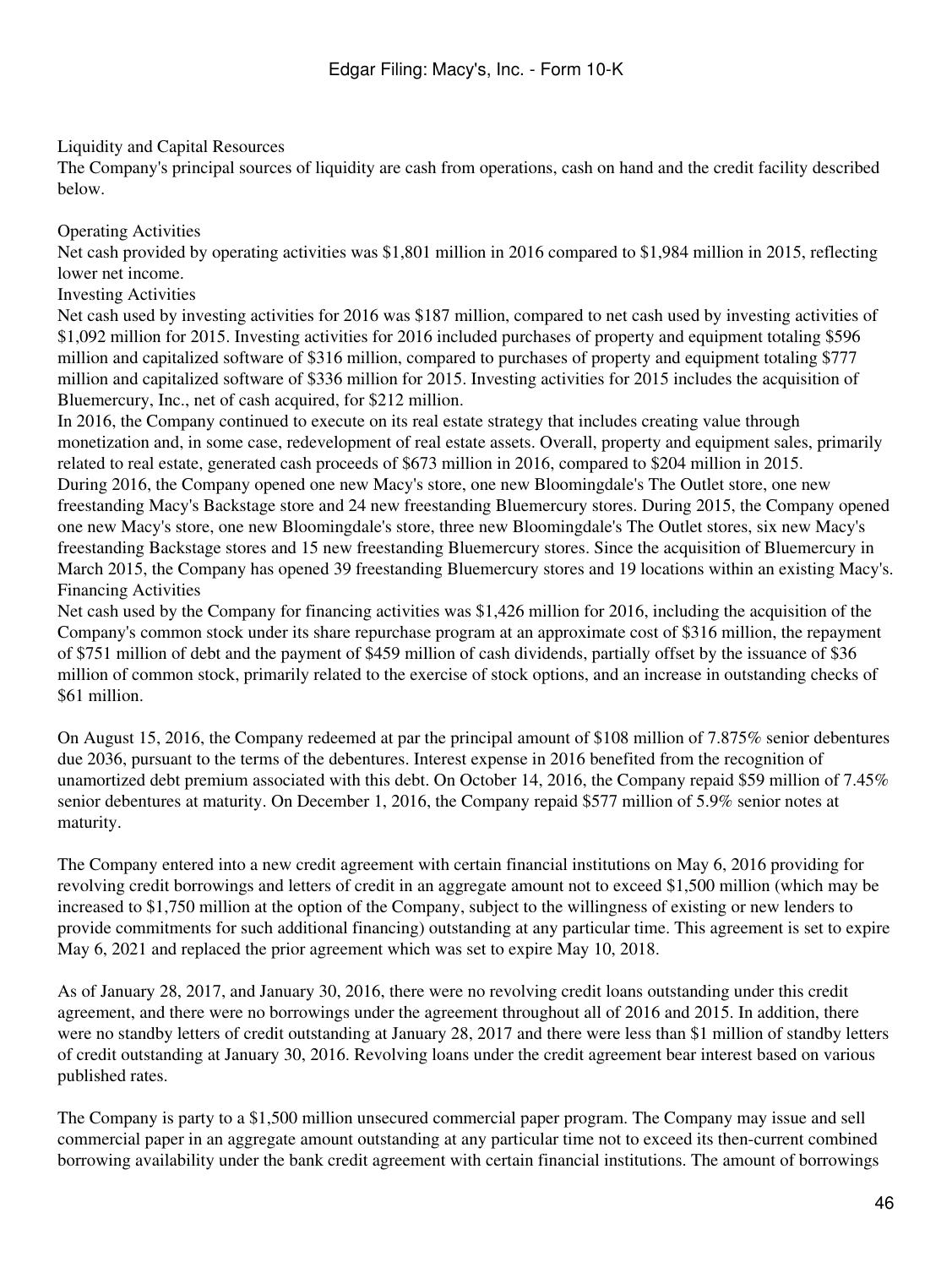## Liquidity and Capital Resources

The Company's principal sources of liquidity are cash from operations, cash on hand and the credit facility described below.

### Operating Activities

Net cash provided by operating activities was $1,801 million in 2016 compared to $1,984 million in 2015, reflecting lower net income.

### Investing Activities

Net cash used by investing activities for 2016 was $187 million, compared to net cash used by investing activities of $1,092 million for 2015. Investing activities for 2016 included purchases of property and equipment totaling $596 million and capitalized software of $316 million, compared to purchases of property and equipment totaling $777 million and capitalized software of $336 million for 2015. Investing activities for 2015 includes the acquisition of Bluemercury, Inc., net of cash acquired, for $212 million.

In 2016, the Company continued to execute on its real estate strategy that includes creating value through monetization and, in some case, redevelopment of real estate assets. Overall, property and equipment sales, primarily related to real estate, generated cash proceeds of $673 million in 2016, compared to $204 million in 2015.

During 2016, the Company opened one new Macy's store, one new Bloomingdale's The Outlet store, one new freestanding Macy's Backstage store and 24 new freestanding Bluemercury stores. During 2015, the Company opened one new Macy's store, one new Bloomingdale's store, three new Bloomingdale's The Outlet stores, six new Macy's freestanding Backstage stores and 15 new freestanding Bluemercury stores. Since the acquisition of Bluemercury in March 2015, the Company has opened 39 freestanding Bluemercury stores and 19 locations within an existing Macy's.

### Financing Activities

Net cash used by the Company for financing activities was $1,426 million for 2016, including the acquisition of the Company's common stock under its share repurchase program at an approximate cost of $316 million, the repayment of $751 million of debt and the payment of $459 million of cash dividends, partially offset by the issuance of $36 million of common stock, primarily related to the exercise of stock options, and an increase in outstanding checks of $61 million.

On August 15, 2016, the Company redeemed at par the principal amount of $108 million of 7.875% senior debentures due 2036, pursuant to the terms of the debentures. Interest expense in 2016 benefited from the recognition of unamortized debt premium associated with this debt. On October 14, 2016, the Company repaid $59 million of 7.45% senior debentures at maturity. On December 1, 2016, the Company repaid $577 million of 5.9% senior notes at maturity.

The Company entered into a new credit agreement with certain financial institutions on May 6, 2016 providing for revolving credit borrowings and letters of credit in an aggregate amount not to exceed $1,500 million (which may be increased to $1,750 million at the option of the Company, subject to the willingness of existing or new lenders to provide commitments for such additional financing) outstanding at any particular time. This agreement is set to expire May 6, 2021 and replaced the prior agreement which was set to expire May 10, 2018.

As of January 28, 2017, and January 30, 2016, there were no revolving credit loans outstanding under this credit agreement, and there were no borrowings under the agreement throughout all of 2016 and 2015. In addition, there were no standby letters of credit outstanding at January 28, 2017 and there were less than $1 million of standby letters of credit outstanding at January 30, 2016. Revolving loans under the credit agreement bear interest based on various published rates.

The Company is party to a $1,500 million unsecured commercial paper program. The Company may issue and sell commercial paper in an aggregate amount outstanding at any particular time not to exceed its then-current combined borrowing availability under the bank credit agreement with certain financial institutions. The amount of borrowings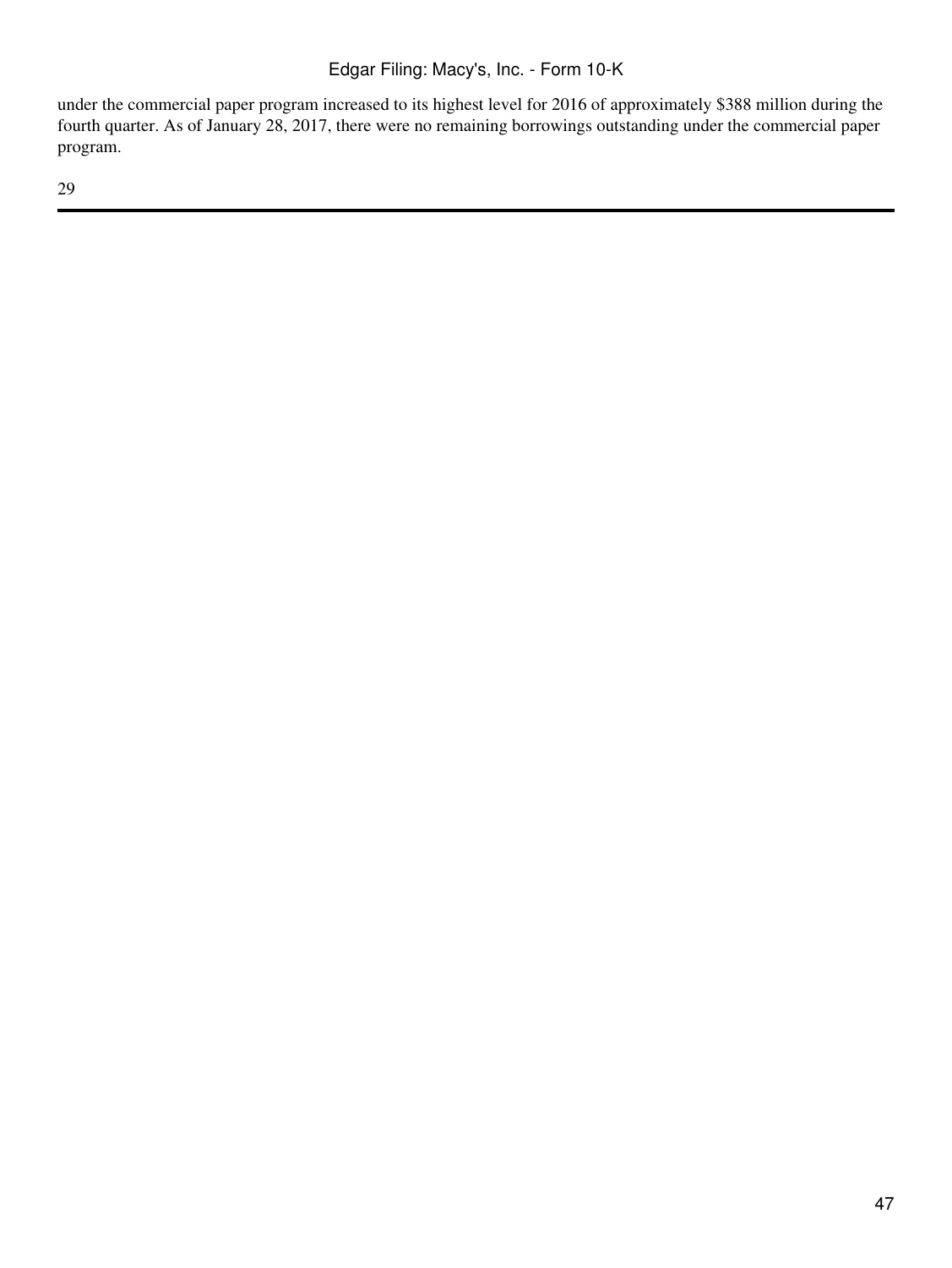under the commercial paper program increased to its highest level for 2016 of approximately $388 million during the fourth quarter. As of January 28, 2017, there were no remaining borrowings outstanding under the commercial paper program.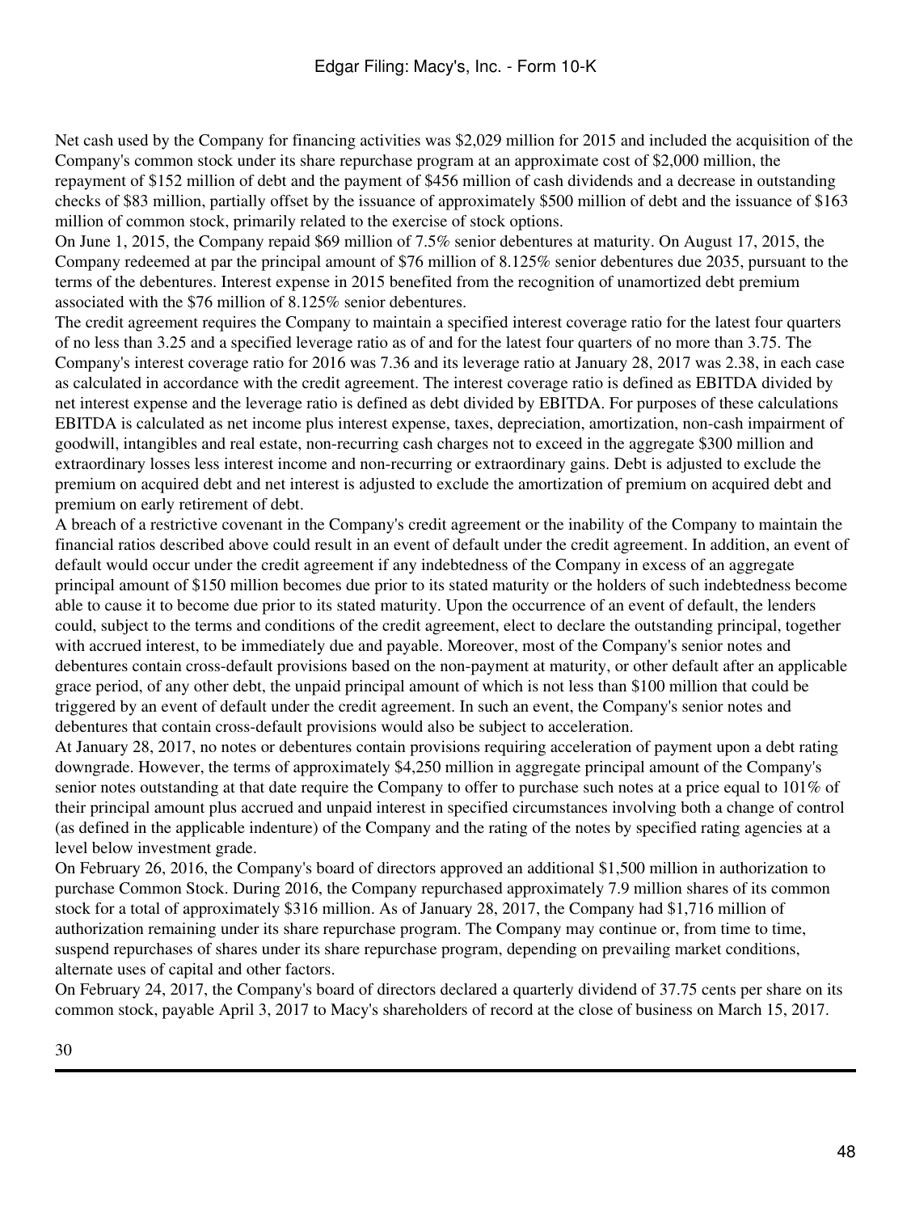Net cash used by the Company for financing activities was $2,029 million for 2015 and included the acquisition of the Company's common stock under its share repurchase program at an approximate cost of $2,000 million, the repayment of $152 million of debt and the payment of $456 million of cash dividends and a decrease in outstanding checks of $83 million, partially offset by the issuance of approximately $500 million of debt and the issuance of $163 million of common stock, primarily related to the exercise of stock options.

On June 1, 2015, the Company repaid $69 million of 7.5% senior debentures at maturity. On August 17, 2015, the Company redeemed at par the principal amount of $76 million of 8.125% senior debentures due 2035, pursuant to the terms of the debentures. Interest expense in 2015 benefited from the recognition of unamortized debt premium associated with the $76 million of 8.125% senior debentures.

The credit agreement requires the Company to maintain a specified interest coverage ratio for the latest four quarters of no less than 3.25 and a specified leverage ratio as of and for the latest four quarters of no more than 3.75. The Company's interest coverage ratio for 2016 was 7.36 and its leverage ratio at January 28, 2017 was 2.38, in each case as calculated in accordance with the credit agreement. The interest coverage ratio is defined as EBITDA divided by net interest expense and the leverage ratio is defined as debt divided by EBITDA. For purposes of these calculations EBITDA is calculated as net income plus interest expense, taxes, depreciation, amortization, non-cash impairment of goodwill, intangibles and real estate, non-recurring cash charges not to exceed in the aggregate $300 million and extraordinary losses less interest income and non-recurring or extraordinary gains. Debt is adjusted to exclude the premium on acquired debt and net interest is adjusted to exclude the amortization of premium on acquired debt and premium on early retirement of debt.

A breach of a restrictive covenant in the Company's credit agreement or the inability of the Company to maintain the financial ratios described above could result in an event of default under the credit agreement. In addition, an event of default would occur under the credit agreement if any indebtedness of the Company in excess of an aggregate principal amount of $150 million becomes due prior to its stated maturity or the holders of such indebtedness become able to cause it to become due prior to its stated maturity. Upon the occurrence of an event of default, the lenders could, subject to the terms and conditions of the credit agreement, elect to declare the outstanding principal, together with accrued interest, to be immediately due and payable. Moreover, most of the Company's senior notes and debentures contain cross-default provisions based on the non-payment at maturity, or other default after an applicable grace period, of any other debt, the unpaid principal amount of which is not less than $100 million that could be triggered by an event of default under the credit agreement. In such an event, the Company's senior notes and debentures that contain cross-default provisions would also be subject to acceleration.

At January 28, 2017, no notes or debentures contain provisions requiring acceleration of payment upon a debt rating downgrade. However, the terms of approximately $4,250 million in aggregate principal amount of the Company's senior notes outstanding at that date require the Company to offer to purchase such notes at a price equal to 101% of their principal amount plus accrued and unpaid interest in specified circumstances involving both a change of control (as defined in the applicable indenture) of the Company and the rating of the notes by specified rating agencies at a level below investment grade.

On February 26, 2016, the Company's board of directors approved an additional $1,500 million in authorization to purchase Common Stock. During 2016, the Company repurchased approximately 7.9 million shares of its common stock for a total of approximately $316 million. As of January 28, 2017, the Company had $1,716 million of authorization remaining under its share repurchase program. The Company may continue or, from time to time, suspend repurchases of shares under its share repurchase program, depending on prevailing market conditions, alternate uses of capital and other factors.

On February 24, 2017, the Company's board of directors declared a quarterly dividend of 37.75 cents per share on its common stock, payable April 3, 2017 to Macy's shareholders of record at the close of business on March 15, 2017.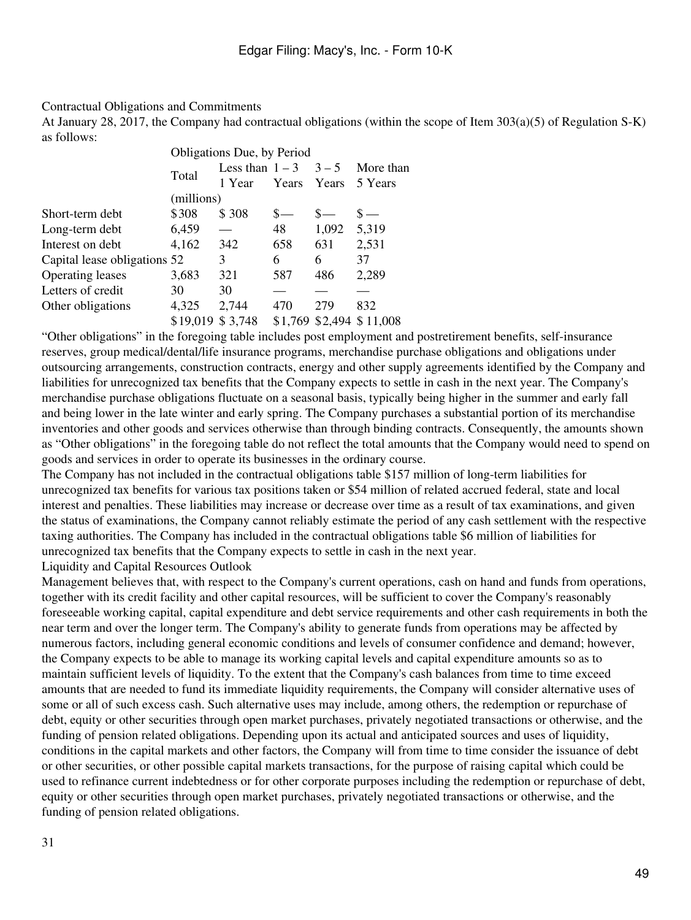## Contractual Obligations and Commitments

At January 28, 2017, the Company had contractual obligations (within the scope of Item 303(a)(5) of Regulation S-K) as follows:

| | Obligations Due, by Period | | | | |
|---|---|---|---|---|---|
| | Total | Less than 1 Year | 1 – 3 Years | 3 – 5 Years | More than 5 Years |
| | (millions) | | | | |
| Short-term debt | $308 | $ 308 | $— | $— | $ — |
| Long-term debt | 6,459 | — | 48 | 1,092 | 5,319 |
| Interest on debt | 4,162 | 342 | 658 | 631 | 2,531 |
| Capital lease obligations | 52 | 3 | 6 | 6 | 37 |
| Operating leases | 3,683 | 321 | 587 | 486 | 2,289 |
| Letters of credit | 30 | 30 | — | — | — |
| Other obligations | 4,325 | 2,744 | 470 | 279 | 832 |
| | $19,019 | $ 3,748 | $1,769 | $2,494 | $ 11,008 |

"Other obligations" in the foregoing table includes post employment and postretirement benefits, self-insurance reserves, group medical/dental/life insurance programs, merchandise purchase obligations and obligations under outsourcing arrangements, construction contracts, energy and other supply agreements identified by the Company and liabilities for unrecognized tax benefits that the Company expects to settle in cash in the next year. The Company's merchandise purchase obligations fluctuate on a seasonal basis, typically being higher in the summer and early fall and being lower in the late winter and early spring. The Company purchases a substantial portion of its merchandise inventories and other goods and services otherwise than through binding contracts. Consequently, the amounts shown as "Other obligations" in the foregoing table do not reflect the total amounts that the Company would need to spend on goods and services in order to operate its businesses in the ordinary course.

The Company has not included in the contractual obligations table $157 million of long-term liabilities for unrecognized tax benefits for various tax positions taken or $54 million of related accrued federal, state and local interest and penalties. These liabilities may increase or decrease over time as a result of tax examinations, and given the status of examinations, the Company cannot reliably estimate the period of any cash settlement with the respective taxing authorities. The Company has included in the contractual obligations table $6 million of liabilities for unrecognized tax benefits that the Company expects to settle in cash in the next year.

## Liquidity and Capital Resources Outlook

Management believes that, with respect to the Company's current operations, cash on hand and funds from operations, together with its credit facility and other capital resources, will be sufficient to cover the Company's reasonably foreseeable working capital, capital expenditure and debt service requirements and other cash requirements in both the near term and over the longer term. The Company's ability to generate funds from operations may be affected by numerous factors, including general economic conditions and levels of consumer confidence and demand; however, the Company expects to be able to manage its working capital levels and capital expenditure amounts so as to maintain sufficient levels of liquidity. To the extent that the Company's cash balances from time to time exceed amounts that are needed to fund its immediate liquidity requirements, the Company will consider alternative uses of some or all of such excess cash. Such alternative uses may include, among others, the redemption or repurchase of debt, equity or other securities through open market purchases, privately negotiated transactions or otherwise, and the funding of pension related obligations. Depending upon its actual and anticipated sources and uses of liquidity, conditions in the capital markets and other factors, the Company will from time to time consider the issuance of debt or other securities, or other possible capital markets transactions, for the purpose of raising capital which could be used to refinance current indebtedness or for other corporate purposes including the redemption or repurchase of debt, equity or other securities through open market purchases, privately negotiated transactions or otherwise, and the funding of pension related obligations.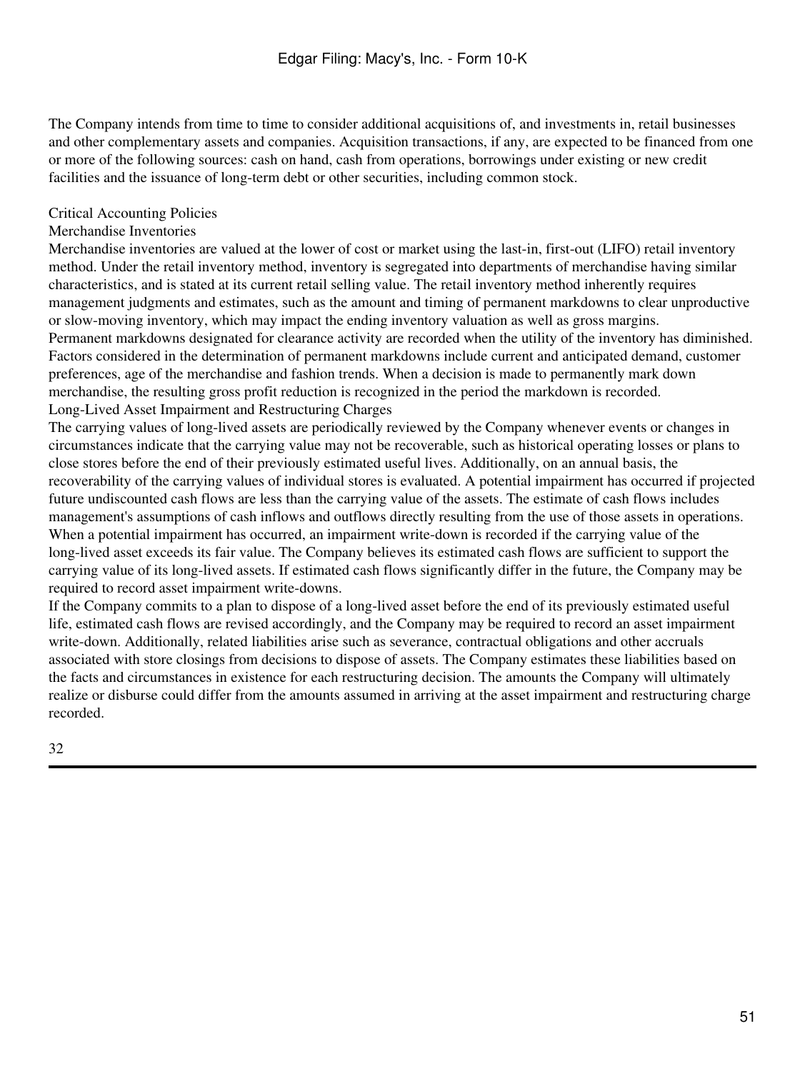The Company intends from time to time to consider additional acquisitions of, and investments in, retail businesses and other complementary assets and companies. Acquisition transactions, if any, are expected to be financed from one or more of the following sources: cash on hand, cash from operations, borrowings under existing or new credit facilities and the issuance of long-term debt or other securities, including common stock.

## Critical Accounting Policies

### Merchandise Inventories

Merchandise inventories are valued at the lower of cost or market using the last-in, first-out (LIFO) retail inventory method. Under the retail inventory method, inventory is segregated into departments of merchandise having similar characteristics, and is stated at its current retail selling value. The retail inventory method inherently requires management judgments and estimates, such as the amount and timing of permanent markdowns to clear unproductive or slow-moving inventory, which may impact the ending inventory valuation as well as gross margins.

Permanent markdowns designated for clearance activity are recorded when the utility of the inventory has diminished. Factors considered in the determination of permanent markdowns include current and anticipated demand, customer preferences, age of the merchandise and fashion trends. When a decision is made to permanently mark down merchandise, the resulting gross profit reduction is recognized in the period the markdown is recorded.

### Long-Lived Asset Impairment and Restructuring Charges

The carrying values of long-lived assets are periodically reviewed by the Company whenever events or changes in circumstances indicate that the carrying value may not be recoverable, such as historical operating losses or plans to close stores before the end of their previously estimated useful lives. Additionally, on an annual basis, the recoverability of the carrying values of individual stores is evaluated. A potential impairment has occurred if projected future undiscounted cash flows are less than the carrying value of the assets. The estimate of cash flows includes management's assumptions of cash inflows and outflows directly resulting from the use of those assets in operations. When a potential impairment has occurred, an impairment write-down is recorded if the carrying value of the long-lived asset exceeds its fair value. The Company believes its estimated cash flows are sufficient to support the carrying value of its long-lived assets. If estimated cash flows significantly differ in the future, the Company may be required to record asset impairment write-downs.

If the Company commits to a plan to dispose of a long-lived asset before the end of its previously estimated useful life, estimated cash flows are revised accordingly, and the Company may be required to record an asset impairment write-down. Additionally, related liabilities arise such as severance, contractual obligations and other accruals associated with store closings from decisions to dispose of assets. The Company estimates these liabilities based on the facts and circumstances in existence for each restructuring decision. The amounts the Company will ultimately realize or disburse could differ from the amounts assumed in arriving at the asset impairment and restructuring charge recorded.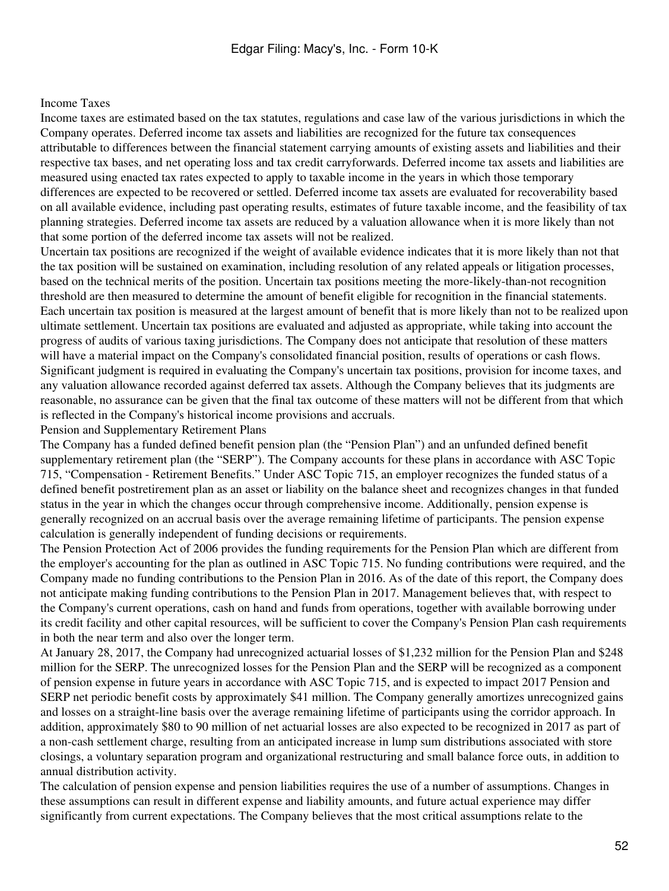### Income Taxes

Income taxes are estimated based on the tax statutes, regulations and case law of the various jurisdictions in which the Company operates. Deferred income tax assets and liabilities are recognized for the future tax consequences attributable to differences between the financial statement carrying amounts of existing assets and liabilities and their respective tax bases, and net operating loss and tax credit carryforwards. Deferred income tax assets and liabilities are measured using enacted tax rates expected to apply to taxable income in the years in which those temporary differences are expected to be recovered or settled. Deferred income tax assets are evaluated for recoverability based on all available evidence, including past operating results, estimates of future taxable income, and the feasibility of tax planning strategies. Deferred income tax assets are reduced by a valuation allowance when it is more likely than not that some portion of the deferred income tax assets will not be realized.

Uncertain tax positions are recognized if the weight of available evidence indicates that it is more likely than not that the tax position will be sustained on examination, including resolution of any related appeals or litigation processes, based on the technical merits of the position. Uncertain tax positions meeting the more-likely-than-not recognition threshold are then measured to determine the amount of benefit eligible for recognition in the financial statements. Each uncertain tax position is measured at the largest amount of benefit that is more likely than not to be realized upon ultimate settlement. Uncertain tax positions are evaluated and adjusted as appropriate, while taking into account the progress of audits of various taxing jurisdictions. The Company does not anticipate that resolution of these matters will have a material impact on the Company's consolidated financial position, results of operations or cash flows. Significant judgment is required in evaluating the Company's uncertain tax positions, provision for income taxes, and any valuation allowance recorded against deferred tax assets. Although the Company believes that its judgments are reasonable, no assurance can be given that the final tax outcome of these matters will not be different from that which is reflected in the Company's historical income provisions and accruals.

### Pension and Supplementary Retirement Plans

The Company has a funded defined benefit pension plan (the "Pension Plan") and an unfunded defined benefit supplementary retirement plan (the "SERP"). The Company accounts for these plans in accordance with ASC Topic 715, "Compensation - Retirement Benefits." Under ASC Topic 715, an employer recognizes the funded status of a defined benefit postretirement plan as an asset or liability on the balance sheet and recognizes changes in that funded status in the year in which the changes occur through comprehensive income. Additionally, pension expense is generally recognized on an accrual basis over the average remaining lifetime of participants. The pension expense calculation is generally independent of funding decisions or requirements.

The Pension Protection Act of 2006 provides the funding requirements for the Pension Plan which are different from the employer's accounting for the plan as outlined in ASC Topic 715. No funding contributions were required, and the Company made no funding contributions to the Pension Plan in 2016. As of the date of this report, the Company does not anticipate making funding contributions to the Pension Plan in 2017. Management believes that, with respect to the Company's current operations, cash on hand and funds from operations, together with available borrowing under its credit facility and other capital resources, will be sufficient to cover the Company's Pension Plan cash requirements in both the near term and also over the longer term.

At January 28, 2017, the Company had unrecognized actuarial losses of $1,232 million for the Pension Plan and $248 million for the SERP. The unrecognized losses for the Pension Plan and the SERP will be recognized as a component of pension expense in future years in accordance with ASC Topic 715, and is expected to impact 2017 Pension and SERP net periodic benefit costs by approximately $41 million. The Company generally amortizes unrecognized gains and losses on a straight-line basis over the average remaining lifetime of participants using the corridor approach. In addition, approximately $80 to 90 million of net actuarial losses are also expected to be recognized in 2017 as part of a non-cash settlement charge, resulting from an anticipated increase in lump sum distributions associated with store closings, a voluntary separation program and organizational restructuring and small balance force outs, in addition to annual distribution activity.

The calculation of pension expense and pension liabilities requires the use of a number of assumptions. Changes in these assumptions can result in different expense and liability amounts, and future actual experience may differ significantly from current expectations. The Company believes that the most critical assumptions relate to the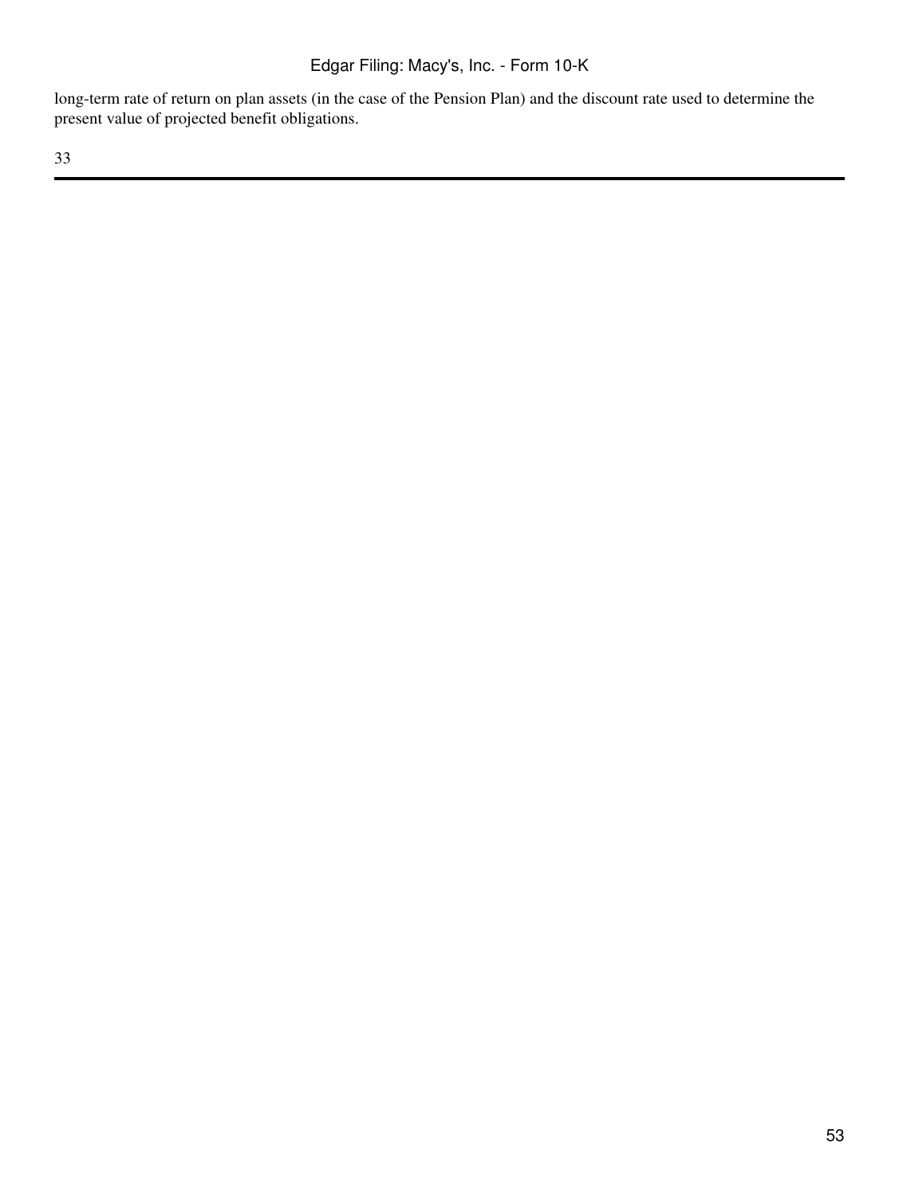long-term rate of return on plan assets (in the case of the Pension Plan) and the discount rate used to determine the present value of projected benefit obligations.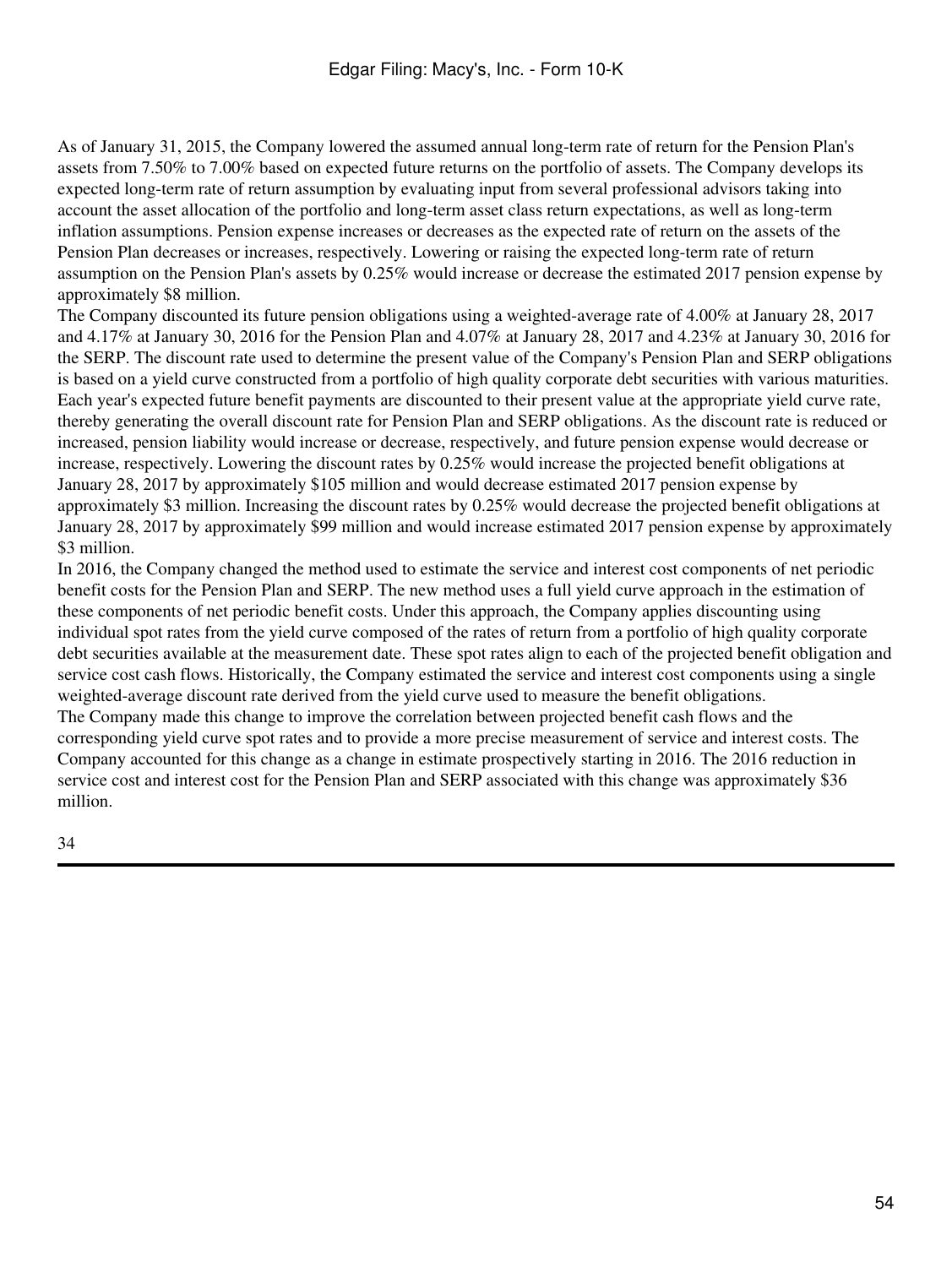As of January 31, 2015, the Company lowered the assumed annual long-term rate of return for the Pension Plan's assets from 7.50% to 7.00% based on expected future returns on the portfolio of assets. The Company develops its expected long-term rate of return assumption by evaluating input from several professional advisors taking into account the asset allocation of the portfolio and long-term asset class return expectations, as well as long-term inflation assumptions. Pension expense increases or decreases as the expected rate of return on the assets of the Pension Plan decreases or increases, respectively. Lowering or raising the expected long-term rate of return assumption on the Pension Plan's assets by 0.25% would increase or decrease the estimated 2017 pension expense by approximately $8 million.

The Company discounted its future pension obligations using a weighted-average rate of 4.00% at January 28, 2017 and 4.17% at January 30, 2016 for the Pension Plan and 4.07% at January 28, 2017 and 4.23% at January 30, 2016 for the SERP. The discount rate used to determine the present value of the Company's Pension Plan and SERP obligations is based on a yield curve constructed from a portfolio of high quality corporate debt securities with various maturities. Each year's expected future benefit payments are discounted to their present value at the appropriate yield curve rate, thereby generating the overall discount rate for Pension Plan and SERP obligations. As the discount rate is reduced or increased, pension liability would increase or decrease, respectively, and future pension expense would decrease or increase, respectively. Lowering the discount rates by 0.25% would increase the projected benefit obligations at January 28, 2017 by approximately $105 million and would decrease estimated 2017 pension expense by approximately $3 million. Increasing the discount rates by 0.25% would decrease the projected benefit obligations at January 28, 2017 by approximately $99 million and would increase estimated 2017 pension expense by approximately $3 million.

In 2016, the Company changed the method used to estimate the service and interest cost components of net periodic benefit costs for the Pension Plan and SERP. The new method uses a full yield curve approach in the estimation of these components of net periodic benefit costs. Under this approach, the Company applies discounting using individual spot rates from the yield curve composed of the rates of return from a portfolio of high quality corporate debt securities available at the measurement date. These spot rates align to each of the projected benefit obligation and service cost cash flows. Historically, the Company estimated the service and interest cost components using a single weighted-average discount rate derived from the yield curve used to measure the benefit obligations.

The Company made this change to improve the correlation between projected benefit cash flows and the corresponding yield curve spot rates and to provide a more precise measurement of service and interest costs. The Company accounted for this change as a change in estimate prospectively starting in 2016. The 2016 reduction in service cost and interest cost for the Pension Plan and SERP associated with this change was approximately $36 million.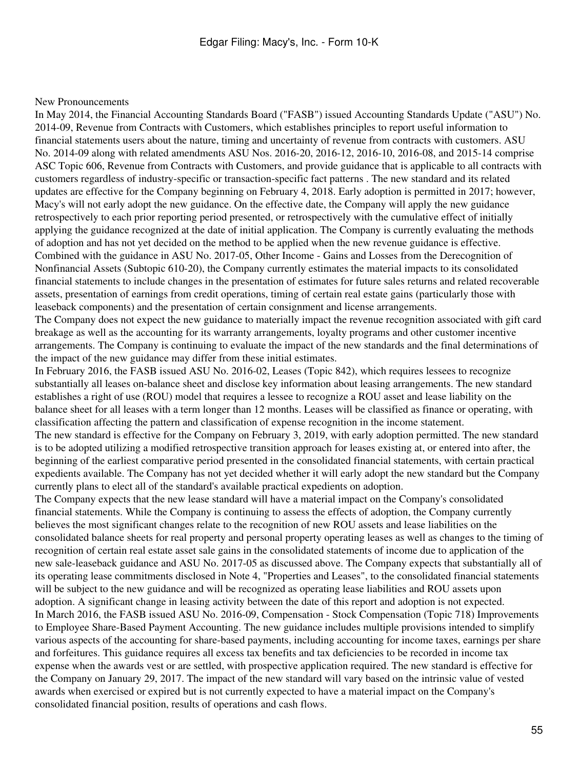## New Pronouncements

In May 2014, the Financial Accounting Standards Board ("FASB") issued Accounting Standards Update ("ASU") No. 2014-09, Revenue from Contracts with Customers, which establishes principles to report useful information to financial statements users about the nature, timing and uncertainty of revenue from contracts with customers. ASU No. 2014-09 along with related amendments ASU Nos. 2016-20, 2016-12, 2016-10, 2016-08, and 2015-14 comprise ASC Topic 606, Revenue from Contracts with Customers, and provide guidance that is applicable to all contracts with customers regardless of industry-specific or transaction-specific fact patterns . The new standard and its related updates are effective for the Company beginning on February 4, 2018. Early adoption is permitted in 2017; however, Macy's will not early adopt the new guidance. On the effective date, the Company will apply the new guidance retrospectively to each prior reporting period presented, or retrospectively with the cumulative effect of initially applying the guidance recognized at the date of initial application. The Company is currently evaluating the methods of adoption and has not yet decided on the method to be applied when the new revenue guidance is effective. Combined with the guidance in ASU No. 2017-05, Other Income - Gains and Losses from the Derecognition of Nonfinancial Assets (Subtopic 610-20), the Company currently estimates the material impacts to its consolidated financial statements to include changes in the presentation of estimates for future sales returns and related recoverable assets, presentation of earnings from credit operations, timing of certain real estate gains (particularly those with leaseback components) and the presentation of certain consignment and license arrangements.

The Company does not expect the new guidance to materially impact the revenue recognition associated with gift card breakage as well as the accounting for its warranty arrangements, loyalty programs and other customer incentive arrangements. The Company is continuing to evaluate the impact of the new standards and the final determinations of the impact of the new guidance may differ from these initial estimates.

In February 2016, the FASB issued ASU No. 2016-02, Leases (Topic 842), which requires lessees to recognize substantially all leases on-balance sheet and disclose key information about leasing arrangements. The new standard establishes a right of use (ROU) model that requires a lessee to recognize a ROU asset and lease liability on the balance sheet for all leases with a term longer than 12 months. Leases will be classified as finance or operating, with classification affecting the pattern and classification of expense recognition in the income statement.

The new standard is effective for the Company on February 3, 2019, with early adoption permitted. The new standard is to be adopted utilizing a modified retrospective transition approach for leases existing at, or entered into after, the beginning of the earliest comparative period presented in the consolidated financial statements, with certain practical expedients available. The Company has not yet decided whether it will early adopt the new standard but the Company currently plans to elect all of the standard's available practical expedients on adoption.

The Company expects that the new lease standard will have a material impact on the Company's consolidated financial statements. While the Company is continuing to assess the effects of adoption, the Company currently believes the most significant changes relate to the recognition of new ROU assets and lease liabilities on the consolidated balance sheets for real property and personal property operating leases as well as changes to the timing of recognition of certain real estate asset sale gains in the consolidated statements of income due to application of the new sale-leaseback guidance and ASU No. 2017-05 as discussed above. The Company expects that substantially all of its operating lease commitments disclosed in Note 4, "Properties and Leases", to the consolidated financial statements will be subject to the new guidance and will be recognized as operating lease liabilities and ROU assets upon adoption. A significant change in leasing activity between the date of this report and adoption is not expected.

In March 2016, the FASB issued ASU No. 2016-09, Compensation - Stock Compensation (Topic 718) Improvements to Employee Share-Based Payment Accounting. The new guidance includes multiple provisions intended to simplify various aspects of the accounting for share-based payments, including accounting for income taxes, earnings per share and forfeitures. This guidance requires all excess tax benefits and tax deficiencies to be recorded in income tax expense when the awards vest or are settled, with prospective application required. The new standard is effective for the Company on January 29, 2017. The impact of the new standard will vary based on the intrinsic value of vested awards when exercised or expired but is not currently expected to have a material impact on the Company's consolidated financial position, results of operations and cash flows.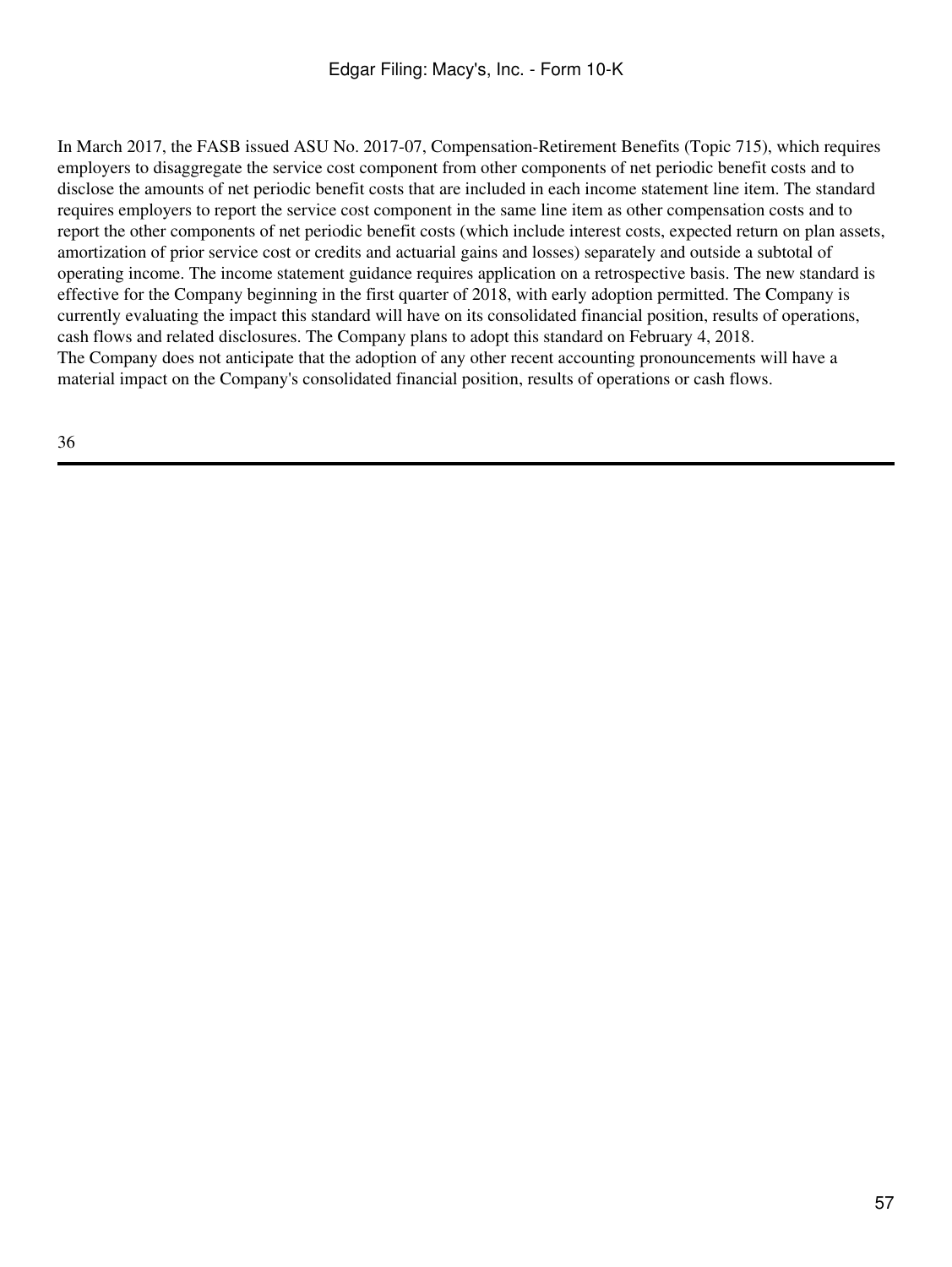In March 2017, the FASB issued ASU No. 2017-07, Compensation-Retirement Benefits (Topic 715), which requires employers to disaggregate the service cost component from other components of net periodic benefit costs and to disclose the amounts of net periodic benefit costs that are included in each income statement line item. The standard requires employers to report the service cost component in the same line item as other compensation costs and to report the other components of net periodic benefit costs (which include interest costs, expected return on plan assets, amortization of prior service cost or credits and actuarial gains and losses) separately and outside a subtotal of operating income. The income statement guidance requires application on a retrospective basis. The new standard is effective for the Company beginning in the first quarter of 2018, with early adoption permitted. The Company is currently evaluating the impact this standard will have on its consolidated financial position, results of operations, cash flows and related disclosures. The Company plans to adopt this standard on February 4, 2018.

The Company does not anticipate that the adoption of any other recent accounting pronouncements will have a material impact on the Company's consolidated financial position, results of operations or cash flows.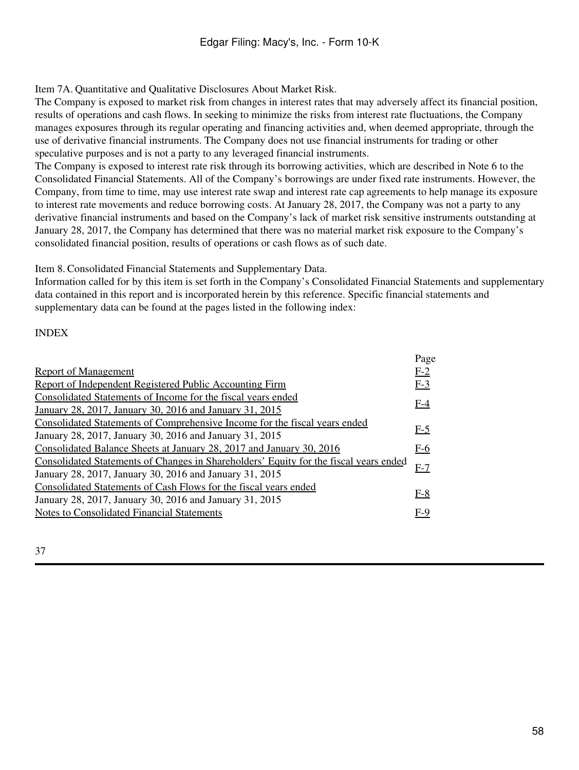Item 7A. Quantitative and Qualitative Disclosures About Market Risk.

The Company is exposed to market risk from changes in interest rates that may adversely affect its financial position, results of operations and cash flows. In seeking to minimize the risks from interest rate fluctuations, the Company manages exposures through its regular operating and financing activities and, when deemed appropriate, through the use of derivative financial instruments. The Company does not use financial instruments for trading or other speculative purposes and is not a party to any leveraged financial instruments.

The Company is exposed to interest rate risk through its borrowing activities, which are described in Note 6 to the Consolidated Financial Statements. All of the Company's borrowings are under fixed rate instruments. However, the Company, from time to time, may use interest rate swap and interest rate cap agreements to help manage its exposure to interest rate movements and reduce borrowing costs. At January 28, 2017, the Company was not a party to any derivative financial instruments and based on the Company's lack of market risk sensitive instruments outstanding at January 28, 2017, the Company has determined that there was no material market risk exposure to the Company's consolidated financial position, results of operations or cash flows as of such date.

Item 8. Consolidated Financial Statements and Supplementary Data.

Information called for by this item is set forth in the Company's Consolidated Financial Statements and supplementary data contained in this report and is incorporated herein by this reference. Specific financial statements and supplementary data can be found at the pages listed in the following index:

INDEX

| | Page |
|---|---|
| Report of Management | F-2 |
| Report of Independent Registered Public Accounting Firm | F-3 |
| Consolidated Statements of Income for the fiscal years ended January 28, 2017, January 30, 2016 and January 31, 2015 | F-4 |
| Consolidated Statements of Comprehensive Income for the fiscal years ended January 28, 2017, January 30, 2016 and January 31, 2015 | F-5 |
| Consolidated Balance Sheets at January 28, 2017 and January 30, 2016 | F-6 |
| Consolidated Statements of Changes in Shareholders' Equity for the fiscal years ended January 28, 2017, January 30, 2016 and January 31, 2015 | F-7 |
| Consolidated Statements of Cash Flows for the fiscal years ended January 28, 2017, January 30, 2016 and January 31, 2015 | F-8 |
| Notes to Consolidated Financial Statements | F-9 |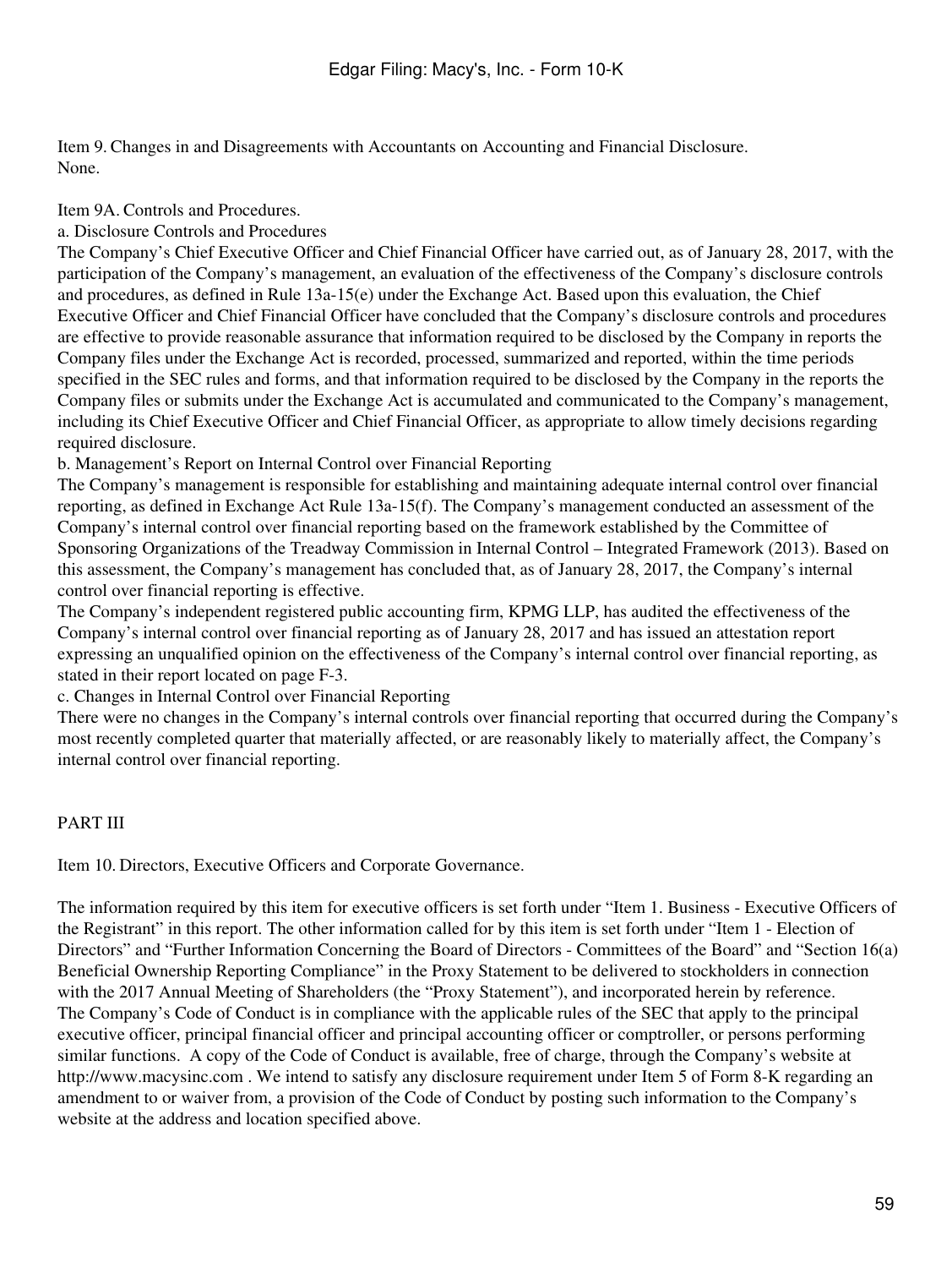## Item 9. Changes in and Disagreements with Accountants on Accounting and Financial Disclosure.

None.

## Item 9A. Controls and Procedures.

### a. Disclosure Controls and Procedures

The Company's Chief Executive Officer and Chief Financial Officer have carried out, as of January 28, 2017, with the participation of the Company's management, an evaluation of the effectiveness of the Company's disclosure controls and procedures, as defined in Rule 13a-15(e) under the Exchange Act. Based upon this evaluation, the Chief Executive Officer and Chief Financial Officer have concluded that the Company's disclosure controls and procedures are effective to provide reasonable assurance that information required to be disclosed by the Company in reports the Company files under the Exchange Act is recorded, processed, summarized and reported, within the time periods specified in the SEC rules and forms, and that information required to be disclosed by the Company in the reports the Company files or submits under the Exchange Act is accumulated and communicated to the Company's management, including its Chief Executive Officer and Chief Financial Officer, as appropriate to allow timely decisions regarding required disclosure.

### b. Management's Report on Internal Control over Financial Reporting

The Company's management is responsible for establishing and maintaining adequate internal control over financial reporting, as defined in Exchange Act Rule 13a-15(f). The Company's management conducted an assessment of the Company's internal control over financial reporting based on the framework established by the Committee of Sponsoring Organizations of the Treadway Commission in Internal Control – Integrated Framework (2013). Based on this assessment, the Company's management has concluded that, as of January 28, 2017, the Company's internal control over financial reporting is effective.

The Company's independent registered public accounting firm, KPMG LLP, has audited the effectiveness of the Company's internal control over financial reporting as of January 28, 2017 and has issued an attestation report expressing an unqualified opinion on the effectiveness of the Company's internal control over financial reporting, as stated in their report located on page F-3.

### c. Changes in Internal Control over Financial Reporting

There were no changes in the Company's internal controls over financial reporting that occurred during the Company's most recently completed quarter that materially affected, or are reasonably likely to materially affect, the Company's internal control over financial reporting.

# PART III

## Item 10. Directors, Executive Officers and Corporate Governance.

The information required by this item for executive officers is set forth under "Item 1. Business - Executive Officers of the Registrant" in this report. The other information called for by this item is set forth under "Item 1 - Election of Directors" and "Further Information Concerning the Board of Directors - Committees of the Board" and "Section 16(a) Beneficial Ownership Reporting Compliance" in the Proxy Statement to be delivered to stockholders in connection with the 2017 Annual Meeting of Shareholders (the "Proxy Statement"), and incorporated herein by reference.

The Company's Code of Conduct is in compliance with the applicable rules of the SEC that apply to the principal executive officer, principal financial officer and principal accounting officer or comptroller, or persons performing similar functions. A copy of the Code of Conduct is available, free of charge, through the Company's website at http://www.macysinc.com . We intend to satisfy any disclosure requirement under Item 5 of Form 8-K regarding an amendment to or waiver from, a provision of the Code of Conduct by posting such information to the Company's website at the address and location specified above.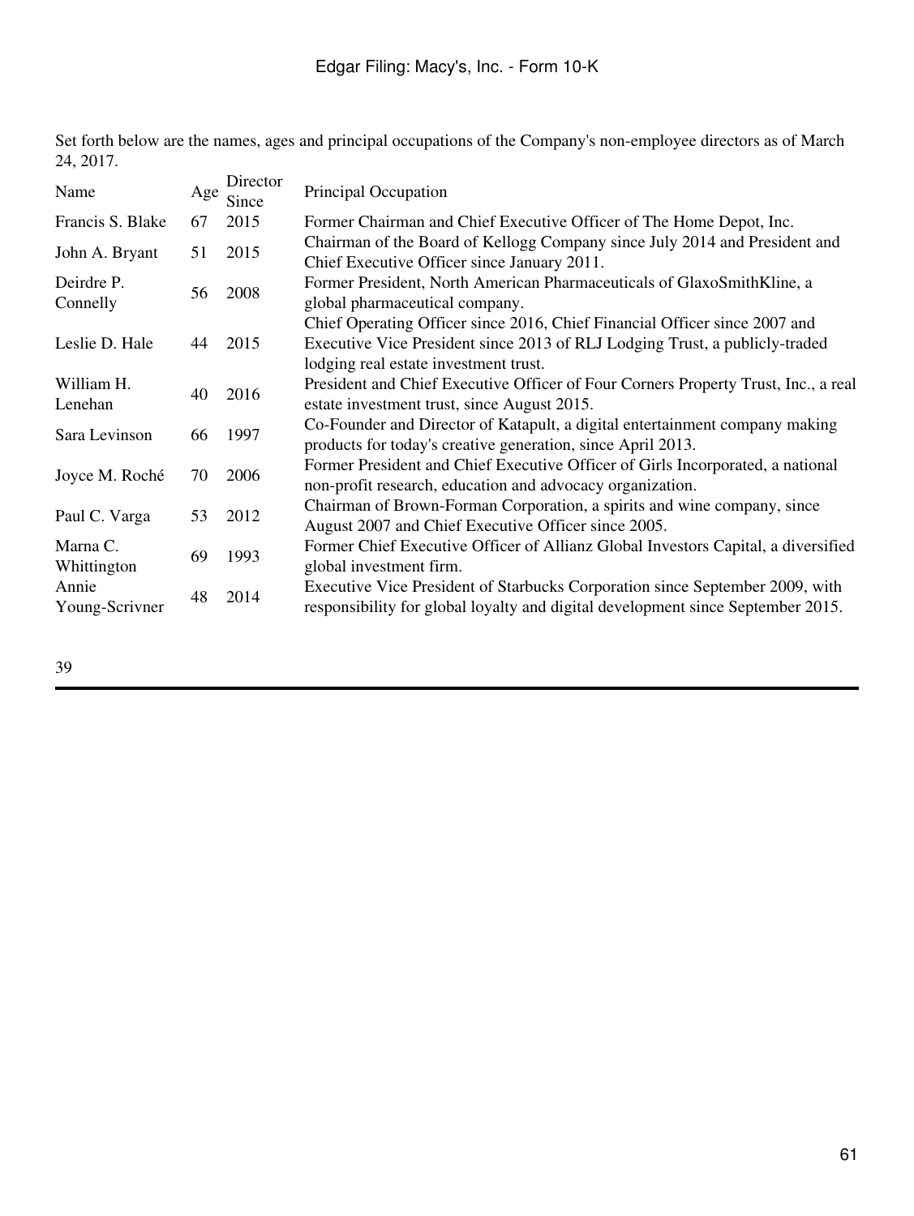Set forth below are the names, ages and principal occupations of the Company's non-employee directors as of March 24, 2017.

| Name | Age | Director Since | Principal Occupation |
| --- | --- | --- | --- |
| Francis S. Blake | 67 | 2015 | Former Chairman and Chief Executive Officer of The Home Depot, Inc. |
| John A. Bryant | 51 | 2015 | Chairman of the Board of Kellogg Company since July 2014 and President and Chief Executive Officer since January 2011. |
| Deirdre P. Connelly | 56 | 2008 | Former President, North American Pharmaceuticals of GlaxoSmithKline, a global pharmaceutical company. |
| Leslie D. Hale | 44 | 2015 | Chief Operating Officer since 2016, Chief Financial Officer since 2007 and Executive Vice President since 2013 of RLJ Lodging Trust, a publicly-traded lodging real estate investment trust. |
| William H. Lenehan | 40 | 2016 | President and Chief Executive Officer of Four Corners Property Trust, Inc., a real estate investment trust, since August 2015. |
| Sara Levinson | 66 | 1997 | Co-Founder and Director of Katapult, a digital entertainment company making products for today's creative generation, since April 2013. |
| Joyce M. Roché | 70 | 2006 | Former President and Chief Executive Officer of Girls Incorporated, a national non-profit research, education and advocacy organization. |
| Paul C. Varga | 53 | 2012 | Chairman of Brown-Forman Corporation, a spirits and wine company, since August 2007 and Chief Executive Officer since 2005. |
| Marna C. Whittington | 69 | 1993 | Former Chief Executive Officer of Allianz Global Investors Capital, a diversified global investment firm. |
| Annie Young-Scrivner | 48 | 2014 | Executive Vice President of Starbucks Corporation since September 2009, with responsibility for global loyalty and digital development since September 2015. |

39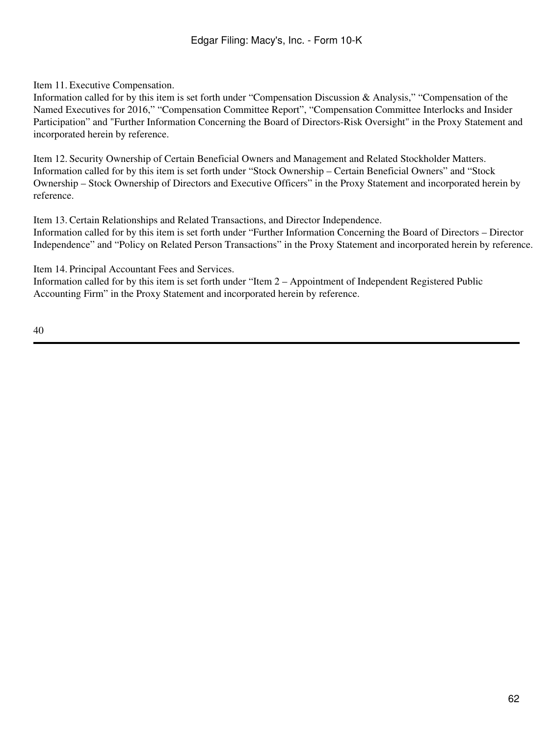Item 11. Executive Compensation.

Information called for by this item is set forth under “Compensation Discussion & Analysis,” “Compensation of the Named Executives for 2016,” “Compensation Committee Report”, “Compensation Committee Interlocks and Insider Participation” and "Further Information Concerning the Board of Directors-Risk Oversight" in the Proxy Statement and incorporated herein by reference.

Item 12. Security Ownership of Certain Beneficial Owners and Management and Related Stockholder Matters.

Information called for by this item is set forth under “Stock Ownership – Certain Beneficial Owners” and “Stock Ownership – Stock Ownership of Directors and Executive Officers” in the Proxy Statement and incorporated herein by reference.

Item 13. Certain Relationships and Related Transactions, and Director Independence.

Information called for by this item is set forth under “Further Information Concerning the Board of Directors – Director Independence” and “Policy on Related Person Transactions” in the Proxy Statement and incorporated herein by reference.

Item 14. Principal Accountant Fees and Services.

Information called for by this item is set forth under “Item 2 – Appointment of Independent Registered Public Accounting Firm” in the Proxy Statement and incorporated herein by reference.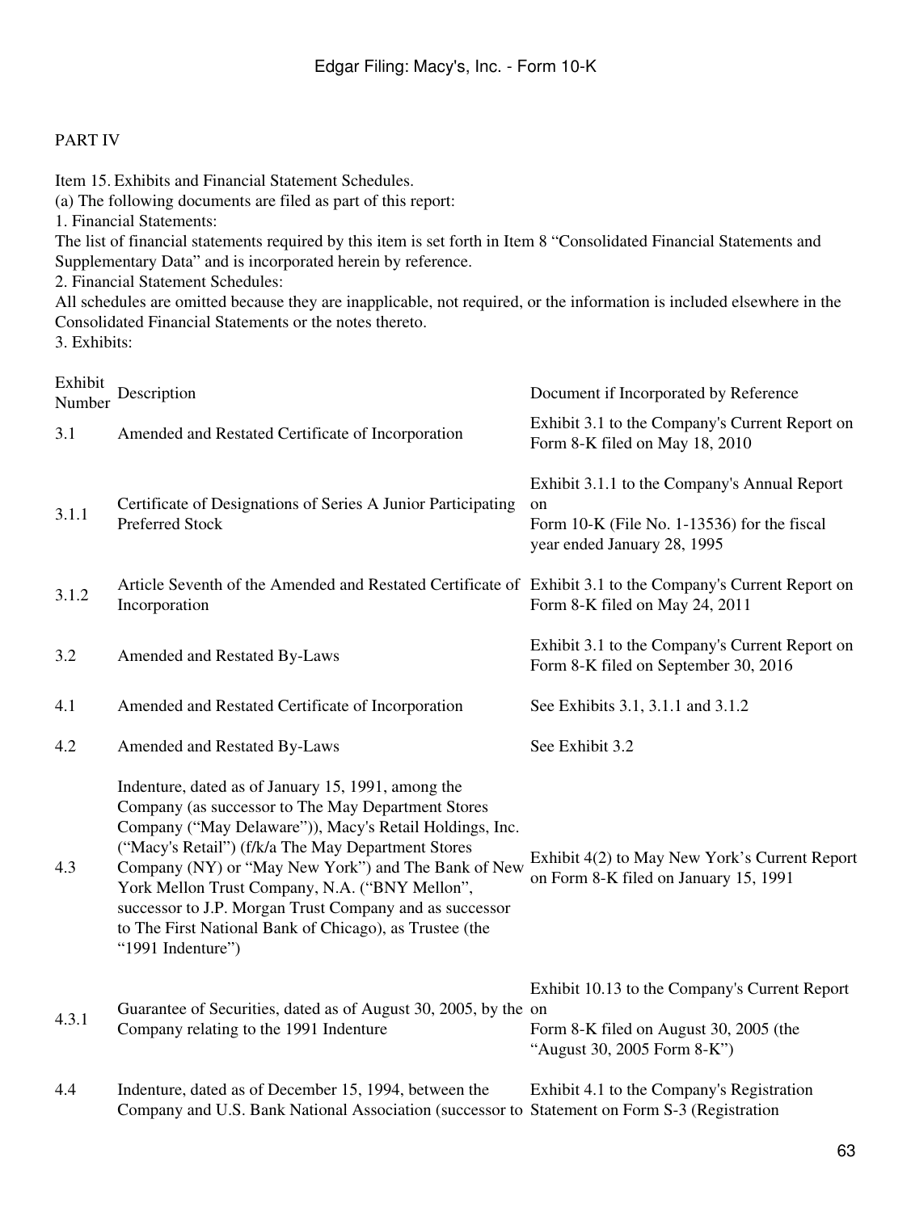PART IV

Item 15. Exhibits and Financial Statement Schedules.

(a) The following documents are filed as part of this report:

1. Financial Statements:

The list of financial statements required by this item is set forth in Item 8 "Consolidated Financial Statements and Supplementary Data" and is incorporated herein by reference.

2. Financial Statement Schedules:

All schedules are omitted because they are inapplicable, not required, or the information is included elsewhere in the Consolidated Financial Statements or the notes thereto.

3. Exhibits:

| Exhibit Number | Description | Document if Incorporated by Reference |
|---|---|---|
| 3.1 | Amended and Restated Certificate of Incorporation | Exhibit 3.1 to the Company's Current Report on Form 8-K filed on May 18, 2010 |
| 3.1.1 | Certificate of Designations of Series A Junior Participating Preferred Stock | Exhibit 3.1.1 to the Company's Annual Report on Form 10-K (File No. 1-13536) for the fiscal year ended January 28, 1995 |
| 3.1.2 | Article Seventh of the Amended and Restated Certificate of Incorporation | Exhibit 3.1 to the Company's Current Report on Form 8-K filed on May 24, 2011 |
| 3.2 | Amended and Restated By-Laws | Exhibit 3.1 to the Company's Current Report on Form 8-K filed on September 30, 2016 |
| 4.1 | Amended and Restated Certificate of Incorporation | See Exhibits 3.1, 3.1.1 and 3.1.2 |
| 4.2 | Amended and Restated By-Laws | See Exhibit 3.2 |
| 4.3 | Indenture, dated as of January 15, 1991, among the Company (as successor to The May Department Stores Company ("May Delaware")), Macy's Retail Holdings, Inc. ("Macy's Retail") (f/k/a The May Department Stores Company (NY) or "May New York") and The Bank of New York Mellon Trust Company, N.A. ("BNY Mellon", successor to J.P. Morgan Trust Company and as successor to The First National Bank of Chicago), as Trustee (the "1991 Indenture") | Exhibit 4(2) to May New York's Current Report on Form 8-K filed on January 15, 1991 |
| 4.3.1 | Guarantee of Securities, dated as of August 30, 2005, by the Company relating to the 1991 Indenture | Exhibit 10.13 to the Company's Current Report on Form 8-K filed on August 30, 2005 (the "August 30, 2005 Form 8-K") |
| 4.4 | Indenture, dated as of December 15, 1994, between the Company and U.S. Bank National Association (successor to | Exhibit 4.1 to the Company's Registration Statement on Form S-3 (Registration |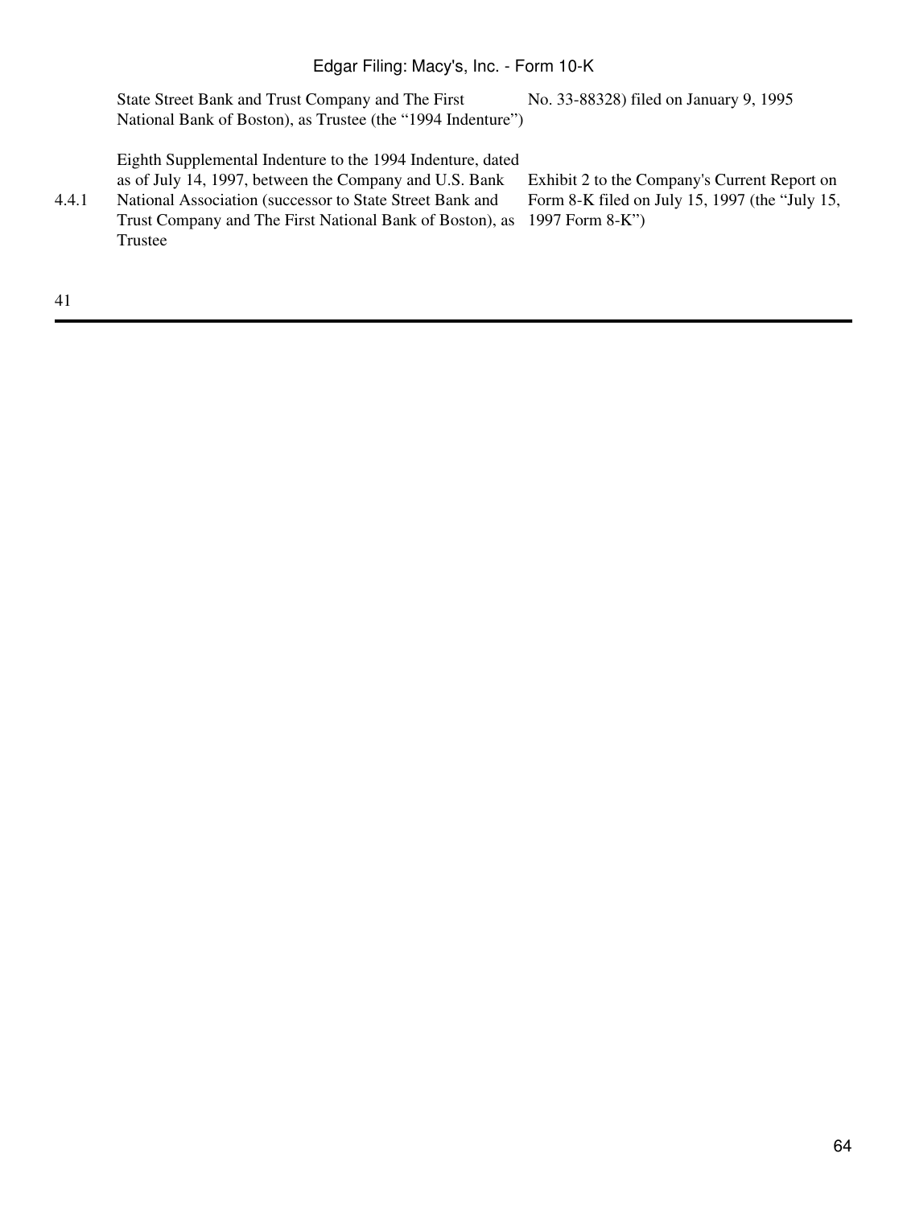| | | |
|---|---|---|
| | State Street Bank and Trust Company and The First National Bank of Boston), as Trustee (the "1994 Indenture") | No. 33-88328) filed on January 9, 1995 |
| 4.4.1 | Eighth Supplemental Indenture to the 1994 Indenture, dated as of July 14, 1997, between the Company and U.S. Bank National Association (successor to State Street Bank and Trust Company and The First National Bank of Boston), as Trustee | Exhibit 2 to the Company's Current Report on Form 8-K filed on July 15, 1997 (the "July 15, 1997 Form 8-K") |

41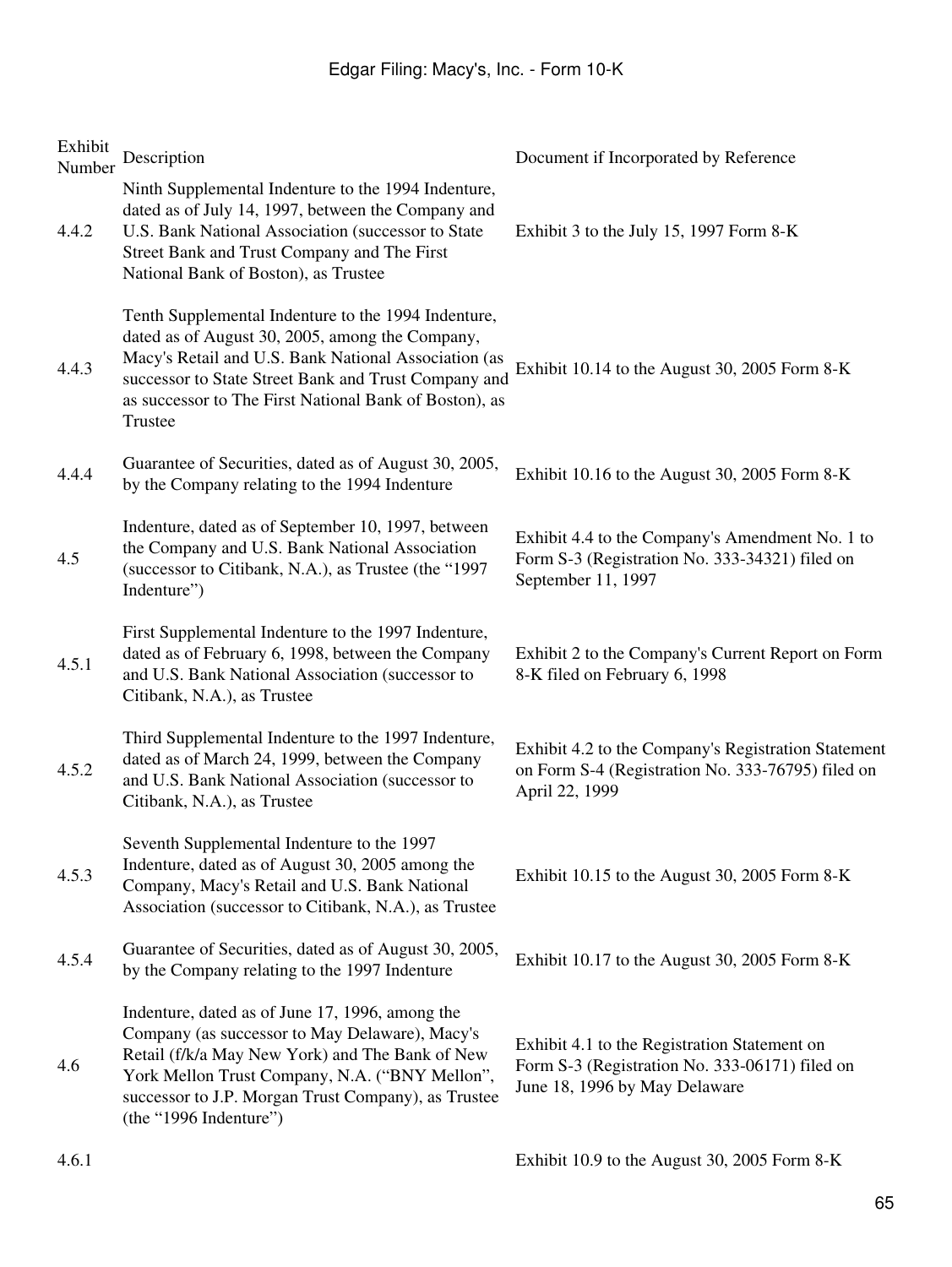| Exhibit Number | Description | Document if Incorporated by Reference |
|---|---|---|
| 4.4.2 | Ninth Supplemental Indenture to the 1994 Indenture, dated as of July 14, 1997, between the Company and U.S. Bank National Association (successor to State Street Bank and Trust Company and The First National Bank of Boston), as Trustee | Exhibit 3 to the July 15, 1997 Form 8-K |
| 4.4.3 | Tenth Supplemental Indenture to the 1994 Indenture, dated as of August 30, 2005, among the Company, Macy's Retail and U.S. Bank National Association (as successor to State Street Bank and Trust Company and as successor to The First National Bank of Boston), as Trustee | Exhibit 10.14 to the August 30, 2005 Form 8-K |
| 4.4.4 | Guarantee of Securities, dated as of August 30, 2005, by the Company relating to the 1994 Indenture | Exhibit 10.16 to the August 30, 2005 Form 8-K |
| 4.5 | Indenture, dated as of September 10, 1997, between the Company and U.S. Bank National Association (successor to Citibank, N.A.), as Trustee (the "1997 Indenture") | Exhibit 4.4 to the Company's Amendment No. 1 to Form S-3 (Registration No. 333-34321) filed on September 11, 1997 |
| 4.5.1 | First Supplemental Indenture to the 1997 Indenture, dated as of February 6, 1998, between the Company and U.S. Bank National Association (successor to Citibank, N.A.), as Trustee | Exhibit 2 to the Company's Current Report on Form 8-K filed on February 6, 1998 |
| 4.5.2 | Third Supplemental Indenture to the 1997 Indenture, dated as of March 24, 1999, between the Company and U.S. Bank National Association (successor to Citibank, N.A.), as Trustee | Exhibit 4.2 to the Company's Registration Statement on Form S-4 (Registration No. 333-76795) filed on April 22, 1999 |
| 4.5.3 | Seventh Supplemental Indenture to the 1997 Indenture, dated as of August 30, 2005 among the Company, Macy's Retail and U.S. Bank National Association (successor to Citibank, N.A.), as Trustee | Exhibit 10.15 to the August 30, 2005 Form 8-K |
| 4.5.4 | Guarantee of Securities, dated as of August 30, 2005, by the Company relating to the 1997 Indenture | Exhibit 10.17 to the August 30, 2005 Form 8-K |
| 4.6 | Indenture, dated as of June 17, 1996, among the Company (as successor to May Delaware), Macy's Retail (f/k/a May New York) and The Bank of New York Mellon Trust Company, N.A. ("BNY Mellon", successor to J.P. Morgan Trust Company), as Trustee (the "1996 Indenture") | Exhibit 4.1 to the Registration Statement on Form S-3 (Registration No. 333-06171) filed on June 18, 1996 by May Delaware |
| 4.6.1 | | Exhibit 10.9 to the August 30, 2005 Form 8-K |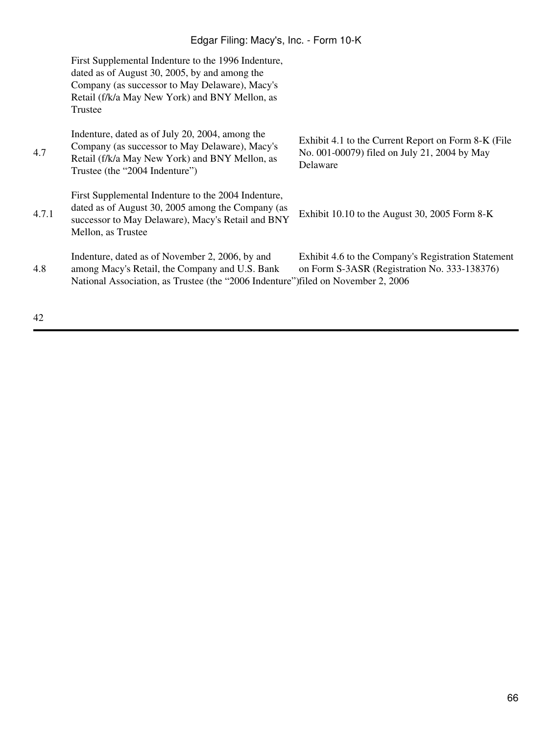| | | |
|---|---|---|
| | First Supplemental Indenture to the 1996 Indenture, dated as of August 30, 2005, by and among the Company (as successor to May Delaware), Macy's Retail (f/k/a May New York) and BNY Mellon, as Trustee | |
| 4.7 | Indenture, dated as of July 20, 2004, among the Company (as successor to May Delaware), Macy's Retail (f/k/a May New York) and BNY Mellon, as Trustee (the "2004 Indenture") | Exhibit 4.1 to the Current Report on Form 8-K (File No. 001-00079) filed on July 21, 2004 by May Delaware |
| 4.7.1 | First Supplemental Indenture to the 2004 Indenture, dated as of August 30, 2005 among the Company (as successor to May Delaware), Macy's Retail and BNY Mellon, as Trustee | Exhibit 10.10 to the August 30, 2005 Form 8-K |
| 4.8 | Indenture, dated as of November 2, 2006, by and among Macy's Retail, the Company and U.S. Bank National Association, as Trustee (the "2006 Indenture") | Exhibit 4.6 to the Company's Registration Statement on Form S-3ASR (Registration No. 333-138376) filed on November 2, 2006 |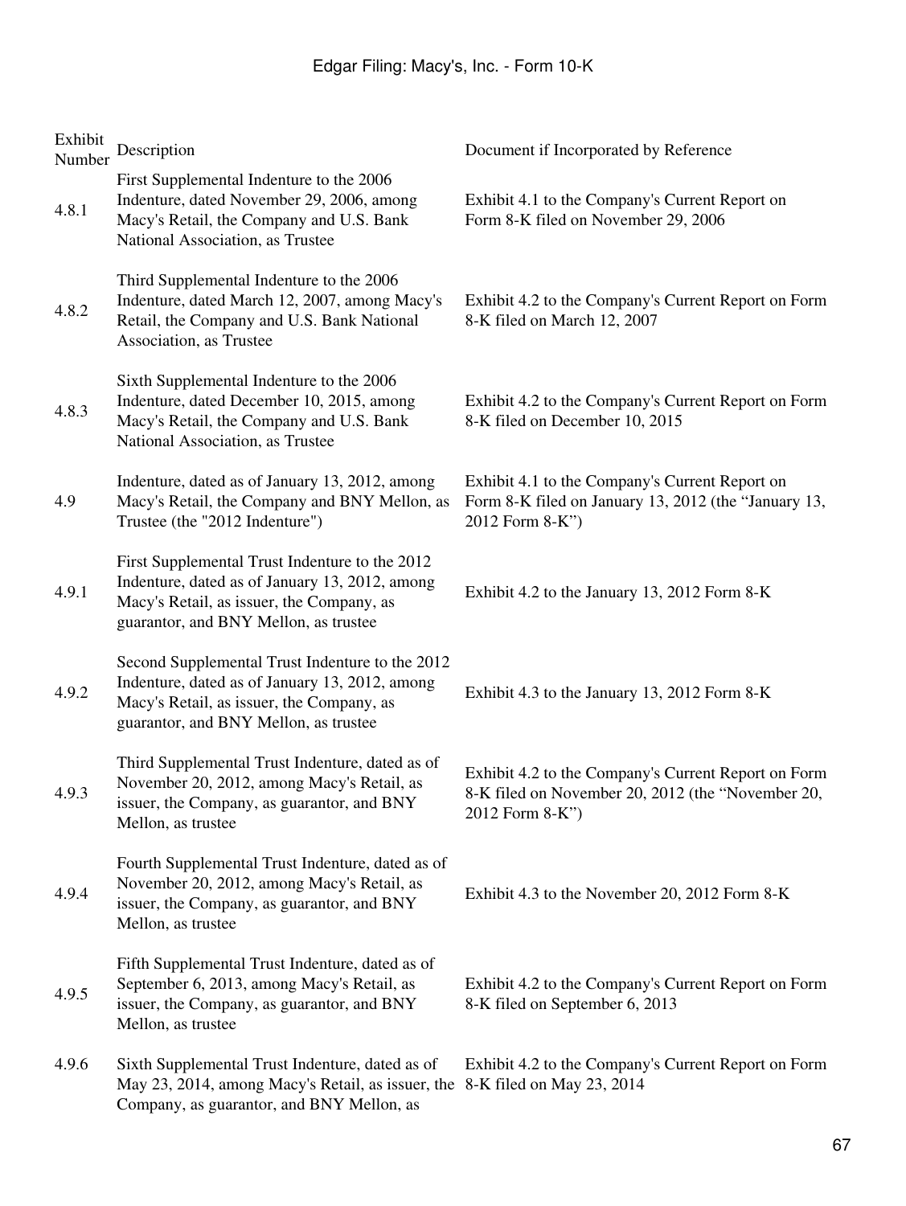| Exhibit Number | Description | Document if Incorporated by Reference |
|---|---|---|
| 4.8.1 | First Supplemental Indenture to the 2006 Indenture, dated November 29, 2006, among Macy's Retail, the Company and U.S. Bank National Association, as Trustee | Exhibit 4.1 to the Company's Current Report on Form 8-K filed on November 29, 2006 |
| 4.8.2 | Third Supplemental Indenture to the 2006 Indenture, dated March 12, 2007, among Macy's Retail, the Company and U.S. Bank National Association, as Trustee | Exhibit 4.2 to the Company's Current Report on Form 8-K filed on March 12, 2007 |
| 4.8.3 | Sixth Supplemental Indenture to the 2006 Indenture, dated December 10, 2015, among Macy's Retail, the Company and U.S. Bank National Association, as Trustee | Exhibit 4.2 to the Company's Current Report on Form 8-K filed on December 10, 2015 |
| 4.9 | Indenture, dated as of January 13, 2012, among Macy's Retail, the Company and BNY Mellon, as Trustee (the "2012 Indenture") | Exhibit 4.1 to the Company's Current Report on Form 8-K filed on January 13, 2012 (the "January 13, 2012 Form 8-K") |
| 4.9.1 | First Supplemental Trust Indenture to the 2012 Indenture, dated as of January 13, 2012, among Macy's Retail, as issuer, the Company, as guarantor, and BNY Mellon, as trustee | Exhibit 4.2 to the January 13, 2012 Form 8-K |
| 4.9.2 | Second Supplemental Trust Indenture to the 2012 Indenture, dated as of January 13, 2012, among Macy's Retail, as issuer, the Company, as guarantor, and BNY Mellon, as trustee | Exhibit 4.3 to the January 13, 2012 Form 8-K |
| 4.9.3 | Third Supplemental Trust Indenture, dated as of November 20, 2012, among Macy's Retail, as issuer, the Company, as guarantor, and BNY Mellon, as trustee | Exhibit 4.2 to the Company's Current Report on Form 8-K filed on November 20, 2012 (the "November 20, 2012 Form 8-K") |
| 4.9.4 | Fourth Supplemental Trust Indenture, dated as of November 20, 2012, among Macy's Retail, as issuer, the Company, as guarantor, and BNY Mellon, as trustee | Exhibit 4.3 to the November 20, 2012 Form 8-K |
| 4.9.5 | Fifth Supplemental Trust Indenture, dated as of September 6, 2013, among Macy's Retail, as issuer, the Company, as guarantor, and BNY Mellon, as trustee | Exhibit 4.2 to the Company's Current Report on Form 8-K filed on September 6, 2013 |
| 4.9.6 | Sixth Supplemental Trust Indenture, dated as of May 23, 2014, among Macy's Retail, as issuer, the Company, as guarantor, and BNY Mellon, as | Exhibit 4.2 to the Company's Current Report on Form 8-K filed on May 23, 2014 |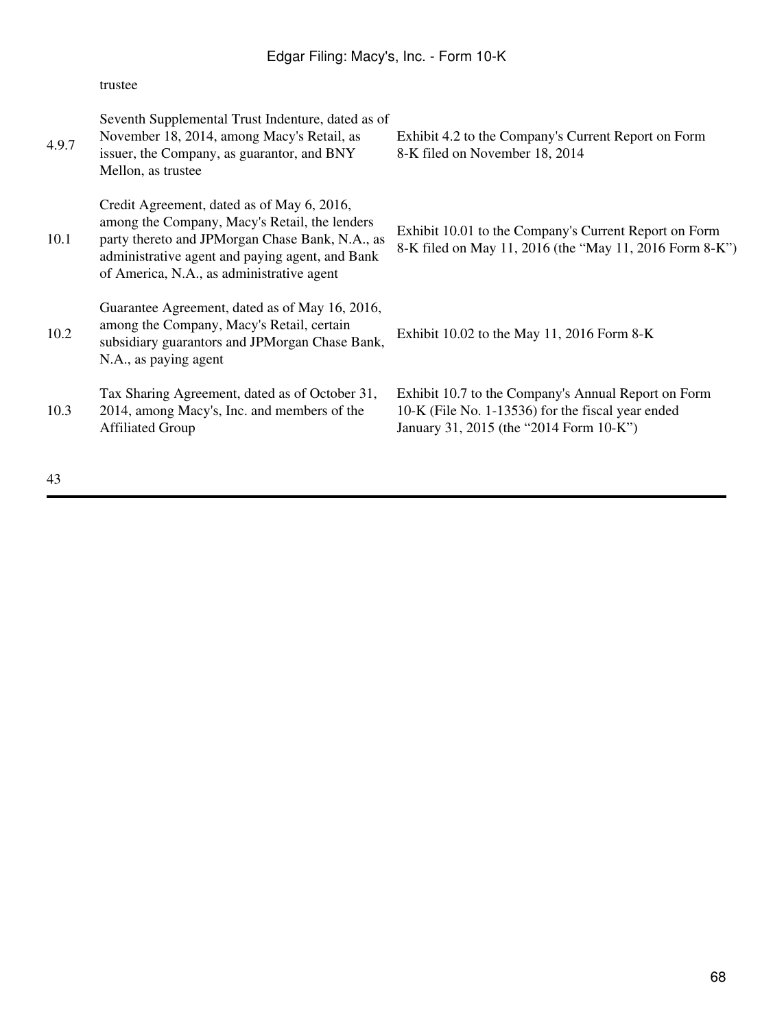| | trustee | |
|---|---|---|
| 4.9.7 | Seventh Supplemental Trust Indenture, dated as of November 18, 2014, among Macy's Retail, as issuer, the Company, as guarantor, and BNY Mellon, as trustee | Exhibit 4.2 to the Company's Current Report on Form 8-K filed on November 18, 2014 |
| 10.1 | Credit Agreement, dated as of May 6, 2016, among the Company, Macy's Retail, the lenders party thereto and JPMorgan Chase Bank, N.A., as administrative agent and paying agent, and Bank of America, N.A., as administrative agent | Exhibit 10.01 to the Company's Current Report on Form 8-K filed on May 11, 2016 (the "May 11, 2016 Form 8-K") |
| 10.2 | Guarantee Agreement, dated as of May 16, 2016, among the Company, Macy's Retail, certain subsidiary guarantors and JPMorgan Chase Bank, N.A., as paying agent | Exhibit 10.02 to the May 11, 2016 Form 8-K |
| 10.3 | Tax Sharing Agreement, dated as of October 31, 2014, among Macy's, Inc. and members of the Affiliated Group | Exhibit 10.7 to the Company's Annual Report on Form 10-K (File No. 1-13536) for the fiscal year ended January 31, 2015 (the "2014 Form 10-K") |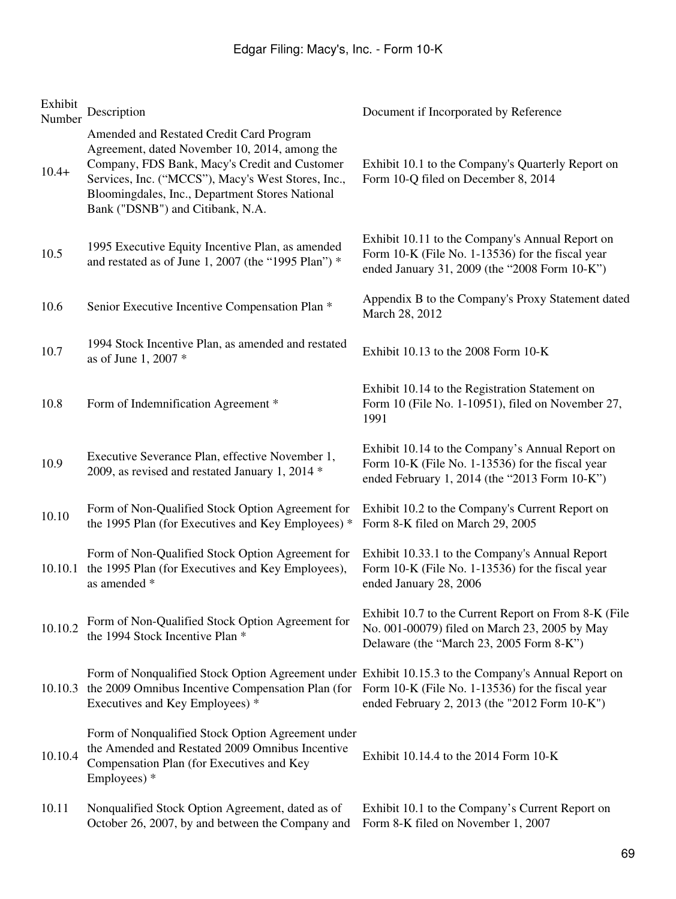| Exhibit Number | Description | Document if Incorporated by Reference |
|---|---|---|
| 10.4+ | Amended and Restated Credit Card Program Agreement, dated November 10, 2014, among the Company, FDS Bank, Macy's Credit and Customer Services, Inc. ("MCCS"), Macy's West Stores, Inc., Bloomingdales, Inc., Department Stores National Bank ("DSNB") and Citibank, N.A. | Exhibit 10.1 to the Company's Quarterly Report on Form 10-Q filed on December 8, 2014 |
| 10.5 | 1995 Executive Equity Incentive Plan, as amended and restated as of June 1, 2007 (the "1995 Plan") * | Exhibit 10.11 to the Company's Annual Report on Form 10-K (File No. 1-13536) for the fiscal year ended January 31, 2009 (the "2008 Form 10-K") |
| 10.6 | Senior Executive Incentive Compensation Plan * | Appendix B to the Company's Proxy Statement dated March 28, 2012 |
| 10.7 | 1994 Stock Incentive Plan, as amended and restated as of June 1, 2007 * | Exhibit 10.13 to the 2008 Form 10-K |
| 10.8 | Form of Indemnification Agreement * | Exhibit 10.14 to the Registration Statement on Form 10 (File No. 1-10951), filed on November 27, 1991 |
| 10.9 | Executive Severance Plan, effective November 1, 2009, as revised and restated January 1, 2014 * | Exhibit 10.14 to the Company's Annual Report on Form 10-K (File No. 1-13536) for the fiscal year ended February 1, 2014 (the "2013 Form 10-K") |
| 10.10 | Form of Non-Qualified Stock Option Agreement for the 1995 Plan (for Executives and Key Employees) * | Exhibit 10.2 to the Company's Current Report on Form 8-K filed on March 29, 2005 |
| 10.10.1 | Form of Non-Qualified Stock Option Agreement for the 1995 Plan (for Executives and Key Employees), as amended * | Exhibit 10.33.1 to the Company's Annual Report Form 10-K (File No. 1-13536) for the fiscal year ended January 28, 2006 |
| 10.10.2 | Form of Non-Qualified Stock Option Agreement for the 1994 Stock Incentive Plan * | Exhibit 10.7 to the Current Report on From 8-K (File No. 001-00079) filed on March 23, 2005 by May Delaware (the "March 23, 2005 Form 8-K") |
| 10.10.3 | Form of Nonqualified Stock Option Agreement under the 2009 Omnibus Incentive Compensation Plan (for Executives and Key Employees) * | Exhibit 10.15.3 to the Company's Annual Report on Form 10-K (File No. 1-13536) for the fiscal year ended February 2, 2013 (the "2012 Form 10-K") |
| 10.10.4 | Form of Nonqualified Stock Option Agreement under the Amended and Restated 2009 Omnibus Incentive Compensation Plan (for Executives and Key Employees) * | Exhibit 10.14.4 to the 2014 Form 10-K |
| 10.11 | Nonqualified Stock Option Agreement, dated as of October 26, 2007, by and between the Company and | Exhibit 10.1 to the Company's Current Report on Form 8-K filed on November 1, 2007 |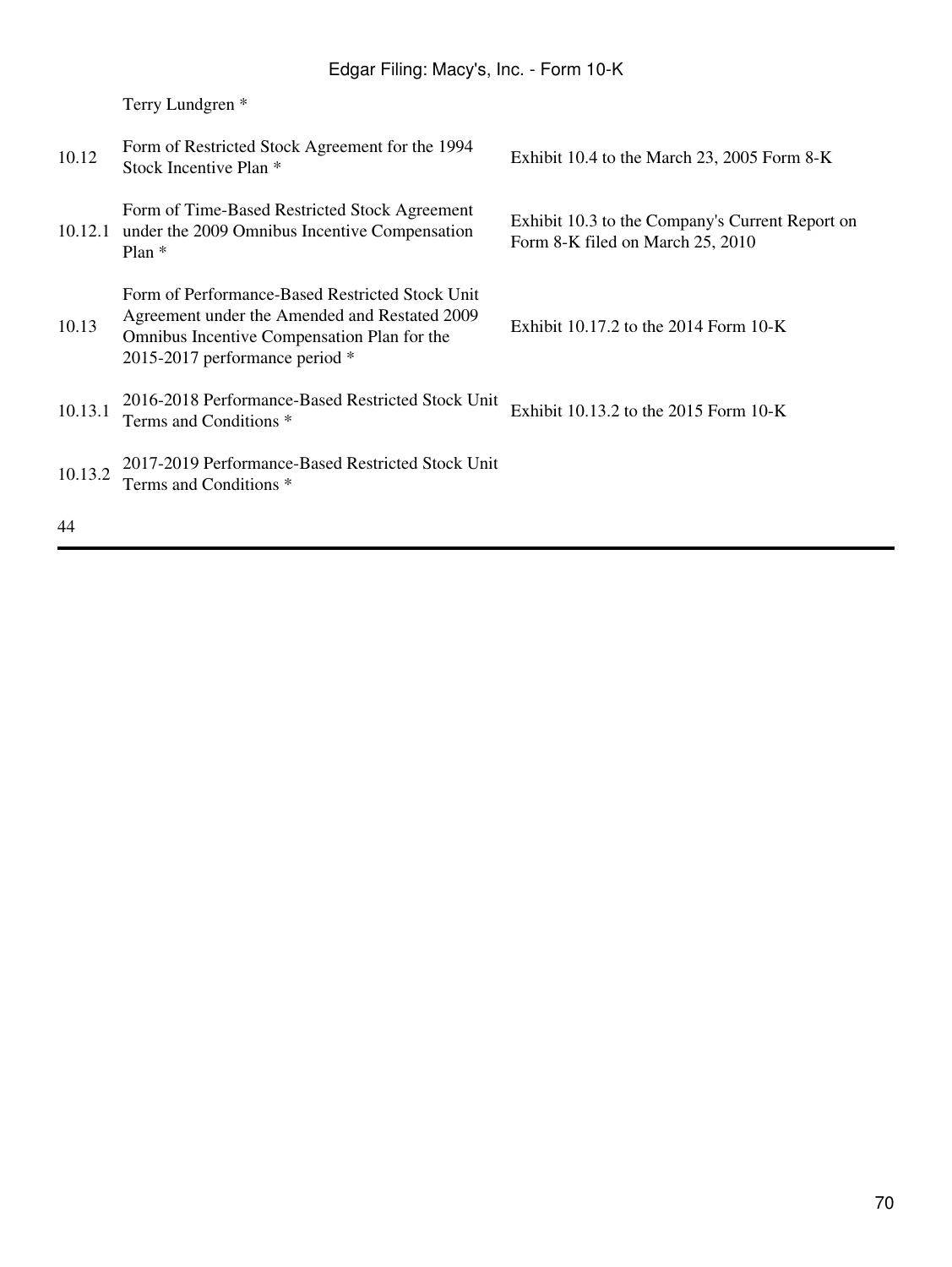| | | |
|---|---|---|
| | Terry Lundgren * | |
| 10.12 | Form of Restricted Stock Agreement for the 1994 Stock Incentive Plan * | Exhibit 10.4 to the March 23, 2005 Form 8-K |
| 10.12.1 | Form of Time-Based Restricted Stock Agreement under the 2009 Omnibus Incentive Compensation Plan * | Exhibit 10.3 to the Company's Current Report on Form 8-K filed on March 25, 2010 |
| 10.13 | Form of Performance-Based Restricted Stock Unit Agreement under the Amended and Restated 2009 Omnibus Incentive Compensation Plan for the 2015-2017 performance period * | Exhibit 10.17.2 to the 2014 Form 10-K |
| 10.13.1 | 2016-2018 Performance-Based Restricted Stock Unit Terms and Conditions * | Exhibit 10.13.2 to the 2015 Form 10-K |
| 10.13.2 | 2017-2019 Performance-Based Restricted Stock Unit Terms and Conditions * | |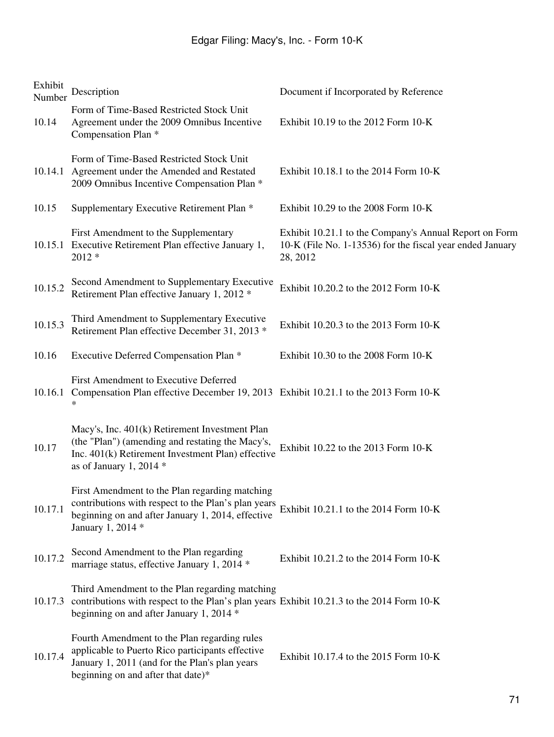| Exhibit Number | Description | Document if Incorporated by Reference |
|---|---|---|
| 10.14 | Form of Time-Based Restricted Stock Unit Agreement under the 2009 Omnibus Incentive Compensation Plan * | Exhibit 10.19 to the 2012 Form 10-K |
| 10.14.1 | Form of Time-Based Restricted Stock Unit Agreement under the Amended and Restated 2009 Omnibus Incentive Compensation Plan * | Exhibit 10.18.1 to the 2014 Form 10-K |
| 10.15 | Supplementary Executive Retirement Plan * | Exhibit 10.29 to the 2008 Form 10-K |
| 10.15.1 | First Amendment to the Supplementary Executive Retirement Plan effective January 1, 2012 * | Exhibit 10.21.1 to the Company's Annual Report on Form 10-K (File No. 1-13536) for the fiscal year ended January 28, 2012 |
| 10.15.2 | Second Amendment to Supplementary Executive Retirement Plan effective January 1, 2012 * | Exhibit 10.20.2 to the 2012 Form 10-K |
| 10.15.3 | Third Amendment to Supplementary Executive Retirement Plan effective December 31, 2013 * | Exhibit 10.20.3 to the 2013 Form 10-K |
| 10.16 | Executive Deferred Compensation Plan * | Exhibit 10.30 to the 2008 Form 10-K |
| 10.16.1 | First Amendment to Executive Deferred Compensation Plan effective December 19, 2013 * | Exhibit 10.21.1 to the 2013 Form 10-K |
| 10.17 | Macy's, Inc. 401(k) Retirement Investment Plan (the "Plan") (amending and restating the Macy's, Inc. 401(k) Retirement Investment Plan) effective as of January 1, 2014 * | Exhibit 10.22 to the 2013 Form 10-K |
| 10.17.1 | First Amendment to the Plan regarding matching contributions with respect to the Plan's plan years beginning on and after January 1, 2014, effective January 1, 2014 * | Exhibit 10.21.1 to the 2014 Form 10-K |
| 10.17.2 | Second Amendment to the Plan regarding marriage status, effective January 1, 2014 * | Exhibit 10.21.2 to the 2014 Form 10-K |
| 10.17.3 | Third Amendment to the Plan regarding matching contributions with respect to the Plan's plan years beginning on and after January 1, 2014 * | Exhibit 10.21.3 to the 2014 Form 10-K |
| 10.17.4 | Fourth Amendment to the Plan regarding rules applicable to Puerto Rico participants effective January 1, 2011 (and for the Plan's plan years beginning on and after that date)* | Exhibit 10.17.4 to the 2015 Form 10-K |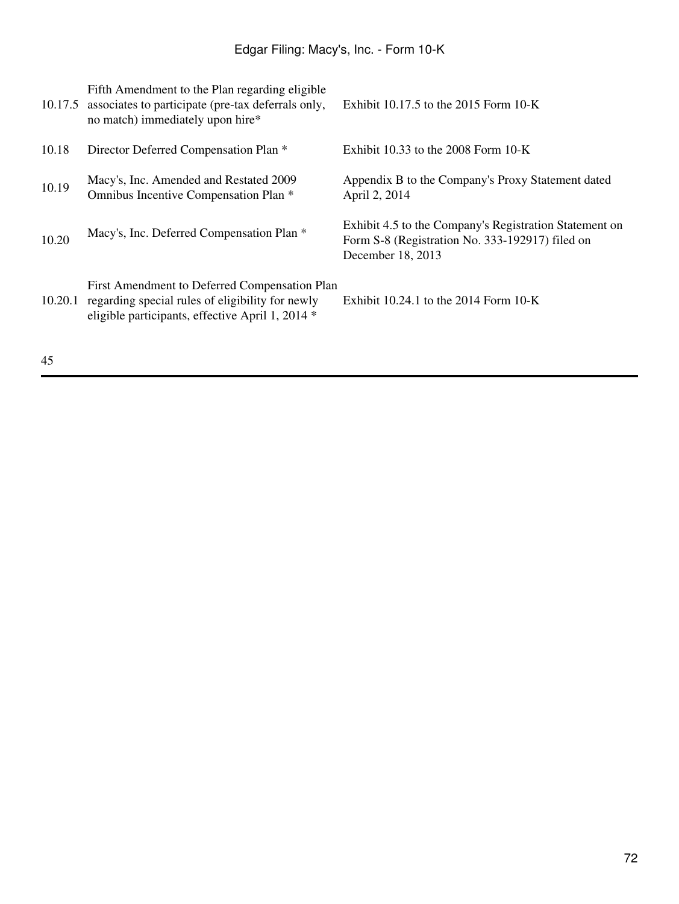| | | |
|---|---|---|
| 10.17.5 | Fifth Amendment to the Plan regarding eligible associates to participate (pre-tax deferrals only, no match) immediately upon hire* | Exhibit 10.17.5 to the 2015 Form 10-K |
| 10.18 | Director Deferred Compensation Plan * | Exhibit 10.33 to the 2008 Form 10-K |
| 10.19 | Macy's, Inc. Amended and Restated 2009 Omnibus Incentive Compensation Plan * | Appendix B to the Company's Proxy Statement dated April 2, 2014 |
| 10.20 | Macy's, Inc. Deferred Compensation Plan * | Exhibit 4.5 to the Company's Registration Statement on Form S-8 (Registration No. 333-192917) filed on December 18, 2013 |
| 10.20.1 | First Amendment to Deferred Compensation Plan regarding special rules of eligibility for newly eligible participants, effective April 1, 2014 * | Exhibit 10.24.1 to the 2014 Form 10-K |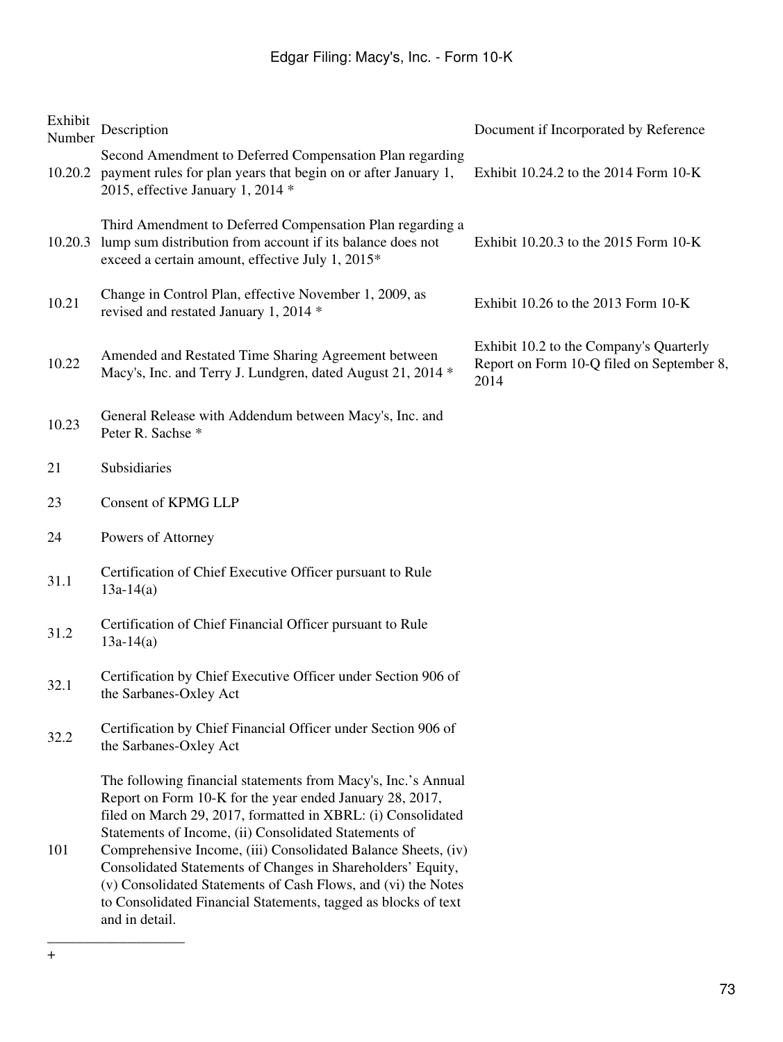| Exhibit Number | Description | Document if Incorporated by Reference |
|---|---|---|
| 10.20.2 | Second Amendment to Deferred Compensation Plan regarding payment rules for plan years that begin on or after January 1, 2015, effective January 1, 2014 * | Exhibit 10.24.2 to the 2014 Form 10-K |
| 10.20.3 | Third Amendment to Deferred Compensation Plan regarding a lump sum distribution from account if its balance does not exceed a certain amount, effective July 1, 2015* | Exhibit 10.20.3 to the 2015 Form 10-K |
| 10.21 | Change in Control Plan, effective November 1, 2009, as revised and restated January 1, 2014 * | Exhibit 10.26 to the 2013 Form 10-K |
| 10.22 | Amended and Restated Time Sharing Agreement between Macy's, Inc. and Terry J. Lundgren, dated August 21, 2014 * | Exhibit 10.2 to the Company's Quarterly Report on Form 10-Q filed on September 8, 2014 |
| 10.23 | General Release with Addendum between Macy's, Inc. and Peter R. Sachse * | |
| 21 | Subsidiaries | |
| 23 | Consent of KPMG LLP | |
| 24 | Powers of Attorney | |
| 31.1 | Certification of Chief Executive Officer pursuant to Rule 13a-14(a) | |
| 31.2 | Certification of Chief Financial Officer pursuant to Rule 13a-14(a) | |
| 32.1 | Certification by Chief Executive Officer under Section 906 of the Sarbanes-Oxley Act | |
| 32.2 | Certification by Chief Financial Officer under Section 906 of the Sarbanes-Oxley Act | |
| 101 | The following financial statements from Macy's, Inc.'s Annual Report on Form 10-K for the year ended January 28, 2017, filed on March 29, 2017, formatted in XBRL: (i) Consolidated Statements of Income, (ii) Consolidated Statements of Comprehensive Income, (iii) Consolidated Balance Sheets, (iv) Consolidated Statements of Changes in Shareholders' Equity, (v) Consolidated Statements of Cash Flows, and (vi) the Notes to Consolidated Financial Statements, tagged as blocks of text and in detail. | |

---

+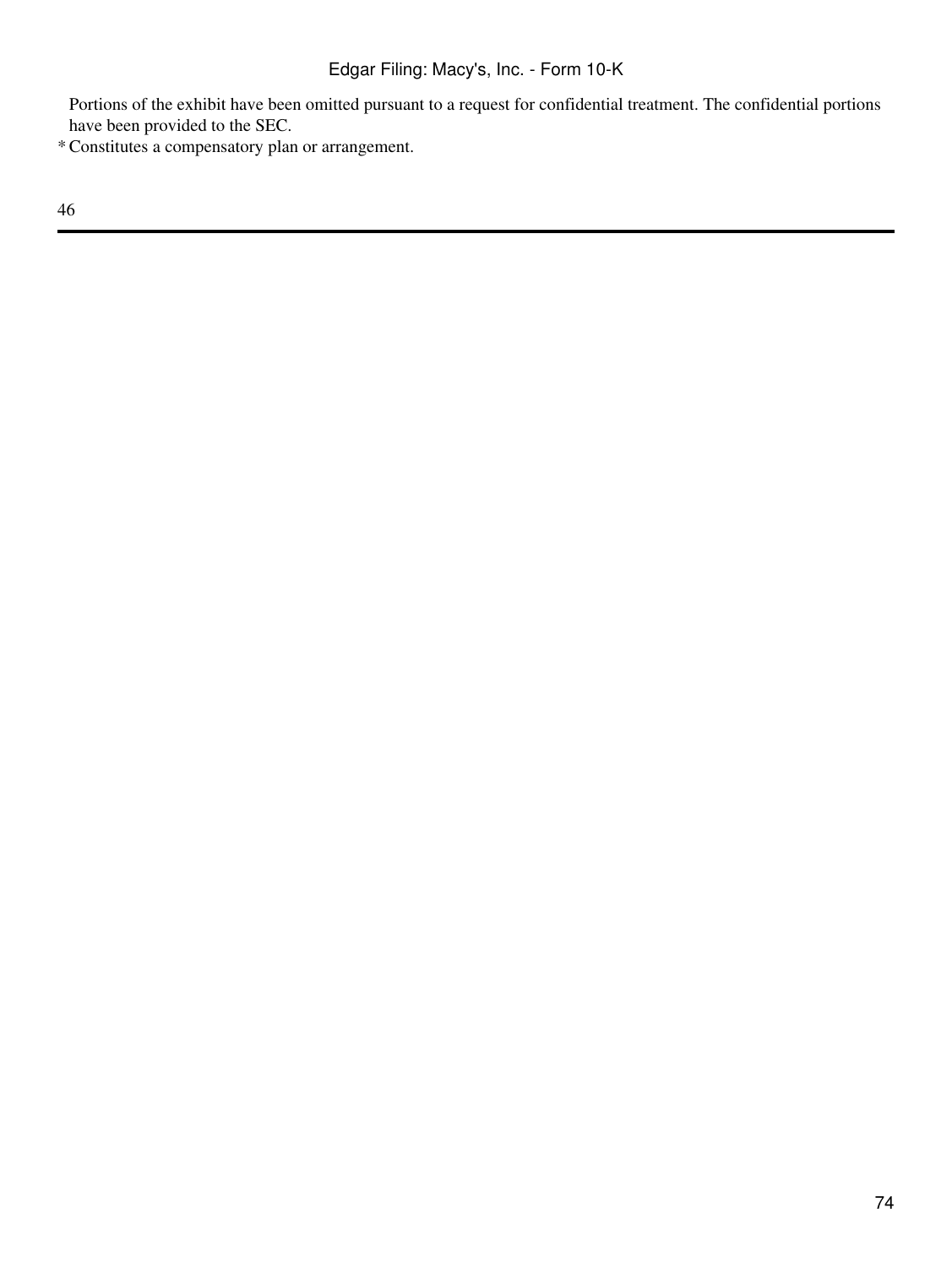Portions of the exhibit have been omitted pursuant to a request for confidential treatment. The confidential portions have been provided to the SEC.

* Constitutes a compensatory plan or arrangement.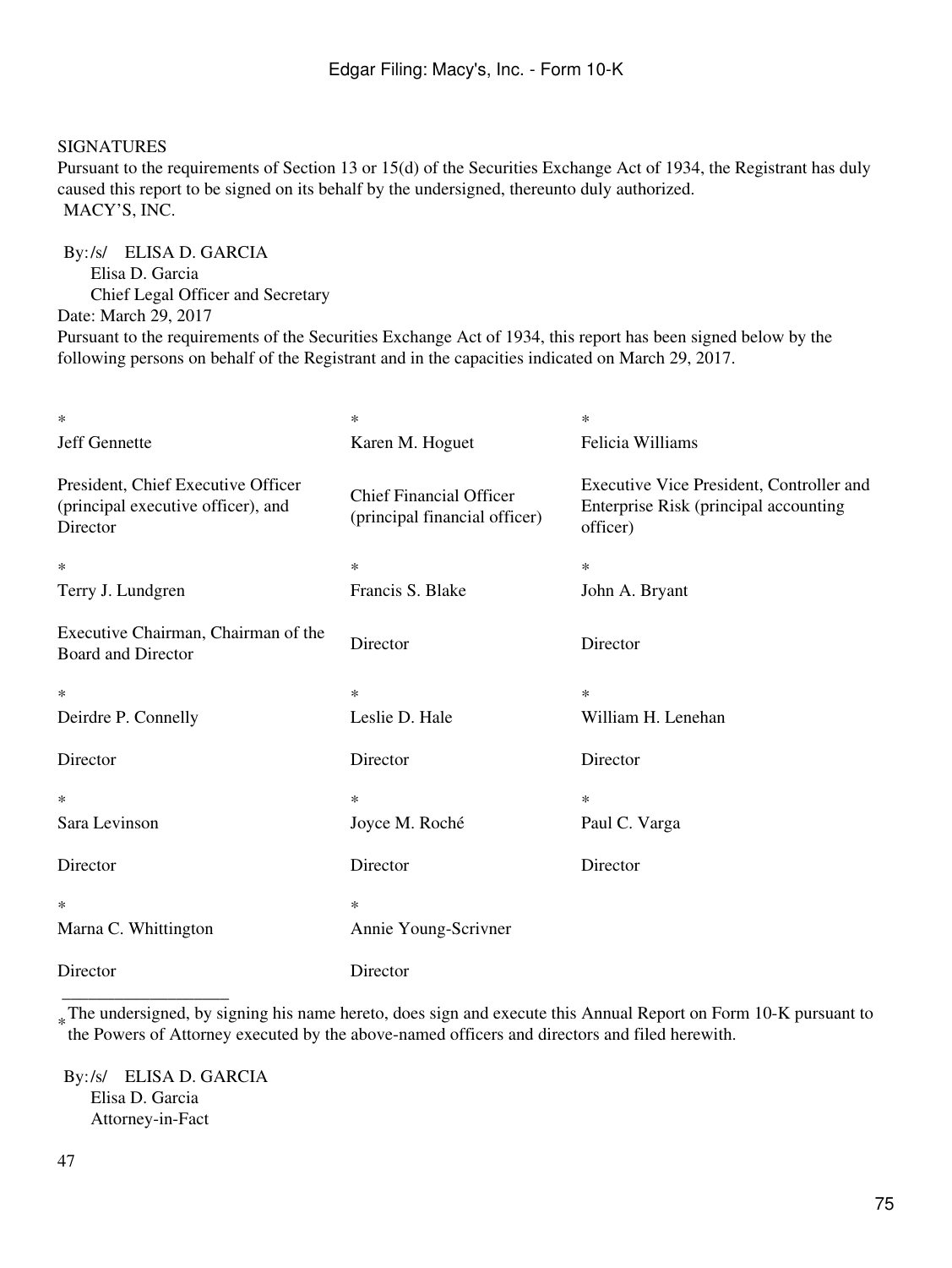SIGNATURES

Pursuant to the requirements of Section 13 or 15(d) of the Securities Exchange Act of 1934, the Registrant has duly caused this report to be signed on its behalf by the undersigned, thereunto duly authorized.

MACY'S, INC.

By: /s/ ELISA D. GARCIA
Elisa D. Garcia
Chief Legal Officer and Secretary

Date: March 29, 2017

Pursuant to the requirements of the Securities Exchange Act of 1934, this report has been signed below by the following persons on behalf of the Registrant and in the capacities indicated on March 29, 2017.

| | | |
|---|---|---|
| * | * | * |
| Jeff Gennette | Karen M. Hoguet | Felicia Williams |
| President, Chief Executive Officer (principal executive officer), and Director | Chief Financial Officer (principal financial officer) | Executive Vice President, Controller and Enterprise Risk (principal accounting officer) |
| * | * | * |
| Terry J. Lundgren | Francis S. Blake | John A. Bryant |
| Executive Chairman, Chairman of the Board and Director | Director | Director |
| * | * | * |
| Deirdre P. Connelly | Leslie D. Hale | William H. Lenehan |
| Director | Director | Director |
| * | * | * |
| Sara Levinson | Joyce M. Roché | Paul C. Varga |
| Director | Director | Director |
| * | * | |
| Marna C. Whittington | Annie Young-Scrivner | |
| Director | Director | |

* The undersigned, by signing his name hereto, does sign and execute this Annual Report on Form 10-K pursuant to the Powers of Attorney executed by the above-named officers and directors and filed herewith.

By: /s/ ELISA D. GARCIA
Elisa D. Garcia
Attorney-in-Fact

47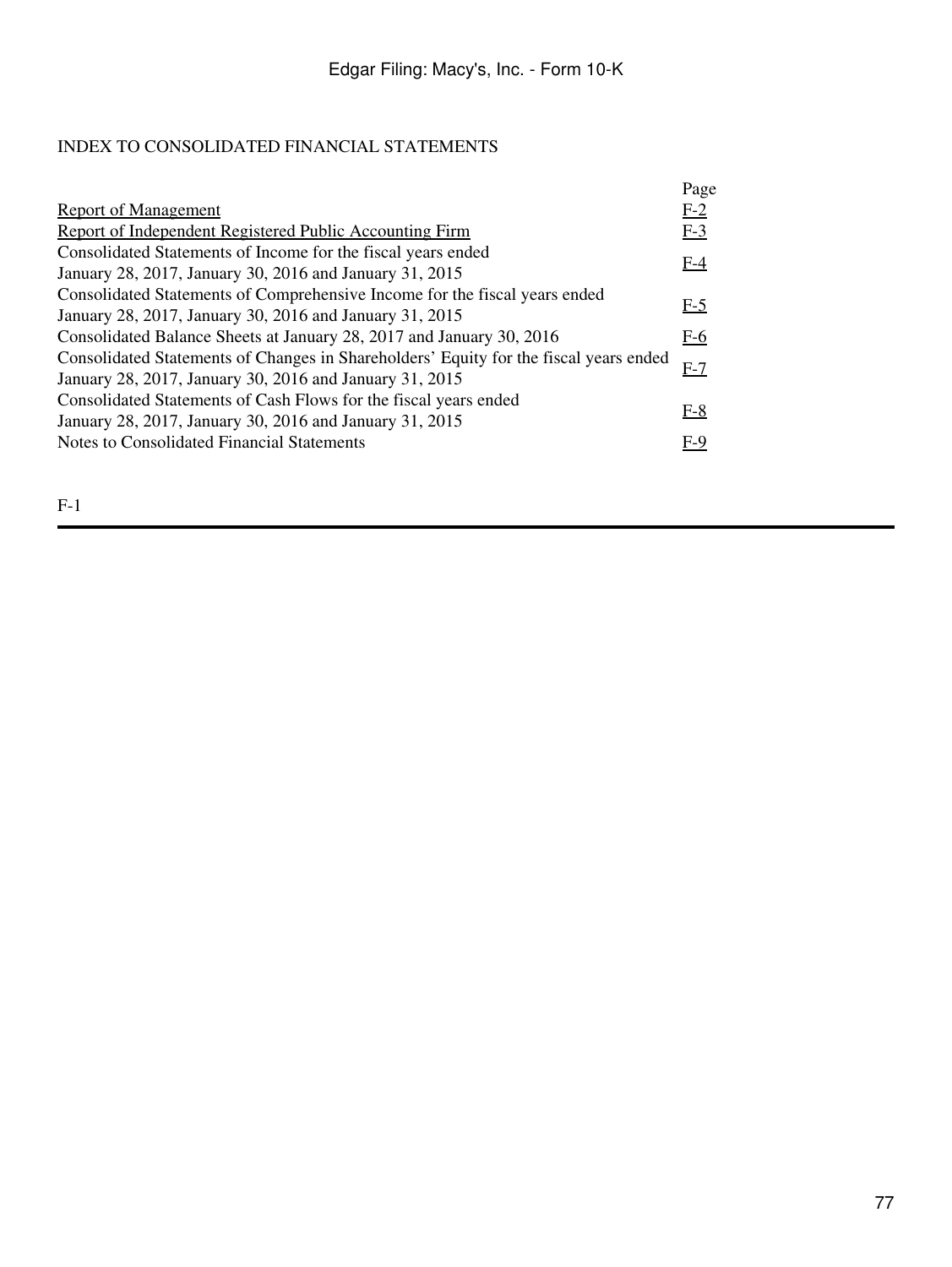## INDEX TO CONSOLIDATED FINANCIAL STATEMENTS

| | Page |
|---|---|
| Report of Management | F-2 |
| Report of Independent Registered Public Accounting Firm | F-3 |
| Consolidated Statements of Income for the fiscal years ended January 28, 2017, January 30, 2016 and January 31, 2015 | F-4 |
| Consolidated Statements of Comprehensive Income for the fiscal years ended January 28, 2017, January 30, 2016 and January 31, 2015 | F-5 |
| Consolidated Balance Sheets at January 28, 2017 and January 30, 2016 | F-6 |
| Consolidated Statements of Changes in Shareholders' Equity for the fiscal years ended January 28, 2017, January 30, 2016 and January 31, 2015 | F-7 |
| Consolidated Statements of Cash Flows for the fiscal years ended January 28, 2017, January 30, 2016 and January 31, 2015 | F-8 |
| Notes to Consolidated Financial Statements | F-9 |

F-1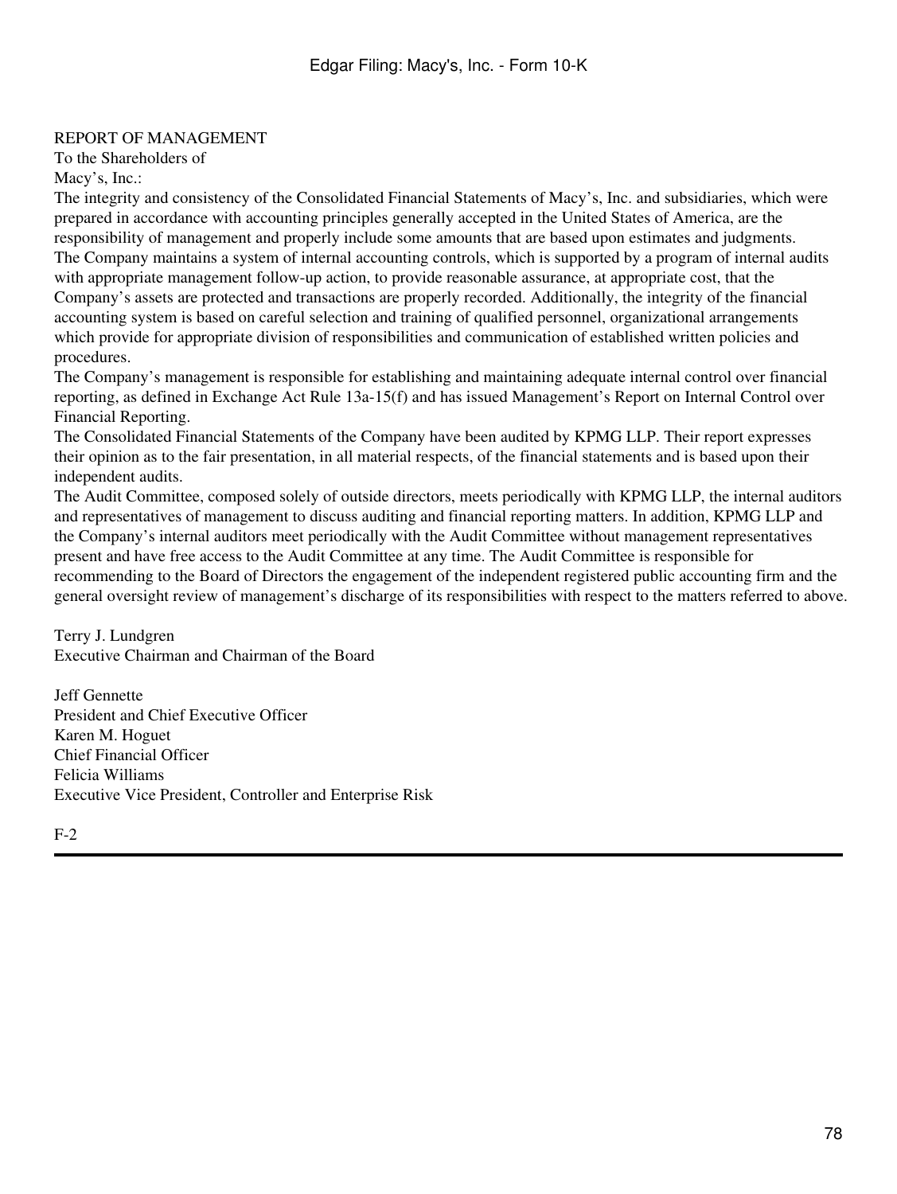## REPORT OF MANAGEMENT

To the Shareholders of
Macy's, Inc.:

The integrity and consistency of the Consolidated Financial Statements of Macy's, Inc. and subsidiaries, which were prepared in accordance with accounting principles generally accepted in the United States of America, are the responsibility of management and properly include some amounts that are based upon estimates and judgments.

The Company maintains a system of internal accounting controls, which is supported by a program of internal audits with appropriate management follow-up action, to provide reasonable assurance, at appropriate cost, that the Company's assets are protected and transactions are properly recorded. Additionally, the integrity of the financial accounting system is based on careful selection and training of qualified personnel, organizational arrangements which provide for appropriate division of responsibilities and communication of established written policies and procedures.

The Company's management is responsible for establishing and maintaining adequate internal control over financial reporting, as defined in Exchange Act Rule 13a-15(f) and has issued Management's Report on Internal Control over Financial Reporting.

The Consolidated Financial Statements of the Company have been audited by KPMG LLP. Their report expresses their opinion as to the fair presentation, in all material respects, of the financial statements and is based upon their independent audits.

The Audit Committee, composed solely of outside directors, meets periodically with KPMG LLP, the internal auditors and representatives of management to discuss auditing and financial reporting matters. In addition, KPMG LLP and the Company's internal auditors meet periodically with the Audit Committee without management representatives present and have free access to the Audit Committee at any time. The Audit Committee is responsible for recommending to the Board of Directors the engagement of the independent registered public accounting firm and the general oversight review of management's discharge of its responsibilities with respect to the matters referred to above.

Terry J. Lundgren
Executive Chairman and Chairman of the Board

Jeff Gennette
President and Chief Executive Officer

Karen M. Hoguet
Chief Financial Officer

Felicia Williams
Executive Vice President, Controller and Enterprise Risk

F-2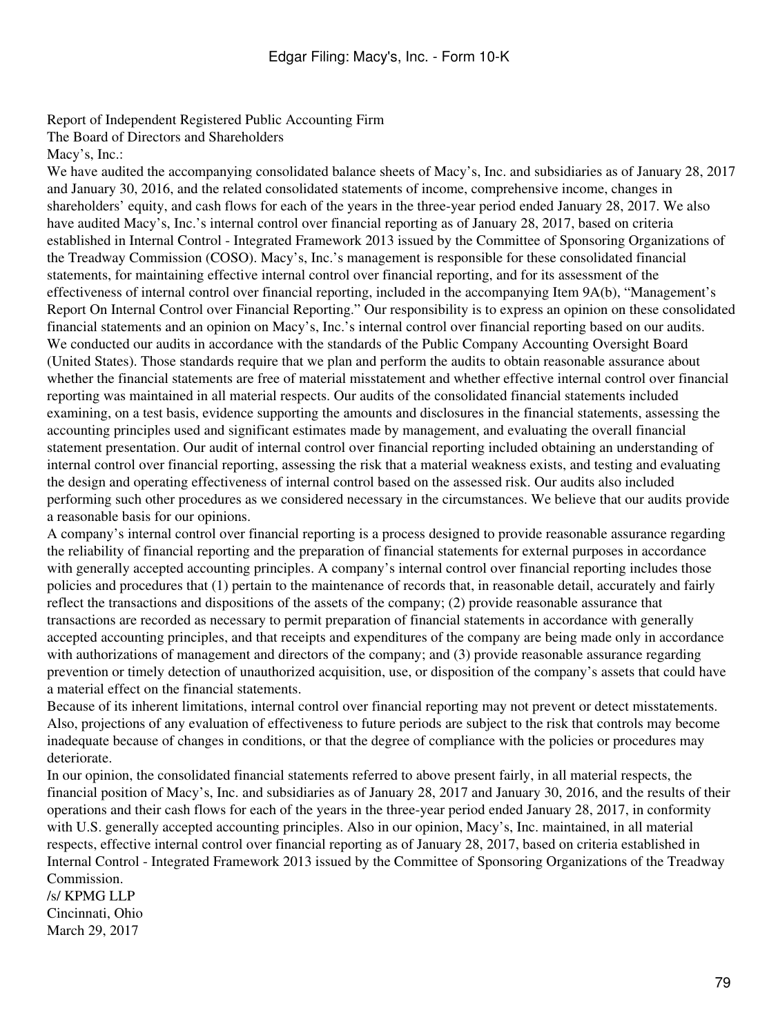Report of Independent Registered Public Accounting Firm

The Board of Directors and Shareholders

Macy's, Inc.:

We have audited the accompanying consolidated balance sheets of Macy's, Inc. and subsidiaries as of January 28, 2017 and January 30, 2016, and the related consolidated statements of income, comprehensive income, changes in shareholders' equity, and cash flows for each of the years in the three-year period ended January 28, 2017. We also have audited Macy's, Inc.'s internal control over financial reporting as of January 28, 2017, based on criteria established in Internal Control - Integrated Framework 2013 issued by the Committee of Sponsoring Organizations of the Treadway Commission (COSO). Macy's, Inc.'s management is responsible for these consolidated financial statements, for maintaining effective internal control over financial reporting, and for its assessment of the effectiveness of internal control over financial reporting, included in the accompanying Item 9A(b), "Management's Report On Internal Control over Financial Reporting." Our responsibility is to express an opinion on these consolidated financial statements and an opinion on Macy's, Inc.'s internal control over financial reporting based on our audits.

We conducted our audits in accordance with the standards of the Public Company Accounting Oversight Board (United States). Those standards require that we plan and perform the audits to obtain reasonable assurance about whether the financial statements are free of material misstatement and whether effective internal control over financial reporting was maintained in all material respects. Our audits of the consolidated financial statements included examining, on a test basis, evidence supporting the amounts and disclosures in the financial statements, assessing the accounting principles used and significant estimates made by management, and evaluating the overall financial statement presentation. Our audit of internal control over financial reporting included obtaining an understanding of internal control over financial reporting, assessing the risk that a material weakness exists, and testing and evaluating the design and operating effectiveness of internal control based on the assessed risk. Our audits also included performing such other procedures as we considered necessary in the circumstances. We believe that our audits provide a reasonable basis for our opinions.

A company's internal control over financial reporting is a process designed to provide reasonable assurance regarding the reliability of financial reporting and the preparation of financial statements for external purposes in accordance with generally accepted accounting principles. A company's internal control over financial reporting includes those policies and procedures that (1) pertain to the maintenance of records that, in reasonable detail, accurately and fairly reflect the transactions and dispositions of the assets of the company; (2) provide reasonable assurance that transactions are recorded as necessary to permit preparation of financial statements in accordance with generally accepted accounting principles, and that receipts and expenditures of the company are being made only in accordance with authorizations of management and directors of the company; and (3) provide reasonable assurance regarding prevention or timely detection of unauthorized acquisition, use, or disposition of the company's assets that could have a material effect on the financial statements.

Because of its inherent limitations, internal control over financial reporting may not prevent or detect misstatements. Also, projections of any evaluation of effectiveness to future periods are subject to the risk that controls may become inadequate because of changes in conditions, or that the degree of compliance with the policies or procedures may deteriorate.

In our opinion, the consolidated financial statements referred to above present fairly, in all material respects, the financial position of Macy's, Inc. and subsidiaries as of January 28, 2017 and January 30, 2016, and the results of their operations and their cash flows for each of the years in the three-year period ended January 28, 2017, in conformity with U.S. generally accepted accounting principles. Also in our opinion, Macy's, Inc. maintained, in all material respects, effective internal control over financial reporting as of January 28, 2017, based on criteria established in Internal Control - Integrated Framework 2013 issued by the Committee of Sponsoring Organizations of the Treadway Commission.

/s/ KPMG LLP

Cincinnati, Ohio

March 29, 2017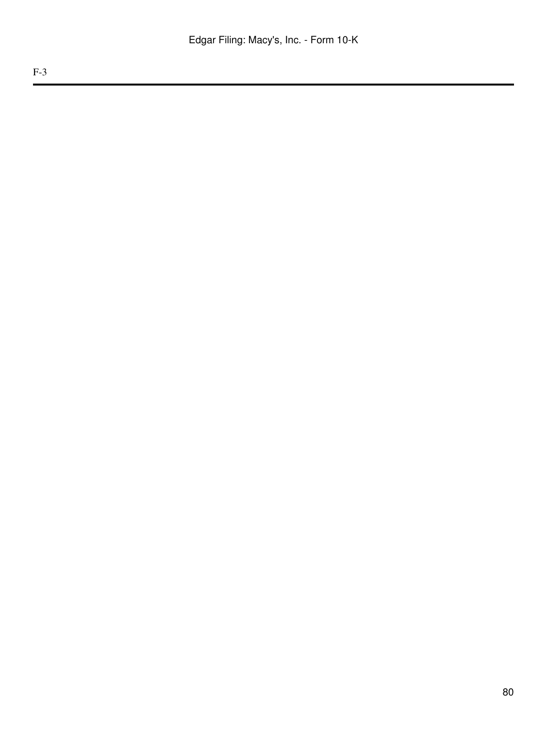F-3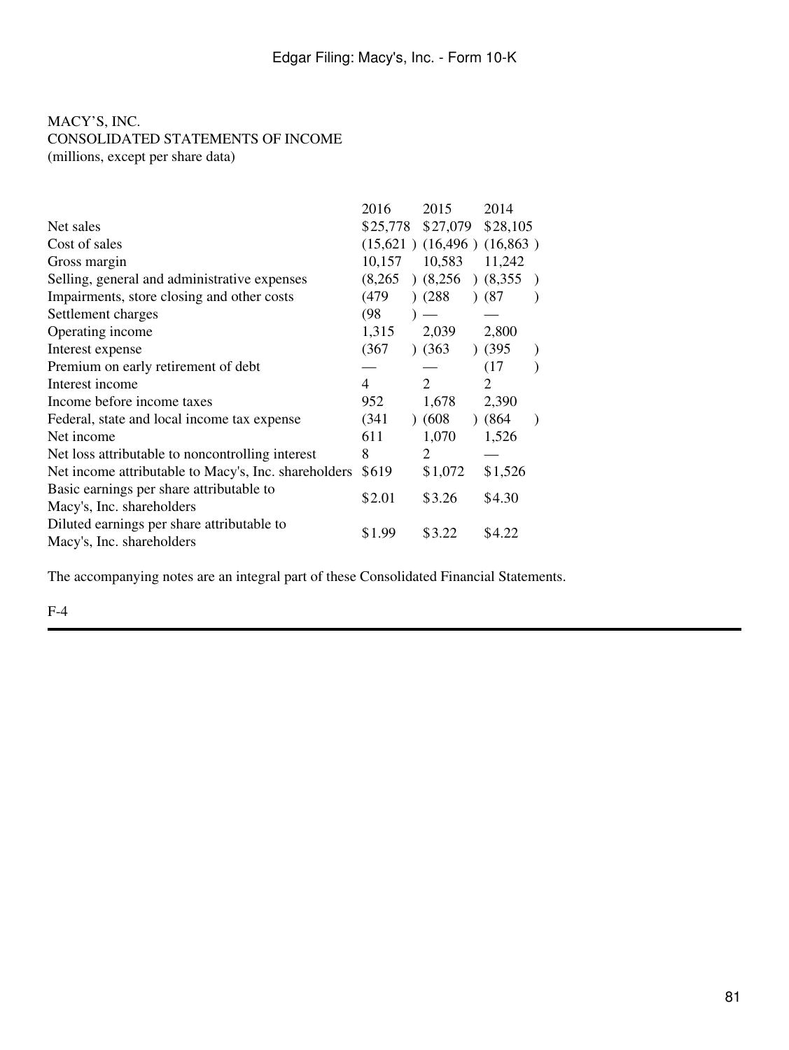MACY’S, INC.
CONSOLIDATED STATEMENTS OF INCOME
(millions, except per share data)

| | 2016 | 2015 | 2014 |
|---|---|---|---|
| Net sales | $25,778 | $27,079 | $28,105 |
| Cost of sales | (15,621 ) | (16,496 ) | (16,863 ) |
| Gross margin | 10,157 | 10,583 | 11,242 |
| Selling, general and administrative expenses | (8,265 ) | (8,256 ) | (8,355 ) |
| Impairments, store closing and other costs | (479 ) | (288 ) | (87 ) |
| Settlement charges | (98 ) | — | — |
| Operating income | 1,315 | 2,039 | 2,800 |
| Interest expense | (367 ) | (363 ) | (395 ) |
| Premium on early retirement of debt | — | — | (17 ) |
| Interest income | 4 | 2 | 2 |
| Income before income taxes | 952 | 1,678 | 2,390 |
| Federal, state and local income tax expense | (341 ) | (608 ) | (864 ) |
| Net income | 611 | 1,070 | 1,526 |
| Net loss attributable to noncontrolling interest | 8 | 2 | — |
| Net income attributable to Macy's, Inc. shareholders | $619 | $1,072 | $1,526 |
| Basic earnings per share attributable to Macy's, Inc. shareholders | $2.01 | $3.26 | $4.30 |
| Diluted earnings per share attributable to Macy's, Inc. shareholders | $1.99 | $3.22 | $4.22 |

The accompanying notes are an integral part of these Consolidated Financial Statements.

F-4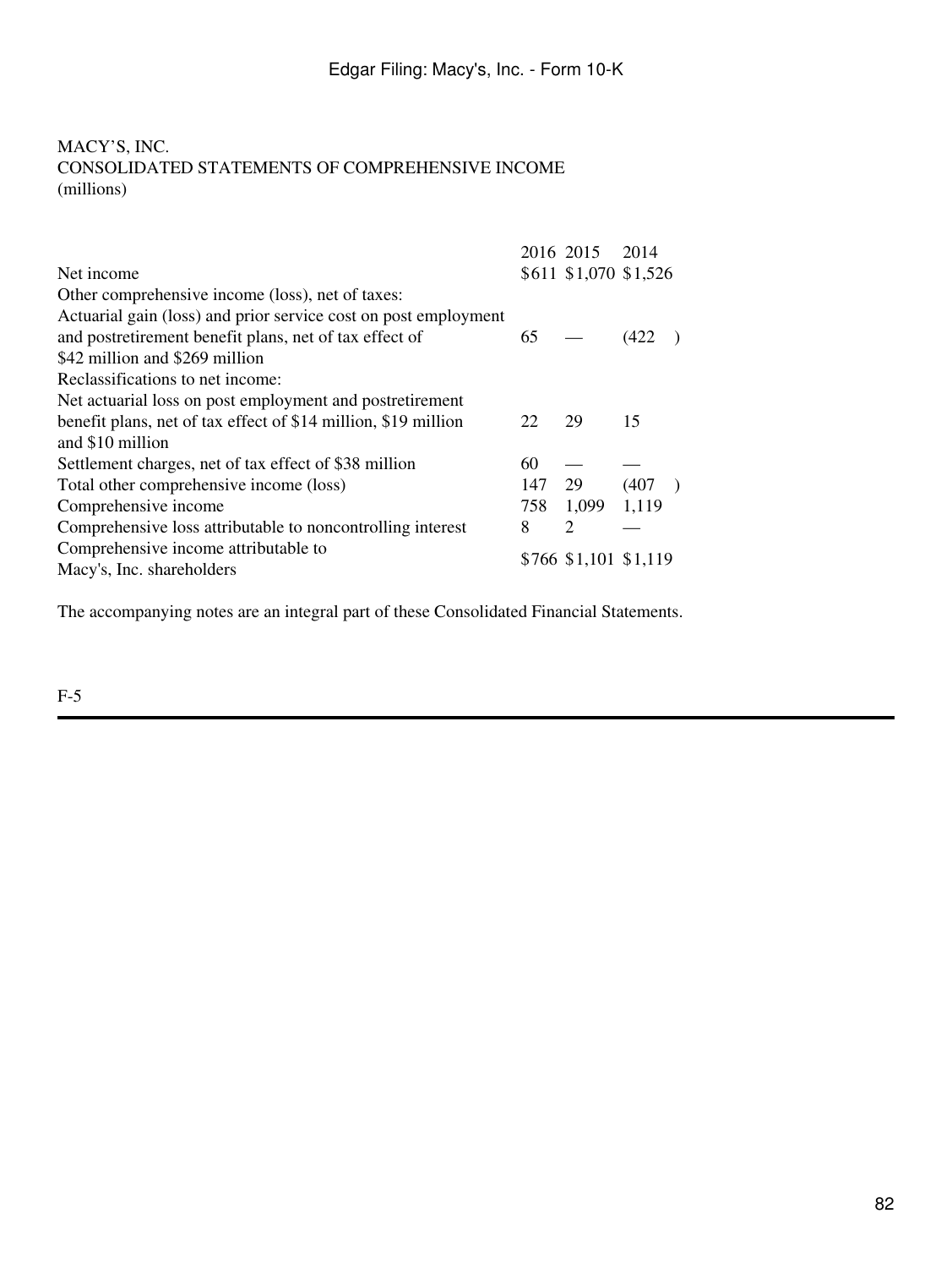MACY'S, INC.
CONSOLIDATED STATEMENTS OF COMPREHENSIVE INCOME
(millions)

| | 2016 | 2015 | 2014 |
|---|---|---|---|
| Net income | $611 | $1,070 | $1,526 |
| Other comprehensive income (loss), net of taxes: | | | |
| Actuarial gain (loss) and prior service cost on post employment and postretirement benefit plans, net of tax effect of $42 million and $269 million | 65 | — | (422) |
| Reclassifications to net income: | | | |
| Net actuarial loss on post employment and postretirement benefit plans, net of tax effect of $14 million, $19 million and $10 million | 22 | 29 | 15 |
| Settlement charges, net of tax effect of $38 million | 60 | — | — |
| Total other comprehensive income (loss) | 147 | 29 | (407) |
| Comprehensive income | 758 | 1,099 | 1,119 |
| Comprehensive loss attributable to noncontrolling interest | 8 | 2 | — |
| Comprehensive income attributable to Macy's, Inc. shareholders | $766 | $1,101 | $1,119 |

The accompanying notes are an integral part of these Consolidated Financial Statements.

F-5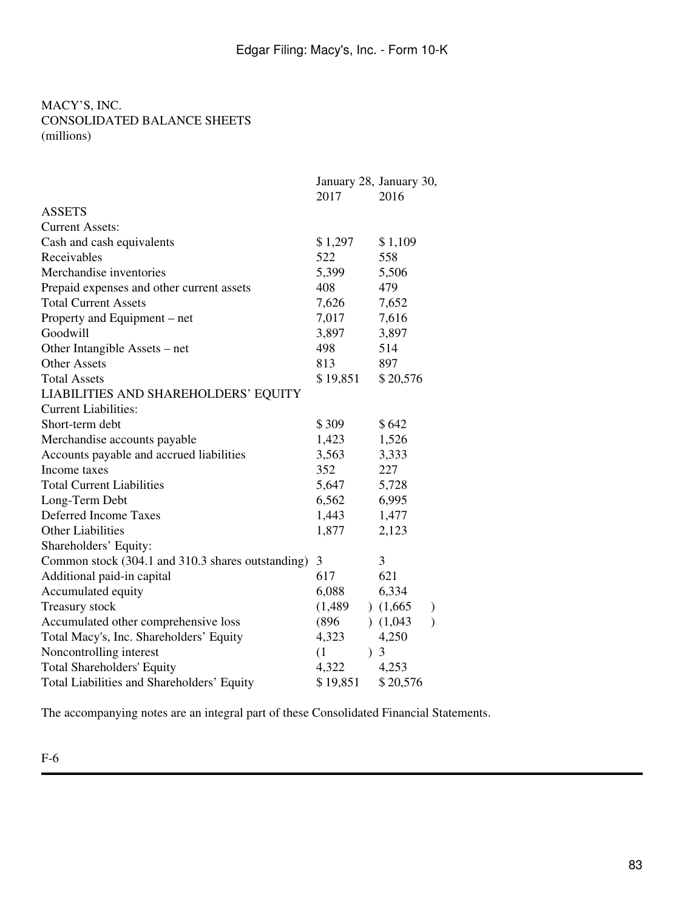MACY'S, INC.
CONSOLIDATED BALANCE SHEETS
(millions)

| | January 28, 2017 | January 30, 2016 |
|---|---|---|
| ASSETS | | |
| Current Assets: | | |
| Cash and cash equivalents | $ 1,297 | $ 1,109 |
| Receivables | 522 | 558 |
| Merchandise inventories | 5,399 | 5,506 |
| Prepaid expenses and other current assets | 408 | 479 |
| Total Current Assets | 7,626 | 7,652 |
| Property and Equipment – net | 7,017 | 7,616 |
| Goodwill | 3,897 | 3,897 |
| Other Intangible Assets – net | 498 | 514 |
| Other Assets | 813 | 897 |
| Total Assets | $ 19,851 | $ 20,576 |
| LIABILITIES AND SHAREHOLDERS' EQUITY | | |
| Current Liabilities: | | |
| Short-term debt | $ 309 | $ 642 |
| Merchandise accounts payable | 1,423 | 1,526 |
| Accounts payable and accrued liabilities | 3,563 | 3,333 |
| Income taxes | 352 | 227 |
| Total Current Liabilities | 5,647 | 5,728 |
| Long-Term Debt | 6,562 | 6,995 |
| Deferred Income Taxes | 1,443 | 1,477 |
| Other Liabilities | 1,877 | 2,123 |
| Shareholders' Equity: | | |
| Common stock (304.1 and 310.3 shares outstanding) | 3 | 3 |
| Additional paid-in capital | 617 | 621 |
| Accumulated equity | 6,088 | 6,334 |
| Treasury stock | (1,489) | (1,665) |
| Accumulated other comprehensive loss | (896) | (1,043) |
| Total Macy's, Inc. Shareholders' Equity | 4,323 | 4,250 |
| Noncontrolling interest | (1) | 3 |
| Total Shareholders' Equity | 4,322 | 4,253 |
| Total Liabilities and Shareholders' Equity | $ 19,851 | $ 20,576 |

The accompanying notes are an integral part of these Consolidated Financial Statements.

F-6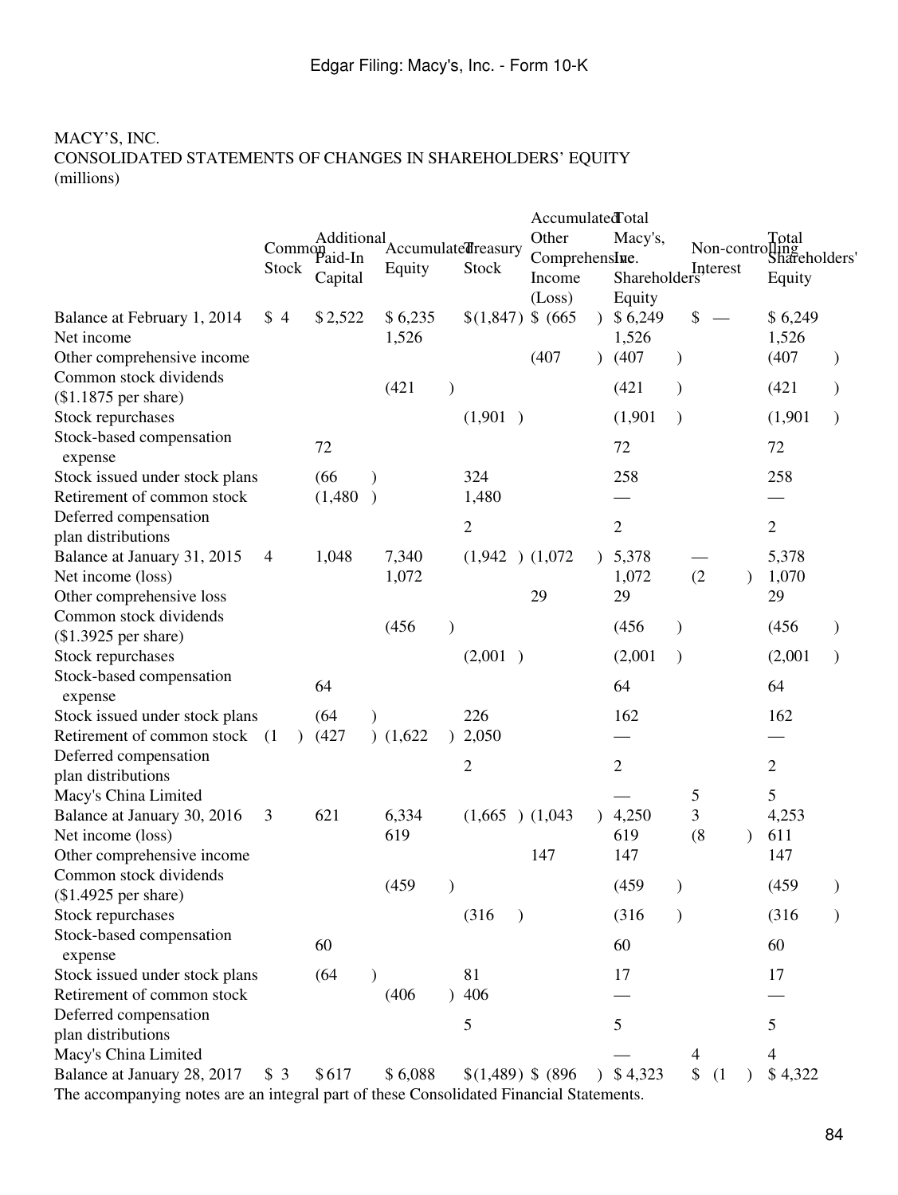MACY'S, INC.
CONSOLIDATED STATEMENTS OF CHANGES IN SHAREHOLDERS' EQUITY
(millions)

| | Common Stock | Additional Paid-In Capital | Accumulated Equity | Treasury Stock | Accumulated Other Comprehensive Income (Loss) | Total Macy's, Inc. Shareholders' Equity | Non-controlling Interest | Total Shareholders' Equity |
|---|---|---|---|---|---|---|---|---|
| Balance at February 1, 2014 | $ 4 | $ 2,522 | $ 6,235 | $ (1,847) | $ (665) | $ 6,249 | $ — | $ 6,249 |
| Net income | | | 1,526 | | | 1,526 | | 1,526 |
| Other comprehensive income | | | | | (407) | (407) | | (407) |
| Common stock dividends ($1.1875 per share) | | | (421) | | | (421) | | (421) |
| Stock repurchases | | | | (1,901) | | (1,901) | | (1,901) |
| Stock-based compensation expense | | 72 | | | | 72 | | 72 |
| Stock issued under stock plans | | (66) | | 324 | | 258 | | 258 |
| Retirement of common stock | | (1,480) | | 1,480 | | — | | — |
| Deferred compensation plan distributions | | | | 2 | | 2 | | 2 |
| Balance at January 31, 2015 | 4 | 1,048 | 7,340 | (1,942) | (1,072) | 5,378 | — | 5,378 |
| Net income (loss) | | | 1,072 | | | 1,072 | (2) | 1,070 |
| Other comprehensive loss | | | | | 29 | 29 | | 29 |
| Common stock dividends ($1.3925 per share) | | | (456) | | | (456) | | (456) |
| Stock repurchases | | | | (2,001) | | (2,001) | | (2,001) |
| Stock-based compensation expense | | 64 | | | | 64 | | 64 |
| Stock issued under stock plans | | (64) | | 226 | | 162 | | 162 |
| Retirement of common stock | (1) | (427) | (1,622) | 2,050 | | — | | — |
| Deferred compensation plan distributions | | | | 2 | | 2 | | 2 |
| Macy's China Limited | | | | | | — | 5 | 5 |
| Balance at January 30, 2016 | 3 | 621 | 6,334 | (1,665) | (1,043) | 4,250 | 3 | 4,253 |
| Net income (loss) | | | 619 | | | 619 | (8) | 611 |
| Other comprehensive income | | | | | 147 | 147 | | 147 |
| Common stock dividends ($1.4925 per share) | | | (459) | | | (459) | | (459) |
| Stock repurchases | | | | (316) | | (316) | | (316) |
| Stock-based compensation expense | | 60 | | | | 60 | | 60 |
| Stock issued under stock plans | | (64) | | 81 | | 17 | | 17 |
| Retirement of common stock | | | (406) | 406 | | — | | — |
| Deferred compensation plan distributions | | | | 5 | | 5 | | 5 |
| Macy's China Limited | | | | | | — | 4 | 4 |
| Balance at January 28, 2017 | $ 3 | $ 617 | $ 6,088 | $ (1,489) | $ (896) | $ 4,323 | $ (1) | $ 4,322 |

The accompanying notes are an integral part of these Consolidated Financial Statements.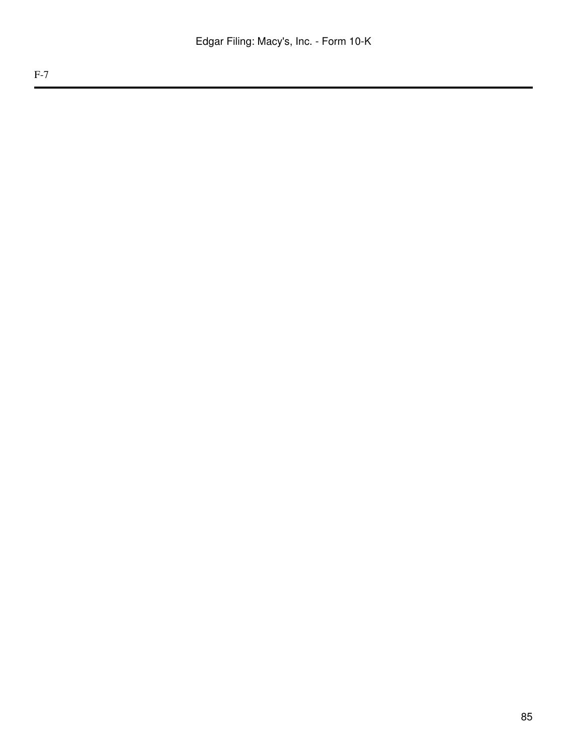F-7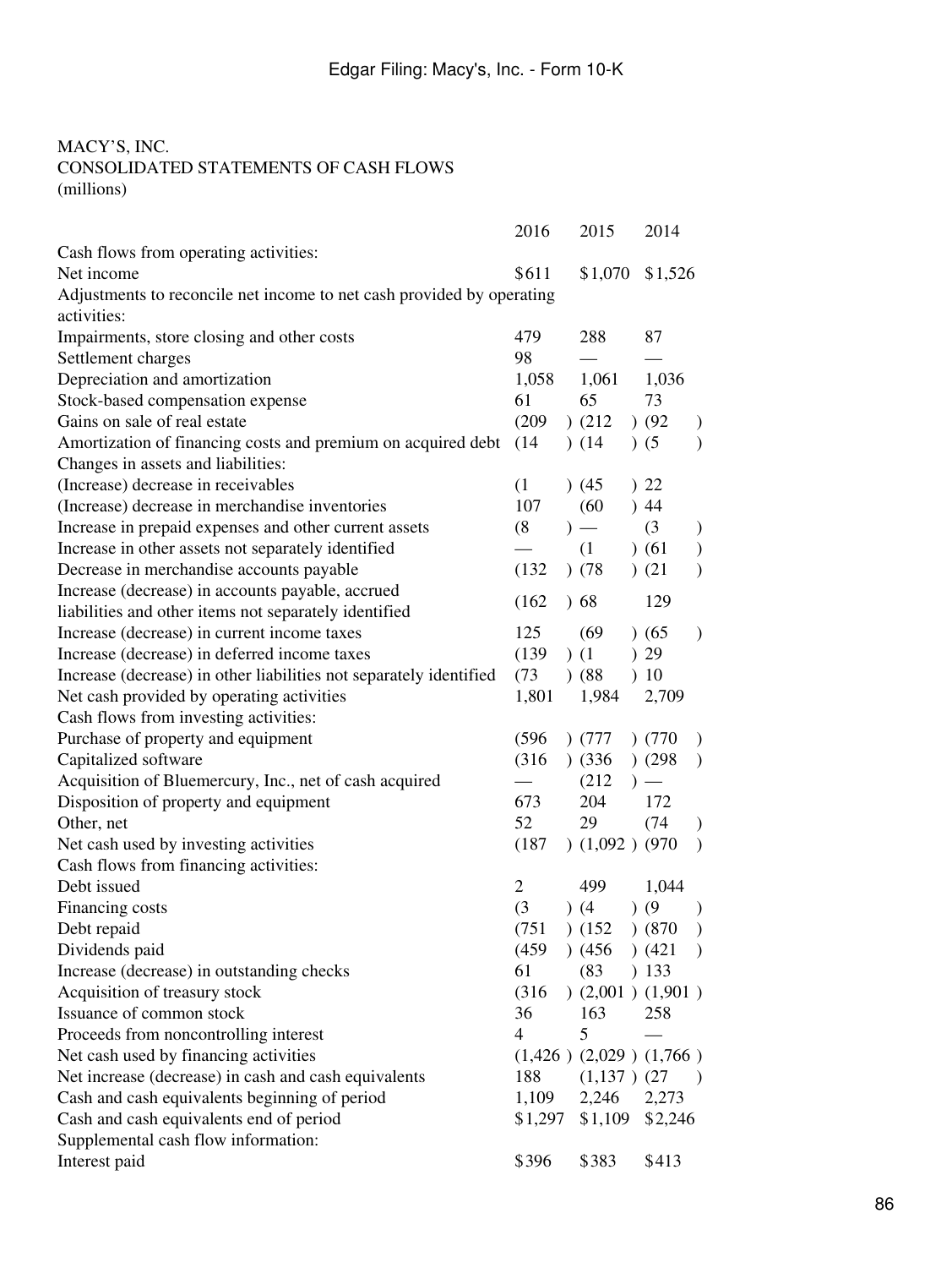MACY'S, INC.
CONSOLIDATED STATEMENTS OF CASH FLOWS
(millions)

| | 2016 | 2015 | 2014 |
|---|---|---|---|
| Cash flows from operating activities: | | | |
| Net income | $611 | $1,070 | $1,526 |
| Adjustments to reconcile net income to net cash provided by operating activities: | | | |
| Impairments, store closing and other costs | 479 | 288 | 87 |
| Settlement charges | 98 | — | — |
| Depreciation and amortization | 1,058 | 1,061 | 1,036 |
| Stock-based compensation expense | 61 | 65 | 73 |
| Gains on sale of real estate | (209) | (212) | (92) |
| Amortization of financing costs and premium on acquired debt | (14) | (14) | (5) |
| Changes in assets and liabilities: | | | |
| (Increase) decrease in receivables | (1) | (45) | 22 |
| (Increase) decrease in merchandise inventories | 107 | (60) | 44 |
| Increase in prepaid expenses and other current assets | (8) | — | (3) |
| Increase in other assets not separately identified | — | (1) | (61) |
| Decrease in merchandise accounts payable | (132) | (78) | (21) |
| Increase (decrease) in accounts payable, accrued liabilities and other items not separately identified | (162) | 68 | 129 |
| Increase (decrease) in current income taxes | 125 | (69) | (65) |
| Increase (decrease) in deferred income taxes | (139) | (1) | 29 |
| Increase (decrease) in other liabilities not separately identified | (73) | (88) | 10 |
| Net cash provided by operating activities | 1,801 | 1,984 | 2,709 |
| Cash flows from investing activities: | | | |
| Purchase of property and equipment | (596) | (777) | (770) |
| Capitalized software | (316) | (336) | (298) |
| Acquisition of Bluemercury, Inc., net of cash acquired | — | (212) | — |
| Disposition of property and equipment | 673 | 204 | 172 |
| Other, net | 52 | 29 | (74) |
| Net cash used by investing activities | (187) | (1,092) | (970) |
| Cash flows from financing activities: | | | |
| Debt issued | 2 | 499 | 1,044 |
| Financing costs | (3) | (4) | (9) |
| Debt repaid | (751) | (152) | (870) |
| Dividends paid | (459) | (456) | (421) |
| Increase (decrease) in outstanding checks | 61 | (83) | 133 |
| Acquisition of treasury stock | (316) | (2,001) | (1,901) |
| Issuance of common stock | 36 | 163 | 258 |
| Proceeds from noncontrolling interest | 4 | 5 | — |
| Net cash used by financing activities | (1,426) | (2,029) | (1,766) |
| Net increase (decrease) in cash and cash equivalents | 188 | (1,137) | (27) |
| Cash and cash equivalents beginning of period | 1,109 | 2,246 | 2,273 |
| Cash and cash equivalents end of period | $1,297 | $1,109 | $2,246 |
| Supplemental cash flow information: | | | |
| Interest paid | $396 | $383 | $413 |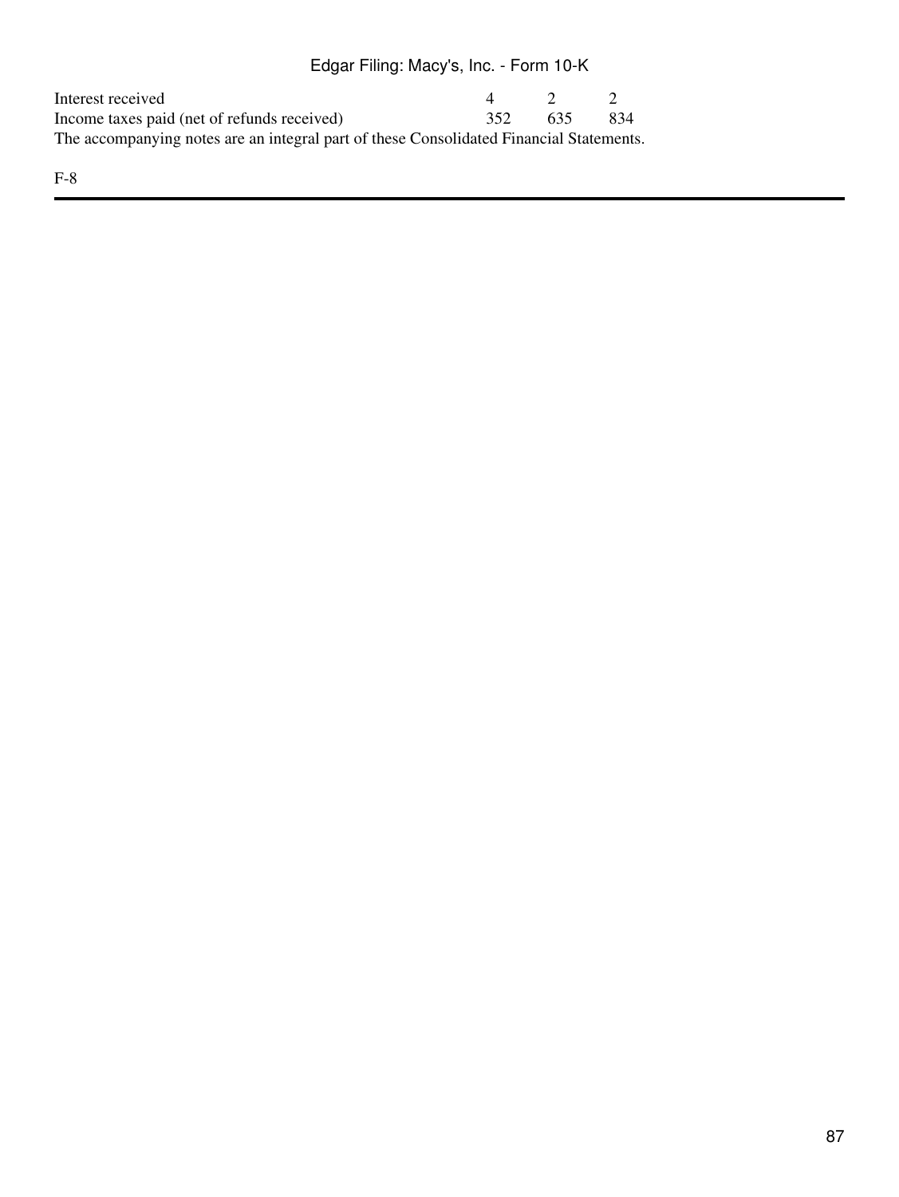| | | | |
|---|---|---|---|
| Interest received | 4 | 2 | 2 |
| Income taxes paid (net of refunds received) | 352 | 635 | 834 |

The accompanying notes are an integral part of these Consolidated Financial Statements.

F-8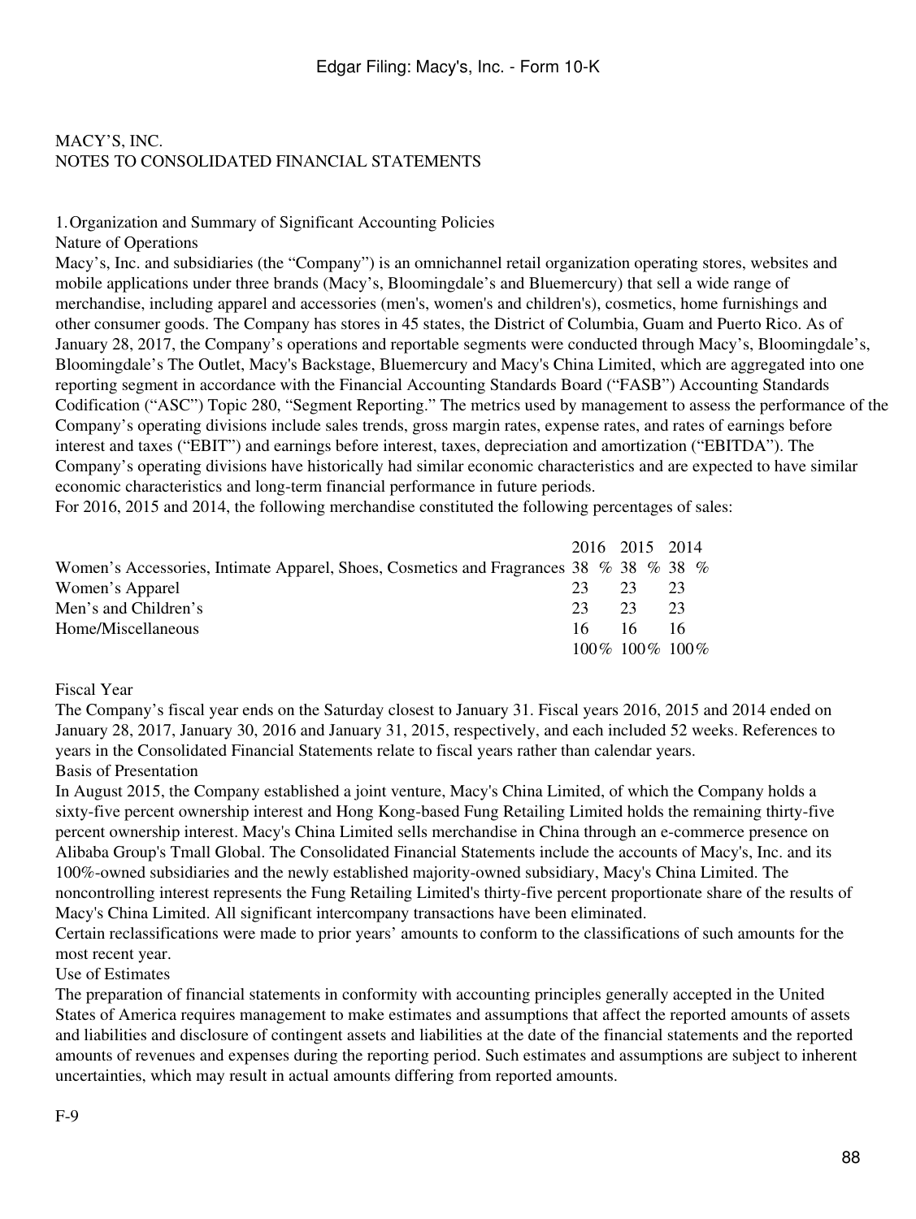MACY'S, INC.
NOTES TO CONSOLIDATED FINANCIAL STATEMENTS

## 1. Organization and Summary of Significant Accounting Policies

### Nature of Operations

Macy's, Inc. and subsidiaries (the "Company") is an omnichannel retail organization operating stores, websites and mobile applications under three brands (Macy's, Bloomingdale's and Bluemercury) that sell a wide range of merchandise, including apparel and accessories (men's, women's and children's), cosmetics, home furnishings and other consumer goods. The Company has stores in 45 states, the District of Columbia, Guam and Puerto Rico. As of January 28, 2017, the Company's operations and reportable segments were conducted through Macy's, Bloomingdale's, Bloomingdale's The Outlet, Macy's Backstage, Bluemercury and Macy's China Limited, which are aggregated into one reporting segment in accordance with the Financial Accounting Standards Board ("FASB") Accounting Standards Codification ("ASC") Topic 280, "Segment Reporting." The metrics used by management to assess the performance of the Company's operating divisions include sales trends, gross margin rates, expense rates, and rates of earnings before interest and taxes ("EBIT") and earnings before interest, taxes, depreciation and amortization ("EBITDA"). The Company's operating divisions have historically had similar economic characteristics and are expected to have similar economic characteristics and long-term financial performance in future periods.

For 2016, 2015 and 2014, the following merchandise constituted the following percentages of sales:

| | 2016 | 2015 | 2014 |
|---|---|---|---|
| Women's Accessories, Intimate Apparel, Shoes, Cosmetics and Fragrances | 38 % | 38 % | 38 % |
| Women's Apparel | 23 | 23 | 23 |
| Men's and Children's | 23 | 23 | 23 |
| Home/Miscellaneous | 16 | 16 | 16 |
| | 100% | 100% | 100% |

### Fiscal Year

The Company's fiscal year ends on the Saturday closest to January 31. Fiscal years 2016, 2015 and 2014 ended on January 28, 2017, January 30, 2016 and January 31, 2015, respectively, and each included 52 weeks. References to years in the Consolidated Financial Statements relate to fiscal years rather than calendar years.

### Basis of Presentation

In August 2015, the Company established a joint venture, Macy's China Limited, of which the Company holds a sixty-five percent ownership interest and Hong Kong-based Fung Retailing Limited holds the remaining thirty-five percent ownership interest. Macy's China Limited sells merchandise in China through an e-commerce presence on Alibaba Group's Tmall Global. The Consolidated Financial Statements include the accounts of Macy's, Inc. and its 100%-owned subsidiaries and the newly established majority-owned subsidiary, Macy's China Limited. The noncontrolling interest represents the Fung Retailing Limited's thirty-five percent proportionate share of the results of Macy's China Limited. All significant intercompany transactions have been eliminated.

Certain reclassifications were made to prior years' amounts to conform to the classifications of such amounts for the most recent year.

### Use of Estimates

The preparation of financial statements in conformity with accounting principles generally accepted in the United States of America requires management to make estimates and assumptions that affect the reported amounts of assets and liabilities and disclosure of contingent assets and liabilities at the date of the financial statements and the reported amounts of revenues and expenses during the reporting period. Such estimates and assumptions are subject to inherent uncertainties, which may result in actual amounts differing from reported amounts.

F-9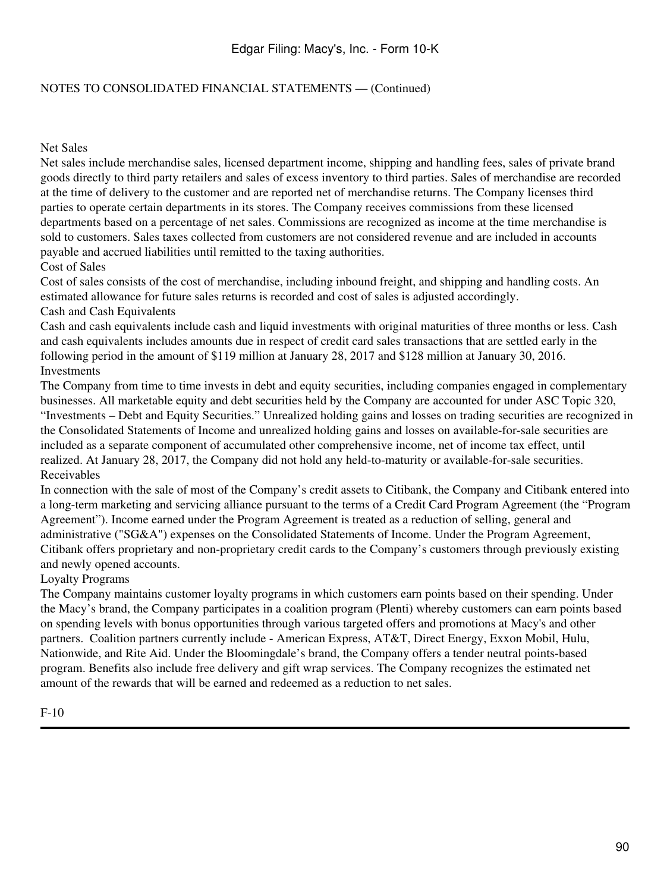NOTES TO CONSOLIDATED FINANCIAL STATEMENTS — (Continued)

### Net Sales

Net sales include merchandise sales, licensed department income, shipping and handling fees, sales of private brand goods directly to third party retailers and sales of excess inventory to third parties. Sales of merchandise are recorded at the time of delivery to the customer and are reported net of merchandise returns. The Company licenses third parties to operate certain departments in its stores. The Company receives commissions from these licensed departments based on a percentage of net sales. Commissions are recognized as income at the time merchandise is sold to customers. Sales taxes collected from customers are not considered revenue and are included in accounts payable and accrued liabilities until remitted to the taxing authorities.

### Cost of Sales

Cost of sales consists of the cost of merchandise, including inbound freight, and shipping and handling costs. An estimated allowance for future sales returns is recorded and cost of sales is adjusted accordingly.

### Cash and Cash Equivalents

Cash and cash equivalents include cash and liquid investments with original maturities of three months or less. Cash and cash equivalents includes amounts due in respect of credit card sales transactions that are settled early in the following period in the amount of $119 million at January 28, 2017 and $128 million at January 30, 2016.

### Investments

The Company from time to time invests in debt and equity securities, including companies engaged in complementary businesses. All marketable equity and debt securities held by the Company are accounted for under ASC Topic 320, "Investments – Debt and Equity Securities." Unrealized holding gains and losses on trading securities are recognized in the Consolidated Statements of Income and unrealized holding gains and losses on available-for-sale securities are included as a separate component of accumulated other comprehensive income, net of income tax effect, until realized. At January 28, 2017, the Company did not hold any held-to-maturity or available-for-sale securities.

### Receivables

In connection with the sale of most of the Company's credit assets to Citibank, the Company and Citibank entered into a long-term marketing and servicing alliance pursuant to the terms of a Credit Card Program Agreement (the "Program Agreement"). Income earned under the Program Agreement is treated as a reduction of selling, general and administrative ("SG&A") expenses on the Consolidated Statements of Income. Under the Program Agreement, Citibank offers proprietary and non-proprietary credit cards to the Company's customers through previously existing and newly opened accounts.

### Loyalty Programs

The Company maintains customer loyalty programs in which customers earn points based on their spending. Under the Macy's brand, the Company participates in a coalition program (Plenti) whereby customers can earn points based on spending levels with bonus opportunities through various targeted offers and promotions at Macy's and other partners. Coalition partners currently include - American Express, AT&T, Direct Energy, Exxon Mobil, Hulu, Nationwide, and Rite Aid. Under the Bloomingdale's brand, the Company offers a tender neutral points-based program. Benefits also include free delivery and gift wrap services. The Company recognizes the estimated net amount of the rewards that will be earned and redeemed as a reduction to net sales.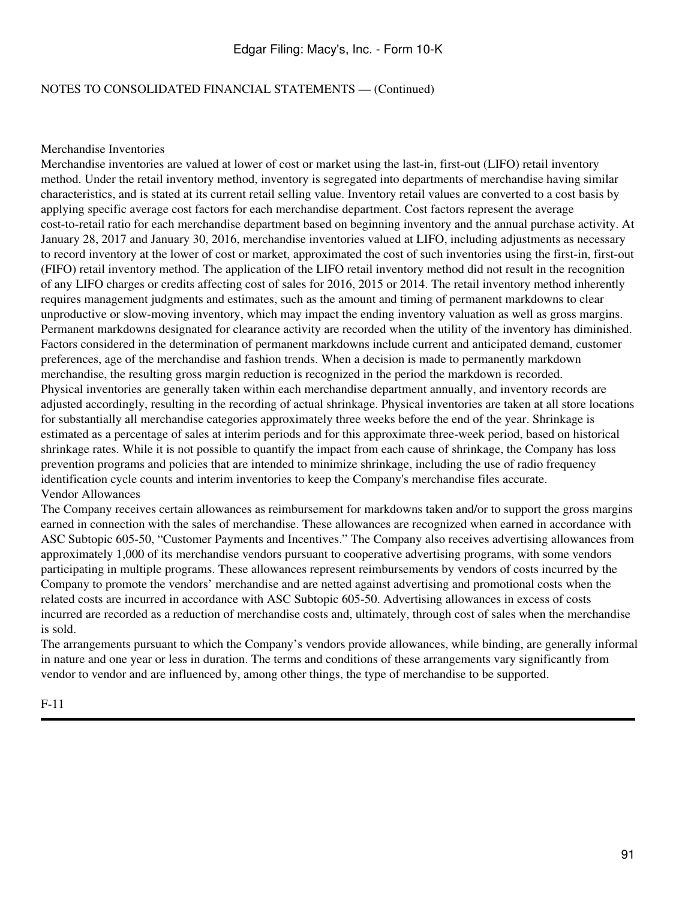NOTES TO CONSOLIDATED FINANCIAL STATEMENTS — (Continued)

Merchandise Inventories

Merchandise inventories are valued at lower of cost or market using the last-in, first-out (LIFO) retail inventory method. Under the retail inventory method, inventory is segregated into departments of merchandise having similar characteristics, and is stated at its current retail selling value. Inventory retail values are converted to a cost basis by applying specific average cost factors for each merchandise department. Cost factors represent the average cost-to-retail ratio for each merchandise department based on beginning inventory and the annual purchase activity. At January 28, 2017 and January 30, 2016, merchandise inventories valued at LIFO, including adjustments as necessary to record inventory at the lower of cost or market, approximated the cost of such inventories using the first-in, first-out (FIFO) retail inventory method. The application of the LIFO retail inventory method did not result in the recognition of any LIFO charges or credits affecting cost of sales for 2016, 2015 or 2014. The retail inventory method inherently requires management judgments and estimates, such as the amount and timing of permanent markdowns to clear unproductive or slow-moving inventory, which may impact the ending inventory valuation as well as gross margins. Permanent markdowns designated for clearance activity are recorded when the utility of the inventory has diminished. Factors considered in the determination of permanent markdowns include current and anticipated demand, customer preferences, age of the merchandise and fashion trends. When a decision is made to permanently markdown merchandise, the resulting gross margin reduction is recognized in the period the markdown is recorded.

Physical inventories are generally taken within each merchandise department annually, and inventory records are adjusted accordingly, resulting in the recording of actual shrinkage. Physical inventories are taken at all store locations for substantially all merchandise categories approximately three weeks before the end of the year. Shrinkage is estimated as a percentage of sales at interim periods and for this approximate three-week period, based on historical shrinkage rates. While it is not possible to quantify the impact from each cause of shrinkage, the Company has loss prevention programs and policies that are intended to minimize shrinkage, including the use of radio frequency identification cycle counts and interim inventories to keep the Company's merchandise files accurate.

Vendor Allowances

The Company receives certain allowances as reimbursement for markdowns taken and/or to support the gross margins earned in connection with the sales of merchandise. These allowances are recognized when earned in accordance with ASC Subtopic 605-50, "Customer Payments and Incentives." The Company also receives advertising allowances from approximately 1,000 of its merchandise vendors pursuant to cooperative advertising programs, with some vendors participating in multiple programs. These allowances represent reimbursements by vendors of costs incurred by the Company to promote the vendors' merchandise and are netted against advertising and promotional costs when the related costs are incurred in accordance with ASC Subtopic 605-50. Advertising allowances in excess of costs incurred are recorded as a reduction of merchandise costs and, ultimately, through cost of sales when the merchandise is sold.

The arrangements pursuant to which the Company's vendors provide allowances, while binding, are generally informal in nature and one year or less in duration. The terms and conditions of these arrangements vary significantly from vendor to vendor and are influenced by, among other things, the type of merchandise to be supported.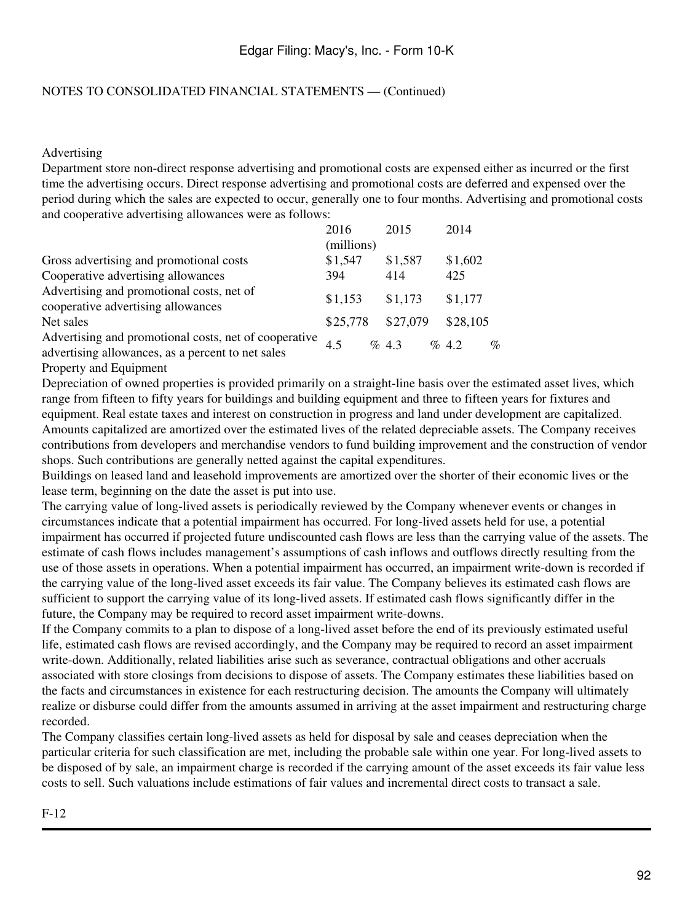NOTES TO CONSOLIDATED FINANCIAL STATEMENTS — (Continued)

Advertising

Department store non-direct response advertising and promotional costs are expensed either as incurred or the first time the advertising occurs. Direct response advertising and promotional costs are deferred and expensed over the period during which the sales are expected to occur, generally one to four months. Advertising and promotional costs and cooperative advertising allowances were as follows:

| | 2016 | 2015 | 2014 |
|---|---|---|---|
| | (millions) | | |
| Gross advertising and promotional costs | $1,547 | $1,587 | $1,602 |
| Cooperative advertising allowances | 394 | 414 | 425 |
| Advertising and promotional costs, net of cooperative advertising allowances | $1,153 | $1,173 | $1,177 |
| Net sales | $25,778 | $27,079 | $28,105 |
| Advertising and promotional costs, net of cooperative advertising allowances, as a percent to net sales | 4.5 % | 4.3 % | 4.2 % |

Property and Equipment

Depreciation of owned properties is provided primarily on a straight-line basis over the estimated asset lives, which range from fifteen to fifty years for buildings and building equipment and three to fifteen years for fixtures and equipment. Real estate taxes and interest on construction in progress and land under development are capitalized. Amounts capitalized are amortized over the estimated lives of the related depreciable assets. The Company receives contributions from developers and merchandise vendors to fund building improvement and the construction of vendor shops. Such contributions are generally netted against the capital expenditures.

Buildings on leased land and leasehold improvements are amortized over the shorter of their economic lives or the lease term, beginning on the date the asset is put into use.

The carrying value of long-lived assets is periodically reviewed by the Company whenever events or changes in circumstances indicate that a potential impairment has occurred. For long-lived assets held for use, a potential impairment has occurred if projected future undiscounted cash flows are less than the carrying value of the assets. The estimate of cash flows includes management's assumptions of cash inflows and outflows directly resulting from the use of those assets in operations. When a potential impairment has occurred, an impairment write-down is recorded if the carrying value of the long-lived asset exceeds its fair value. The Company believes its estimated cash flows are sufficient to support the carrying value of its long-lived assets. If estimated cash flows significantly differ in the future, the Company may be required to record asset impairment write-downs.

If the Company commits to a plan to dispose of a long-lived asset before the end of its previously estimated useful life, estimated cash flows are revised accordingly, and the Company may be required to record an asset impairment write-down. Additionally, related liabilities arise such as severance, contractual obligations and other accruals associated with store closings from decisions to dispose of assets. The Company estimates these liabilities based on the facts and circumstances in existence for each restructuring decision. The amounts the Company will ultimately realize or disburse could differ from the amounts assumed in arriving at the asset impairment and restructuring charge recorded.

The Company classifies certain long-lived assets as held for disposal by sale and ceases depreciation when the particular criteria for such classification are met, including the probable sale within one year. For long-lived assets to be disposed of by sale, an impairment charge is recorded if the carrying amount of the asset exceeds its fair value less costs to sell. Such valuations include estimations of fair values and incremental direct costs to transact a sale.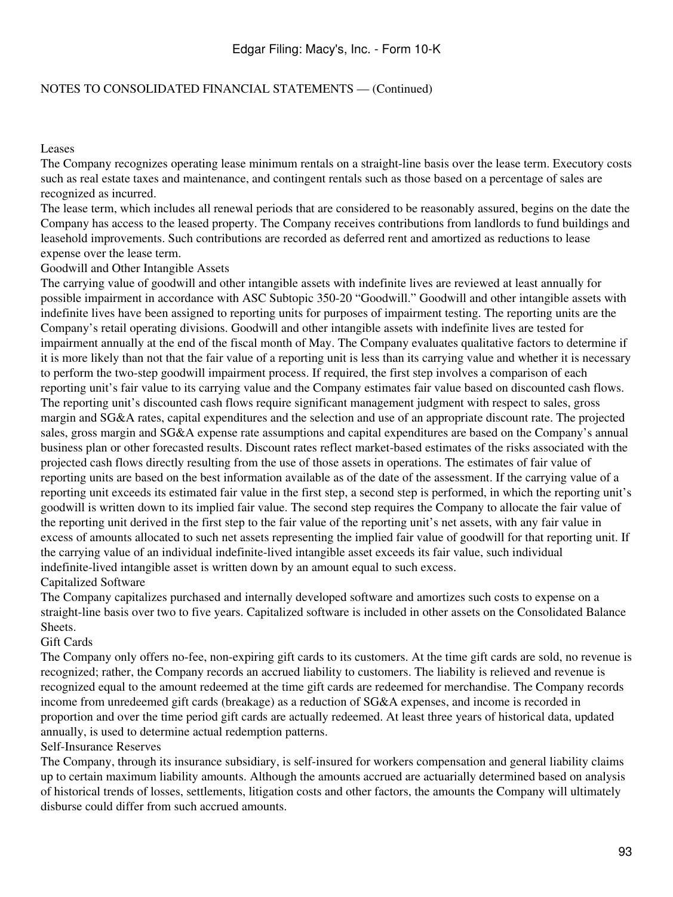NOTES TO CONSOLIDATED FINANCIAL STATEMENTS — (Continued)

### Leases

The Company recognizes operating lease minimum rentals on a straight-line basis over the lease term. Executory costs such as real estate taxes and maintenance, and contingent rentals such as those based on a percentage of sales are recognized as incurred.

The lease term, which includes all renewal periods that are considered to be reasonably assured, begins on the date the Company has access to the leased property. The Company receives contributions from landlords to fund buildings and leasehold improvements. Such contributions are recorded as deferred rent and amortized as reductions to lease expense over the lease term.

### Goodwill and Other Intangible Assets

The carrying value of goodwill and other intangible assets with indefinite lives are reviewed at least annually for possible impairment in accordance with ASC Subtopic 350-20 "Goodwill." Goodwill and other intangible assets with indefinite lives have been assigned to reporting units for purposes of impairment testing. The reporting units are the Company's retail operating divisions. Goodwill and other intangible assets with indefinite lives are tested for impairment annually at the end of the fiscal month of May. The Company evaluates qualitative factors to determine if it is more likely than not that the fair value of a reporting unit is less than its carrying value and whether it is necessary to perform the two-step goodwill impairment process. If required, the first step involves a comparison of each reporting unit's fair value to its carrying value and the Company estimates fair value based on discounted cash flows. The reporting unit's discounted cash flows require significant management judgment with respect to sales, gross margin and SG&A rates, capital expenditures and the selection and use of an appropriate discount rate. The projected sales, gross margin and SG&A expense rate assumptions and capital expenditures are based on the Company's annual business plan or other forecasted results. Discount rates reflect market-based estimates of the risks associated with the projected cash flows directly resulting from the use of those assets in operations. The estimates of fair value of reporting units are based on the best information available as of the date of the assessment. If the carrying value of a reporting unit exceeds its estimated fair value in the first step, a second step is performed, in which the reporting unit's goodwill is written down to its implied fair value. The second step requires the Company to allocate the fair value of the reporting unit derived in the first step to the fair value of the reporting unit's net assets, with any fair value in excess of amounts allocated to such net assets representing the implied fair value of goodwill for that reporting unit. If the carrying value of an individual indefinite-lived intangible asset exceeds its fair value, such individual indefinite-lived intangible asset is written down by an amount equal to such excess.

### Capitalized Software

The Company capitalizes purchased and internally developed software and amortizes such costs to expense on a straight-line basis over two to five years. Capitalized software is included in other assets on the Consolidated Balance Sheets.

### Gift Cards

The Company only offers no-fee, non-expiring gift cards to its customers. At the time gift cards are sold, no revenue is recognized; rather, the Company records an accrued liability to customers. The liability is relieved and revenue is recognized equal to the amount redeemed at the time gift cards are redeemed for merchandise. The Company records income from unredeemed gift cards (breakage) as a reduction of SG&A expenses, and income is recorded in proportion and over the time period gift cards are actually redeemed. At least three years of historical data, updated annually, is used to determine actual redemption patterns.

### Self-Insurance Reserves

The Company, through its insurance subsidiary, is self-insured for workers compensation and general liability claims up to certain maximum liability amounts. Although the amounts accrued are actuarially determined based on analysis of historical trends of losses, settlements, litigation costs and other factors, the amounts the Company will ultimately disburse could differ from such accrued amounts.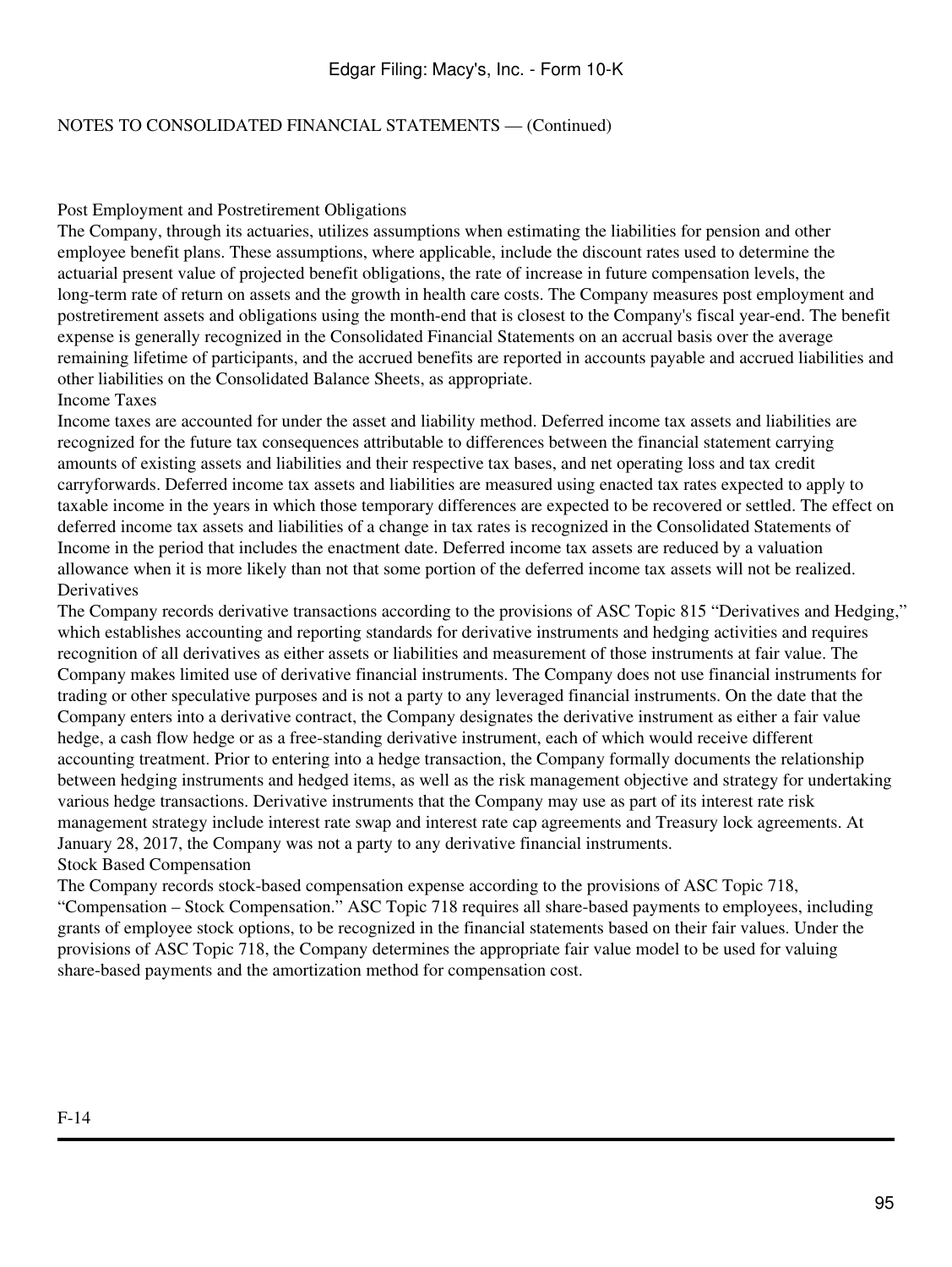NOTES TO CONSOLIDATED FINANCIAL STATEMENTS — (Continued)

### Post Employment and Postretirement Obligations

The Company, through its actuaries, utilizes assumptions when estimating the liabilities for pension and other employee benefit plans. These assumptions, where applicable, include the discount rates used to determine the actuarial present value of projected benefit obligations, the rate of increase in future compensation levels, the long-term rate of return on assets and the growth in health care costs. The Company measures post employment and postretirement assets and obligations using the month-end that is closest to the Company's fiscal year-end. The benefit expense is generally recognized in the Consolidated Financial Statements on an accrual basis over the average remaining lifetime of participants, and the accrued benefits are reported in accounts payable and accrued liabilities and other liabilities on the Consolidated Balance Sheets, as appropriate.

### Income Taxes

Income taxes are accounted for under the asset and liability method. Deferred income tax assets and liabilities are recognized for the future tax consequences attributable to differences between the financial statement carrying amounts of existing assets and liabilities and their respective tax bases, and net operating loss and tax credit carryforwards. Deferred income tax assets and liabilities are measured using enacted tax rates expected to apply to taxable income in the years in which those temporary differences are expected to be recovered or settled. The effect on deferred income tax assets and liabilities of a change in tax rates is recognized in the Consolidated Statements of Income in the period that includes the enactment date. Deferred income tax assets are reduced by a valuation allowance when it is more likely than not that some portion of the deferred income tax assets will not be realized.

### Derivatives

The Company records derivative transactions according to the provisions of ASC Topic 815 "Derivatives and Hedging," which establishes accounting and reporting standards for derivative instruments and hedging activities and requires recognition of all derivatives as either assets or liabilities and measurement of those instruments at fair value. The Company makes limited use of derivative financial instruments. The Company does not use financial instruments for trading or other speculative purposes and is not a party to any leveraged financial instruments. On the date that the Company enters into a derivative contract, the Company designates the derivative instrument as either a fair value hedge, a cash flow hedge or as a free-standing derivative instrument, each of which would receive different accounting treatment. Prior to entering into a hedge transaction, the Company formally documents the relationship between hedging instruments and hedged items, as well as the risk management objective and strategy for undertaking various hedge transactions. Derivative instruments that the Company may use as part of its interest rate risk management strategy include interest rate swap and interest rate cap agreements and Treasury lock agreements. At January 28, 2017, the Company was not a party to any derivative financial instruments.

### Stock Based Compensation

The Company records stock-based compensation expense according to the provisions of ASC Topic 718, "Compensation – Stock Compensation." ASC Topic 718 requires all share-based payments to employees, including grants of employee stock options, to be recognized in the financial statements based on their fair values. Under the provisions of ASC Topic 718, the Company determines the appropriate fair value model to be used for valuing share-based payments and the amortization method for compensation cost.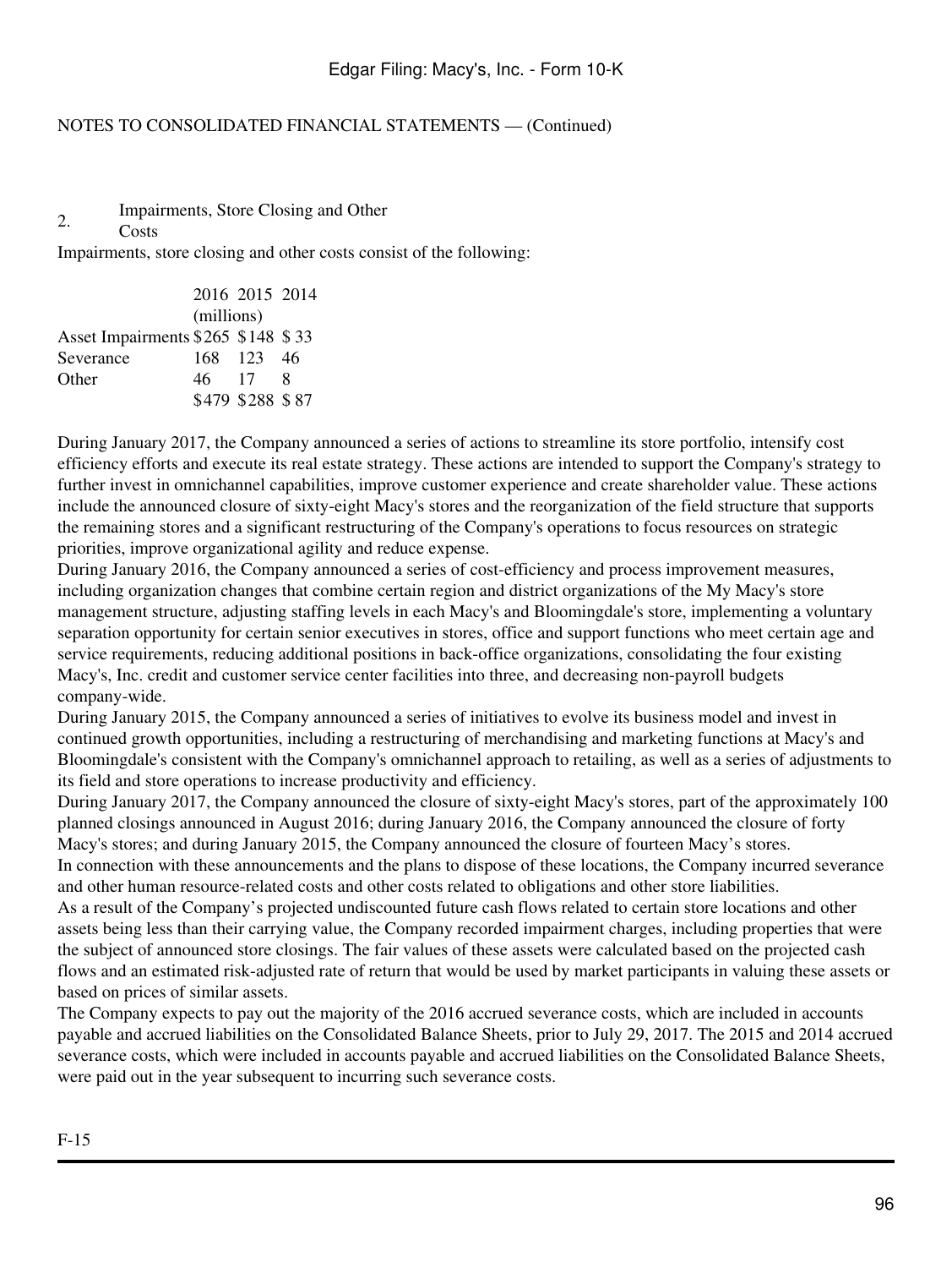NOTES TO CONSOLIDATED FINANCIAL STATEMENTS — (Continued)

2. Impairments, Store Closing and Other Costs

Impairments, store closing and other costs consist of the following:

| | 2016 | 2015 | 2014 |
|---|---|---|---|
| | (millions) | | |
| Asset Impairments | $265 | $148 | $ 33 |
| Severance | 168 | 123 | 46 |
| Other | 46 | 17 | 8 |
| | $479 | $288 | $ 87 |

During January 2017, the Company announced a series of actions to streamline its store portfolio, intensify cost efficiency efforts and execute its real estate strategy. These actions are intended to support the Company's strategy to further invest in omnichannel capabilities, improve customer experience and create shareholder value. These actions include the announced closure of sixty-eight Macy's stores and the reorganization of the field structure that supports the remaining stores and a significant restructuring of the Company's operations to focus resources on strategic priorities, improve organizational agility and reduce expense.

During January 2016, the Company announced a series of cost-efficiency and process improvement measures, including organization changes that combine certain region and district organizations of the My Macy's store management structure, adjusting staffing levels in each Macy's and Bloomingdale's store, implementing a voluntary separation opportunity for certain senior executives in stores, office and support functions who meet certain age and service requirements, reducing additional positions in back-office organizations, consolidating the four existing Macy's, Inc. credit and customer service center facilities into three, and decreasing non-payroll budgets company-wide.

During January 2015, the Company announced a series of initiatives to evolve its business model and invest in continued growth opportunities, including a restructuring of merchandising and marketing functions at Macy's and Bloomingdale's consistent with the Company's omnichannel approach to retailing, as well as a series of adjustments to its field and store operations to increase productivity and efficiency.

During January 2017, the Company announced the closure of sixty-eight Macy's stores, part of the approximately 100 planned closings announced in August 2016; during January 2016, the Company announced the closure of forty Macy's stores; and during January 2015, the Company announced the closure of fourteen Macy's stores.

In connection with these announcements and the plans to dispose of these locations, the Company incurred severance and other human resource-related costs and other costs related to obligations and other store liabilities.

As a result of the Company's projected undiscounted future cash flows related to certain store locations and other assets being less than their carrying value, the Company recorded impairment charges, including properties that were the subject of announced store closings. The fair values of these assets were calculated based on the projected cash flows and an estimated risk-adjusted rate of return that would be used by market participants in valuing these assets or based on prices of similar assets.

The Company expects to pay out the majority of the 2016 accrued severance costs, which are included in accounts payable and accrued liabilities on the Consolidated Balance Sheets, prior to July 29, 2017. The 2015 and 2014 accrued severance costs, which were included in accounts payable and accrued liabilities on the Consolidated Balance Sheets, were paid out in the year subsequent to incurring such severance costs.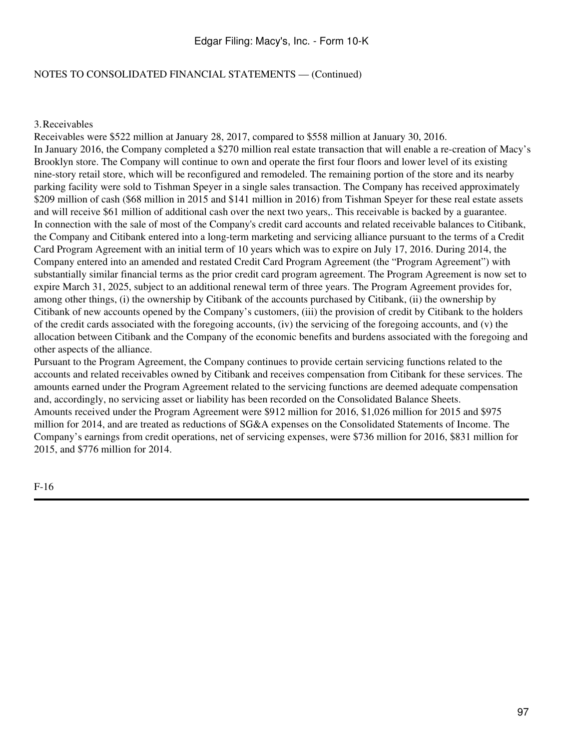NOTES TO CONSOLIDATED FINANCIAL STATEMENTS — (Continued)

## 3. Receivables

Receivables were $522 million at January 28, 2017, compared to $558 million at January 30, 2016.

In January 2016, the Company completed a $270 million real estate transaction that will enable a re-creation of Macy's Brooklyn store. The Company will continue to own and operate the first four floors and lower level of its existing nine-story retail store, which will be reconfigured and remodeled. The remaining portion of the store and its nearby parking facility were sold to Tishman Speyer in a single sales transaction. The Company has received approximately $209 million of cash ($68 million in 2015 and $141 million in 2016) from Tishman Speyer for these real estate assets and will receive $61 million of additional cash over the next two years,. This receivable is backed by a guarantee.

In connection with the sale of most of the Company's credit card accounts and related receivable balances to Citibank, the Company and Citibank entered into a long-term marketing and servicing alliance pursuant to the terms of a Credit Card Program Agreement with an initial term of 10 years which was to expire on July 17, 2016. During 2014, the Company entered into an amended and restated Credit Card Program Agreement (the "Program Agreement") with substantially similar financial terms as the prior credit card program agreement. The Program Agreement is now set to expire March 31, 2025, subject to an additional renewal term of three years. The Program Agreement provides for, among other things, (i) the ownership by Citibank of the accounts purchased by Citibank, (ii) the ownership by Citibank of new accounts opened by the Company's customers, (iii) the provision of credit by Citibank to the holders of the credit cards associated with the foregoing accounts, (iv) the servicing of the foregoing accounts, and (v) the allocation between Citibank and the Company of the economic benefits and burdens associated with the foregoing and other aspects of the alliance.

Pursuant to the Program Agreement, the Company continues to provide certain servicing functions related to the accounts and related receivables owned by Citibank and receives compensation from Citibank for these services. The amounts earned under the Program Agreement related to the servicing functions are deemed adequate compensation and, accordingly, no servicing asset or liability has been recorded on the Consolidated Balance Sheets.

Amounts received under the Program Agreement were $912 million for 2016, $1,026 million for 2015 and $975 million for 2014, and are treated as reductions of SG&A expenses on the Consolidated Statements of Income. The Company's earnings from credit operations, net of servicing expenses, were $736 million for 2016, $831 million for 2015, and $776 million for 2014.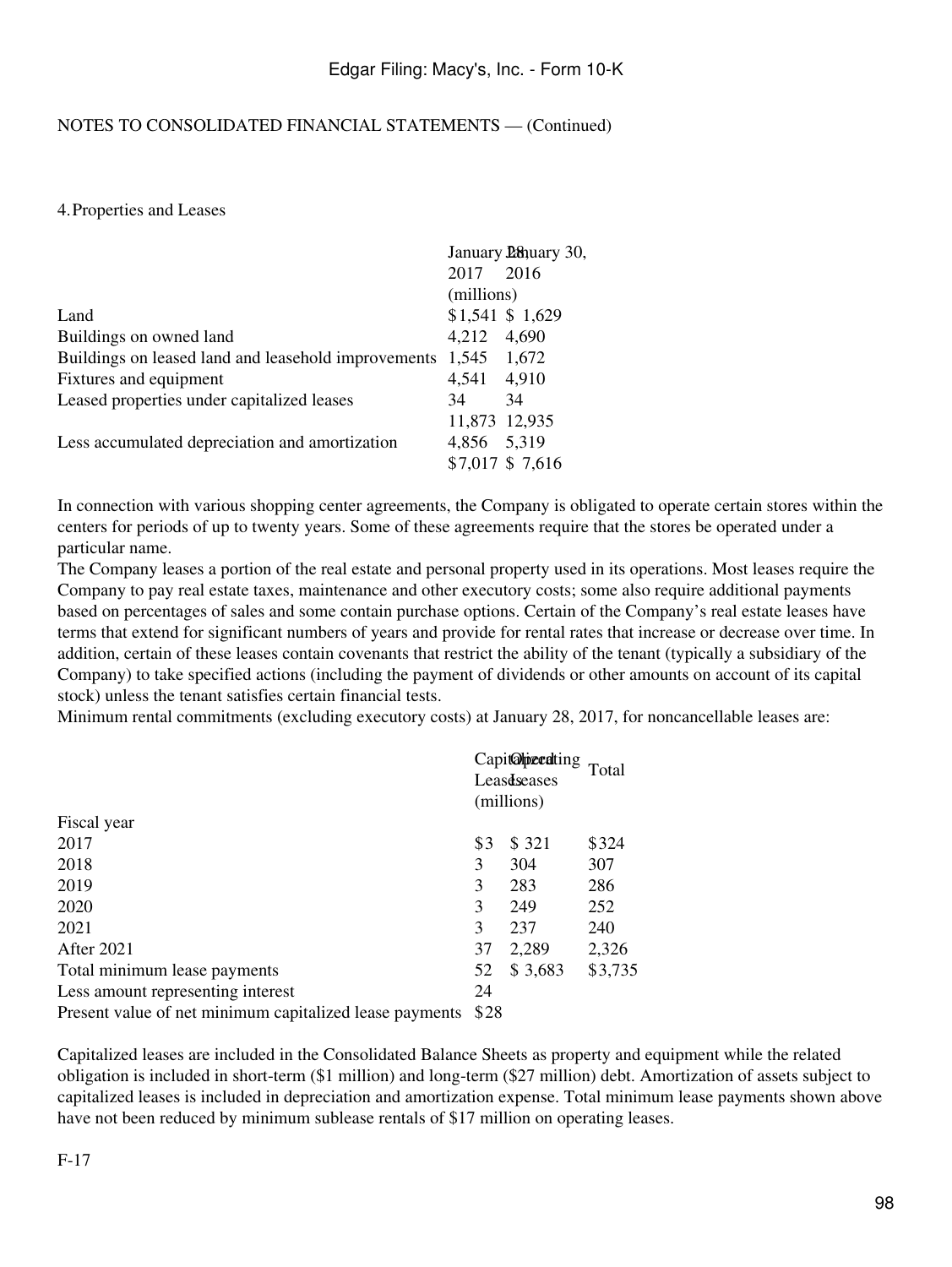NOTES TO CONSOLIDATED FINANCIAL STATEMENTS — (Continued)

4. Properties and Leases

| | January 28, 2017 | January 30, 2016 |
|---|---|---|
| | (millions) | |
| Land | $1,541 | $ 1,629 |
| Buildings on owned land | 4,212 | 4,690 |
| Buildings on leased land and leasehold improvements | 1,545 | 1,672 |
| Fixtures and equipment | 4,541 | 4,910 |
| Leased properties under capitalized leases | 34 | 34 |
| | 11,873 | 12,935 |
| Less accumulated depreciation and amortization | 4,856 | 5,319 |
| | $7,017 | $ 7,616 |

In connection with various shopping center agreements, the Company is obligated to operate certain stores within the centers for periods of up to twenty years. Some of these agreements require that the stores be operated under a particular name.

The Company leases a portion of the real estate and personal property used in its operations. Most leases require the Company to pay real estate taxes, maintenance and other executory costs; some also require additional payments based on percentages of sales and some contain purchase options. Certain of the Company's real estate leases have terms that extend for significant numbers of years and provide for rental rates that increase or decrease over time. In addition, certain of these leases contain covenants that restrict the ability of the tenant (typically a subsidiary of the Company) to take specified actions (including the payment of dividends or other amounts on account of its capital stock) unless the tenant satisfies certain financial tests.

Minimum rental commitments (excluding executory costs) at January 28, 2017, for noncancellable leases are:

| | Capitalized Leases | Operating Leases | Total |
|---|---|---|---|
| | (millions) | | |
| Fiscal year | | | |
| 2017 | $3 | $ 321 | $324 |
| 2018 | 3 | 304 | 307 |
| 2019 | 3 | 283 | 286 |
| 2020 | 3 | 249 | 252 |
| 2021 | 3 | 237 | 240 |
| After 2021 | 37 | 2,289 | 2,326 |
| Total minimum lease payments | 52 | $ 3,683 | $3,735 |
| Less amount representing interest | 24 | | |
| Present value of net minimum capitalized lease payments | $28 | | |

Capitalized leases are included in the Consolidated Balance Sheets as property and equipment while the related obligation is included in short-term ($1 million) and long-term ($27 million) debt. Amortization of assets subject to capitalized leases is included in depreciation and amortization expense. Total minimum lease payments shown above have not been reduced by minimum sublease rentals of $17 million on operating leases.

F-17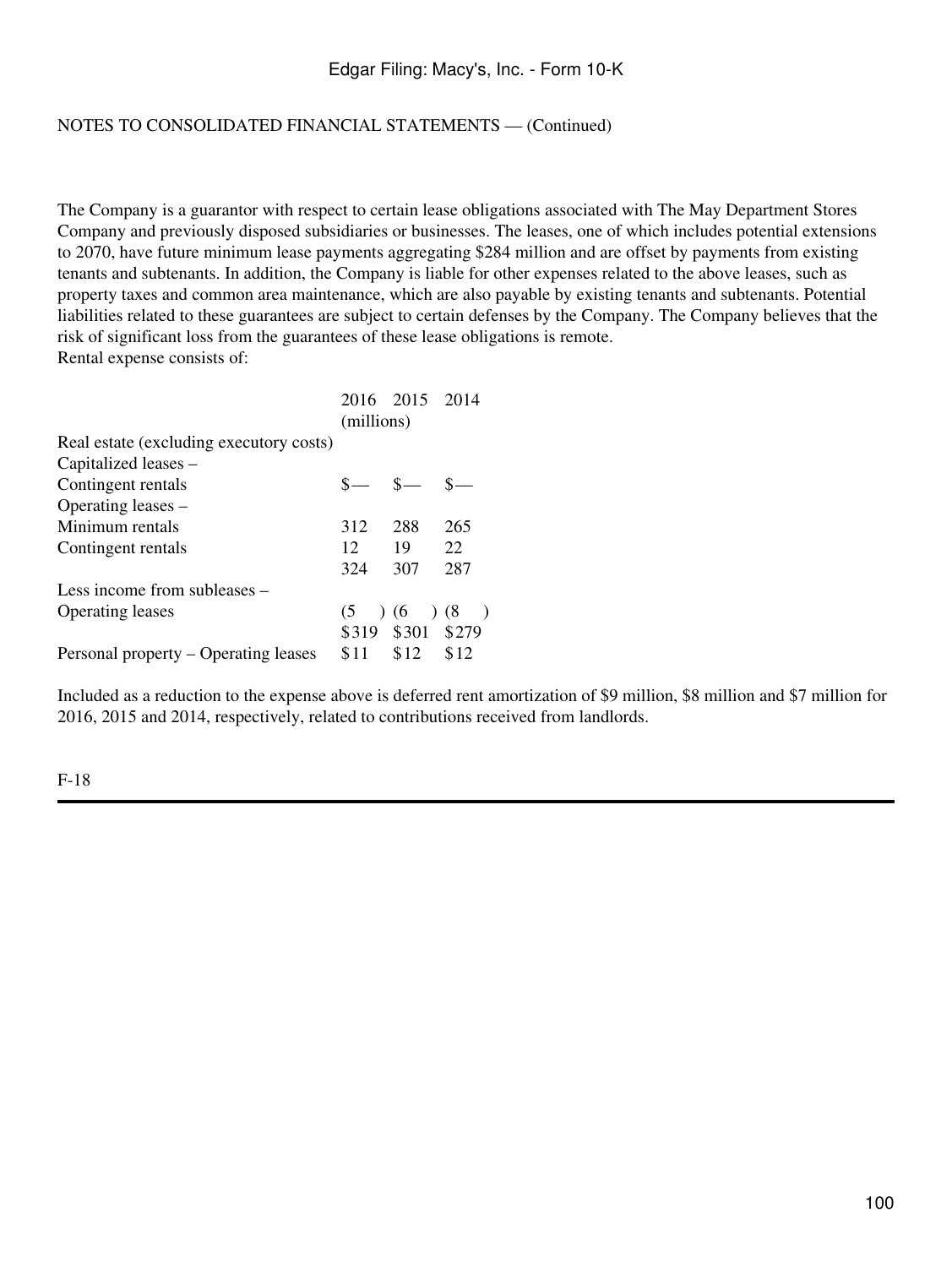NOTES TO CONSOLIDATED FINANCIAL STATEMENTS — (Continued)

The Company is a guarantor with respect to certain lease obligations associated with The May Department Stores Company and previously disposed subsidiaries or businesses. The leases, one of which includes potential extensions to 2070, have future minimum lease payments aggregating $284 million and are offset by payments from existing tenants and subtenants. In addition, the Company is liable for other expenses related to the above leases, such as property taxes and common area maintenance, which are also payable by existing tenants and subtenants. Potential liabilities related to these guarantees are subject to certain defenses by the Company. The Company believes that the risk of significant loss from the guarantees of these lease obligations is remote.

Rental expense consists of:

| | 2016 | 2015 | 2014 |
|---|---|---|---|
| | (millions) | | |
| Real estate (excluding executory costs) | | | |
| Capitalized leases – | | | |
| Contingent rentals | $— | $— | $— |
| Operating leases – | | | |
| Minimum rentals | 312 | 288 | 265 |
| Contingent rentals | 12 | 19 | 22 |
| | 324 | 307 | 287 |
| Less income from subleases – | | | |
| Operating leases | (5) | (6) | (8) |
| | $319 | $301 | $279 |
| Personal property – Operating leases | $11 | $12 | $12 |

Included as a reduction to the expense above is deferred rent amortization of $9 million, $8 million and $7 million for 2016, 2015 and 2014, respectively, related to contributions received from landlords.

F-18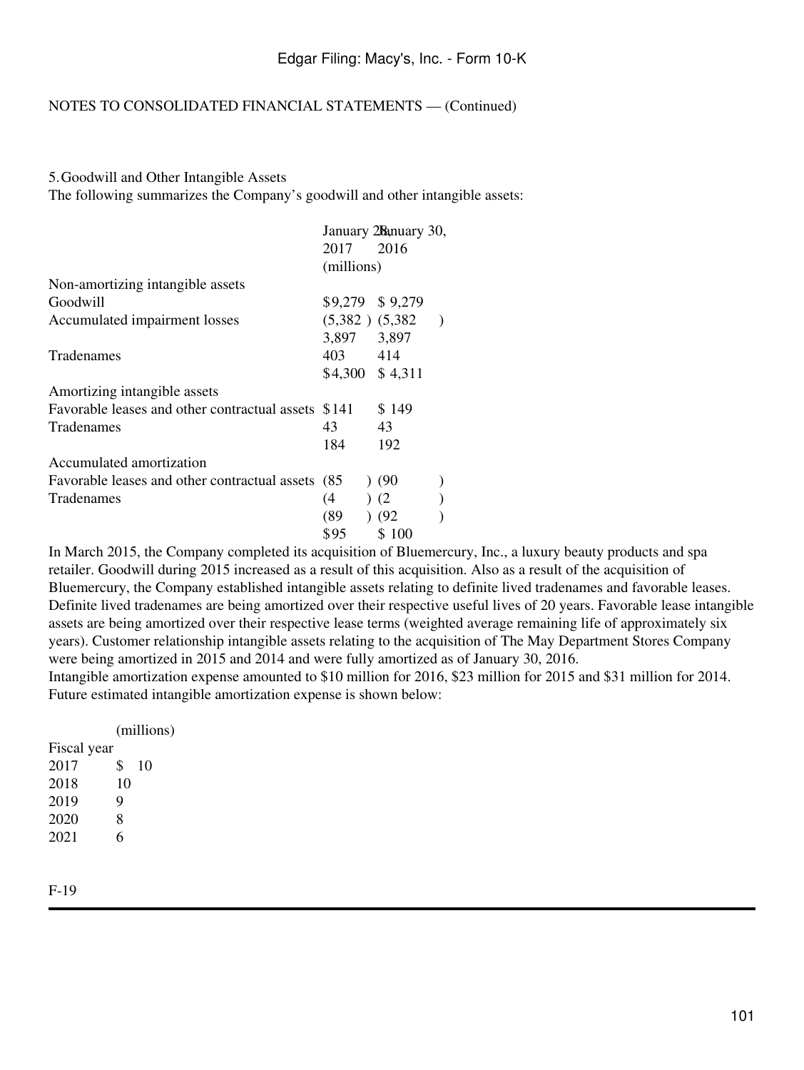NOTES TO CONSOLIDATED FINANCIAL STATEMENTS — (Continued)

## 5. Goodwill and Other Intangible Assets

The following summarizes the Company's goodwill and other intangible assets:

| | January 28, 2017 | January 30, 2016 |
|---|---|---|
| | (millions) | |
| Non-amortizing intangible assets | | |
| Goodwill | $9,279 | $ 9,279 |
| Accumulated impairment losses | (5,382 ) | (5,382 ) |
| | 3,897 | 3,897 |
| Tradenames | 403 | 414 |
| | $4,300 | $ 4,311 |
| Amortizing intangible assets | | |
| Favorable leases and other contractual assets | $141 | $ 149 |
| Tradenames | 43 | 43 |
| | 184 | 192 |
| Accumulated amortization | | |
| Favorable leases and other contractual assets | (85 ) | (90 ) |
| Tradenames | (4 ) | (2 ) |
| | (89 ) | (92 ) |
| | $95 | $ 100 |

In March 2015, the Company completed its acquisition of Bluemercury, Inc., a luxury beauty products and spa retailer. Goodwill during 2015 increased as a result of this acquisition. Also as a result of the acquisition of Bluemercury, the Company established intangible assets relating to definite lived tradenames and favorable leases. Definite lived tradenames are being amortized over their respective useful lives of 20 years. Favorable lease intangible assets are being amortized over their respective lease terms (weighted average remaining life of approximately six years). Customer relationship intangible assets relating to the acquisition of The May Department Stores Company were being amortized in 2015 and 2014 and were fully amortized as of January 30, 2016.

Intangible amortization expense amounted to $10 million for 2016, $23 million for 2015 and $31 million for 2014. Future estimated intangible amortization expense is shown below:

| | (millions) |
|---|---|
| Fiscal year | |
| 2017 | $ 10 |
| 2018 | 10 |
| 2019 | 9 |
| 2020 | 8 |
| 2021 | 6 |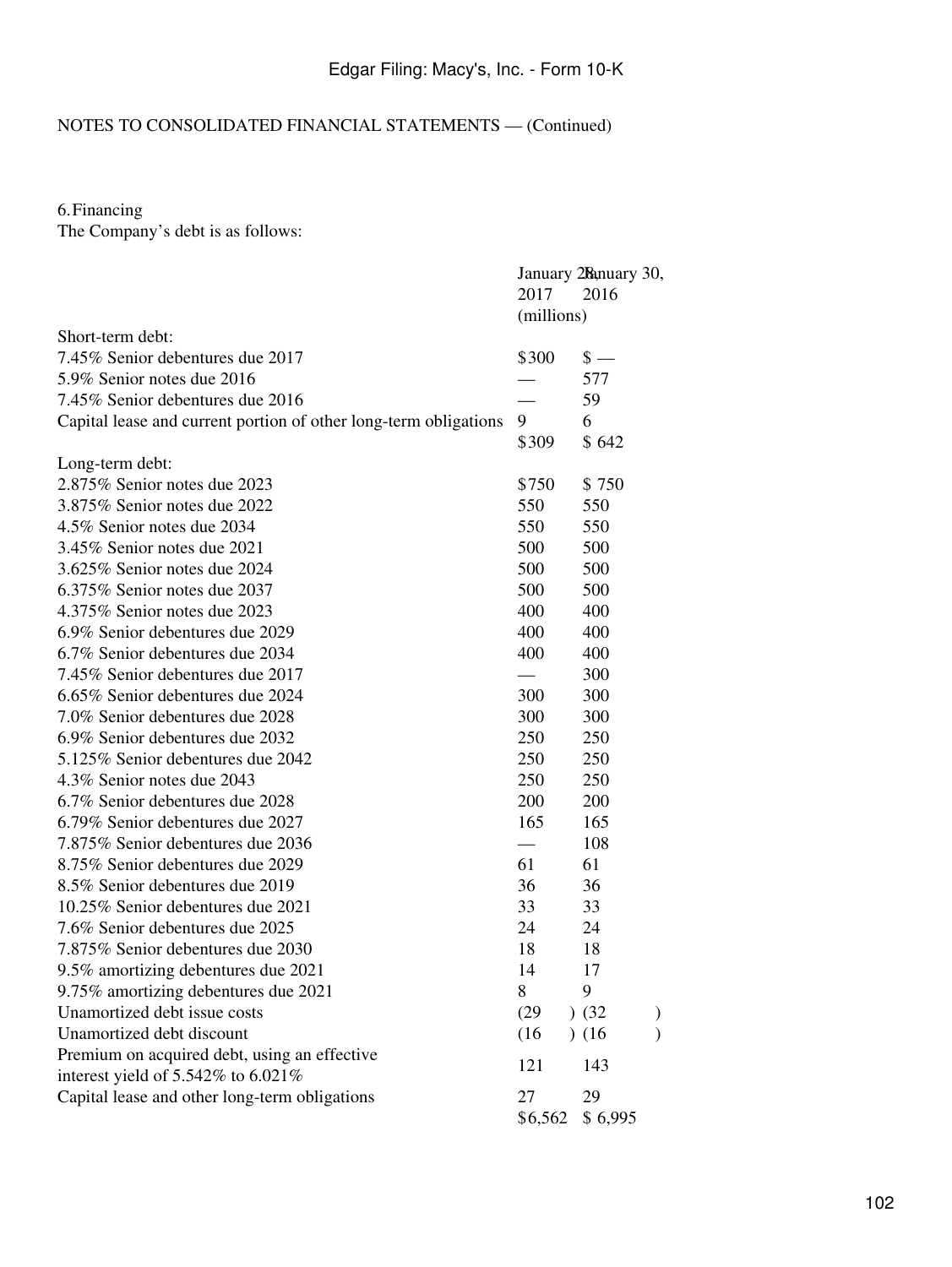NOTES TO CONSOLIDATED FINANCIAL STATEMENTS — (Continued)

6. Financing

The Company's debt is as follows:

| | January 28, 2017 | January 30, 2016 |
|---|---|---|
| | (millions) | |
| Short-term debt: | | |
| 7.45% Senior debentures due 2017 | $300 | $ — |
| 5.9% Senior notes due 2016 | — | 577 |
| 7.45% Senior debentures due 2016 | — | 59 |
| Capital lease and current portion of other long-term obligations | 9 | 6 |
| | $309 | $ 642 |
| Long-term debt: | | |
| 2.875% Senior notes due 2023 | $750 | $ 750 |
| 3.875% Senior notes due 2022 | 550 | 550 |
| 4.5% Senior notes due 2034 | 550 | 550 |
| 3.45% Senior notes due 2021 | 500 | 500 |
| 3.625% Senior notes due 2024 | 500 | 500 |
| 6.375% Senior notes due 2037 | 500 | 500 |
| 4.375% Senior notes due 2023 | 400 | 400 |
| 6.9% Senior debentures due 2029 | 400 | 400 |
| 6.7% Senior debentures due 2034 | 400 | 400 |
| 7.45% Senior debentures due 2017 | — | 300 |
| 6.65% Senior debentures due 2024 | 300 | 300 |
| 7.0% Senior debentures due 2028 | 300 | 300 |
| 6.9% Senior debentures due 2032 | 250 | 250 |
| 5.125% Senior debentures due 2042 | 250 | 250 |
| 4.3% Senior notes due 2043 | 250 | 250 |
| 6.7% Senior debentures due 2028 | 200 | 200 |
| 6.79% Senior debentures due 2027 | 165 | 165 |
| 7.875% Senior debentures due 2036 | — | 108 |
| 8.75% Senior debentures due 2029 | 61 | 61 |
| 8.5% Senior debentures due 2019 | 36 | 36 |
| 10.25% Senior debentures due 2021 | 33 | 33 |
| 7.6% Senior debentures due 2025 | 24 | 24 |
| 7.875% Senior debentures due 2030 | 18 | 18 |
| 9.5% amortizing debentures due 2021 | 14 | 17 |
| 9.75% amortizing debentures due 2021 | 8 | 9 |
| Unamortized debt issue costs | (29) | (32) |
| Unamortized debt discount | (16) | (16) |
| Premium on acquired debt, using an effective interest yield of 5.542% to 6.021% | 121 | 143 |
| Capital lease and other long-term obligations | 27 | 29 |
| | $6,562 | $ 6,995 |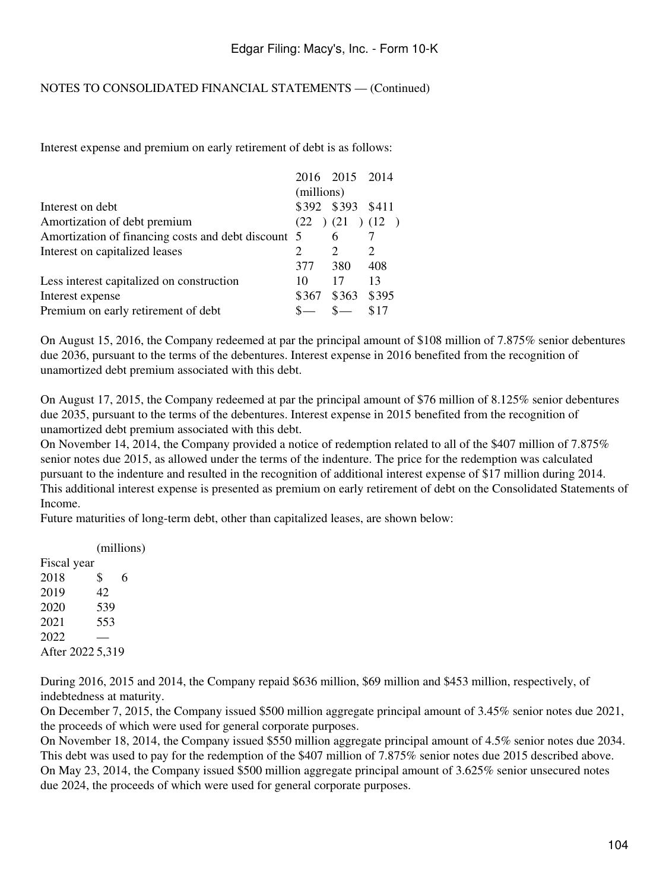NOTES TO CONSOLIDATED FINANCIAL STATEMENTS — (Continued)

Interest expense and premium on early retirement of debt is as follows:

| | 2016 | 2015 | 2014 |
|---|---|---|---|
| | (millions) | | |
| Interest on debt | $392 | $393 | $411 |
| Amortization of debt premium | (22 ) | (21 ) | (12 ) |
| Amortization of financing costs and debt discount | 5 | 6 | 7 |
| Interest on capitalized leases | 2 | 2 | 2 |
| | 377 | 380 | 408 |
| Less interest capitalized on construction | 10 | 17 | 13 |
| Interest expense | $367 | $363 | $395 |
| Premium on early retirement of debt | $— | $— | $17 |

On August 15, 2016, the Company redeemed at par the principal amount of $108 million of 7.875% senior debentures due 2036, pursuant to the terms of the debentures. Interest expense in 2016 benefited from the recognition of unamortized debt premium associated with this debt.

On August 17, 2015, the Company redeemed at par the principal amount of $76 million of 8.125% senior debentures due 2035, pursuant to the terms of the debentures. Interest expense in 2015 benefited from the recognition of unamortized debt premium associated with this debt.

On November 14, 2014, the Company provided a notice of redemption related to all of the $407 million of 7.875% senior notes due 2015, as allowed under the terms of the indenture. The price for the redemption was calculated pursuant to the indenture and resulted in the recognition of additional interest expense of $17 million during 2014. This additional interest expense is presented as premium on early retirement of debt on the Consolidated Statements of Income.

Future maturities of long-term debt, other than capitalized leases, are shown below:

| | (millions) |
|---|---|
| Fiscal year | |
| 2018 | $ 6 |
| 2019 | 42 |
| 2020 | 539 |
| 2021 | 553 |
| 2022 | — |
| After 2022 | 5,319 |

During 2016, 2015 and 2014, the Company repaid $636 million, $69 million and $453 million, respectively, of indebtedness at maturity.

On December 7, 2015, the Company issued $500 million aggregate principal amount of 3.45% senior notes due 2021, the proceeds of which were used for general corporate purposes.

On November 18, 2014, the Company issued $550 million aggregate principal amount of 4.5% senior notes due 2034. This debt was used to pay for the redemption of the $407 million of 7.875% senior notes due 2015 described above.

On May 23, 2014, the Company issued $500 million aggregate principal amount of 3.625% senior unsecured notes due 2024, the proceeds of which were used for general corporate purposes.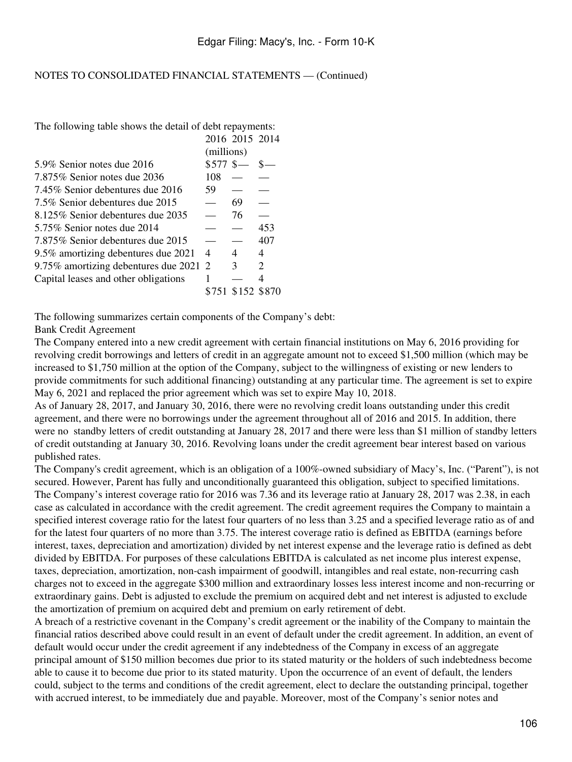NOTES TO CONSOLIDATED FINANCIAL STATEMENTS — (Continued)

The following table shows the detail of debt repayments:

| | 2016 | 2015 | 2014 |
|---|---|---|---|
| | (millions) | | |
| 5.9% Senior notes due 2016 | $577 | $— | $— |
| 7.875% Senior notes due 2036 | 108 | — | — |
| 7.45% Senior debentures due 2016 | 59 | — | — |
| 7.5% Senior debentures due 2015 | — | 69 | — |
| 8.125% Senior debentures due 2035 | — | 76 | — |
| 5.75% Senior notes due 2014 | — | — | 453 |
| 7.875% Senior debentures due 2015 | — | — | 407 |
| 9.5% amortizing debentures due 2021 | 4 | 4 | 4 |
| 9.75% amortizing debentures due 2021 | 2 | 3 | 2 |
| Capital leases and other obligations | 1 | — | 4 |
| | $751 | $152 | $870 |

The following summarizes certain components of the Company's debt:

Bank Credit Agreement

The Company entered into a new credit agreement with certain financial institutions on May 6, 2016 providing for revolving credit borrowings and letters of credit in an aggregate amount not to exceed $1,500 million (which may be increased to $1,750 million at the option of the Company, subject to the willingness of existing or new lenders to provide commitments for such additional financing) outstanding at any particular time. The agreement is set to expire May 6, 2021 and replaced the prior agreement which was set to expire May 10, 2018.

As of January 28, 2017, and January 30, 2016, there were no revolving credit loans outstanding under this credit agreement, and there were no borrowings under the agreement throughout all of 2016 and 2015. In addition, there were no standby letters of credit outstanding at January 28, 2017 and there were less than $1 million of standby letters of credit outstanding at January 30, 2016. Revolving loans under the credit agreement bear interest based on various published rates.

The Company's credit agreement, which is an obligation of a 100%-owned subsidiary of Macy's, Inc. ("Parent"), is not secured. However, Parent has fully and unconditionally guaranteed this obligation, subject to specified limitations. The Company's interest coverage ratio for 2016 was 7.36 and its leverage ratio at January 28, 2017 was 2.38, in each case as calculated in accordance with the credit agreement. The credit agreement requires the Company to maintain a specified interest coverage ratio for the latest four quarters of no less than 3.25 and a specified leverage ratio as of and for the latest four quarters of no more than 3.75. The interest coverage ratio is defined as EBITDA (earnings before interest, taxes, depreciation and amortization) divided by net interest expense and the leverage ratio is defined as debt divided by EBITDA. For purposes of these calculations EBITDA is calculated as net income plus interest expense, taxes, depreciation, amortization, non-cash impairment of goodwill, intangibles and real estate, non-recurring cash charges not to exceed in the aggregate $300 million and extraordinary losses less interest income and non-recurring or extraordinary gains. Debt is adjusted to exclude the premium on acquired debt and net interest is adjusted to exclude the amortization of premium on acquired debt and premium on early retirement of debt.

A breach of a restrictive covenant in the Company's credit agreement or the inability of the Company to maintain the financial ratios described above could result in an event of default under the credit agreement. In addition, an event of default would occur under the credit agreement if any indebtedness of the Company in excess of an aggregate principal amount of $150 million becomes due prior to its stated maturity or the holders of such indebtedness become able to cause it to become due prior to its stated maturity. Upon the occurrence of an event of default, the lenders could, subject to the terms and conditions of the credit agreement, elect to declare the outstanding principal, together with accrued interest, to be immediately due and payable. Moreover, most of the Company's senior notes and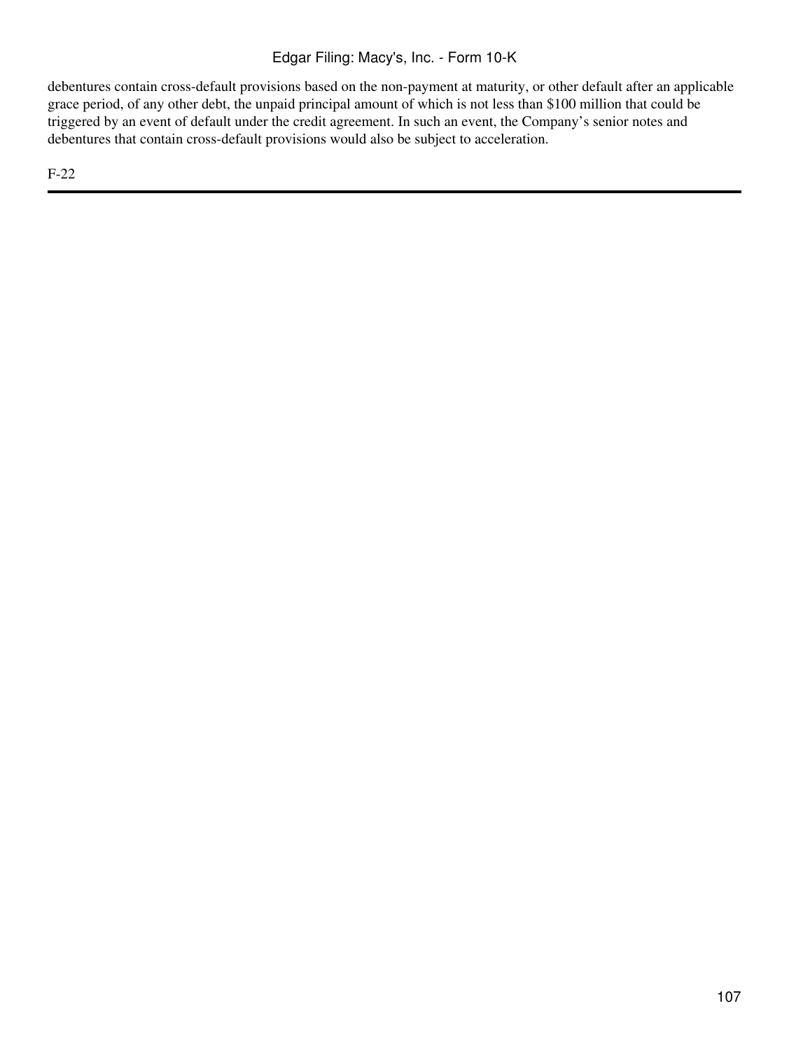debentures contain cross-default provisions based on the non-payment at maturity, or other default after an applicable grace period, of any other debt, the unpaid principal amount of which is not less than $100 million that could be triggered by an event of default under the credit agreement. In such an event, the Company's senior notes and debentures that contain cross-default provisions would also be subject to acceleration.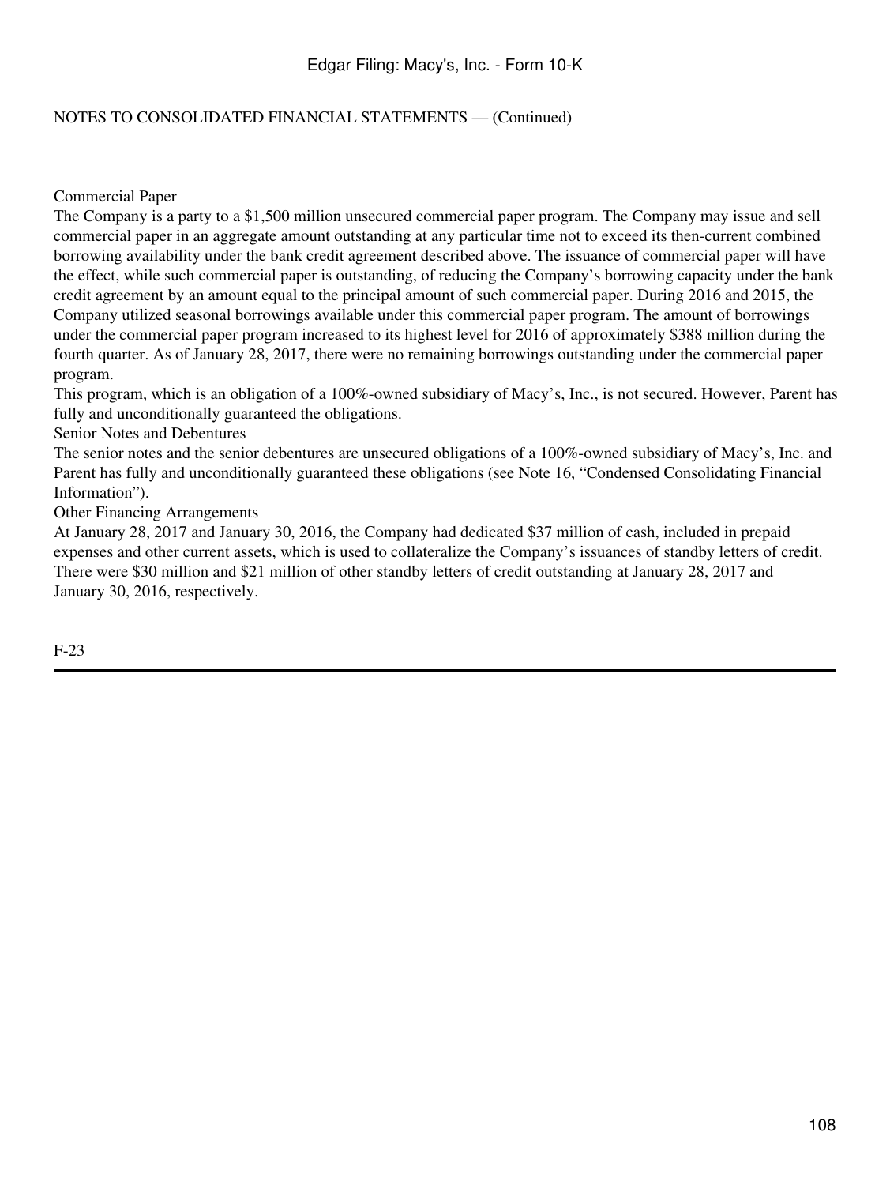NOTES TO CONSOLIDATED FINANCIAL STATEMENTS — (Continued)

### Commercial Paper

The Company is a party to a $1,500 million unsecured commercial paper program. The Company may issue and sell commercial paper in an aggregate amount outstanding at any particular time not to exceed its then-current combined borrowing availability under the bank credit agreement described above. The issuance of commercial paper will have the effect, while such commercial paper is outstanding, of reducing the Company's borrowing capacity under the bank credit agreement by an amount equal to the principal amount of such commercial paper. During 2016 and 2015, the Company utilized seasonal borrowings available under this commercial paper program. The amount of borrowings under the commercial paper program increased to its highest level for 2016 of approximately $388 million during the fourth quarter. As of January 28, 2017, there were no remaining borrowings outstanding under the commercial paper program.

This program, which is an obligation of a 100%-owned subsidiary of Macy's, Inc., is not secured. However, Parent has fully and unconditionally guaranteed the obligations.

### Senior Notes and Debentures

The senior notes and the senior debentures are unsecured obligations of a 100%-owned subsidiary of Macy's, Inc. and Parent has fully and unconditionally guaranteed these obligations (see Note 16, "Condensed Consolidating Financial Information").

### Other Financing Arrangements

At January 28, 2017 and January 30, 2016, the Company had dedicated $37 million of cash, included in prepaid expenses and other current assets, which is used to collateralize the Company's issuances of standby letters of credit. There were $30 million and $21 million of other standby letters of credit outstanding at January 28, 2017 and January 30, 2016, respectively.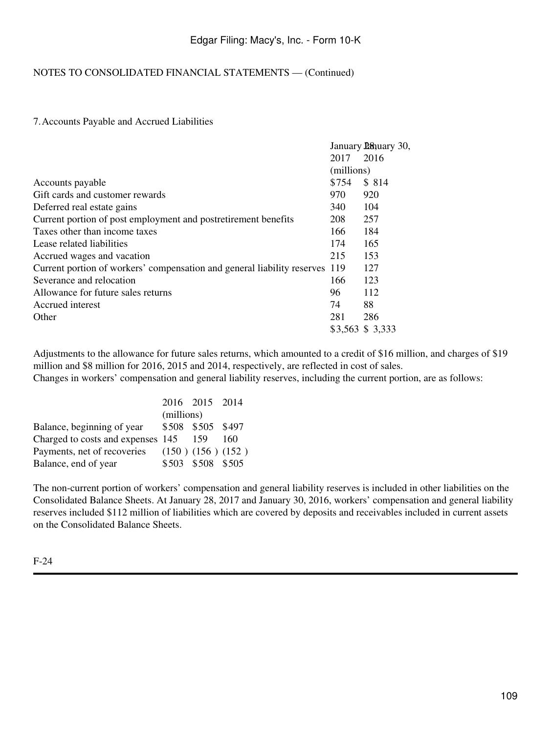NOTES TO CONSOLIDATED FINANCIAL STATEMENTS — (Continued)

7. Accounts Payable and Accrued Liabilities

| | January 28, 2017 | January 30, 2016 |
|---|---|---|
| | (millions) | |
| Accounts payable | $754 | $ 814 |
| Gift cards and customer rewards | 970 | 920 |
| Deferred real estate gains | 340 | 104 |
| Current portion of post employment and postretirement benefits | 208 | 257 |
| Taxes other than income taxes | 166 | 184 |
| Lease related liabilities | 174 | 165 |
| Accrued wages and vacation | 215 | 153 |
| Current portion of workers' compensation and general liability reserves | 119 | 127 |
| Severance and relocation | 166 | 123 |
| Allowance for future sales returns | 96 | 112 |
| Accrued interest | 74 | 88 |
| Other | 281 | 286 |
| | $3,563 | $ 3,333 |

Adjustments to the allowance for future sales returns, which amounted to a credit of $16 million, and charges of $19 million and $8 million for 2016, 2015 and 2014, respectively, are reflected in cost of sales.
Changes in workers' compensation and general liability reserves, including the current portion, are as follows:

| | 2016 | 2015 | 2014 |
|---|---|---|---|
| | (millions) | | |
| Balance, beginning of year | $508 | $505 | $497 |
| Charged to costs and expenses | 145 | 159 | 160 |
| Payments, net of recoveries | (150 ) | (156 ) | (152 ) |
| Balance, end of year | $503 | $508 | $505 |

The non-current portion of workers' compensation and general liability reserves is included in other liabilities on the Consolidated Balance Sheets. At January 28, 2017 and January 30, 2016, workers' compensation and general liability reserves included $112 million of liabilities which are covered by deposits and receivables included in current assets on the Consolidated Balance Sheets.

F-24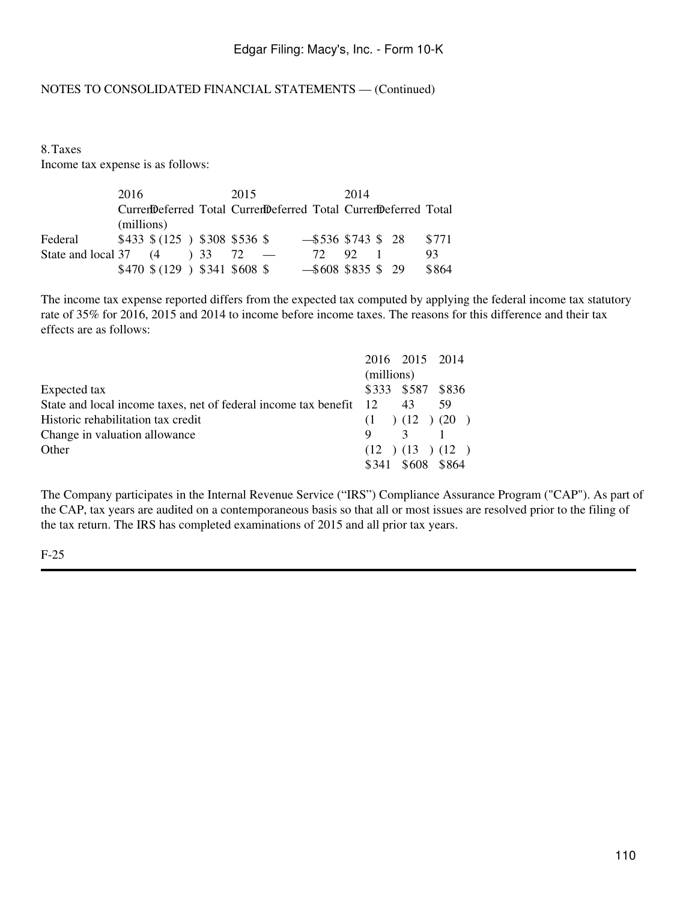NOTES TO CONSOLIDATED FINANCIAL STATEMENTS — (Continued)

8. Taxes

Income tax expense is as follows:

| | 2016 | | | 2015 | | | 2014 | | |
|---|---|---|---|---|---|---|---|---|---|
| | Current | Deferred | Total | Current | Deferred | Total | Current | Deferred | Total |
| | (millions) | | | | | | | | |
| Federal | $433 | $(125) | $308 | $536 | $— | $536 | $743 | $28 | $771 |
| State and local | 37 | (4) | 33 | 72 | — | 72 | 92 | 1 | 93 |
| | $470 | $(129) | $341 | $608 | $— | $608 | $835 | $29 | $864 |

The income tax expense reported differs from the expected tax computed by applying the federal income tax statutory rate of 35% for 2016, 2015 and 2014 to income before income taxes. The reasons for this difference and their tax effects are as follows:

| | 2016 | 2015 | 2014 |
|---|---|---|---|
| | (millions) | | |
| Expected tax | $333 | $587 | $836 |
| State and local income taxes, net of federal income tax benefit | 12 | 43 | 59 |
| Historic rehabilitation tax credit | (1) | (12) | (20) |
| Change in valuation allowance | 9 | 3 | 1 |
| Other | (12) | (13) | (12) |
| | $341 | $608 | $864 |

The Company participates in the Internal Revenue Service (“IRS”) Compliance Assurance Program ("CAP"). As part of the CAP, tax years are audited on a contemporaneous basis so that all or most issues are resolved prior to the filing of the tax return. The IRS has completed examinations of 2015 and all prior tax years.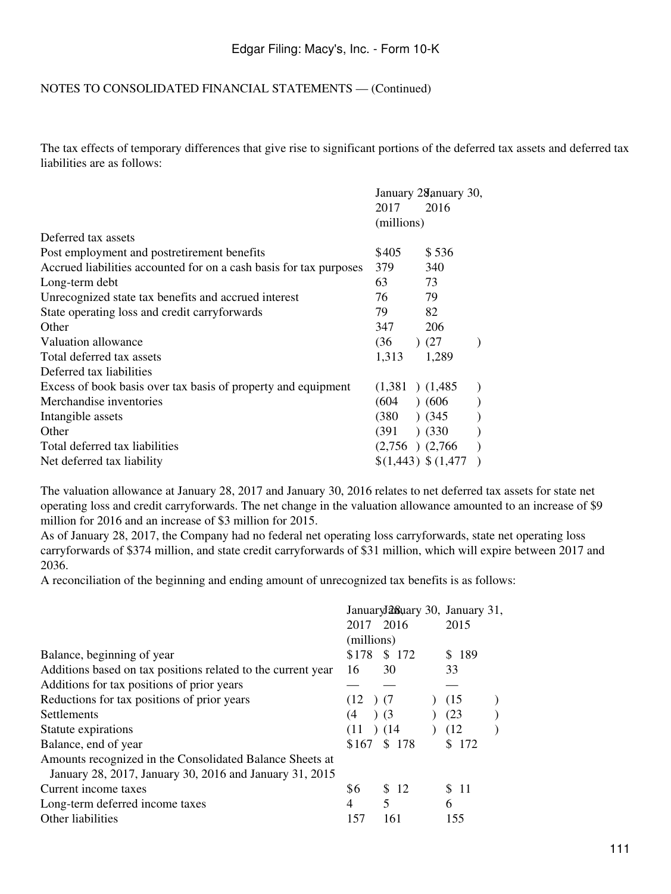NOTES TO CONSOLIDATED FINANCIAL STATEMENTS — (Continued)

The tax effects of temporary differences that give rise to significant portions of the deferred tax assets and deferred tax liabilities are as follows:

| | January 28, 2017 | January 30, 2016 |
|---|---|---|
| | (millions) | |
| Deferred tax assets | | |
| Post employment and postretirement benefits | $405 | $ 536 |
| Accrued liabilities accounted for on a cash basis for tax purposes | 379 | 340 |
| Long-term debt | 63 | 73 |
| Unrecognized state tax benefits and accrued interest | 76 | 79 |
| State operating loss and credit carryforwards | 79 | 82 |
| Other | 347 | 206 |
| Valuation allowance | (36 ) | (27 ) |
| Total deferred tax assets | 1,313 | 1,289 |
| Deferred tax liabilities | | |
| Excess of book basis over tax basis of property and equipment | (1,381 ) | (1,485 ) |
| Merchandise inventories | (604 ) | (606 ) |
| Intangible assets | (380 ) | (345 ) |
| Other | (391 ) | (330 ) |
| Total deferred tax liabilities | (2,756 ) | (2,766 ) |
| Net deferred tax liability | $(1,443) | $ (1,477 ) |

The valuation allowance at January 28, 2017 and January 30, 2016 relates to net deferred tax assets for state net operating loss and credit carryforwards. The net change in the valuation allowance amounted to an increase of $9 million for 2016 and an increase of $3 million for 2015.

As of January 28, 2017, the Company had no federal net operating loss carryforwards, state net operating loss carryforwards of $374 million, and state credit carryforwards of $31 million, which will expire between 2017 and 2036.

A reconciliation of the beginning and ending amount of unrecognized tax benefits is as follows:

| | January 28, 2017 | January 30, 2016 | January 31, 2015 |
|---|---|---|---|
| | (millions) | | |
| Balance, beginning of year | $178 | $ 172 | $ 189 |
| Additions based on tax positions related to the current year | 16 | 30 | 33 |
| Additions for tax positions of prior years | — | — | — |
| Reductions for tax positions of prior years | (12 ) | (7 ) | (15 ) |
| Settlements | (4 ) | (3 ) | (23 ) |
| Statute expirations | (11 ) | (14 ) | (12 ) |
| Balance, end of year | $167 | $ 178 | $ 172 |
| Amounts recognized in the Consolidated Balance Sheets at January 28, 2017, January 30, 2016 and January 31, 2015 | | | |
| Current income taxes | $6 | $ 12 | $ 11 |
| Long-term deferred income taxes | 4 | 5 | 6 |
| Other liabilities | 157 | 161 | 155 |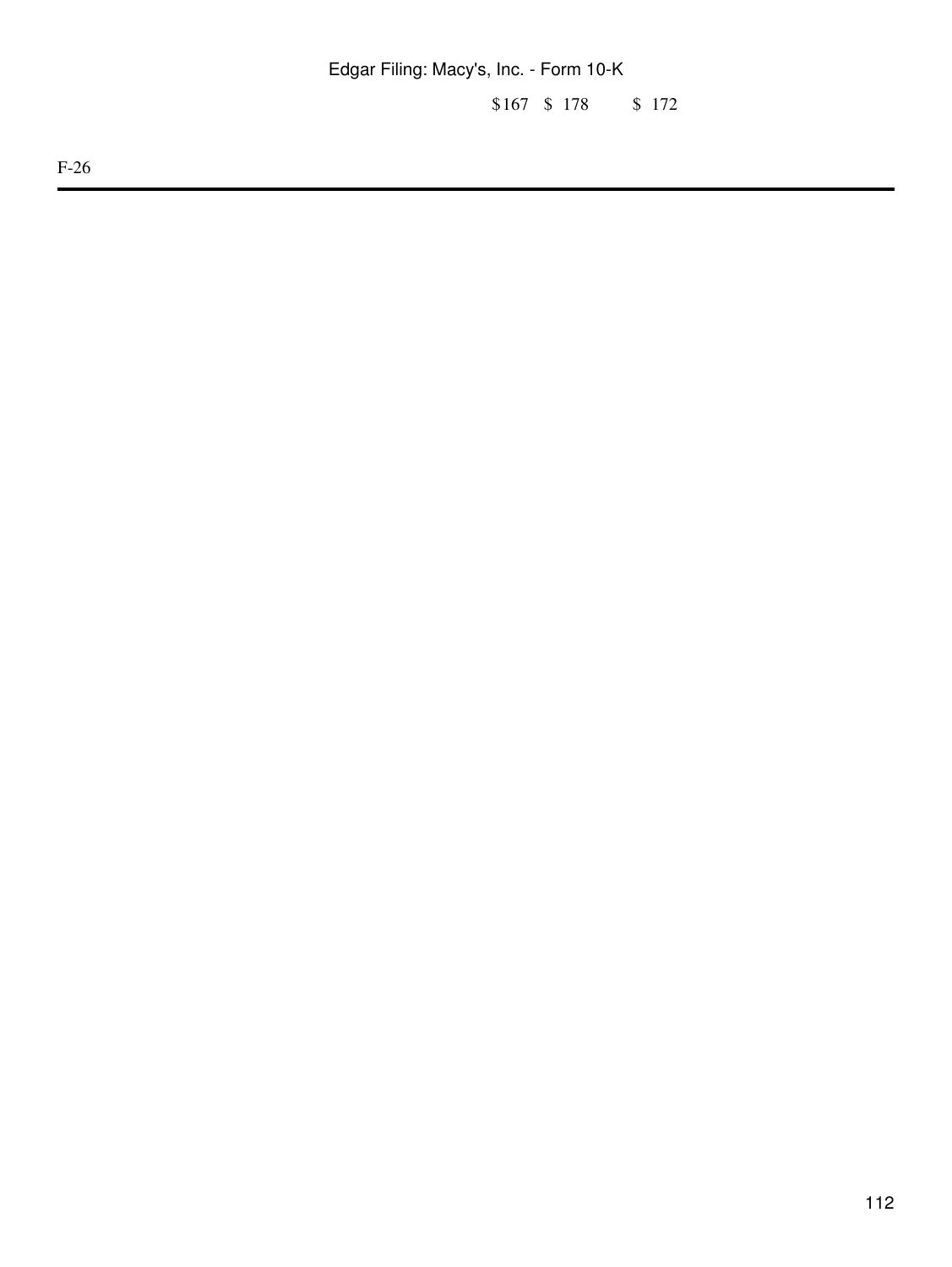| | | |
|---|---|---|
| $167 | $ 178 | $ 172 |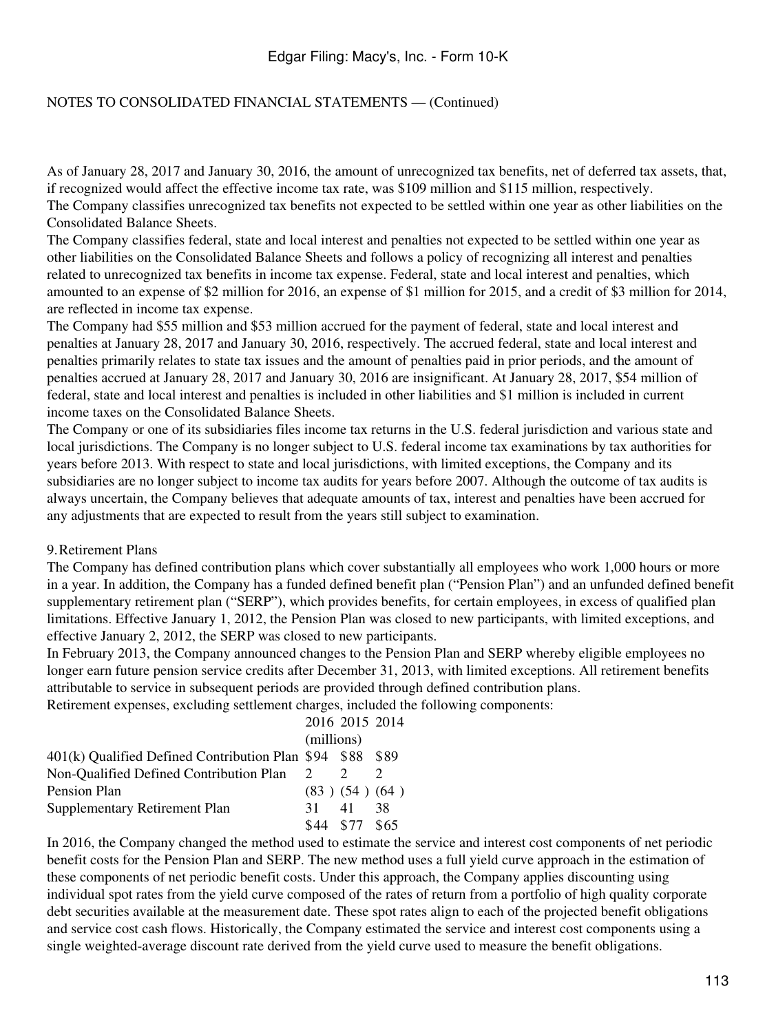NOTES TO CONSOLIDATED FINANCIAL STATEMENTS — (Continued)

As of January 28, 2017 and January 30, 2016, the amount of unrecognized tax benefits, net of deferred tax assets, that, if recognized would affect the effective income tax rate, was $109 million and $115 million, respectively.

The Company classifies unrecognized tax benefits not expected to be settled within one year as other liabilities on the Consolidated Balance Sheets.

The Company classifies federal, state and local interest and penalties not expected to be settled within one year as other liabilities on the Consolidated Balance Sheets and follows a policy of recognizing all interest and penalties related to unrecognized tax benefits in income tax expense. Federal, state and local interest and penalties, which amounted to an expense of $2 million for 2016, an expense of $1 million for 2015, and a credit of $3 million for 2014, are reflected in income tax expense.

The Company had $55 million and $53 million accrued for the payment of federal, state and local interest and penalties at January 28, 2017 and January 30, 2016, respectively. The accrued federal, state and local interest and penalties primarily relates to state tax issues and the amount of penalties paid in prior periods, and the amount of penalties accrued at January 28, 2017 and January 30, 2016 are insignificant. At January 28, 2017, $54 million of federal, state and local interest and penalties is included in other liabilities and $1 million is included in current income taxes on the Consolidated Balance Sheets.

The Company or one of its subsidiaries files income tax returns in the U.S. federal jurisdiction and various state and local jurisdictions. The Company is no longer subject to U.S. federal income tax examinations by tax authorities for years before 2013. With respect to state and local jurisdictions, with limited exceptions, the Company and its subsidiaries are no longer subject to income tax audits for years before 2007. Although the outcome of tax audits is always uncertain, the Company believes that adequate amounts of tax, interest and penalties have been accrued for any adjustments that are expected to result from the years still subject to examination.

## 9. Retirement Plans

The Company has defined contribution plans which cover substantially all employees who work 1,000 hours or more in a year. In addition, the Company has a funded defined benefit plan ("Pension Plan") and an unfunded defined benefit supplementary retirement plan ("SERP"), which provides benefits, for certain employees, in excess of qualified plan limitations. Effective January 1, 2012, the Pension Plan was closed to new participants, with limited exceptions, and effective January 2, 2012, the SERP was closed to new participants.

In February 2013, the Company announced changes to the Pension Plan and SERP whereby eligible employees no longer earn future pension service credits after December 31, 2013, with limited exceptions. All retirement benefits attributable to service in subsequent periods are provided through defined contribution plans.

Retirement expenses, excluding settlement charges, included the following components:

| | 2016 | 2015 | 2014 |
|---|---|---|---|
| | (millions) | | |
| 401(k) Qualified Defined Contribution Plan | $94 | $88 | $89 |
| Non-Qualified Defined Contribution Plan | 2 | 2 | 2 |
| Pension Plan | (83) | (54) | (64) |
| Supplementary Retirement Plan | 31 | 41 | 38 |
| | $44 | $77 | $65 |

In 2016, the Company changed the method used to estimate the service and interest cost components of net periodic benefit costs for the Pension Plan and SERP. The new method uses a full yield curve approach in the estimation of these components of net periodic benefit costs. Under this approach, the Company applies discounting using individual spot rates from the yield curve composed of the rates of return from a portfolio of high quality corporate debt securities available at the measurement date. These spot rates align to each of the projected benefit obligations and service cost cash flows. Historically, the Company estimated the service and interest cost components using a single weighted-average discount rate derived from the yield curve used to measure the benefit obligations.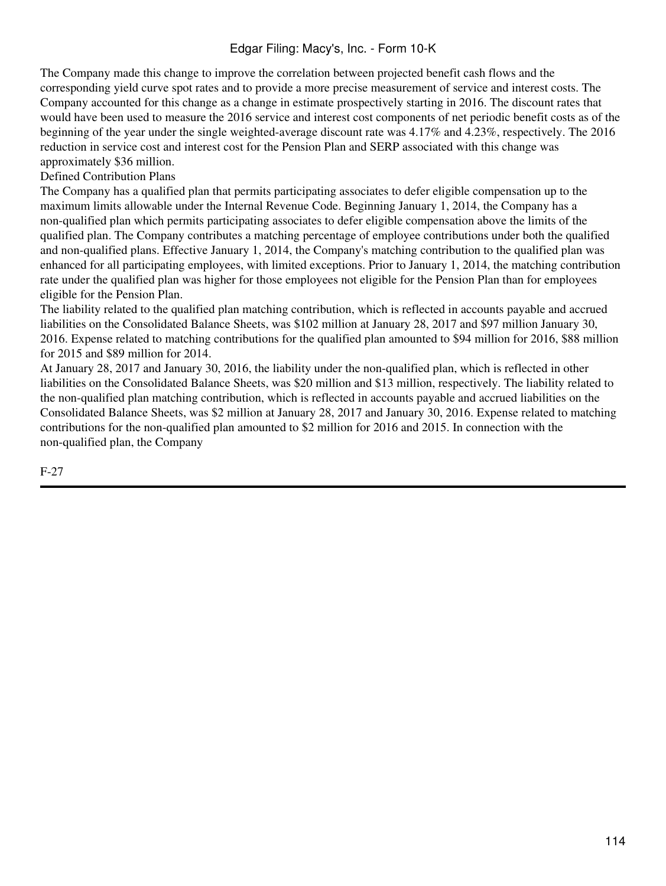The Company made this change to improve the correlation between projected benefit cash flows and the corresponding yield curve spot rates and to provide a more precise measurement of service and interest costs. The Company accounted for this change as a change in estimate prospectively starting in 2016. The discount rates that would have been used to measure the 2016 service and interest cost components of net periodic benefit costs as of the beginning of the year under the single weighted-average discount rate was 4.17% and 4.23%, respectively. The 2016 reduction in service cost and interest cost for the Pension Plan and SERP associated with this change was approximately $36 million.

Defined Contribution Plans

The Company has a qualified plan that permits participating associates to defer eligible compensation up to the maximum limits allowable under the Internal Revenue Code. Beginning January 1, 2014, the Company has a non-qualified plan which permits participating associates to defer eligible compensation above the limits of the qualified plan. The Company contributes a matching percentage of employee contributions under both the qualified and non-qualified plans. Effective January 1, 2014, the Company's matching contribution to the qualified plan was enhanced for all participating employees, with limited exceptions. Prior to January 1, 2014, the matching contribution rate under the qualified plan was higher for those employees not eligible for the Pension Plan than for employees eligible for the Pension Plan.

The liability related to the qualified plan matching contribution, which is reflected in accounts payable and accrued liabilities on the Consolidated Balance Sheets, was $102 million at January 28, 2017 and $97 million January 30, 2016. Expense related to matching contributions for the qualified plan amounted to $94 million for 2016, $88 million for 2015 and $89 million for 2014.

At January 28, 2017 and January 30, 2016, the liability under the non-qualified plan, which is reflected in other liabilities on the Consolidated Balance Sheets, was $20 million and $13 million, respectively. The liability related to the non-qualified plan matching contribution, which is reflected in accounts payable and accrued liabilities on the Consolidated Balance Sheets, was $2 million at January 28, 2017 and January 30, 2016. Expense related to matching contributions for the non-qualified plan amounted to $2 million for 2016 and 2015. In connection with the non-qualified plan, the Company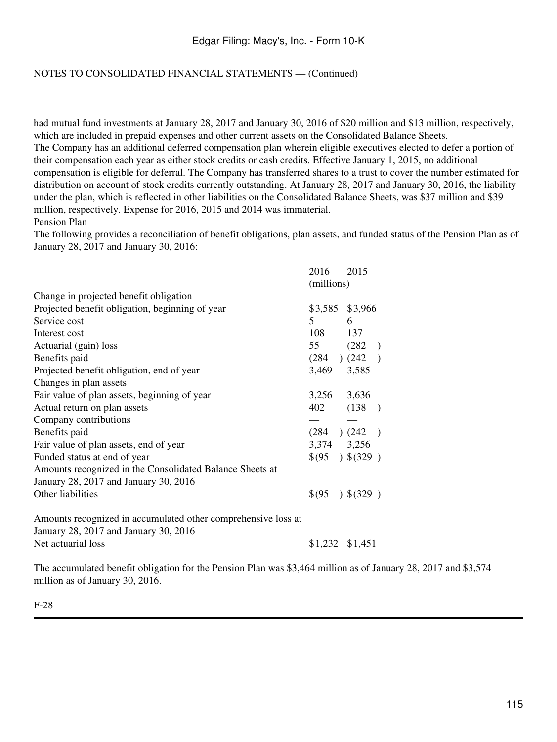NOTES TO CONSOLIDATED FINANCIAL STATEMENTS — (Continued)

had mutual fund investments at January 28, 2017 and January 30, 2016 of $20 million and $13 million, respectively, which are included in prepaid expenses and other current assets on the Consolidated Balance Sheets.

The Company has an additional deferred compensation plan wherein eligible executives elected to defer a portion of their compensation each year as either stock credits or cash credits. Effective January 1, 2015, no additional compensation is eligible for deferral. The Company has transferred shares to a trust to cover the number estimated for distribution on account of stock credits currently outstanding. At January 28, 2017 and January 30, 2016, the liability under the plan, which is reflected in other liabilities on the Consolidated Balance Sheets, was $37 million and $39 million, respectively. Expense for 2016, 2015 and 2014 was immaterial.

Pension Plan

The following provides a reconciliation of benefit obligations, plan assets, and funded status of the Pension Plan as of January 28, 2017 and January 30, 2016:

| | 2016 | 2015 |
|---|---|---|
| | (millions) | |
| Change in projected benefit obligation | | |
| Projected benefit obligation, beginning of year | $3,585 | $3,966 |
| Service cost | 5 | 6 |
| Interest cost | 108 | 137 |
| Actuarial (gain) loss | 55 | (282 ) |
| Benefits paid | (284 ) | (242 ) |
| Projected benefit obligation, end of year | 3,469 | 3,585 |
| Changes in plan assets | | |
| Fair value of plan assets, beginning of year | 3,256 | 3,636 |
| Actual return on plan assets | 402 | (138 ) |
| Company contributions | — | — |
| Benefits paid | (284 ) | (242 ) |
| Fair value of plan assets, end of year | 3,374 | 3,256 |
| Funded status at end of year | $(95 ) | $(329 ) |
| Amounts recognized in the Consolidated Balance Sheets at January 28, 2017 and January 30, 2016 | | |
| Other liabilities | $(95 ) | $(329 ) |
| Amounts recognized in accumulated other comprehensive loss at January 28, 2017 and January 30, 2016 | | |
| Net actuarial loss | $1,232 | $1,451 |

The accumulated benefit obligation for the Pension Plan was $3,464 million as of January 28, 2017 and $3,574 million as of January 30, 2016.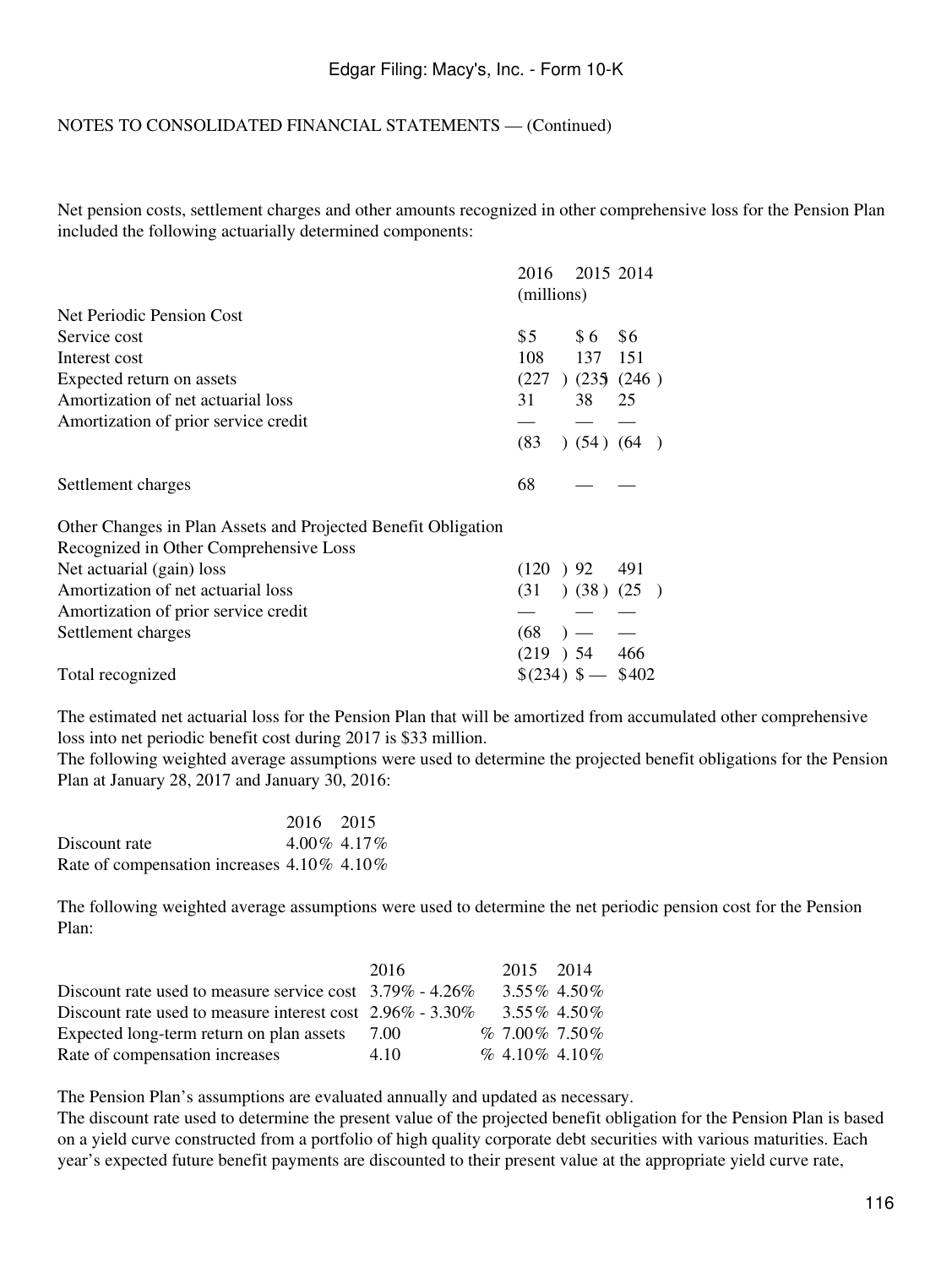NOTES TO CONSOLIDATED FINANCIAL STATEMENTS — (Continued)

Net pension costs, settlement charges and other amounts recognized in other comprehensive loss for the Pension Plan included the following actuarially determined components:

| | 2016 | 2015 | 2014 |
|---|---|---|---|
| | (millions) | | |
| Net Periodic Pension Cost | | | |
| Service cost | $5 | $6 | $6 |
| Interest cost | 108 | 137 | 151 |
| Expected return on assets | (227) | (235) | (246) |
| Amortization of net actuarial loss | 31 | 38 | 25 |
| Amortization of prior service credit | — | — | — |
| | (83) | (54) | (64) |
| Settlement charges | 68 | — | — |
| Other Changes in Plan Assets and Projected Benefit Obligation Recognized in Other Comprehensive Loss | | | |
| Net actuarial (gain) loss | (120) | 92 | 491 |
| Amortization of net actuarial loss | (31) | (38) | (25) |
| Amortization of prior service credit | — | — | — |
| Settlement charges | (68) | — | — |
| | (219) | 54 | 466 |
| Total recognized | $(234) | $— | $402 |

The estimated net actuarial loss for the Pension Plan that will be amortized from accumulated other comprehensive loss into net periodic benefit cost during 2017 is $33 million.

The following weighted average assumptions were used to determine the projected benefit obligations for the Pension Plan at January 28, 2017 and January 30, 2016:

| | 2016 | 2015 |
|---|---|---|
| Discount rate | 4.00% | 4.17% |
| Rate of compensation increases | 4.10% | 4.10% |

The following weighted average assumptions were used to determine the net periodic pension cost for the Pension Plan:

| | 2016 | 2015 | 2014 |
|---|---|---|---|
| Discount rate used to measure service cost | 3.79% - 4.26% | 3.55% | 4.50% |
| Discount rate used to measure interest cost | 2.96% - 3.30% | 3.55% | 4.50% |
| Expected long-term return on plan assets | 7.00% | 7.00% | 7.50% |
| Rate of compensation increases | 4.10% | 4.10% | 4.10% |

The Pension Plan's assumptions are evaluated annually and updated as necessary.

The discount rate used to determine the present value of the projected benefit obligation for the Pension Plan is based on a yield curve constructed from a portfolio of high quality corporate debt securities with various maturities. Each year's expected future benefit payments are discounted to their present value at the appropriate yield curve rate,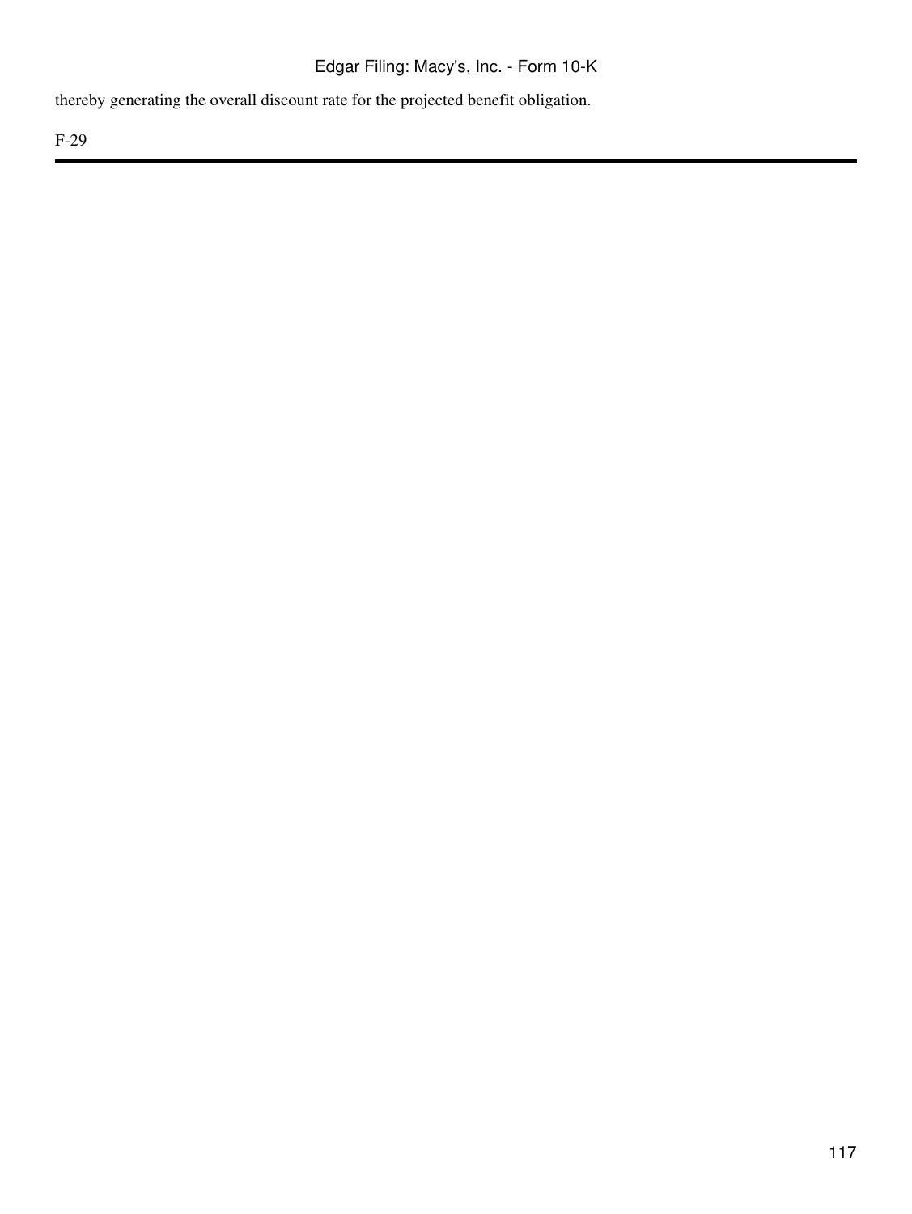thereby generating the overall discount rate for the projected benefit obligation.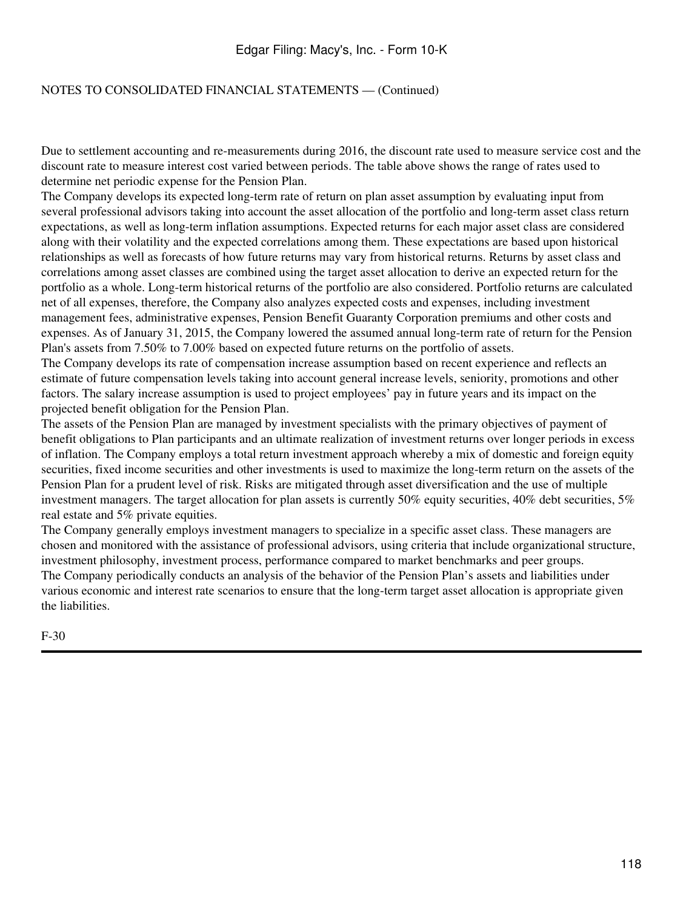NOTES TO CONSOLIDATED FINANCIAL STATEMENTS — (Continued)

Due to settlement accounting and re-measurements during 2016, the discount rate used to measure service cost and the discount rate to measure interest cost varied between periods. The table above shows the range of rates used to determine net periodic expense for the Pension Plan.

The Company develops its expected long-term rate of return on plan asset assumption by evaluating input from several professional advisors taking into account the asset allocation of the portfolio and long-term asset class return expectations, as well as long-term inflation assumptions. Expected returns for each major asset class are considered along with their volatility and the expected correlations among them. These expectations are based upon historical relationships as well as forecasts of how future returns may vary from historical returns. Returns by asset class and correlations among asset classes are combined using the target asset allocation to derive an expected return for the portfolio as a whole. Long-term historical returns of the portfolio are also considered. Portfolio returns are calculated net of all expenses, therefore, the Company also analyzes expected costs and expenses, including investment management fees, administrative expenses, Pension Benefit Guaranty Corporation premiums and other costs and expenses. As of January 31, 2015, the Company lowered the assumed annual long-term rate of return for the Pension Plan's assets from 7.50% to 7.00% based on expected future returns on the portfolio of assets.

The Company develops its rate of compensation increase assumption based on recent experience and reflects an estimate of future compensation levels taking into account general increase levels, seniority, promotions and other factors. The salary increase assumption is used to project employees' pay in future years and its impact on the projected benefit obligation for the Pension Plan.

The assets of the Pension Plan are managed by investment specialists with the primary objectives of payment of benefit obligations to Plan participants and an ultimate realization of investment returns over longer periods in excess of inflation. The Company employs a total return investment approach whereby a mix of domestic and foreign equity securities, fixed income securities and other investments is used to maximize the long-term return on the assets of the Pension Plan for a prudent level of risk. Risks are mitigated through asset diversification and the use of multiple investment managers. The target allocation for plan assets is currently 50% equity securities, 40% debt securities, 5% real estate and 5% private equities.

The Company generally employs investment managers to specialize in a specific asset class. These managers are chosen and monitored with the assistance of professional advisors, using criteria that include organizational structure, investment philosophy, investment process, performance compared to market benchmarks and peer groups.

The Company periodically conducts an analysis of the behavior of the Pension Plan's assets and liabilities under various economic and interest rate scenarios to ensure that the long-term target asset allocation is appropriate given the liabilities.

F-30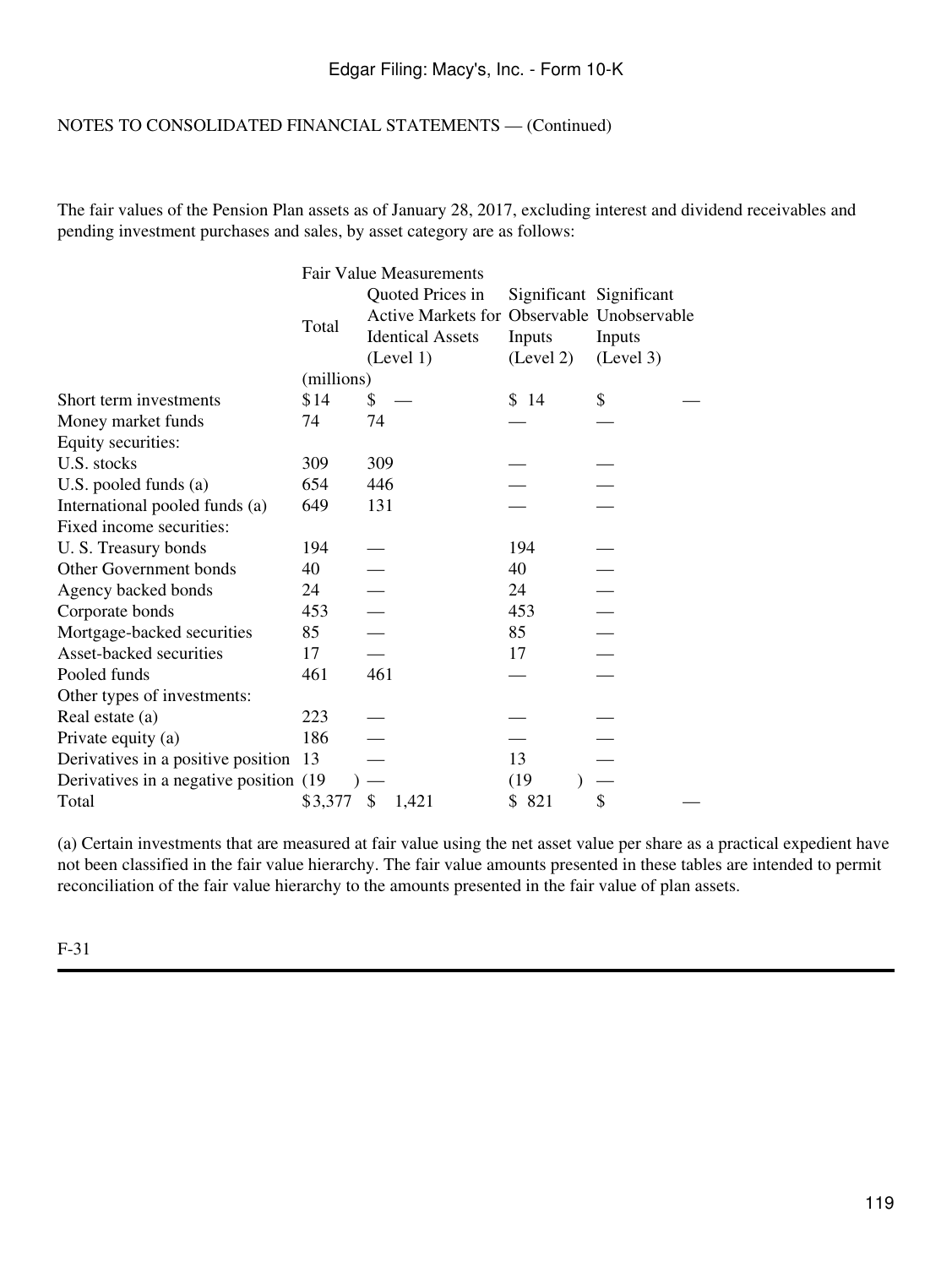NOTES TO CONSOLIDATED FINANCIAL STATEMENTS — (Continued)

The fair values of the Pension Plan assets as of January 28, 2017, excluding interest and dividend receivables and pending investment purchases and sales, by asset category are as follows:

| | Total | Fair Value Measurements | | |
|---|---|---|---|---|
| | | Quoted Prices in Active Markets for Identical Assets (Level 1) | Significant Observable Inputs (Level 2) | Significant Unobservable Inputs (Level 3) |
| | (millions) | | | |
| Short term investments | $14 | $ — | $ 14 | $ — |
| Money market funds | 74 | 74 | — | — |
| Equity securities: | | | | |
| U.S. stocks | 309 | 309 | — | — |
| U.S. pooled funds (a) | 654 | 446 | — | — |
| International pooled funds (a) | 649 | 131 | — | — |
| Fixed income securities: | | | | |
| U. S. Treasury bonds | 194 | — | 194 | — |
| Other Government bonds | 40 | — | 40 | — |
| Agency backed bonds | 24 | — | 24 | — |
| Corporate bonds | 453 | — | 453 | — |
| Mortgage-backed securities | 85 | — | 85 | — |
| Asset-backed securities | 17 | — | 17 | — |
| Pooled funds | 461 | 461 | — | — |
| Other types of investments: | | | | |
| Real estate (a) | 223 | — | — | — |
| Private equity (a) | 186 | — | — | — |
| Derivatives in a positive position | 13 | — | 13 | — |
| Derivatives in a negative position | (19) | — | (19) | — |
| Total | $3,377 | $ 1,421 | $ 821 | $ — |

(a) Certain investments that are measured at fair value using the net asset value per share as a practical expedient have not been classified in the fair value hierarchy. The fair value amounts presented in these tables are intended to permit reconciliation of the fair value hierarchy to the amounts presented in the fair value of plan assets.

F-31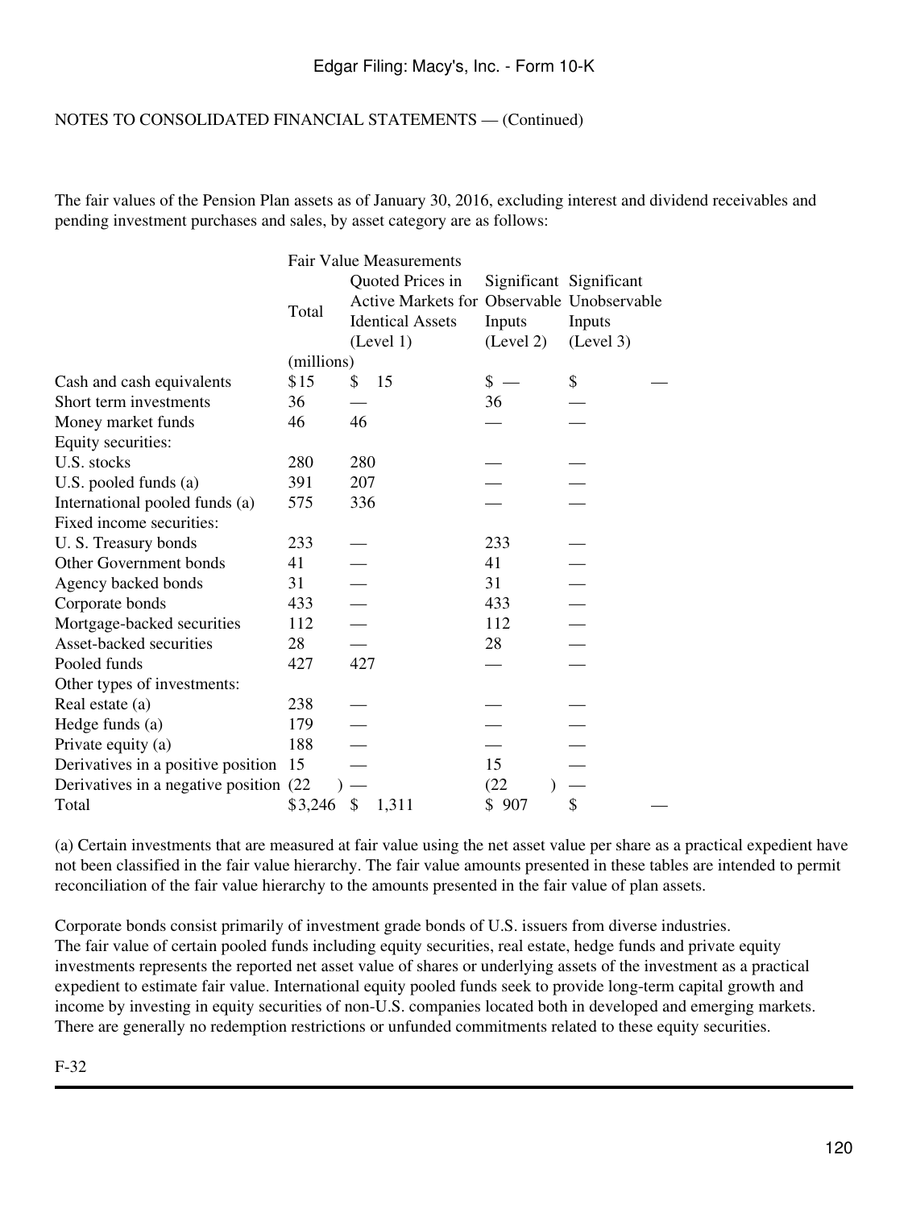NOTES TO CONSOLIDATED FINANCIAL STATEMENTS — (Continued)

The fair values of the Pension Plan assets as of January 30, 2016, excluding interest and dividend receivables and pending investment purchases and sales, by asset category are as follows:

| | Fair Value Measurements | | | |
|---|---|---|---|---|
| | Total | Quoted Prices in Active Markets for Identical Assets (Level 1) | Significant Observable Inputs (Level 2) | Significant Unobservable Inputs (Level 3) |
| | (millions) | | | |
| Cash and cash equivalents | $15 | $ 15 | $ — | $ — |
| Short term investments | 36 | — | 36 | — |
| Money market funds | 46 | 46 | — | — |
| Equity securities: | | | | |
| U.S. stocks | 280 | 280 | — | — |
| U.S. pooled funds (a) | 391 | 207 | — | — |
| International pooled funds (a) | 575 | 336 | — | — |
| Fixed income securities: | | | | |
| U. S. Treasury bonds | 233 | — | 233 | — |
| Other Government bonds | 41 | — | 41 | — |
| Agency backed bonds | 31 | — | 31 | — |
| Corporate bonds | 433 | — | 433 | — |
| Mortgage-backed securities | 112 | — | 112 | — |
| Asset-backed securities | 28 | — | 28 | — |
| Pooled funds | 427 | 427 | — | — |
| Other types of investments: | | | | |
| Real estate (a) | 238 | — | — | — |
| Hedge funds (a) | 179 | — | — | — |
| Private equity (a) | 188 | — | — | — |
| Derivatives in a positive position | 15 | — | 15 | — |
| Derivatives in a negative position | (22) | — | (22) | — |
| Total | $3,246 | $ 1,311 | $ 907 | $ — |

(a) Certain investments that are measured at fair value using the net asset value per share as a practical expedient have not been classified in the fair value hierarchy. The fair value amounts presented in these tables are intended to permit reconciliation of the fair value hierarchy to the amounts presented in the fair value of plan assets.

Corporate bonds consist primarily of investment grade bonds of U.S. issuers from diverse industries.
The fair value of certain pooled funds including equity securities, real estate, hedge funds and private equity investments represents the reported net asset value of shares or underlying assets of the investment as a practical expedient to estimate fair value. International equity pooled funds seek to provide long-term capital growth and income by investing in equity securities of non-U.S. companies located both in developed and emerging markets. There are generally no redemption restrictions or unfunded commitments related to these equity securities.

F-32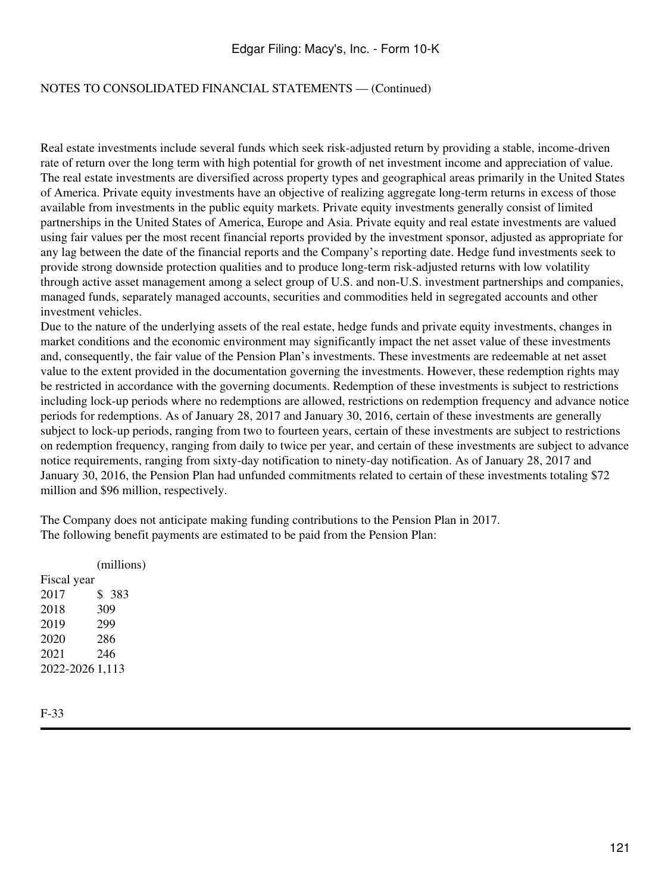NOTES TO CONSOLIDATED FINANCIAL STATEMENTS — (Continued)

Real estate investments include several funds which seek risk-adjusted return by providing a stable, income-driven rate of return over the long term with high potential for growth of net investment income and appreciation of value. The real estate investments are diversified across property types and geographical areas primarily in the United States of America. Private equity investments have an objective of realizing aggregate long-term returns in excess of those available from investments in the public equity markets. Private equity investments generally consist of limited partnerships in the United States of America, Europe and Asia. Private equity and real estate investments are valued using fair values per the most recent financial reports provided by the investment sponsor, adjusted as appropriate for any lag between the date of the financial reports and the Company's reporting date. Hedge fund investments seek to provide strong downside protection qualities and to produce long-term risk-adjusted returns with low volatility through active asset management among a select group of U.S. and non-U.S. investment partnerships and companies, managed funds, separately managed accounts, securities and commodities held in segregated accounts and other investment vehicles.

Due to the nature of the underlying assets of the real estate, hedge funds and private equity investments, changes in market conditions and the economic environment may significantly impact the net asset value of these investments and, consequently, the fair value of the Pension Plan's investments. These investments are redeemable at net asset value to the extent provided in the documentation governing the investments. However, these redemption rights may be restricted in accordance with the governing documents. Redemption of these investments is subject to restrictions including lock-up periods where no redemptions are allowed, restrictions on redemption frequency and advance notice periods for redemptions. As of January 28, 2017 and January 30, 2016, certain of these investments are generally subject to lock-up periods, ranging from two to fourteen years, certain of these investments are subject to restrictions on redemption frequency, ranging from daily to twice per year, and certain of these investments are subject to advance notice requirements, ranging from sixty-day notification to ninety-day notification. As of January 28, 2017 and January 30, 2016, the Pension Plan had unfunded commitments related to certain of these investments totaling $72 million and $96 million, respectively.

The Company does not anticipate making funding contributions to the Pension Plan in 2017.

The following benefit payments are estimated to be paid from the Pension Plan:

| | (millions) |
|---|---|
| Fiscal year | |
| 2017 | $ 383 |
| 2018 | 309 |
| 2019 | 299 |
| 2020 | 286 |
| 2021 | 246 |
| 2022-2026 | 1,113 |

F-33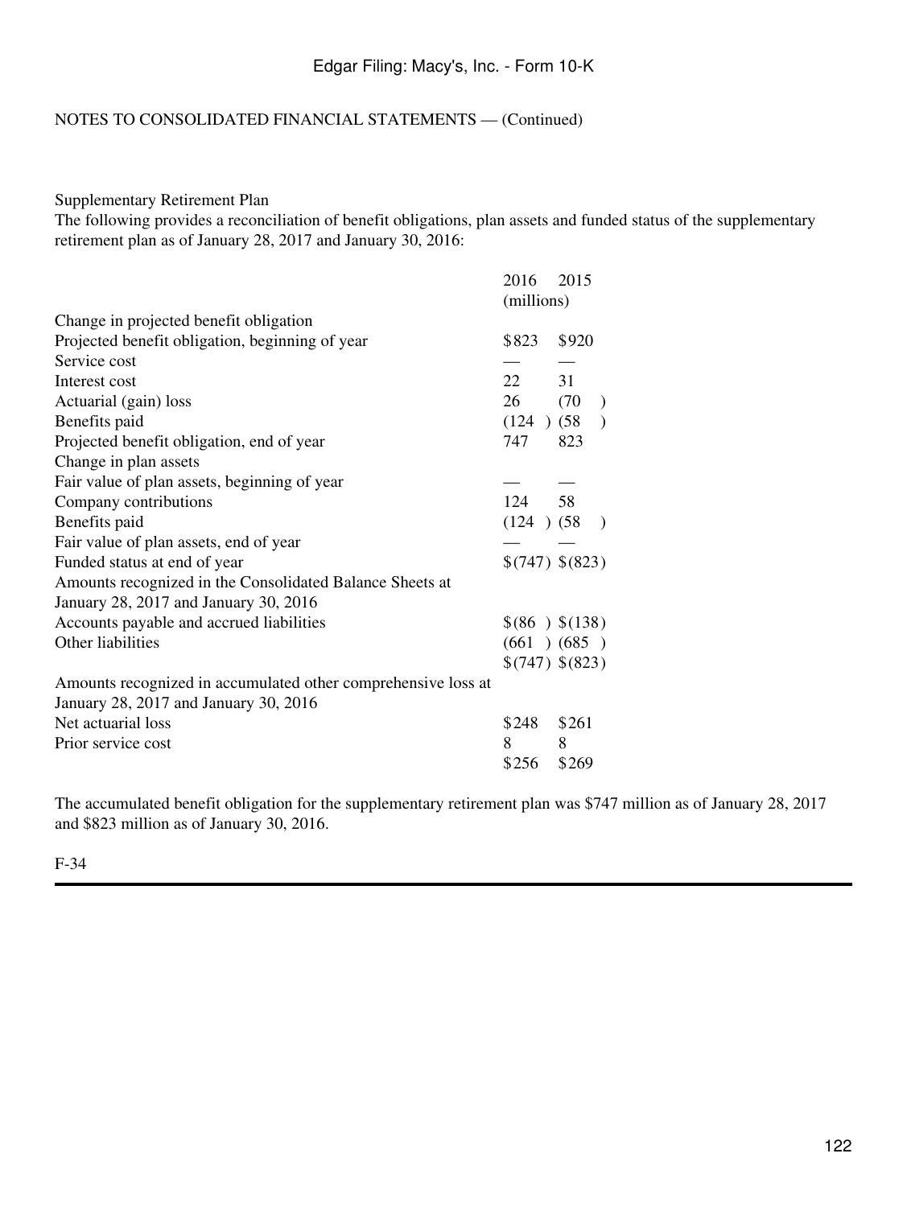NOTES TO CONSOLIDATED FINANCIAL STATEMENTS — (Continued)

Supplementary Retirement Plan

The following provides a reconciliation of benefit obligations, plan assets and funded status of the supplementary retirement plan as of January 28, 2017 and January 30, 2016:

| | 2016 | 2015 |
|---|---|---|
| | (millions) | |
| Change in projected benefit obligation | | |
| Projected benefit obligation, beginning of year | $823 | $920 |
| Service cost | — | — |
| Interest cost | 22 | 31 |
| Actuarial (gain) loss | 26 | (70) |
| Benefits paid | (124) | (58) |
| Projected benefit obligation, end of year | 747 | 823 |
| Change in plan assets | | |
| Fair value of plan assets, beginning of year | — | — |
| Company contributions | 124 | 58 |
| Benefits paid | (124) | (58) |
| Fair value of plan assets, end of year | — | — |
| Funded status at end of year | $(747) | $(823) |
| Amounts recognized in the Consolidated Balance Sheets at January 28, 2017 and January 30, 2016 | | |
| Accounts payable and accrued liabilities | $(86) | $(138) |
| Other liabilities | (661) | (685) |
| | $(747) | $(823) |
| Amounts recognized in accumulated other comprehensive loss at January 28, 2017 and January 30, 2016 | | |
| Net actuarial loss | $248 | $261 |
| Prior service cost | 8 | 8 |
| | $256 | $269 |

The accumulated benefit obligation for the supplementary retirement plan was $747 million as of January 28, 2017 and $823 million as of January 30, 2016.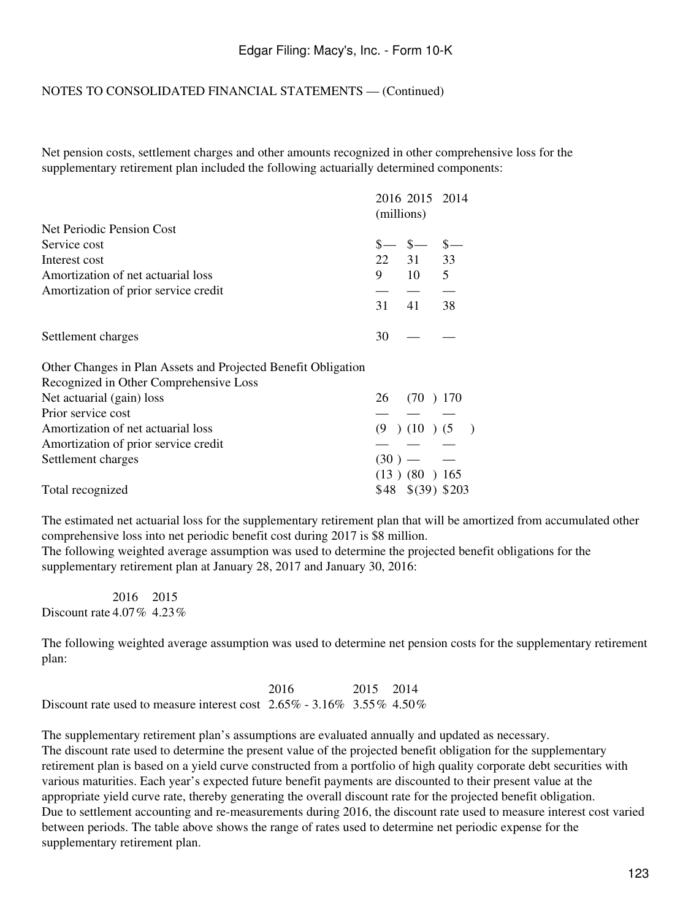NOTES TO CONSOLIDATED FINANCIAL STATEMENTS — (Continued)

Net pension costs, settlement charges and other amounts recognized in other comprehensive loss for the supplementary retirement plan included the following actuarially determined components:

| | 2016 | 2015 | 2014 |
|---|---|---|---|
| | (millions) | | |
| Net Periodic Pension Cost | | | |
| Service cost | $— | $— | $— |
| Interest cost | 22 | 31 | 33 |
| Amortization of net actuarial loss | 9 | 10 | 5 |
| Amortization of prior service credit | — | — | — |
| | 31 | 41 | 38 |
| Settlement charges | 30 | — | — |
| Other Changes in Plan Assets and Projected Benefit Obligation Recognized in Other Comprehensive Loss | | | |
| Net actuarial (gain) loss | 26 | (70) | 170 |
| Prior service cost | — | — | — |
| Amortization of net actuarial loss | (9) | (10) | (5) |
| Amortization of prior service credit | — | — | — |
| Settlement charges | (30) | — | — |
| | (13) | (80) | 165 |
| Total recognized | $48 | $(39) | $203 |

The estimated net actuarial loss for the supplementary retirement plan that will be amortized from accumulated other comprehensive loss into net periodic benefit cost during 2017 is $8 million.

The following weighted average assumption was used to determine the projected benefit obligations for the supplementary retirement plan at January 28, 2017 and January 30, 2016:

| | 2016 | 2015 |
|---|---|---|
| Discount rate | 4.07% | 4.23% |

The following weighted average assumption was used to determine net pension costs for the supplementary retirement plan:

| | 2016 | 2015 | 2014 |
|---|---|---|---|
| Discount rate used to measure interest cost | 2.65% - 3.16% | 3.55% | 4.50% |

The supplementary retirement plan's assumptions are evaluated annually and updated as necessary.

The discount rate used to determine the present value of the projected benefit obligation for the supplementary retirement plan is based on a yield curve constructed from a portfolio of high quality corporate debt securities with various maturities. Each year's expected future benefit payments are discounted to their present value at the appropriate yield curve rate, thereby generating the overall discount rate for the projected benefit obligation.

Due to settlement accounting and re-measurements during 2016, the discount rate used to measure interest cost varied between periods. The table above shows the range of rates used to determine net periodic expense for the supplementary retirement plan.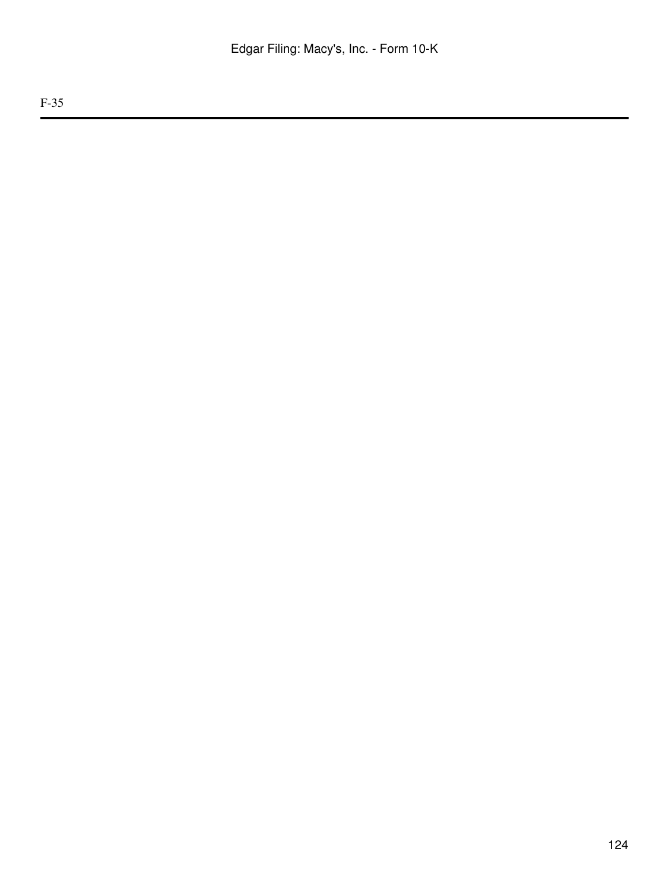F-35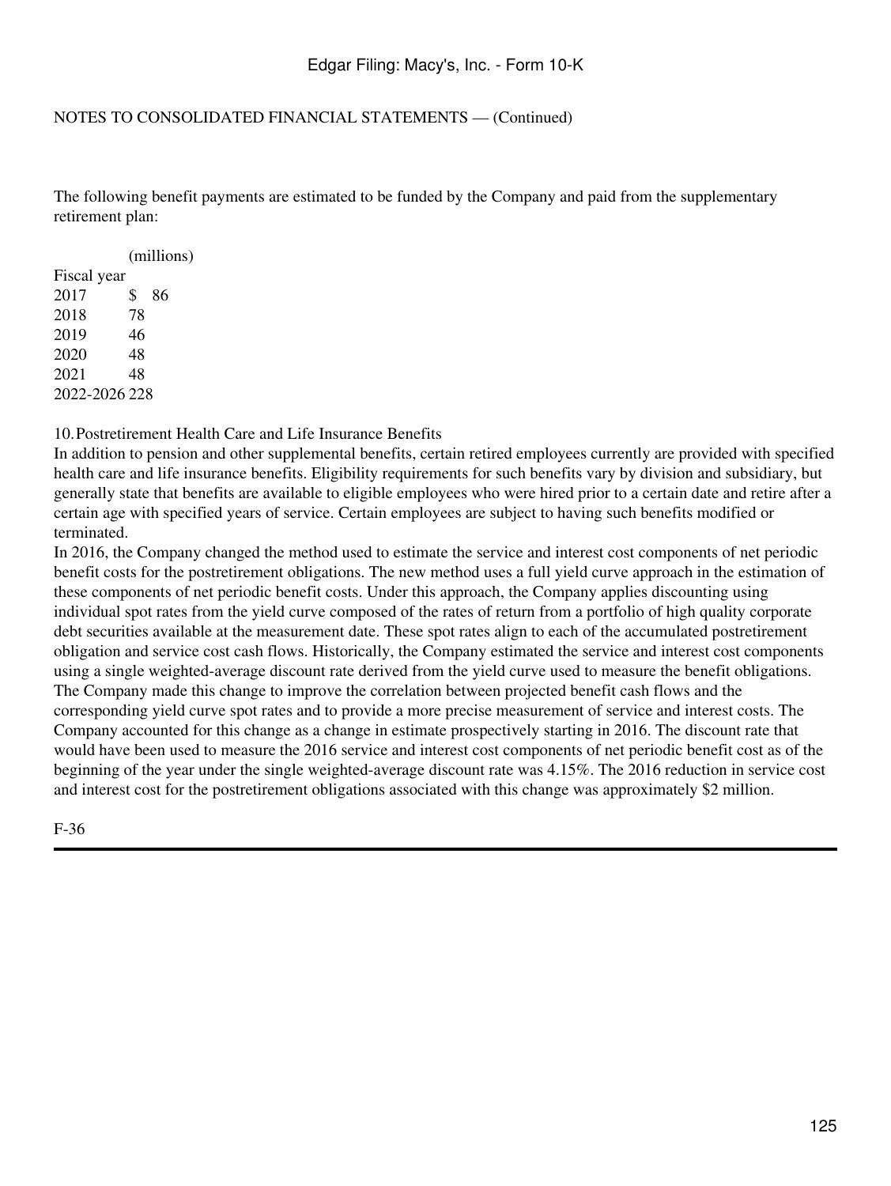NOTES TO CONSOLIDATED FINANCIAL STATEMENTS — (Continued)

The following benefit payments are estimated to be funded by the Company and paid from the supplementary retirement plan:

| Fiscal year | (millions) |
|---|---|
| 2017 | $ 86 |
| 2018 | 78 |
| 2019 | 46 |
| 2020 | 48 |
| 2021 | 48 |
| 2022-2026 | 228 |

## 10. Postretirement Health Care and Life Insurance Benefits

In addition to pension and other supplemental benefits, certain retired employees currently are provided with specified health care and life insurance benefits. Eligibility requirements for such benefits vary by division and subsidiary, but generally state that benefits are available to eligible employees who were hired prior to a certain date and retire after a certain age with specified years of service. Certain employees are subject to having such benefits modified or terminated.

In 2016, the Company changed the method used to estimate the service and interest cost components of net periodic benefit costs for the postretirement obligations. The new method uses a full yield curve approach in the estimation of these components of net periodic benefit costs. Under this approach, the Company applies discounting using individual spot rates from the yield curve composed of the rates of return from a portfolio of high quality corporate debt securities available at the measurement date. These spot rates align to each of the accumulated postretirement obligation and service cost cash flows. Historically, the Company estimated the service and interest cost components using a single weighted-average discount rate derived from the yield curve used to measure the benefit obligations. The Company made this change to improve the correlation between projected benefit cash flows and the corresponding yield curve spot rates and to provide a more precise measurement of service and interest costs. The Company accounted for this change as a change in estimate prospectively starting in 2016. The discount rate that would have been used to measure the 2016 service and interest cost components of net periodic benefit cost as of the beginning of the year under the single weighted-average discount rate was 4.15%. The 2016 reduction in service cost and interest cost for the postretirement obligations associated with this change was approximately $2 million.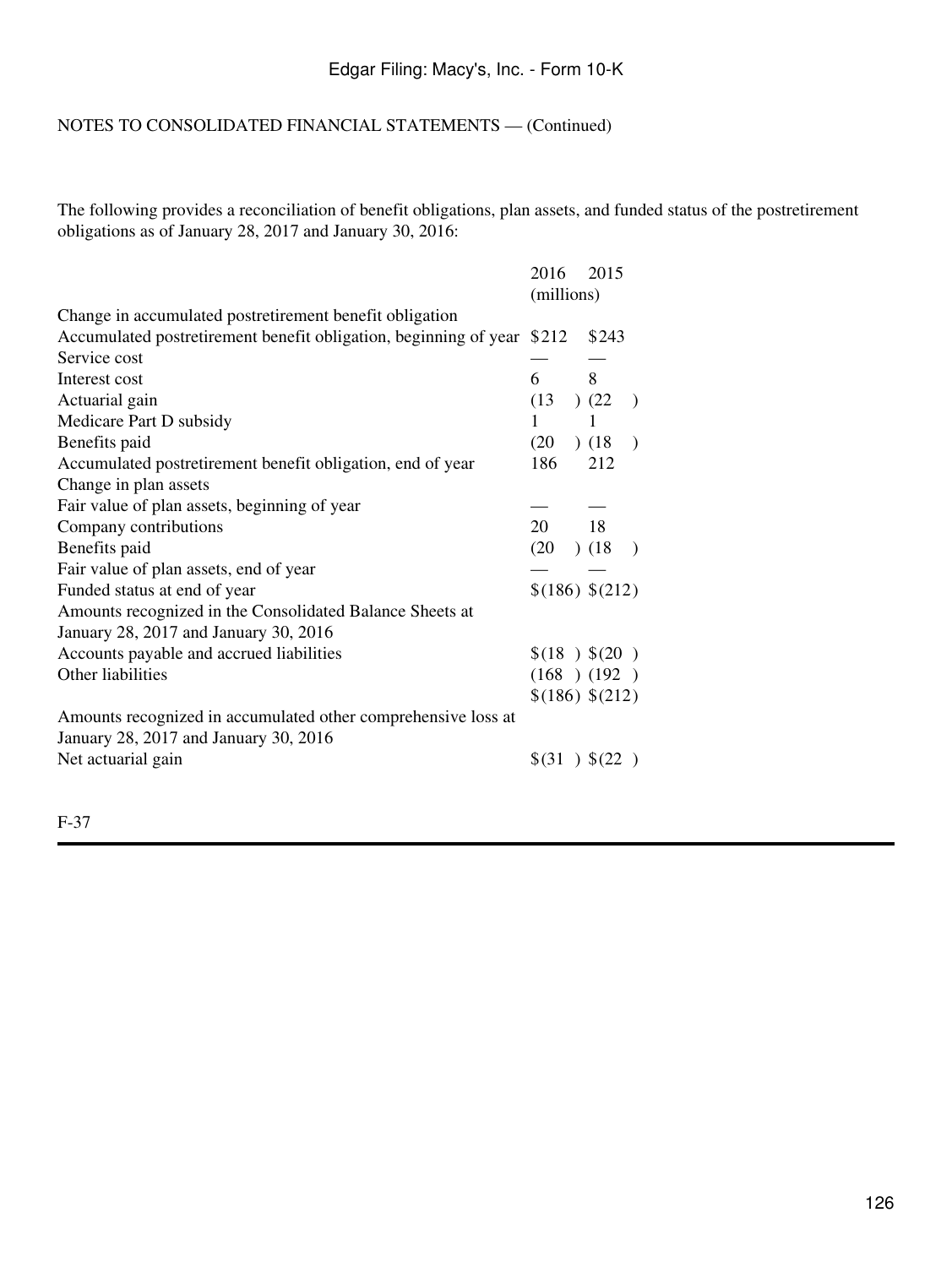NOTES TO CONSOLIDATED FINANCIAL STATEMENTS — (Continued)

The following provides a reconciliation of benefit obligations, plan assets, and funded status of the postretirement obligations as of January 28, 2017 and January 30, 2016:

| | 2016 | 2015 |
|---|---|---|
| | (millions) | |
| Change in accumulated postretirement benefit obligation | | |
| Accumulated postretirement benefit obligation, beginning of year | $212 | $243 |
| Service cost | — | — |
| Interest cost | 6 | 8 |
| Actuarial gain | (13) | (22) |
| Medicare Part D subsidy | 1 | 1 |
| Benefits paid | (20) | (18) |
| Accumulated postretirement benefit obligation, end of year | 186 | 212 |
| Change in plan assets | | |
| Fair value of plan assets, beginning of year | — | — |
| Company contributions | 20 | 18 |
| Benefits paid | (20) | (18) |
| Fair value of plan assets, end of year | — | — |
| Funded status at end of year | $(186) | $(212) |
| Amounts recognized in the Consolidated Balance Sheets at January 28, 2017 and January 30, 2016 | | |
| Accounts payable and accrued liabilities | $(18) | $(20) |
| Other liabilities | (168) | (192) |
| | $(186) | $(212) |
| Amounts recognized in accumulated other comprehensive loss at January 28, 2017 and January 30, 2016 | | |
| Net actuarial gain | $(31) | $(22) |

F-37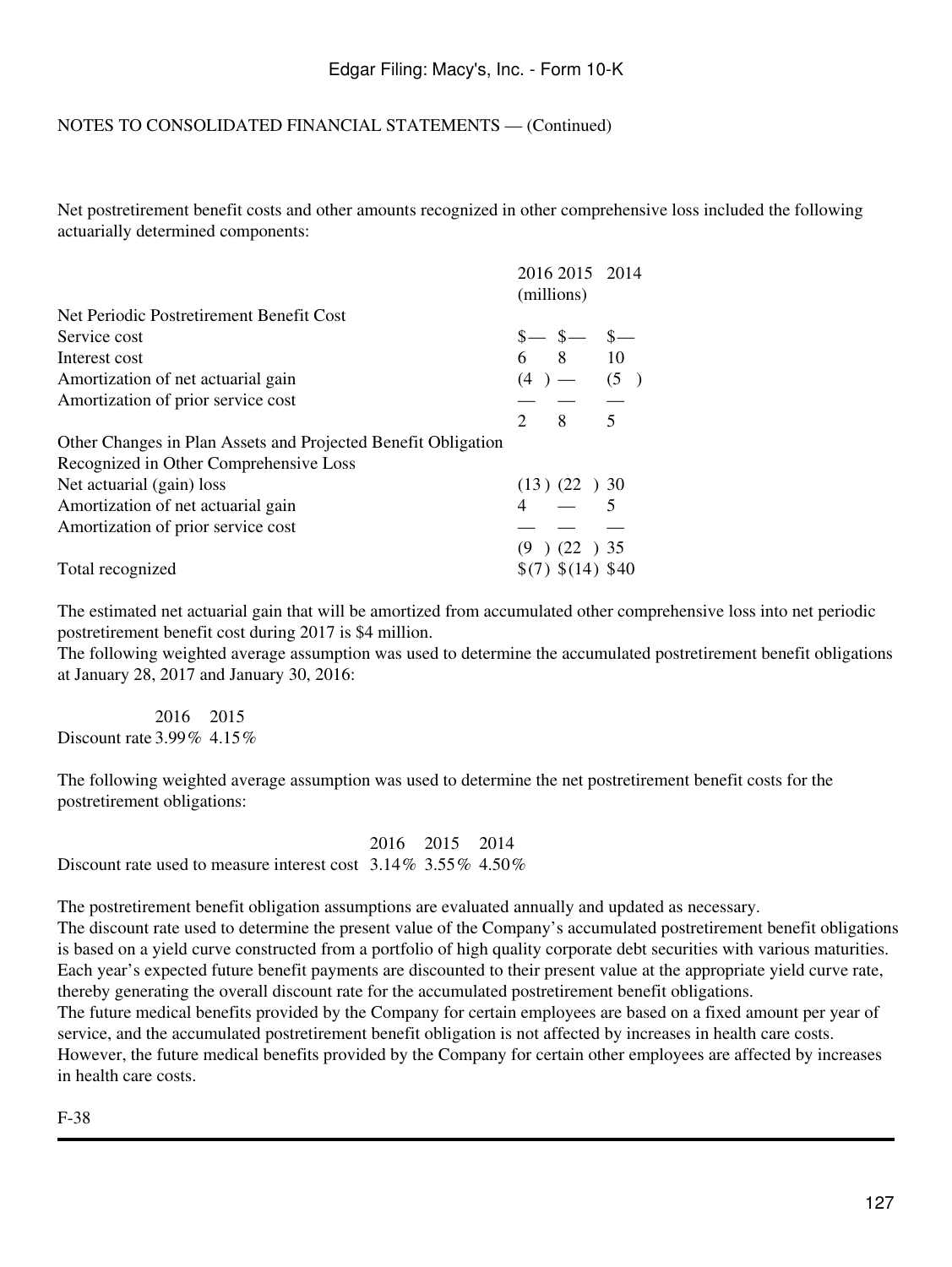NOTES TO CONSOLIDATED FINANCIAL STATEMENTS — (Continued)

Net postretirement benefit costs and other amounts recognized in other comprehensive loss included the following actuarially determined components:

| | 2016 | 2015 | 2014 |
|---|---|---|---|
| | (millions) | | |
| Net Periodic Postretirement Benefit Cost | | | |
| Service cost | $— | $— | $— |
| Interest cost | 6 | 8 | 10 |
| Amortization of net actuarial gain | (4) | — | (5) |
| Amortization of prior service cost | — | — | — |
| | 2 | 8 | 5 |
| Other Changes in Plan Assets and Projected Benefit Obligation Recognized in Other Comprehensive Loss | | | |
| Net actuarial (gain) loss | (13) | (22) | 30 |
| Amortization of net actuarial gain | 4 | — | 5 |
| Amortization of prior service cost | — | — | — |
| | (9) | (22) | 35 |
| Total recognized | $(7) | $(14) | $40 |

The estimated net actuarial gain that will be amortized from accumulated other comprehensive loss into net periodic postretirement benefit cost during 2017 is $4 million.

The following weighted average assumption was used to determine the accumulated postretirement benefit obligations at January 28, 2017 and January 30, 2016:

| | 2016 | 2015 |
|---|---|---|
| Discount rate | 3.99% | 4.15% |

The following weighted average assumption was used to determine the net postretirement benefit costs for the postretirement obligations:

| | 2016 | 2015 | 2014 |
|---|---|---|---|
| Discount rate used to measure interest cost | 3.14% | 3.55% | 4.50% |

The postretirement benefit obligation assumptions are evaluated annually and updated as necessary.

The discount rate used to determine the present value of the Company's accumulated postretirement benefit obligations is based on a yield curve constructed from a portfolio of high quality corporate debt securities with various maturities. Each year's expected future benefit payments are discounted to their present value at the appropriate yield curve rate, thereby generating the overall discount rate for the accumulated postretirement benefit obligations.

The future medical benefits provided by the Company for certain employees are based on a fixed amount per year of service, and the accumulated postretirement benefit obligation is not affected by increases in health care costs. However, the future medical benefits provided by the Company for certain other employees are affected by increases in health care costs.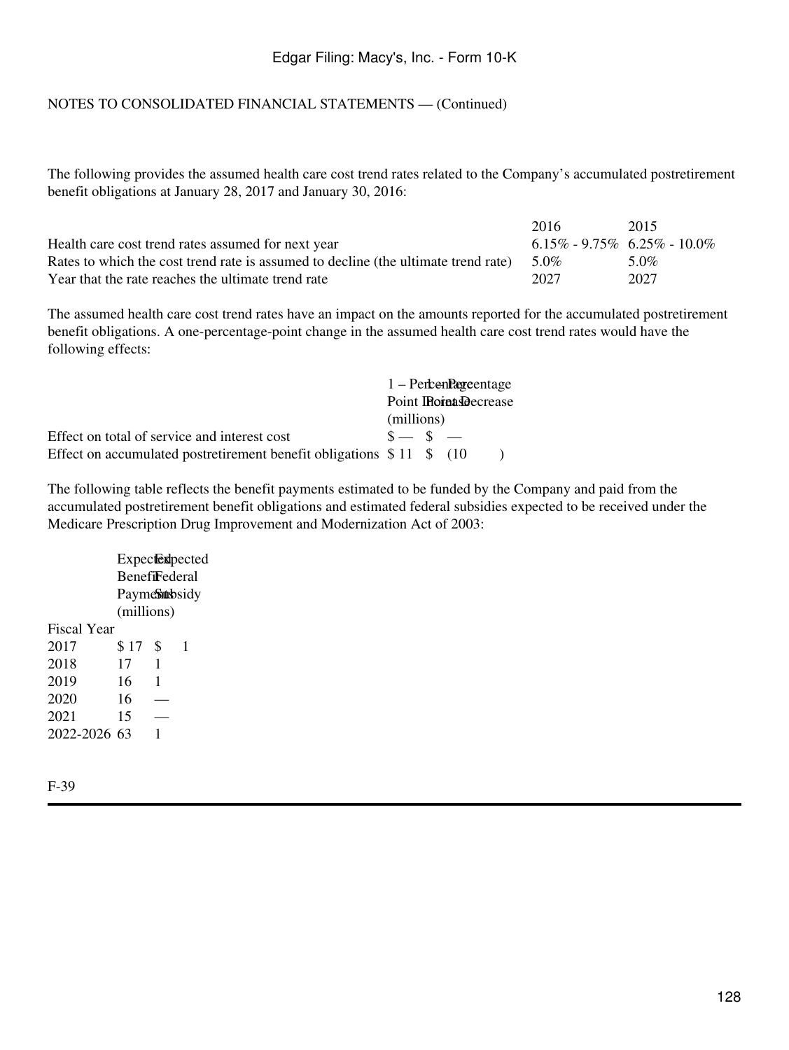NOTES TO CONSOLIDATED FINANCIAL STATEMENTS — (Continued)

The following provides the assumed health care cost trend rates related to the Company's accumulated postretirement benefit obligations at January 28, 2017 and January 30, 2016:

| | 2016 | 2015 |
|---|---|---|
| Health care cost trend rates assumed for next year | 6.15% - 9.75% | 6.25% - 10.0% |
| Rates to which the cost trend rate is assumed to decline (the ultimate trend rate) | 5.0% | 5.0% |
| Year that the rate reaches the ultimate trend rate | 2027 | 2027 |

The assumed health care cost trend rates have an impact on the amounts reported for the accumulated postretirement benefit obligations. A one-percentage-point change in the assumed health care cost trend rates would have the following effects:

| | 1 – Percentage Point Increase | 1 – Percentage Point Decrease |
|---|---|---|
| | (millions) | |
| Effect on total of service and interest cost | $ — | $ — |
| Effect on accumulated postretirement benefit obligations | $ 11 | $ (10) |

The following table reflects the benefit payments estimated to be funded by the Company and paid from the accumulated postretirement benefit obligations and estimated federal subsidies expected to be received under the Medicare Prescription Drug Improvement and Modernization Act of 2003:

| | Expected Benefit Payments | Expected Federal Subsidy |
|---|---|---|
| | (millions) | |
| Fiscal Year | | |
| 2017 | $ 17 | $ 1 |
| 2018 | 17 | 1 |
| 2019 | 16 | 1 |
| 2020 | 16 | — |
| 2021 | 15 | — |
| 2022-2026 | 63 | 1 |

F-39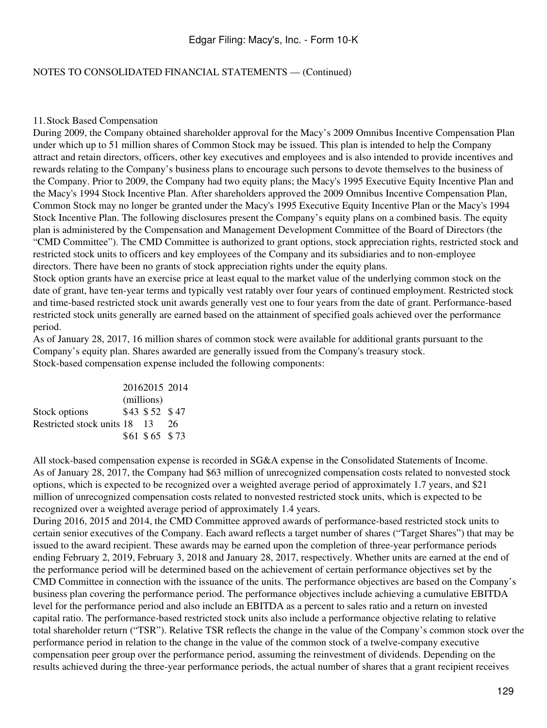NOTES TO CONSOLIDATED FINANCIAL STATEMENTS — (Continued)

## 11. Stock Based Compensation

During 2009, the Company obtained shareholder approval for the Macy's 2009 Omnibus Incentive Compensation Plan under which up to 51 million shares of Common Stock may be issued. This plan is intended to help the Company attract and retain directors, officers, other key executives and employees and is also intended to provide incentives and rewards relating to the Company's business plans to encourage such persons to devote themselves to the business of the Company. Prior to 2009, the Company had two equity plans; the Macy's 1995 Executive Equity Incentive Plan and the Macy's 1994 Stock Incentive Plan. After shareholders approved the 2009 Omnibus Incentive Compensation Plan, Common Stock may no longer be granted under the Macy's 1995 Executive Equity Incentive Plan or the Macy's 1994 Stock Incentive Plan. The following disclosures present the Company's equity plans on a combined basis. The equity plan is administered by the Compensation and Management Development Committee of the Board of Directors (the "CMD Committee"). The CMD Committee is authorized to grant options, stock appreciation rights, restricted stock and restricted stock units to officers and key employees of the Company and its subsidiaries and to non-employee directors. There have been no grants of stock appreciation rights under the equity plans.

Stock option grants have an exercise price at least equal to the market value of the underlying common stock on the date of grant, have ten-year terms and typically vest ratably over four years of continued employment. Restricted stock and time-based restricted stock unit awards generally vest one to four years from the date of grant. Performance-based restricted stock units generally are earned based on the attainment of specified goals achieved over the performance period.

As of January 28, 2017, 16 million shares of common stock were available for additional grants pursuant to the Company's equity plan. Shares awarded are generally issued from the Company's treasury stock.

Stock-based compensation expense included the following components:

| | 2016 | 2015 | 2014 |
|---|---|---|---|
| | (millions) | | |
| Stock options | $43 | $52 | $47 |
| Restricted stock units | 18 | 13 | 26 |
| | $61 | $65 | $73 |

All stock-based compensation expense is recorded in SG&A expense in the Consolidated Statements of Income.

As of January 28, 2017, the Company had $63 million of unrecognized compensation costs related to nonvested stock options, which is expected to be recognized over a weighted average period of approximately 1.7 years, and $21 million of unrecognized compensation costs related to nonvested restricted stock units, which is expected to be recognized over a weighted average period of approximately 1.4 years.

During 2016, 2015 and 2014, the CMD Committee approved awards of performance-based restricted stock units to certain senior executives of the Company. Each award reflects a target number of shares ("Target Shares") that may be issued to the award recipient. These awards may be earned upon the completion of three-year performance periods ending February 2, 2019, February 3, 2018 and January 28, 2017, respectively. Whether units are earned at the end of the performance period will be determined based on the achievement of certain performance objectives set by the CMD Committee in connection with the issuance of the units. The performance objectives are based on the Company's business plan covering the performance period. The performance objectives include achieving a cumulative EBITDA level for the performance period and also include an EBITDA as a percent to sales ratio and a return on invested capital ratio. The performance-based restricted stock units also include a performance objective relating to relative total shareholder return ("TSR"). Relative TSR reflects the change in the value of the Company's common stock over the performance period in relation to the change in the value of the common stock of a twelve-company executive compensation peer group over the performance period, assuming the reinvestment of dividends. Depending on the results achieved during the three-year performance periods, the actual number of shares that a grant recipient receives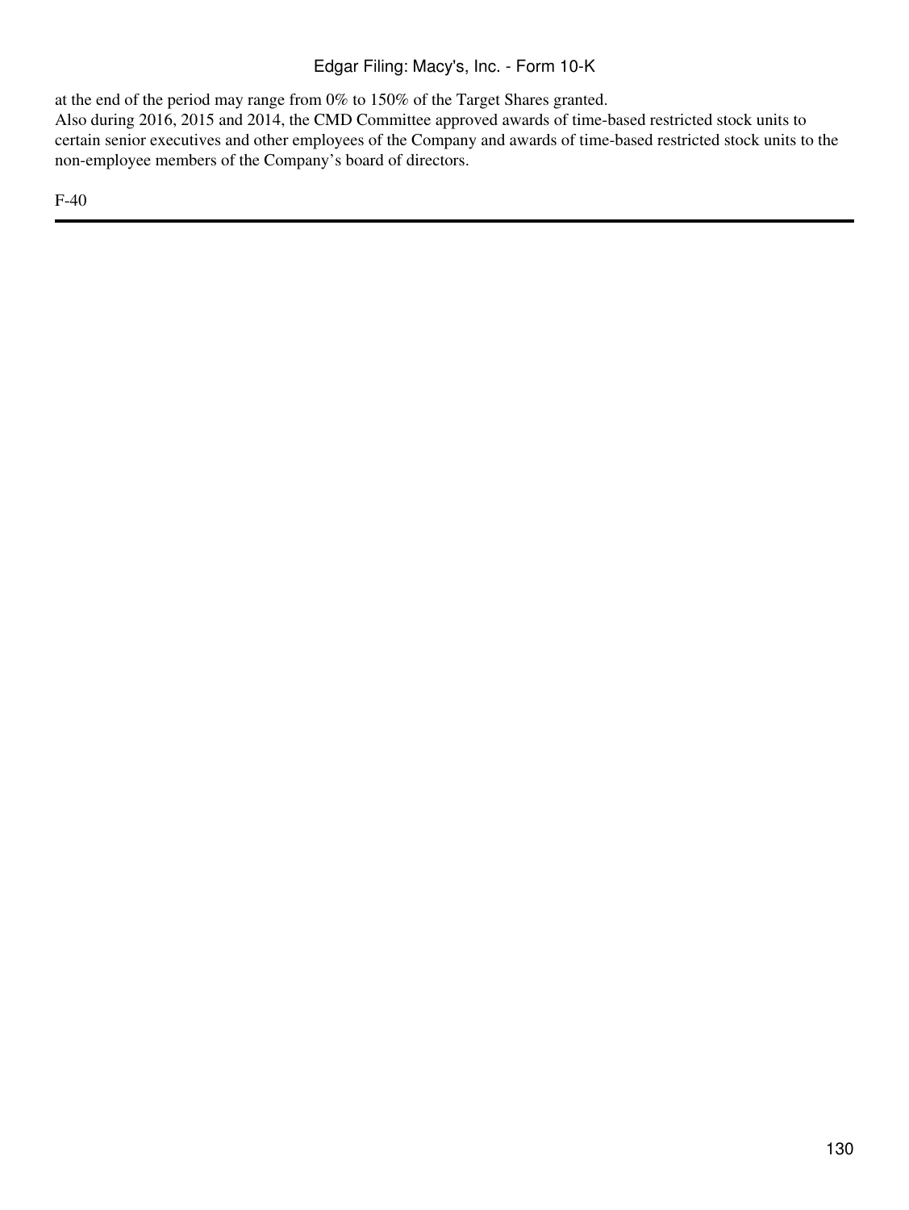at the end of the period may range from 0% to 150% of the Target Shares granted.

Also during 2016, 2015 and 2014, the CMD Committee approved awards of time-based restricted stock units to certain senior executives and other employees of the Company and awards of time-based restricted stock units to the non-employee members of the Company's board of directors.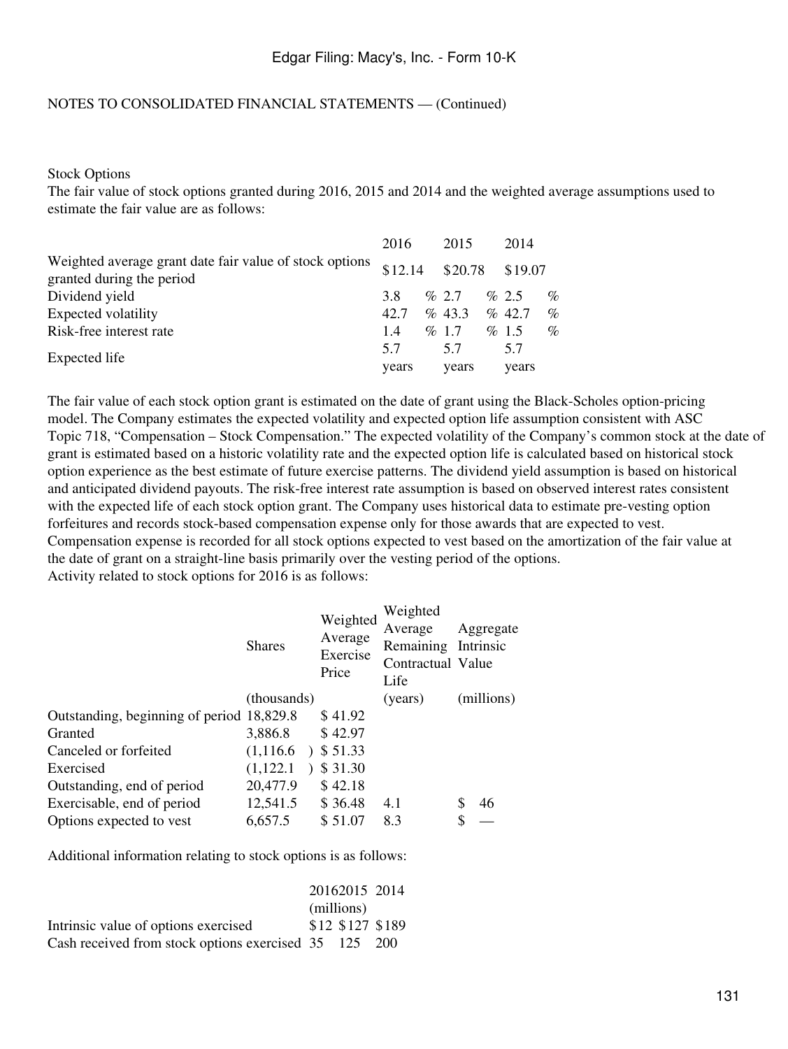NOTES TO CONSOLIDATED FINANCIAL STATEMENTS — (Continued)

Stock Options

The fair value of stock options granted during 2016, 2015 and 2014 and the weighted average assumptions used to estimate the fair value are as follows:

| | 2016 | 2015 | 2014 |
|---|---|---|---|
| Weighted average grant date fair value of stock options granted during the period | $12.14 | $20.78 | $19.07 |
| Dividend yield | 3.8 % | 2.7 % | 2.5 % |
| Expected volatility | 42.7 % | 43.3 % | 42.7 % |
| Risk-free interest rate | 1.4 % | 1.7 % | 1.5 % |
| Expected life | 5.7 years | 5.7 years | 5.7 years |

The fair value of each stock option grant is estimated on the date of grant using the Black-Scholes option-pricing model. The Company estimates the expected volatility and expected option life assumption consistent with ASC Topic 718, "Compensation – Stock Compensation." The expected volatility of the Company's common stock at the date of grant is estimated based on a historic volatility rate and the expected option life is calculated based on historical stock option experience as the best estimate of future exercise patterns. The dividend yield assumption is based on historical and anticipated dividend payouts. The risk-free interest rate assumption is based on observed interest rates consistent with the expected life of each stock option grant. The Company uses historical data to estimate pre-vesting option forfeitures and records stock-based compensation expense only for those awards that are expected to vest. Compensation expense is recorded for all stock options expected to vest based on the amortization of the fair value at the date of grant on a straight-line basis primarily over the vesting period of the options.

Activity related to stock options for 2016 is as follows:

| | Shares | Weighted Average Exercise Price | Weighted Average Remaining Contractual Life | Aggregate Intrinsic Value |
|---|---|---|---|---|
| | (thousands) | | (years) | (millions) |
| Outstanding, beginning of period | 18,829.8 | $ 41.92 | | |
| Granted | 3,886.8 | $ 42.97 | | |
| Canceled or forfeited | (1,116.6 ) | $ 51.33 | | |
| Exercised | (1,122.1 ) | $ 31.30 | | |
| Outstanding, end of period | 20,477.9 | $ 42.18 | | |
| Exercisable, end of period | 12,541.5 | $ 36.48 | 4.1 | $ 46 |
| Options expected to vest | 6,657.5 | $ 51.07 | 8.3 | $ — |

Additional information relating to stock options is as follows:

| | 2016 | 2015 | 2014 |
|---|---|---|---|
| | (millions) | | |
| Intrinsic value of options exercised | $12 | $127 | $189 |
| Cash received from stock options exercised | 35 | 125 | 200 |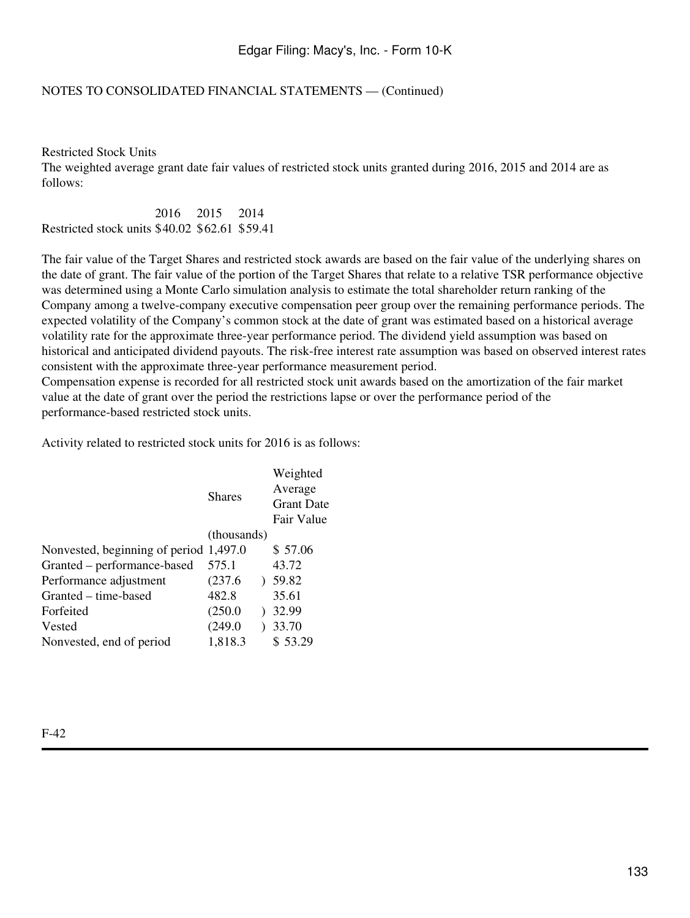NOTES TO CONSOLIDATED FINANCIAL STATEMENTS — (Continued)

Restricted Stock Units

The weighted average grant date fair values of restricted stock units granted during 2016, 2015 and 2014 are as follows:

| | 2016 | 2015 | 2014 |
|---|---|---|---|
| Restricted stock units | $40.02 | $62.61 | $59.41 |

The fair value of the Target Shares and restricted stock awards are based on the fair value of the underlying shares on the date of grant. The fair value of the portion of the Target Shares that relate to a relative TSR performance objective was determined using a Monte Carlo simulation analysis to estimate the total shareholder return ranking of the Company among a twelve-company executive compensation peer group over the remaining performance periods. The expected volatility of the Company's common stock at the date of grant was estimated based on a historical average volatility rate for the approximate three-year performance period. The dividend yield assumption was based on historical and anticipated dividend payouts. The risk-free interest rate assumption was based on observed interest rates consistent with the approximate three-year performance measurement period.

Compensation expense is recorded for all restricted stock unit awards based on the amortization of the fair market value at the date of grant over the period the restrictions lapse or over the performance period of the performance-based restricted stock units.

Activity related to restricted stock units for 2016 is as follows:

| | Shares | Weighted Average Grant Date Fair Value |
|---|---|---|
| | (thousands) | |
| Nonvested, beginning of period | 1,497.0 | $ 57.06 |
| Granted – performance-based | 575.1 | 43.72 |
| Performance adjustment | (237.6) | 59.82 |
| Granted – time-based | 482.8 | 35.61 |
| Forfeited | (250.0) | 32.99 |
| Vested | (249.0) | 33.70 |
| Nonvested, end of period | 1,818.3 | $ 53.29 |

F-42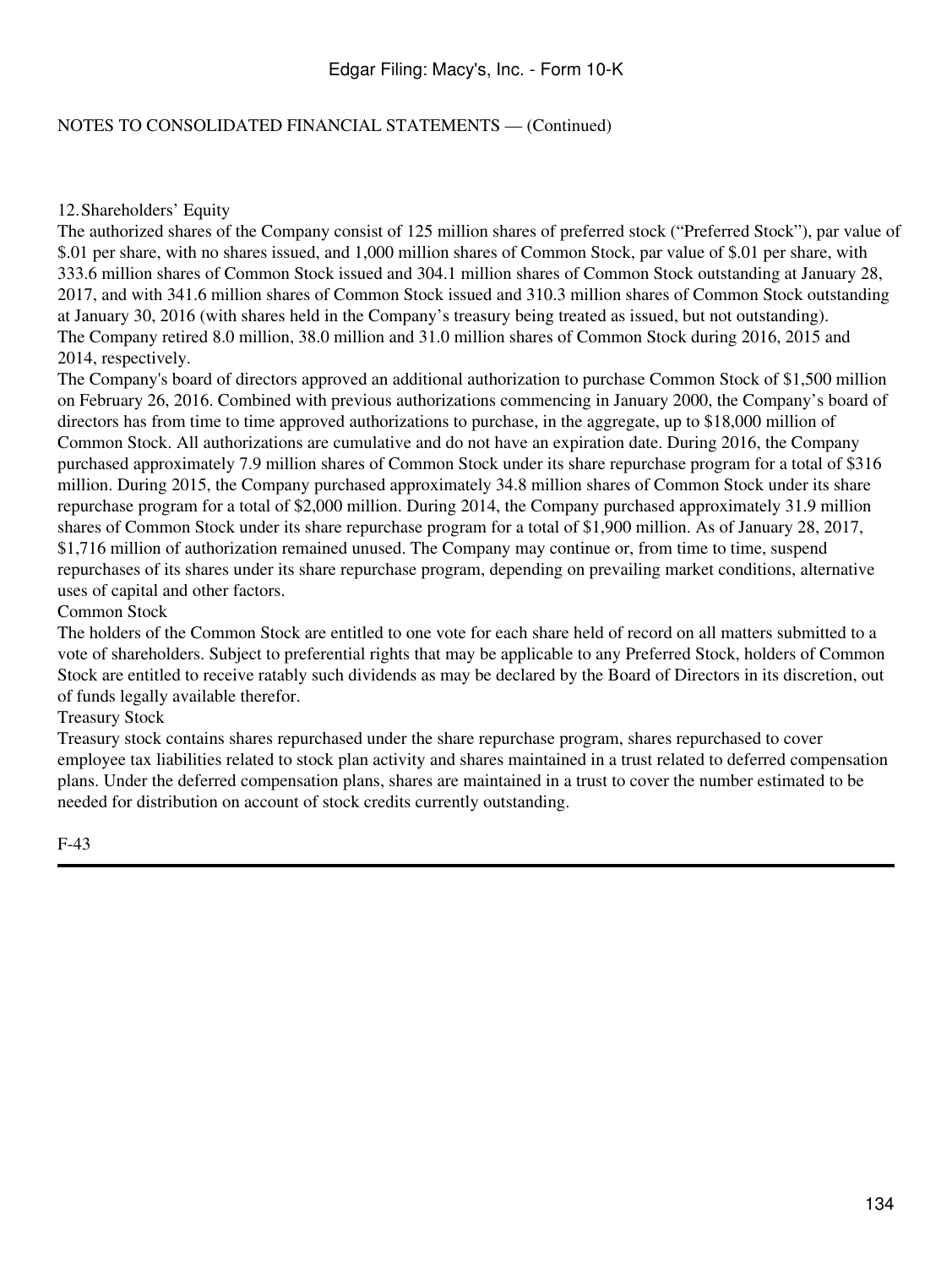NOTES TO CONSOLIDATED FINANCIAL STATEMENTS — (Continued)

## 12. Shareholders' Equity

The authorized shares of the Company consist of 125 million shares of preferred stock ("Preferred Stock"), par value of $.01 per share, with no shares issued, and 1,000 million shares of Common Stock, par value of $.01 per share, with 333.6 million shares of Common Stock issued and 304.1 million shares of Common Stock outstanding at January 28, 2017, and with 341.6 million shares of Common Stock issued and 310.3 million shares of Common Stock outstanding at January 30, 2016 (with shares held in the Company's treasury being treated as issued, but not outstanding). The Company retired 8.0 million, 38.0 million and 31.0 million shares of Common Stock during 2016, 2015 and 2014, respectively.

The Company's board of directors approved an additional authorization to purchase Common Stock of $1,500 million on February 26, 2016. Combined with previous authorizations commencing in January 2000, the Company's board of directors has from time to time approved authorizations to purchase, in the aggregate, up to $18,000 million of Common Stock. All authorizations are cumulative and do not have an expiration date. During 2016, the Company purchased approximately 7.9 million shares of Common Stock under its share repurchase program for a total of $316 million. During 2015, the Company purchased approximately 34.8 million shares of Common Stock under its share repurchase program for a total of $2,000 million. During 2014, the Company purchased approximately 31.9 million shares of Common Stock under its share repurchase program for a total of $1,900 million. As of January 28, 2017, $1,716 million of authorization remained unused. The Company may continue or, from time to time, suspend repurchases of its shares under its share repurchase program, depending on prevailing market conditions, alternative uses of capital and other factors.

### Common Stock

The holders of the Common Stock are entitled to one vote for each share held of record on all matters submitted to a vote of shareholders. Subject to preferential rights that may be applicable to any Preferred Stock, holders of Common Stock are entitled to receive ratably such dividends as may be declared by the Board of Directors in its discretion, out of funds legally available therefor.

### Treasury Stock

Treasury stock contains shares repurchased under the share repurchase program, shares repurchased to cover employee tax liabilities related to stock plan activity and shares maintained in a trust related to deferred compensation plans. Under the deferred compensation plans, shares are maintained in a trust to cover the number estimated to be needed for distribution on account of stock credits currently outstanding.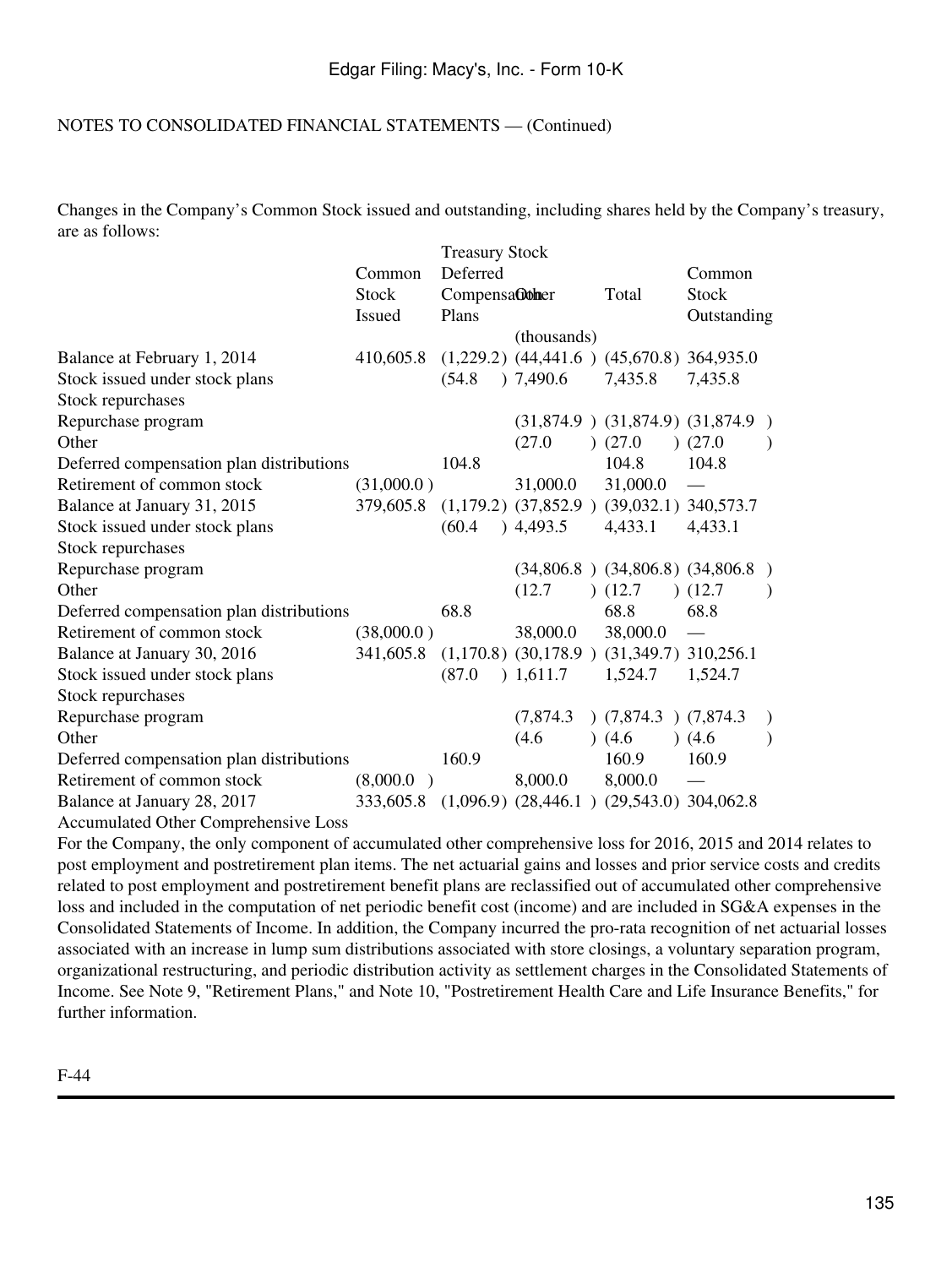NOTES TO CONSOLIDATED FINANCIAL STATEMENTS — (Continued)

Changes in the Company's Common Stock issued and outstanding, including shares held by the Company's treasury, are as follows:

| | Common Stock Issued | Treasury Stock | | | Common Stock Outstanding |
|---|---|---|---|---|---|
| | | Deferred Compensation Plans | Other | Total | |
| | | (thousands) | | | |
| Balance at February 1, 2014 | 410,605.8 | (1,229.2) | (44,441.6) | (45,670.8) | 364,935.0 |
| Stock issued under stock plans | | (54.8) | 7,490.6 | 7,435.8 | 7,435.8 |
| Stock repurchases | | | | | |
| Repurchase program | | | (31,874.9) | (31,874.9) | (31,874.9) |
| Other | | | (27.0) | (27.0) | (27.0) |
| Deferred compensation plan distributions | | 104.8 | | 104.8 | 104.8 |
| Retirement of common stock | (31,000.0) | | 31,000.0 | 31,000.0 | — |
| Balance at January 31, 2015 | 379,605.8 | (1,179.2) | (37,852.9) | (39,032.1) | 340,573.7 |
| Stock issued under stock plans | | (60.4) | 4,493.5 | 4,433.1 | 4,433.1 |
| Stock repurchases | | | | | |
| Repurchase program | | | (34,806.8) | (34,806.8) | (34,806.8) |
| Other | | | (12.7) | (12.7) | (12.7) |
| Deferred compensation plan distributions | | 68.8 | | 68.8 | 68.8 |
| Retirement of common stock | (38,000.0) | | 38,000.0 | 38,000.0 | — |
| Balance at January 30, 2016 | 341,605.8 | (1,170.8) | (30,178.9) | (31,349.7) | 310,256.1 |
| Stock issued under stock plans | | (87.0) | 1,611.7 | 1,524.7 | 1,524.7 |
| Stock repurchases | | | | | |
| Repurchase program | | | (7,874.3) | (7,874.3) | (7,874.3) |
| Other | | | (4.6) | (4.6) | (4.6) |
| Deferred compensation plan distributions | | 160.9 | | 160.9 | 160.9 |
| Retirement of common stock | (8,000.0) | | 8,000.0 | 8,000.0 | — |
| Balance at January 28, 2017 | 333,605.8 | (1,096.9) | (28,446.1) | (29,543.0) | 304,062.8 |

Accumulated Other Comprehensive Loss

For the Company, the only component of accumulated other comprehensive loss for 2016, 2015 and 2014 relates to post employment and postretirement plan items. The net actuarial gains and losses and prior service costs and credits related to post employment and postretirement benefit plans are reclassified out of accumulated other comprehensive loss and included in the computation of net periodic benefit cost (income) and are included in SG&A expenses in the Consolidated Statements of Income. In addition, the Company incurred the pro-rata recognition of net actuarial losses associated with an increase in lump sum distributions associated with store closings, a voluntary separation program, organizational restructuring, and periodic distribution activity as settlement charges in the Consolidated Statements of Income. See Note 9, "Retirement Plans," and Note 10, "Postretirement Health Care and Life Insurance Benefits," for further information.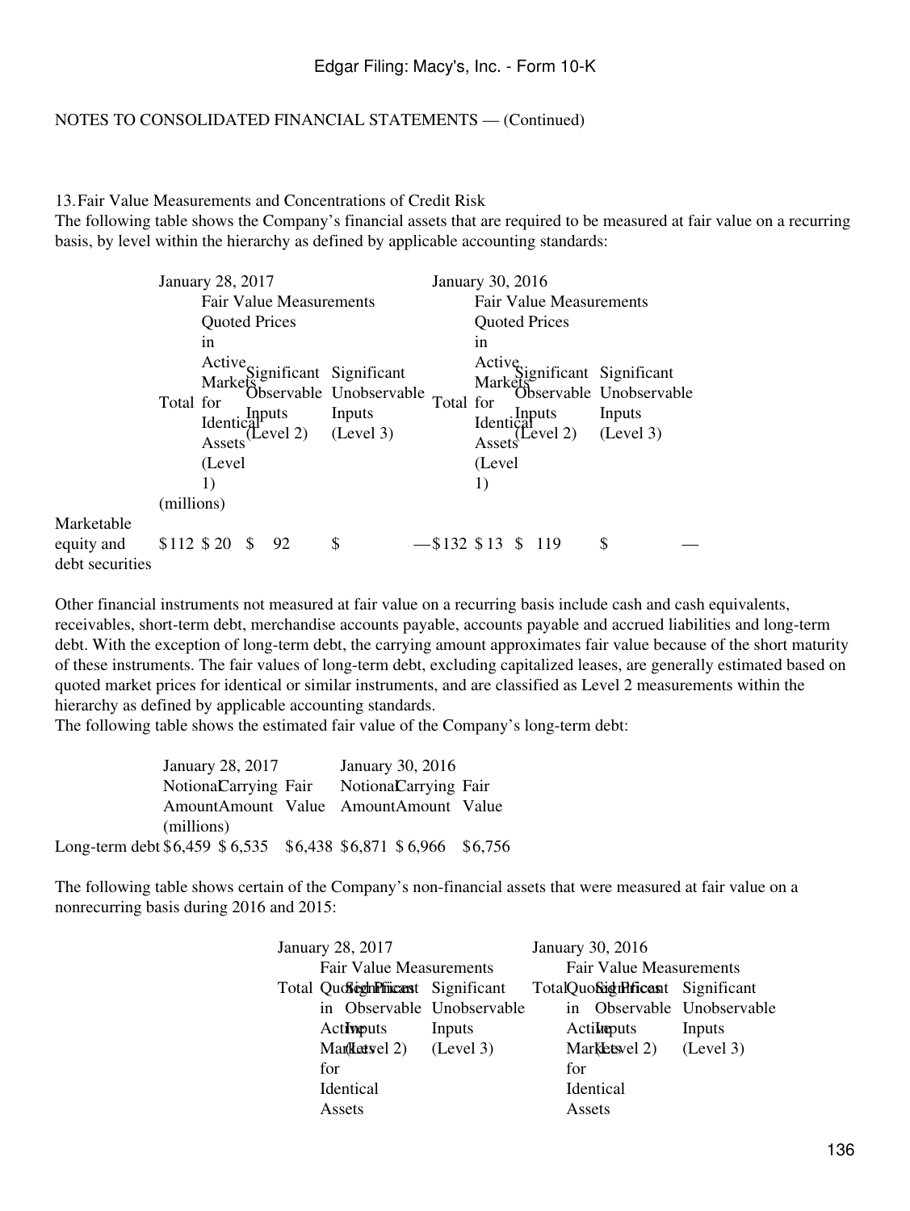NOTES TO CONSOLIDATED FINANCIAL STATEMENTS — (Continued)

## 13. Fair Value Measurements and Concentrations of Credit Risk

The following table shows the Company's financial assets that are required to be measured at fair value on a recurring basis, by level within the hierarchy as defined by applicable accounting standards:

| | January 28, 2017 | | | | January 30, 2016 | | | |
|---|---|---|---|---|---|---|---|---|
| | | Fair Value Measurements | | | | Fair Value Measurements | | |
| | Total | Quoted Prices in Active Markets for Identical Assets (Level 1) | Significant Observable Inputs (Level 2) | Significant Unobservable Inputs (Level 3) | Total | Quoted Prices in Active Markets for Identical Assets (Level 1) | Significant Observable Inputs (Level 2) | Significant Unobservable Inputs (Level 3) |
| | (millions) | | | | | | | |
| Marketable equity and debt securities | $112 | $ 20 | $ 92 | $ — | $132 | $ 13 | $ 119 | $ — |

Other financial instruments not measured at fair value on a recurring basis include cash and cash equivalents, receivables, short-term debt, merchandise accounts payable, accounts payable and accrued liabilities and long-term debt. With the exception of long-term debt, the carrying amount approximates fair value because of the short maturity of these instruments. The fair values of long-term debt, excluding capitalized leases, are generally estimated based on quoted market prices for identical or similar instruments, and are classified as Level 2 measurements within the hierarchy as defined by applicable accounting standards.

The following table shows the estimated fair value of the Company's long-term debt:

| | January 28, 2017 | | | January 30, 2016 | | |
|---|---|---|---|---|---|---|
| | Notional Amount | Carrying Amount | Fair Value | Notional Amount | Carrying Amount | Fair Value |
| | (millions) | | | | | |
| Long-term debt | $6,459 | $ 6,535 | $6,438 | $6,871 | $ 6,966 | $6,756 |

The following table shows certain of the Company's non-financial assets that were measured at fair value on a nonrecurring basis during 2016 and 2015:

| January 28, 2017 | | | | January 30, 2016 | | | |
|---|---|---|---|---|---|---|---|
| | Fair Value Measurements | | | | Fair Value Measurements | | |
| Total | Quoted Prices in Active Markets for Identical Assets | Significant Observable Inputs (Level 2) | Significant Unobservable Inputs (Level 3) | Total | Quoted Prices in Active Markets for Identical Assets | Significant Observable Inputs (Level 2) | Significant Unobservable Inputs (Level 3) |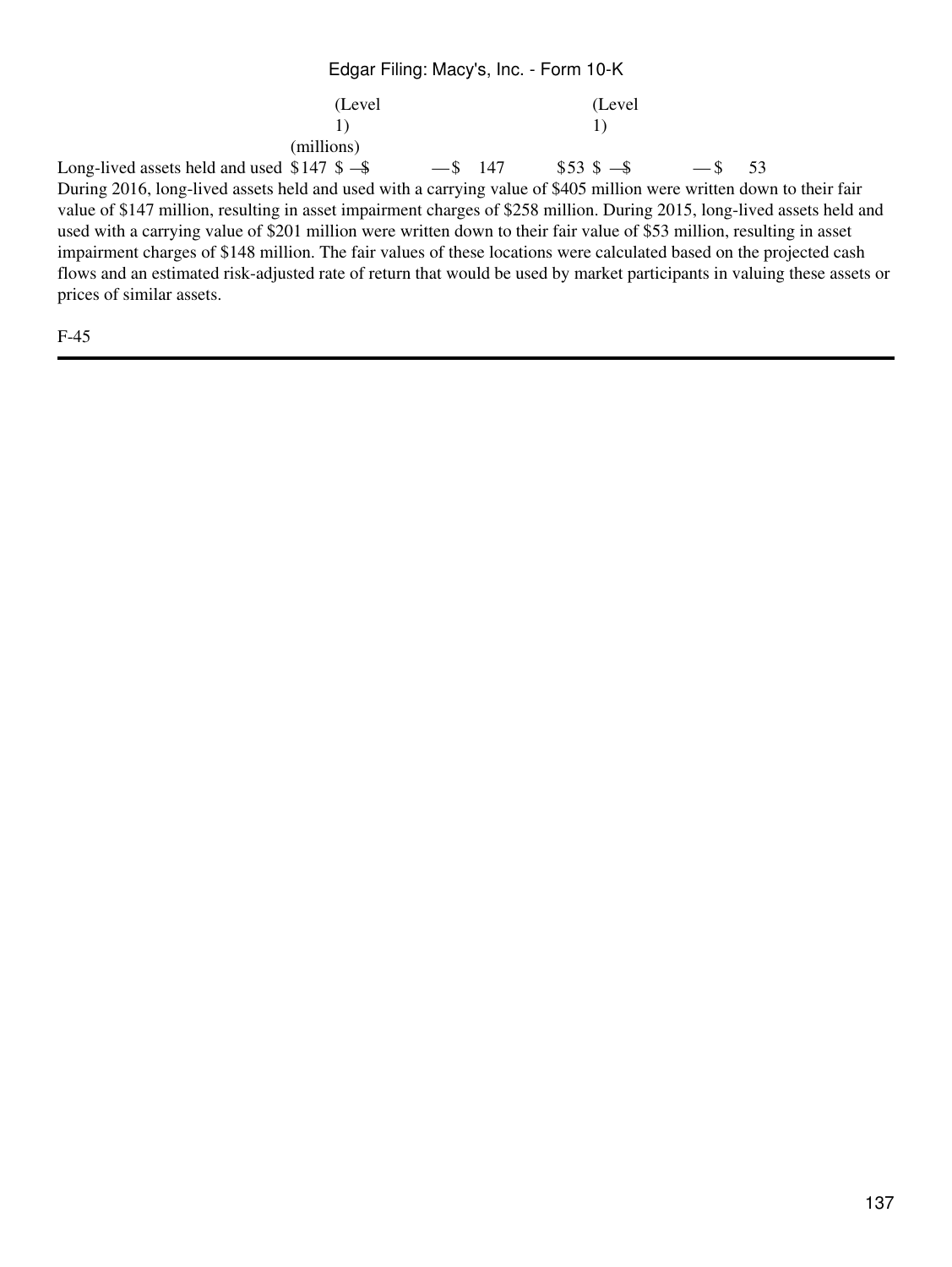| | (Level 1) | | | | (Level 1) | | | |
|---|---|---|---|---|---|---|---|---|
| | (millions) | | | | | | | |
| Long-lived assets held and used | $147 | $ — | $ — | $ 147 | $53 | $ — | $ — | $ 53 |

During 2016, long-lived assets held and used with a carrying value of $405 million were written down to their fair value of $147 million, resulting in asset impairment charges of $258 million. During 2015, long-lived assets held and used with a carrying value of $201 million were written down to their fair value of $53 million, resulting in asset impairment charges of $148 million. The fair values of these locations were calculated based on the projected cash flows and an estimated risk-adjusted rate of return that would be used by market participants in valuing these assets or prices of similar assets.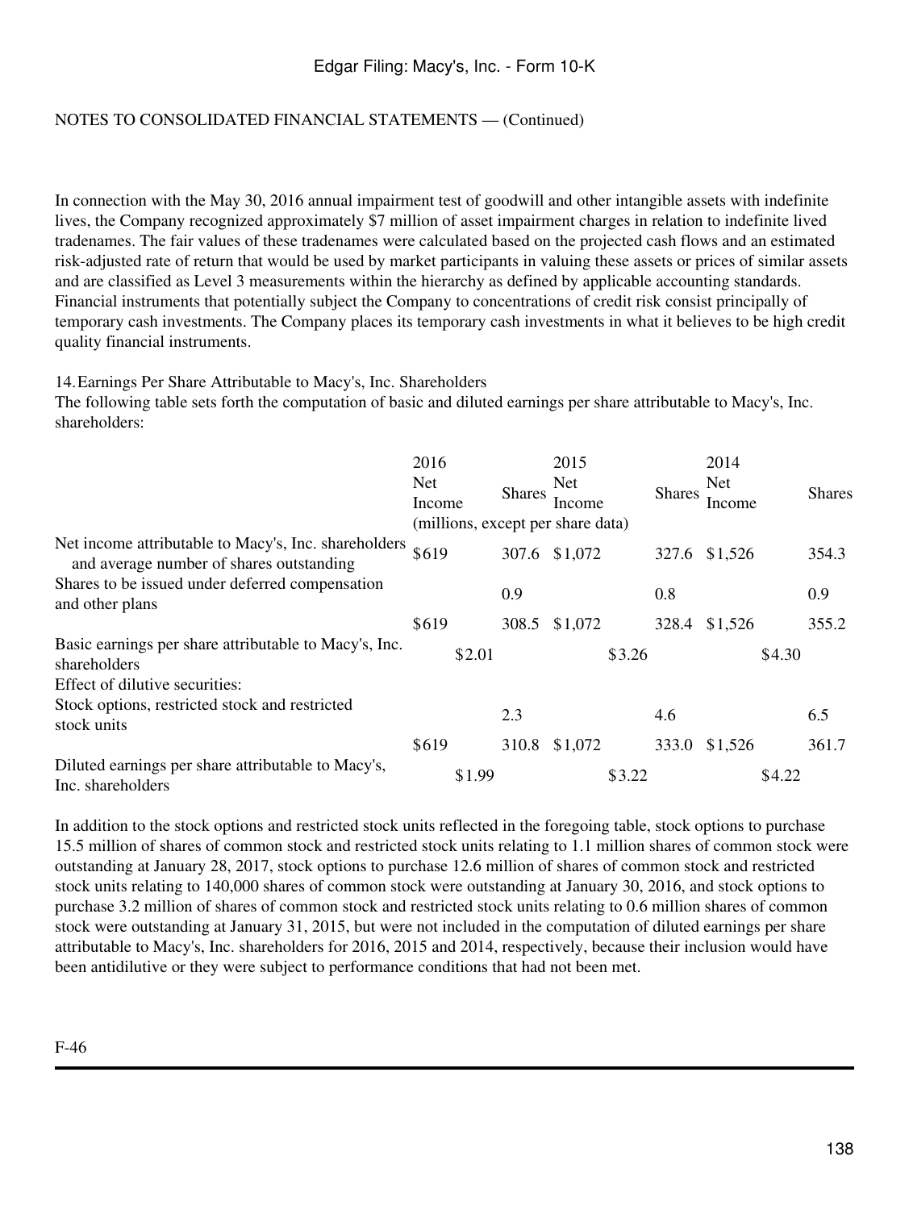NOTES TO CONSOLIDATED FINANCIAL STATEMENTS — (Continued)

In connection with the May 30, 2016 annual impairment test of goodwill and other intangible assets with indefinite lives, the Company recognized approximately $7 million of asset impairment charges in relation to indefinite lived tradenames. The fair values of these tradenames were calculated based on the projected cash flows and an estimated risk-adjusted rate of return that would be used by market participants in valuing these assets or prices of similar assets and are classified as Level 3 measurements within the hierarchy as defined by applicable accounting standards. Financial instruments that potentially subject the Company to concentrations of credit risk consist principally of temporary cash investments. The Company places its temporary cash investments in what it believes to be high credit quality financial instruments.

14. Earnings Per Share Attributable to Macy's, Inc. Shareholders

The following table sets forth the computation of basic and diluted earnings per share attributable to Macy's, Inc. shareholders:

| | 2016 | | 2015 | | 2014 | |
|---|---|---|---|---|---|---|
| | Net Income | Shares | Net Income | Shares | Net Income | Shares |
| | (millions, except per share data) | | | | | |
| Net income attributable to Macy's, Inc. shareholders and average number of shares outstanding | $619 | 307.6 | $1,072 | 327.6 | $1,526 | 354.3 |
| Shares to be issued under deferred compensation and other plans | | 0.9 | | 0.8 | | 0.9 |
| | $619 | 308.5 | $1,072 | 328.4 | $1,526 | 355.2 |
| Basic earnings per share attributable to Macy's, Inc. shareholders | $2.01 | | $3.26 | | $4.30 | |
| Effect of dilutive securities: | | | | | | |
| Stock options, restricted stock and restricted stock units | | 2.3 | | 4.6 | | 6.5 |
| | $619 | 310.8 | $1,072 | 333.0 | $1,526 | 361.7 |
| Diluted earnings per share attributable to Macy's, Inc. shareholders | $1.99 | | $3.22 | | $4.22 | |

In addition to the stock options and restricted stock units reflected in the foregoing table, stock options to purchase 15.5 million of shares of common stock and restricted stock units relating to 1.1 million shares of common stock were outstanding at January 28, 2017, stock options to purchase 12.6 million of shares of common stock and restricted stock units relating to 140,000 shares of common stock were outstanding at January 30, 2016, and stock options to purchase 3.2 million of shares of common stock and restricted stock units relating to 0.6 million shares of common stock were outstanding at January 31, 2015, but were not included in the computation of diluted earnings per share attributable to Macy's, Inc. shareholders for 2016, 2015 and 2014, respectively, because their inclusion would have been antidilutive or they were subject to performance conditions that had not been met.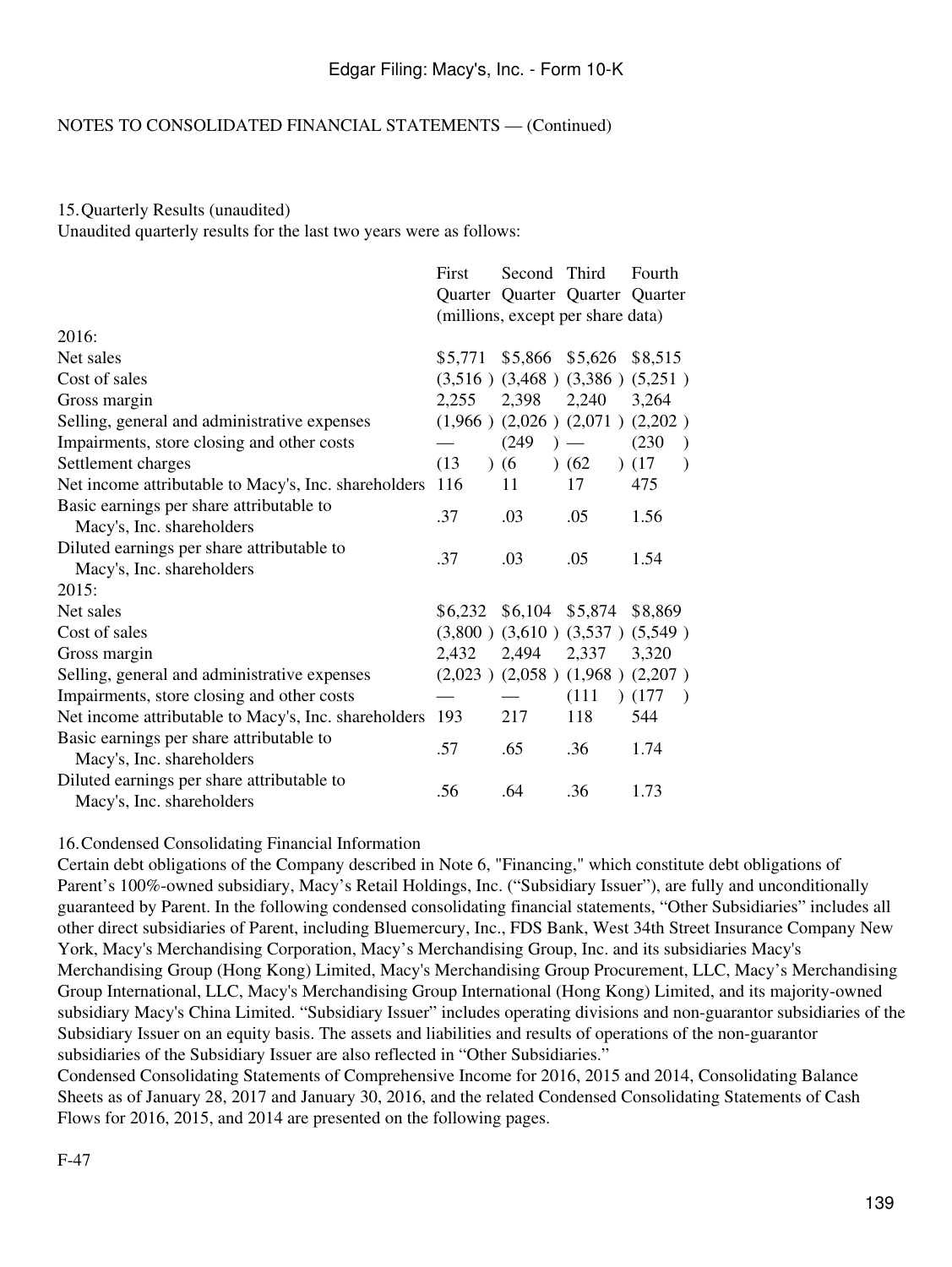NOTES TO CONSOLIDATED FINANCIAL STATEMENTS — (Continued)

15. Quarterly Results (unaudited)

Unaudited quarterly results for the last two years were as follows:

| | First Quarter | Second Quarter | Third Quarter | Fourth Quarter |
|---|---|---|---|---|
| | (millions, except per share data) | | | |
| 2016: | | | | |
| Net sales | $5,771 | $5,866 | $5,626 | $8,515 |
| Cost of sales | (3,516 ) | (3,468 ) | (3,386 ) | (5,251 ) |
| Gross margin | 2,255 | 2,398 | 2,240 | 3,264 |
| Selling, general and administrative expenses | (1,966 ) | (2,026 ) | (2,071 ) | (2,202 ) |
| Impairments, store closing and other costs | — | (249 ) | — | (230 ) |
| Settlement charges | (13 ) | (6 ) | (62 ) | (17 ) |
| Net income attributable to Macy's, Inc. shareholders | 116 | 11 | 17 | 475 |
| Basic earnings per share attributable to Macy's, Inc. shareholders | .37 | .03 | .05 | 1.56 |
| Diluted earnings per share attributable to Macy's, Inc. shareholders | .37 | .03 | .05 | 1.54 |
| 2015: | | | | |
| Net sales | $6,232 | $6,104 | $5,874 | $8,869 |
| Cost of sales | (3,800 ) | (3,610 ) | (3,537 ) | (5,549 ) |
| Gross margin | 2,432 | 2,494 | 2,337 | 3,320 |
| Selling, general and administrative expenses | (2,023 ) | (2,058 ) | (1,968 ) | (2,207 ) |
| Impairments, store closing and other costs | — | — | (111 ) | (177 ) |
| Net income attributable to Macy's, Inc. shareholders | 193 | 217 | 118 | 544 |
| Basic earnings per share attributable to Macy's, Inc. shareholders | .57 | .65 | .36 | 1.74 |
| Diluted earnings per share attributable to Macy's, Inc. shareholders | .56 | .64 | .36 | 1.73 |

16. Condensed Consolidating Financial Information

Certain debt obligations of the Company described in Note 6, "Financing," which constitute debt obligations of Parent's 100%-owned subsidiary, Macy's Retail Holdings, Inc. ("Subsidiary Issuer"), are fully and unconditionally guaranteed by Parent. In the following condensed consolidating financial statements, "Other Subsidiaries" includes all other direct subsidiaries of Parent, including Bluemercury, Inc., FDS Bank, West 34th Street Insurance Company New York, Macy's Merchandising Corporation, Macy's Merchandising Group, Inc. and its subsidiaries Macy's Merchandising Group (Hong Kong) Limited, Macy's Merchandising Group Procurement, LLC, Macy's Merchandising Group International, LLC, Macy's Merchandising Group International (Hong Kong) Limited, and its majority-owned subsidiary Macy's China Limited. "Subsidiary Issuer" includes operating divisions and non-guarantor subsidiaries of the Subsidiary Issuer on an equity basis. The assets and liabilities and results of operations of the non-guarantor subsidiaries of the Subsidiary Issuer are also reflected in "Other Subsidiaries."

Condensed Consolidating Statements of Comprehensive Income for 2016, 2015 and 2014, Consolidating Balance Sheets as of January 28, 2017 and January 30, 2016, and the related Condensed Consolidating Statements of Cash Flows for 2016, 2015, and 2014 are presented on the following pages.

F-47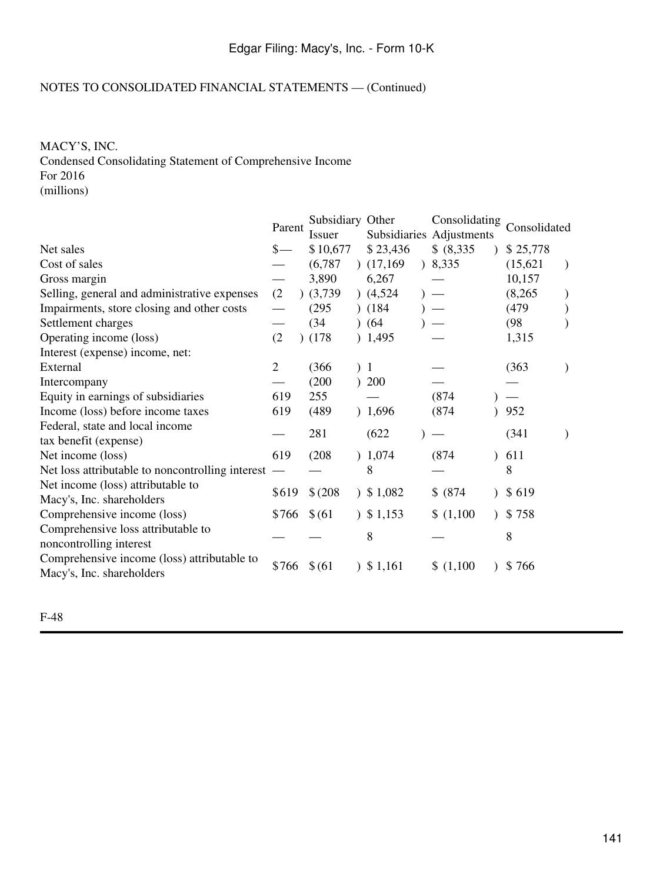NOTES TO CONSOLIDATED FINANCIAL STATEMENTS — (Continued)

MACY'S, INC.
Condensed Consolidating Statement of Comprehensive Income
For 2016
(millions)

| | Parent | Subsidiary Issuer | Other Subsidiaries | Consolidating Adjustments | Consolidated |
|---|---|---|---|---|---|
| Net sales | $— | $ 10,677 | $ 23,436 | $ (8,335) | $ 25,778 |
| Cost of sales | — | (6,787) | (17,169) | 8,335 | (15,621) |
| Gross margin | — | 3,890 | 6,267 | — | 10,157 |
| Selling, general and administrative expenses | (2) | (3,739) | (4,524) | — | (8,265) |
| Impairments, store closing and other costs | — | (295) | (184) | — | (479) |
| Settlement charges | — | (34) | (64) | — | (98) |
| Operating income (loss) | (2) | (178) | 1,495 | — | 1,315 |
| Interest (expense) income, net: | | | | | |
| External | 2 | (366) | 1 | — | (363) |
| Intercompany | — | (200) | 200 | — | — |
| Equity in earnings of subsidiaries | 619 | 255 | — | (874) | — |
| Income (loss) before income taxes | 619 | (489) | 1,696 | (874) | 952 |
| Federal, state and local income tax benefit (expense) | — | 281 | (622) | — | (341) |
| Net income (loss) | 619 | (208) | 1,074 | (874) | 611 |
| Net loss attributable to noncontrolling interest | — | — | 8 | — | 8 |
| Net income (loss) attributable to Macy's, Inc. shareholders | $619 | $ (208) | $ 1,082 | $ (874) | $ 619 |
| Comprehensive income (loss) | $766 | $ (61) | $ 1,153 | $ (1,100) | $ 758 |
| Comprehensive loss attributable to noncontrolling interest | — | — | 8 | — | 8 |
| Comprehensive income (loss) attributable to Macy's, Inc. shareholders | $766 | $ (61) | $ 1,161 | $ (1,100) | $ 766 |

F-48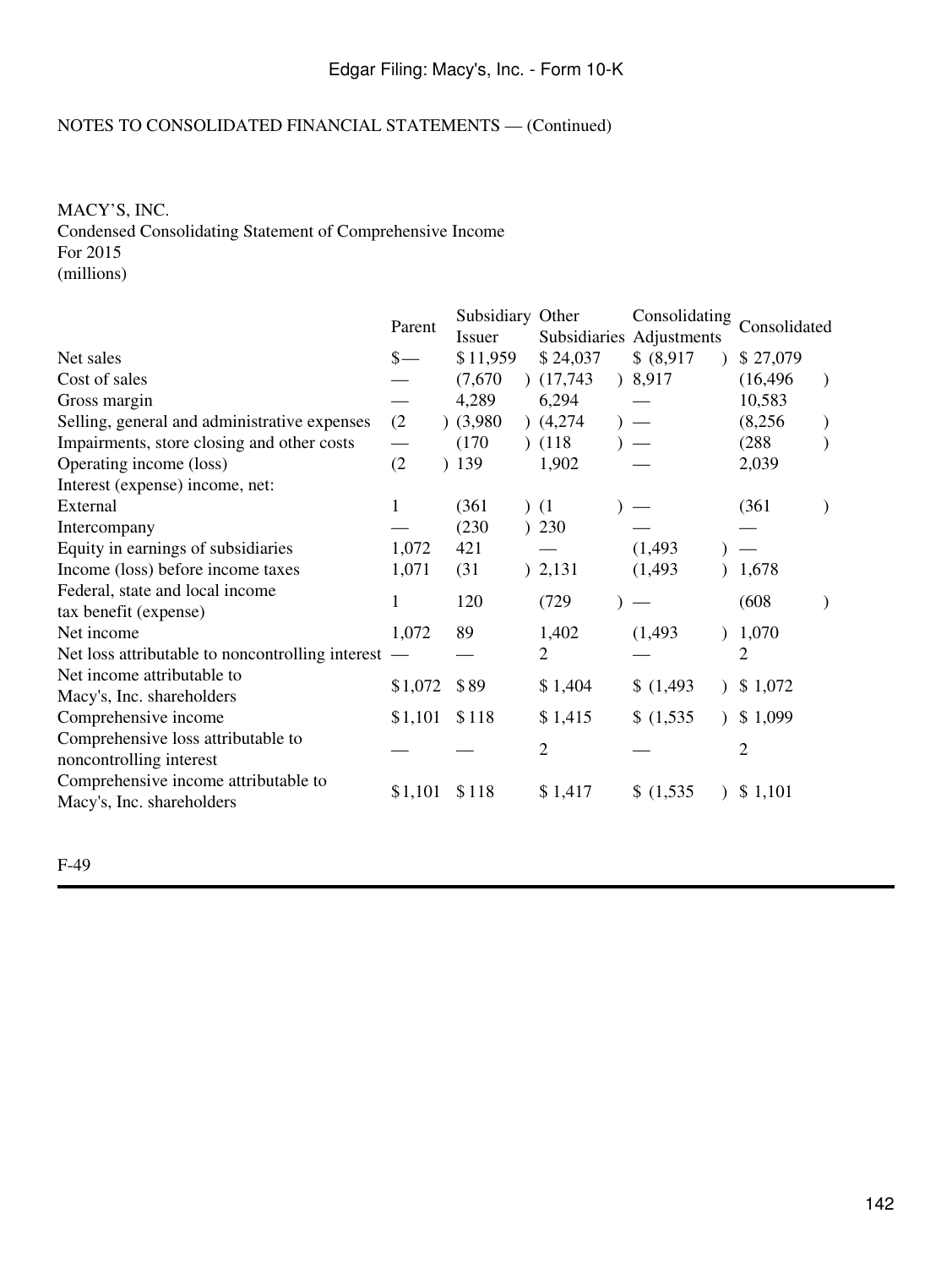NOTES TO CONSOLIDATED FINANCIAL STATEMENTS — (Continued)

MACY'S, INC.
Condensed Consolidating Statement of Comprehensive Income
For 2015
(millions)

| | Parent | Subsidiary Issuer | Other Subsidiaries | Consolidating Adjustments | Consolidated |
|---|---|---|---|---|---|
| Net sales | $— | $11,959 | $24,037 | $(8,917) | $27,079 |
| Cost of sales | — | (7,670) | (17,743) | 8,917 | (16,496) |
| Gross margin | — | 4,289 | 6,294 | — | 10,583 |
| Selling, general and administrative expenses | (2) | (3,980) | (4,274) | — | (8,256) |
| Impairments, store closing and other costs | — | (170) | (118) | — | (288) |
| Operating income (loss) | (2) | 139 | 1,902 | — | 2,039 |
| Interest (expense) income, net: | | | | | |
| External | 1 | (361) | (1) | — | (361) |
| Intercompany | — | (230) | 230 | — | — |
| Equity in earnings of subsidiaries | 1,072 | 421 | — | (1,493) | — |
| Income (loss) before income taxes | 1,071 | (31) | 2,131 | (1,493) | 1,678 |
| Federal, state and local income tax benefit (expense) | 1 | 120 | (729) | — | (608) |
| Net income | 1,072 | 89 | 1,402 | (1,493) | 1,070 |
| Net loss attributable to noncontrolling interest | — | — | 2 | — | 2 |
| Net income attributable to Macy's, Inc. shareholders | $1,072 | $89 | $1,404 | $(1,493) | $1,072 |
| Comprehensive income | $1,101 | $118 | $1,415 | $(1,535) | $1,099 |
| Comprehensive loss attributable to noncontrolling interest | — | — | 2 | — | 2 |
| Comprehensive income attributable to Macy's, Inc. shareholders | $1,101 | $118 | $1,417 | $(1,535) | $1,101 |

F-49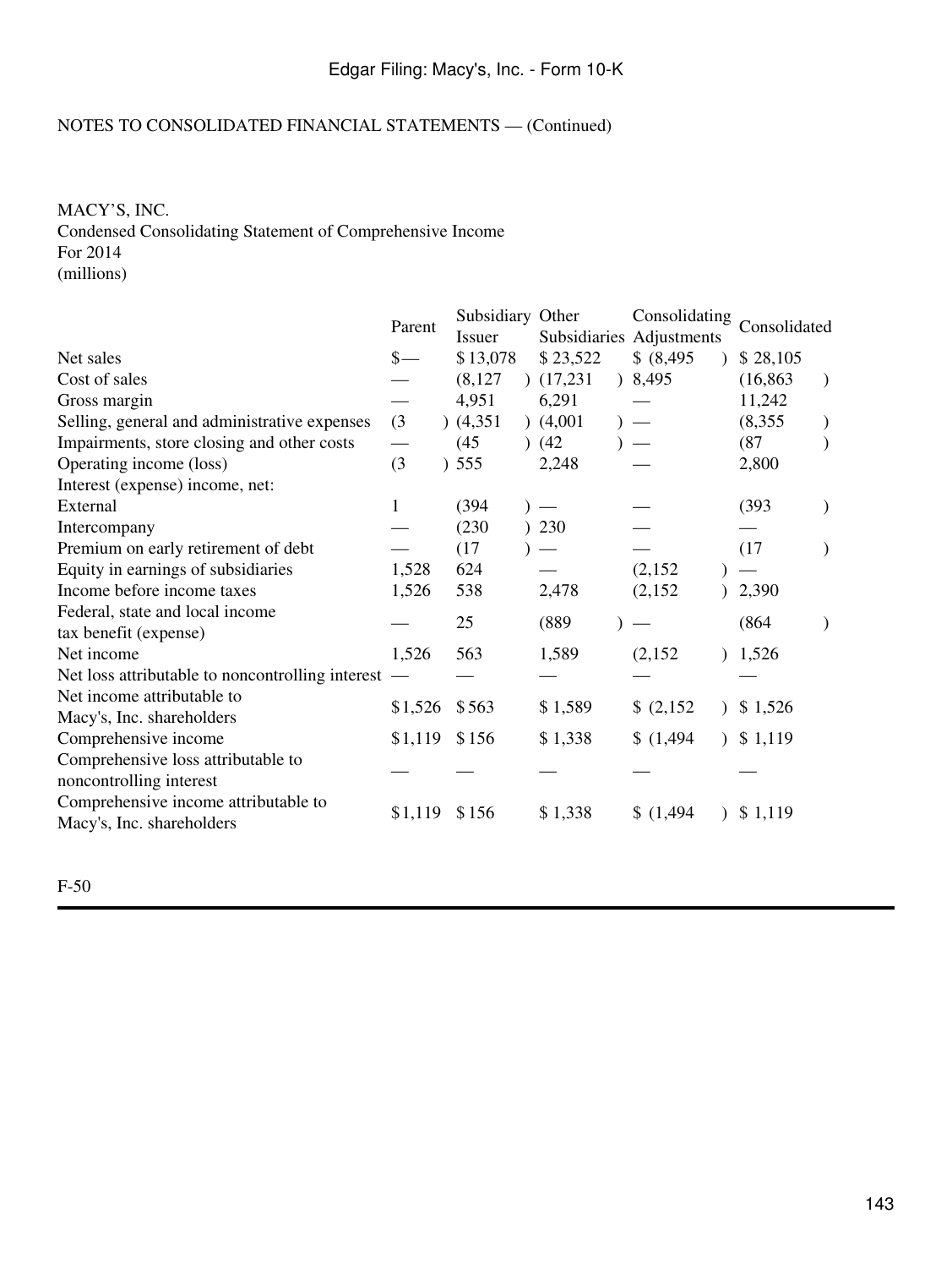NOTES TO CONSOLIDATED FINANCIAL STATEMENTS — (Continued)

MACY'S, INC.
Condensed Consolidating Statement of Comprehensive Income
For 2014
(millions)

| | Parent | Subsidiary Issuer | Other Subsidiaries | Consolidating Adjustments | Consolidated |
|---|---|---|---|---|---|
| Net sales | $— | $ 13,078 | $ 23,522 | $ (8,495) | $ 28,105 |
| Cost of sales | — | (8,127) | (17,231) | 8,495 | (16,863) |
| Gross margin | — | 4,951 | 6,291 | — | 11,242 |
| Selling, general and administrative expenses | (3) | (4,351) | (4,001) | — | (8,355) |
| Impairments, store closing and other costs | — | (45) | (42) | — | (87) |
| Operating income (loss) | (3) | 555 | 2,248 | — | 2,800 |
| Interest (expense) income, net: | | | | | |
| External | 1 | (394) | — | — | (393) |
| Intercompany | — | (230) | 230 | — | — |
| Premium on early retirement of debt | — | (17) | — | — | (17) |
| Equity in earnings of subsidiaries | 1,528 | 624 | — | (2,152) | — |
| Income before income taxes | 1,526 | 538 | 2,478 | (2,152) | 2,390 |
| Federal, state and local income tax benefit (expense) | — | 25 | (889) | — | (864) |
| Net income | 1,526 | 563 | 1,589 | (2,152) | 1,526 |
| Net loss attributable to noncontrolling interest | — | — | — | — | — |
| Net income attributable to Macy's, Inc. shareholders | $ 1,526 | $ 563 | $ 1,589 | $ (2,152) | $ 1,526 |
| Comprehensive income | $ 1,119 | $ 156 | $ 1,338 | $ (1,494) | $ 1,119 |
| Comprehensive loss attributable to noncontrolling interest | — | — | — | — | — |
| Comprehensive income attributable to Macy's, Inc. shareholders | $ 1,119 | $ 156 | $ 1,338 | $ (1,494) | $ 1,119 |

F-50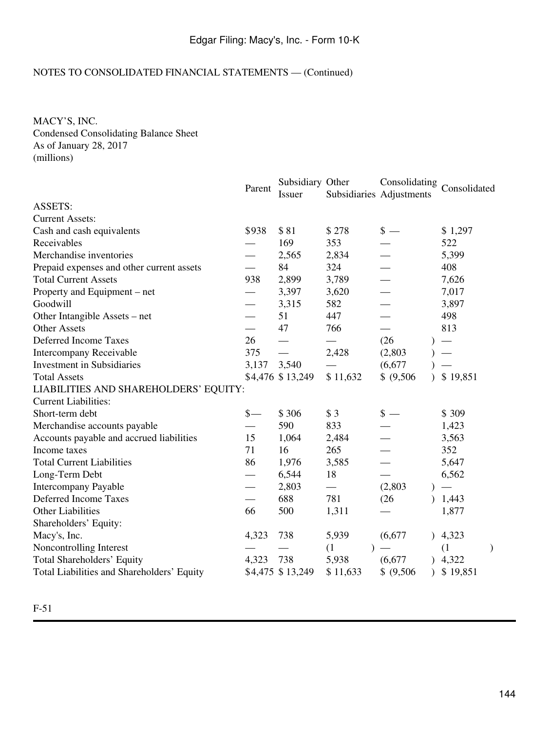NOTES TO CONSOLIDATED FINANCIAL STATEMENTS — (Continued)

MACY'S, INC.
Condensed Consolidating Balance Sheet
As of January 28, 2017
(millions)

| | Parent | Subsidiary Issuer | Other Subsidiaries | Consolidating Adjustments | Consolidated |
|---|---|---|---|---|---|
| ASSETS: | | | | | |
| Current Assets: | | | | | |
| Cash and cash equivalents | $938 | $ 81 | $ 278 | $ — | $ 1,297 |
| Receivables | — | 169 | 353 | — | 522 |
| Merchandise inventories | — | 2,565 | 2,834 | — | 5,399 |
| Prepaid expenses and other current assets | — | 84 | 324 | — | 408 |
| Total Current Assets | 938 | 2,899 | 3,789 | — | 7,626 |
| Property and Equipment – net | — | 3,397 | 3,620 | — | 7,017 |
| Goodwill | — | 3,315 | 582 | — | 3,897 |
| Other Intangible Assets – net | — | 51 | 447 | — | 498 |
| Other Assets | — | 47 | 766 | — | 813 |
| Deferred Income Taxes | 26 | — | — | (26) | — |
| Intercompany Receivable | 375 | — | 2,428 | (2,803) | — |
| Investment in Subsidiaries | 3,137 | 3,540 | — | (6,677) | — |
| Total Assets | $4,476 | $ 13,249 | $ 11,632 | $ (9,506) | $ 19,851 |
| LIABILITIES AND SHAREHOLDERS' EQUITY: | | | | | |
| Current Liabilities: | | | | | |
| Short-term debt | $— | $ 306 | $ 3 | $ — | $ 309 |
| Merchandise accounts payable | — | 590 | 833 | — | 1,423 |
| Accounts payable and accrued liabilities | 15 | 1,064 | 2,484 | — | 3,563 |
| Income taxes | 71 | 16 | 265 | — | 352 |
| Total Current Liabilities | 86 | 1,976 | 3,585 | — | 5,647 |
| Long-Term Debt | — | 6,544 | 18 | — | 6,562 |
| Intercompany Payable | — | 2,803 | — | (2,803) | — |
| Deferred Income Taxes | — | 688 | 781 | (26) | 1,443 |
| Other Liabilities | 66 | 500 | 1,311 | — | 1,877 |
| Shareholders' Equity: | | | | | |
| Macy's, Inc. | 4,323 | 738 | 5,939 | (6,677) | 4,323 |
| Noncontrolling Interest | — | — | (1) | — | (1) |
| Total Shareholders' Equity | 4,323 | 738 | 5,938 | (6,677) | 4,322 |
| Total Liabilities and Shareholders' Equity | $4,475 | $ 13,249 | $ 11,633 | $ (9,506) | $ 19,851 |

F-51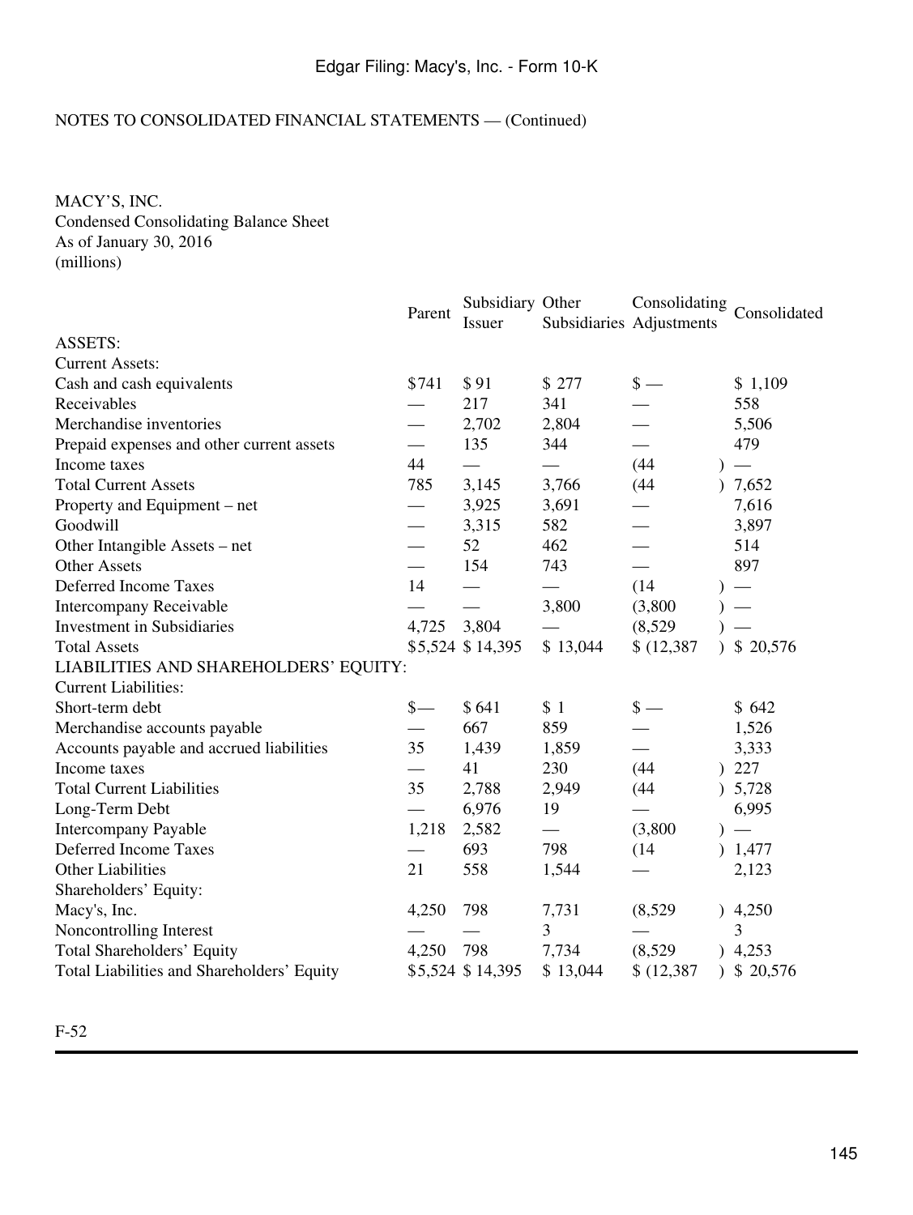NOTES TO CONSOLIDATED FINANCIAL STATEMENTS — (Continued)

MACY'S, INC.
Condensed Consolidating Balance Sheet
As of January 30, 2016
(millions)

| | Parent | Subsidiary Issuer | Other Subsidiaries | Consolidating Adjustments | Consolidated |
|---|---|---|---|---|---|
| ASSETS: | | | | | |
| Current Assets: | | | | | |
| Cash and cash equivalents | $741 | $ 91 | $ 277 | $ — | $ 1,109 |
| Receivables | — | 217 | 341 | — | 558 |
| Merchandise inventories | — | 2,702 | 2,804 | — | 5,506 |
| Prepaid expenses and other current assets | — | 135 | 344 | — | 479 |
| Income taxes | 44 | — | — | (44) | — |
| Total Current Assets | 785 | 3,145 | 3,766 | (44) | 7,652 |
| Property and Equipment – net | — | 3,925 | 3,691 | — | 7,616 |
| Goodwill | — | 3,315 | 582 | — | 3,897 |
| Other Intangible Assets – net | — | 52 | 462 | — | 514 |
| Other Assets | — | 154 | 743 | — | 897 |
| Deferred Income Taxes | 14 | — | — | (14) | — |
| Intercompany Receivable | — | — | 3,800 | (3,800) | — |
| Investment in Subsidiaries | 4,725 | 3,804 | — | (8,529) | — |
| Total Assets | $5,524 | $ 14,395 | $ 13,044 | $ (12,387) | $ 20,576 |
| LIABILITIES AND SHAREHOLDERS' EQUITY: | | | | | |
| Current Liabilities: | | | | | |
| Short-term debt | $— | $ 641 | $ 1 | $ — | $ 642 |
| Merchandise accounts payable | — | 667 | 859 | — | 1,526 |
| Accounts payable and accrued liabilities | 35 | 1,439 | 1,859 | — | 3,333 |
| Income taxes | — | 41 | 230 | (44) | 227 |
| Total Current Liabilities | 35 | 2,788 | 2,949 | (44) | 5,728 |
| Long-Term Debt | — | 6,976 | 19 | — | 6,995 |
| Intercompany Payable | 1,218 | 2,582 | — | (3,800) | — |
| Deferred Income Taxes | — | 693 | 798 | (14) | 1,477 |
| Other Liabilities | 21 | 558 | 1,544 | — | 2,123 |
| Shareholders' Equity: | | | | | |
| Macy's, Inc. | 4,250 | 798 | 7,731 | (8,529) | 4,250 |
| Noncontrolling Interest | — | — | 3 | — | 3 |
| Total Shareholders' Equity | 4,250 | 798 | 7,734 | (8,529) | 4,253 |
| Total Liabilities and Shareholders' Equity | $5,524 | $ 14,395 | $ 13,044 | $ (12,387) | $ 20,576 |

F-52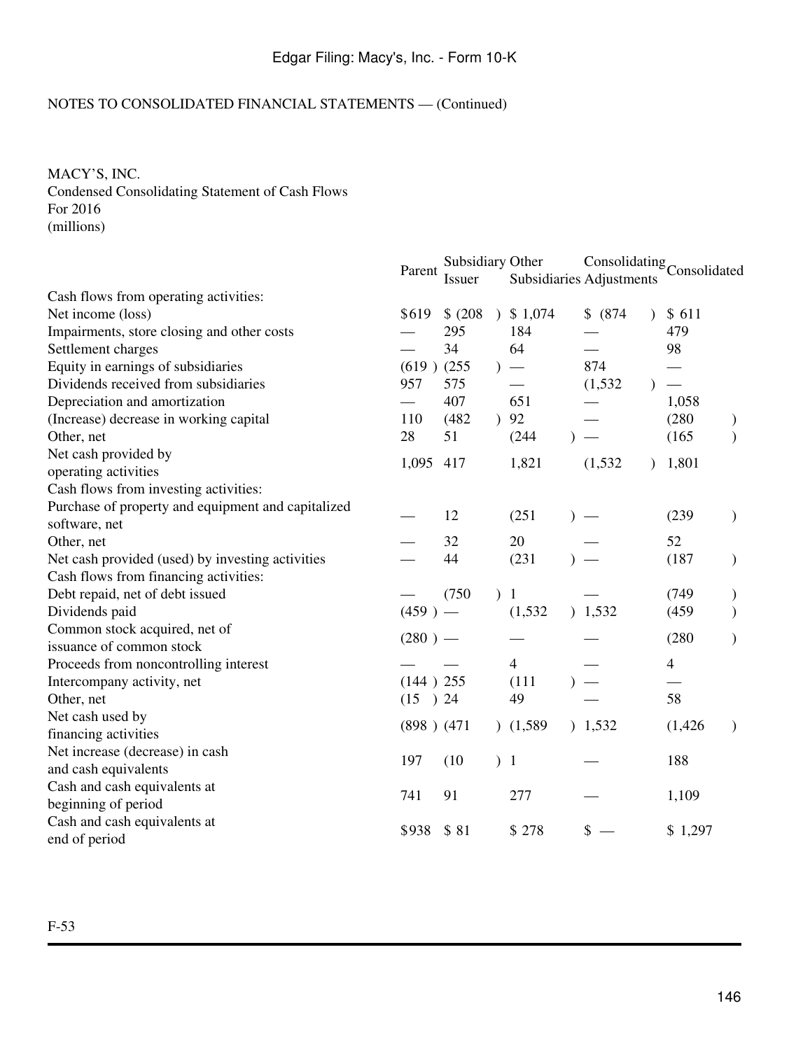NOTES TO CONSOLIDATED FINANCIAL STATEMENTS — (Continued)

MACY'S, INC.
Condensed Consolidating Statement of Cash Flows
For 2016
(millions)

| | Parent | Subsidiary Issuer | Other Subsidiaries | Consolidating Adjustments | Consolidated |
|---|---|---|---|---|---|
| Cash flows from operating activities: | | | | | |
| Net income (loss) | $619 | $ (208) | $ 1,074 | $ (874) | $ 611 |
| Impairments, store closing and other costs | — | 295 | 184 | — | 479 |
| Settlement charges | — | 34 | 64 | — | 98 |
| Equity in earnings of subsidiaries | (619) | (255) | — | 874 | — |
| Dividends received from subsidiaries | 957 | 575 | — | (1,532) | — |
| Depreciation and amortization | — | 407 | 651 | — | 1,058 |
| (Increase) decrease in working capital | 110 | (482) | 92 | — | (280) |
| Other, net | 28 | 51 | (244) | — | (165) |
| Net cash provided by operating activities | 1,095 | 417 | 1,821 | (1,532) | 1,801 |
| Cash flows from investing activities: | | | | | |
| Purchase of property and equipment and capitalized software, net | — | 12 | (251) | — | (239) |
| Other, net | — | 32 | 20 | — | 52 |
| Net cash provided (used) by investing activities | — | 44 | (231) | — | (187) |
| Cash flows from financing activities: | | | | | |
| Debt repaid, net of debt issued | — | (750) | 1 | — | (749) |
| Dividends paid | (459) | — | (1,532) | 1,532 | (459) |
| Common stock acquired, net of issuance of common stock | (280) | — | — | — | (280) |
| Proceeds from noncontrolling interest | — | — | 4 | — | 4 |
| Intercompany activity, net | (144) | 255 | (111) | — | — |
| Other, net | (15) | 24 | 49 | — | 58 |
| Net cash used by financing activities | (898) | (471) | (1,589) | 1,532 | (1,426) |
| Net increase (decrease) in cash and cash equivalents | 197 | (10) | 1 | — | 188 |
| Cash and cash equivalents at beginning of period | 741 | 91 | 277 | — | 1,109 |
| Cash and cash equivalents at end of period | $938 | $ 81 | $ 278 | $ — | $ 1,297 |

F-53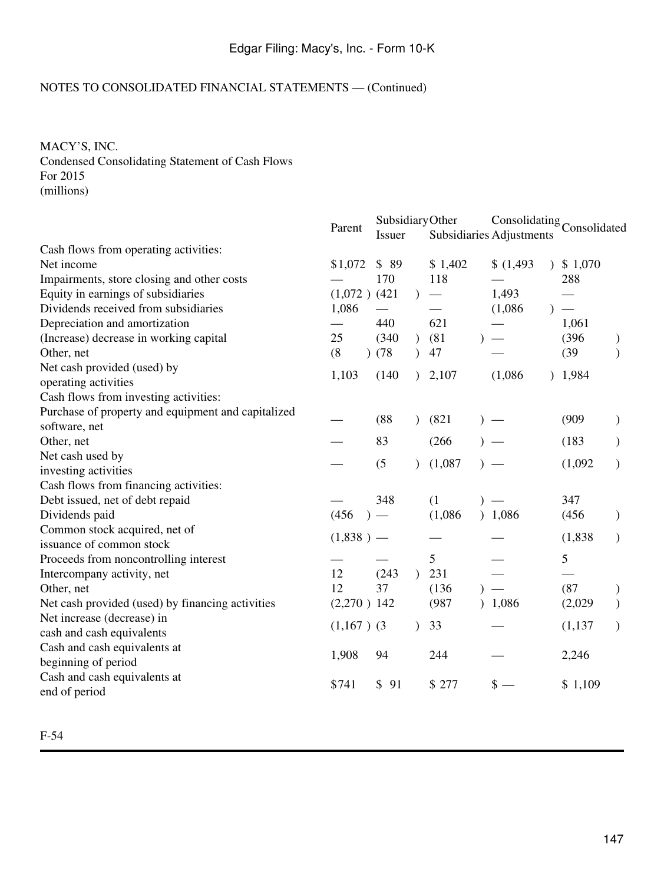NOTES TO CONSOLIDATED FINANCIAL STATEMENTS — (Continued)

MACY'S, INC.
Condensed Consolidating Statement of Cash Flows
For 2015
(millions)

| | Parent | Subsidiary Issuer | Other Subsidiaries | Consolidating Adjustments | Consolidated |
|---|---|---|---|---|---|
| Cash flows from operating activities: | | | | | |
| Net income | $1,072 | $ 89 | $ 1,402 | $ (1,493) | $ 1,070 |
| Impairments, store closing and other costs | — | 170 | 118 | — | 288 |
| Equity in earnings of subsidiaries | (1,072) | (421) | — | 1,493 | — |
| Dividends received from subsidiaries | 1,086 | — | — | (1,086) | — |
| Depreciation and amortization | — | 440 | 621 | — | 1,061 |
| (Increase) decrease in working capital | 25 | (340) | (81) | — | (396) |
| Other, net | (8) | (78) | 47 | — | (39) |
| Net cash provided (used) by operating activities | 1,103 | (140) | 2,107 | (1,086) | 1,984 |
| Cash flows from investing activities: | | | | | |
| Purchase of property and equipment and capitalized software, net | — | (88) | (821) | — | (909) |
| Other, net | — | 83 | (266) | — | (183) |
| Net cash used by investing activities | — | (5) | (1,087) | — | (1,092) |
| Cash flows from financing activities: | | | | | |
| Debt issued, net of debt repaid | — | 348 | (1) | — | 347 |
| Dividends paid | (456) | — | (1,086) | 1,086 | (456) |
| Common stock acquired, net of issuance of common stock | (1,838) | — | — | — | (1,838) |
| Proceeds from noncontrolling interest | — | — | 5 | — | 5 |
| Intercompany activity, net | 12 | (243) | 231 | — | — |
| Other, net | 12 | 37 | (136) | — | (87) |
| Net cash provided (used) by financing activities | (2,270) | 142 | (987) | 1,086 | (2,029) |
| Net increase (decrease) in cash and cash equivalents | (1,167) | (3) | 33 | — | (1,137) |
| Cash and cash equivalents at beginning of period | 1,908 | 94 | 244 | — | 2,246 |
| Cash and cash equivalents at end of period | $741 | $ 91 | $ 277 | $ — | $ 1,109 |

F-54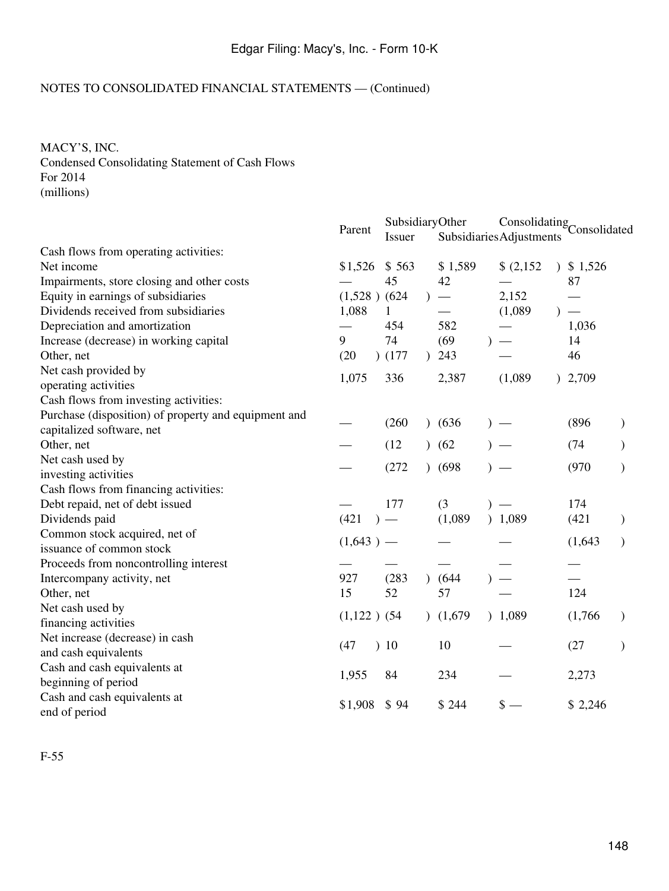NOTES TO CONSOLIDATED FINANCIAL STATEMENTS — (Continued)

MACY'S, INC.
Condensed Consolidating Statement of Cash Flows
For 2014
(millions)

| | Parent | Subsidiary Issuer | Other Subsidiaries | Consolidating Adjustments | Consolidated |
|---|---|---|---|---|---|
| Cash flows from operating activities: | | | | | |
| Net income | $1,526 | $ 563 | $ 1,589 | $ (2,152) | $ 1,526 |
| Impairments, store closing and other costs | — | 45 | 42 | — | 87 |
| Equity in earnings of subsidiaries | (1,528) | (624) | — | 2,152 | — |
| Dividends received from subsidiaries | 1,088 | 1 | — | (1,089) | — |
| Depreciation and amortization | — | 454 | 582 | — | 1,036 |
| Increase (decrease) in working capital | 9 | 74 | (69) | — | 14 |
| Other, net | (20) | (177) | 243 | — | 46 |
| Net cash provided by operating activities | 1,075 | 336 | 2,387 | (1,089) | 2,709 |
| Cash flows from investing activities: | | | | | |
| Purchase (disposition) of property and equipment and capitalized software, net | — | (260) | (636) | — | (896) |
| Other, net | — | (12) | (62) | — | (74) |
| Net cash used by investing activities | — | (272) | (698) | — | (970) |
| Cash flows from financing activities: | | | | | |
| Debt repaid, net of debt issued | — | 177 | (3) | — | 174 |
| Dividends paid | (421) | — | (1,089) | 1,089 | (421) |
| Common stock acquired, net of issuance of common stock | (1,643) | — | — | — | (1,643) |
| Proceeds from noncontrolling interest | — | — | — | — | — |
| Intercompany activity, net | 927 | (283) | (644) | — | — |
| Other, net | 15 | 52 | 57 | — | 124 |
| Net cash used by financing activities | (1,122) | (54) | (1,679) | 1,089 | (1,766) |
| Net increase (decrease) in cash and cash equivalents | (47) | 10 | 10 | — | (27) |
| Cash and cash equivalents at beginning of period | 1,955 | 84 | 234 | — | 2,273 |
| Cash and cash equivalents at end of period | $1,908 | $ 94 | $ 244 | $ — | $ 2,246 |

F-55